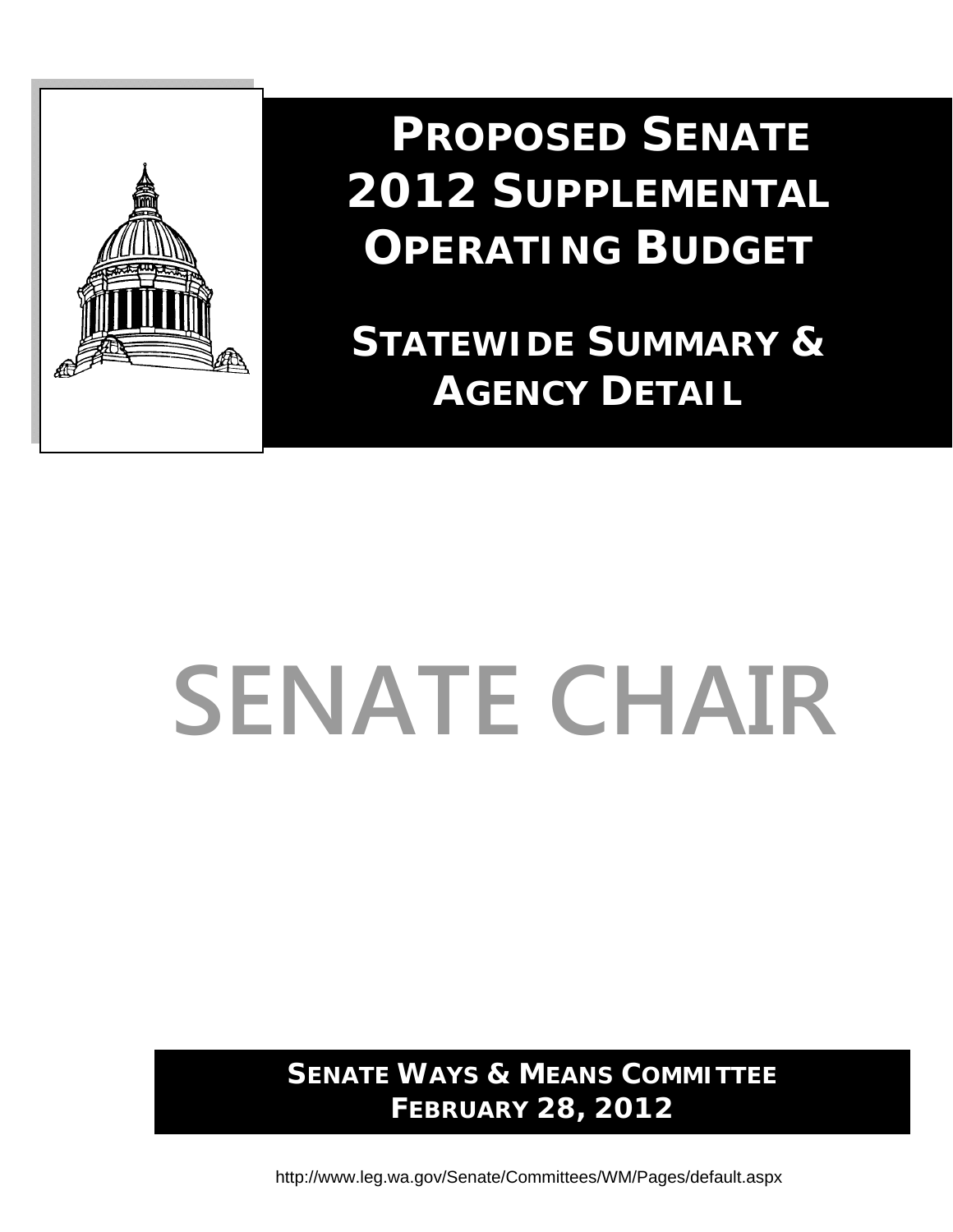# PROPOSED SENATE 2012 SUPPLEMENTAL OPERATING BUDGET

## STATEWIDE SUMMARY & AGENCY DETAIL

# SENATE CHAIR

**SENATE WAYS & MEANS COMMITTEE**
**FEBRUARY 28, 2012**

http://www.leg.wa.gov/Senate/Committees/WM/Pages/default.aspx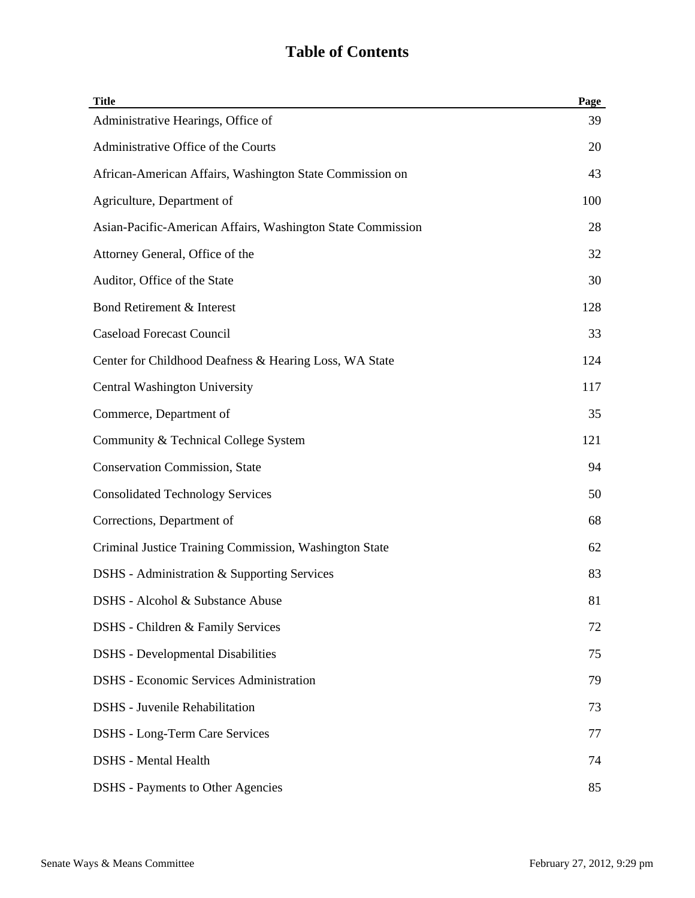# Table of Contents

| Title | Page |
|---|---|
| Administrative Hearings, Office of | 39 |
| Administrative Office of the Courts | 20 |
| African-American Affairs, Washington State Commission on | 43 |
| Agriculture, Department of | 100 |
| Asian-Pacific-American Affairs, Washington State Commission | 28 |
| Attorney General, Office of the | 32 |
| Auditor, Office of the State | 30 |
| Bond Retirement & Interest | 128 |
| Caseload Forecast Council | 33 |
| Center for Childhood Deafness & Hearing Loss, WA State | 124 |
| Central Washington University | 117 |
| Commerce, Department of | 35 |
| Community & Technical College System | 121 |
| Conservation Commission, State | 94 |
| Consolidated Technology Services | 50 |
| Corrections, Department of | 68 |
| Criminal Justice Training Commission, Washington State | 62 |
| DSHS - Administration & Supporting Services | 83 |
| DSHS - Alcohol & Substance Abuse | 81 |
| DSHS - Children & Family Services | 72 |
| DSHS - Developmental Disabilities | 75 |
| DSHS - Economic Services Administration | 79 |
| DSHS - Juvenile Rehabilitation | 73 |
| DSHS - Long-Term Care Services | 77 |
| DSHS - Mental Health | 74 |
| DSHS - Payments to Other Agencies | 85 |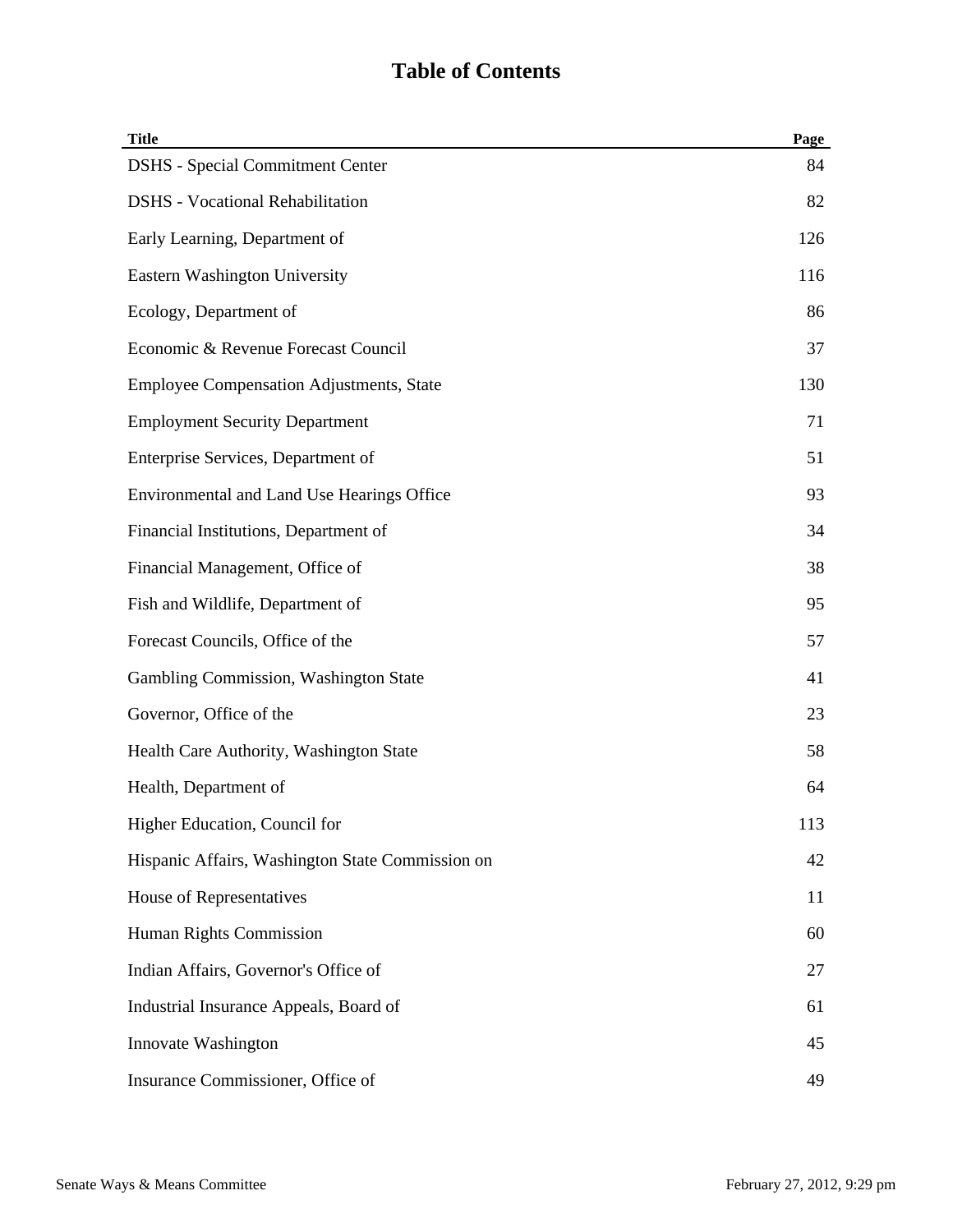# Table of Contents

| Title | Page |
|---|---|
| DSHS - Special Commitment Center | 84 |
| DSHS - Vocational Rehabilitation | 82 |
| Early Learning, Department of | 126 |
| Eastern Washington University | 116 |
| Ecology, Department of | 86 |
| Economic & Revenue Forecast Council | 37 |
| Employee Compensation Adjustments, State | 130 |
| Employment Security Department | 71 |
| Enterprise Services, Department of | 51 |
| Environmental and Land Use Hearings Office | 93 |
| Financial Institutions, Department of | 34 |
| Financial Management, Office of | 38 |
| Fish and Wildlife, Department of | 95 |
| Forecast Councils, Office of the | 57 |
| Gambling Commission, Washington State | 41 |
| Governor, Office of the | 23 |
| Health Care Authority, Washington State | 58 |
| Health, Department of | 64 |
| Higher Education, Council for | 113 |
| Hispanic Affairs, Washington State Commission on | 42 |
| House of Representatives | 11 |
| Human Rights Commission | 60 |
| Indian Affairs, Governor's Office of | 27 |
| Industrial Insurance Appeals, Board of | 61 |
| Innovate Washington | 45 |
| Insurance Commissioner, Office of | 49 |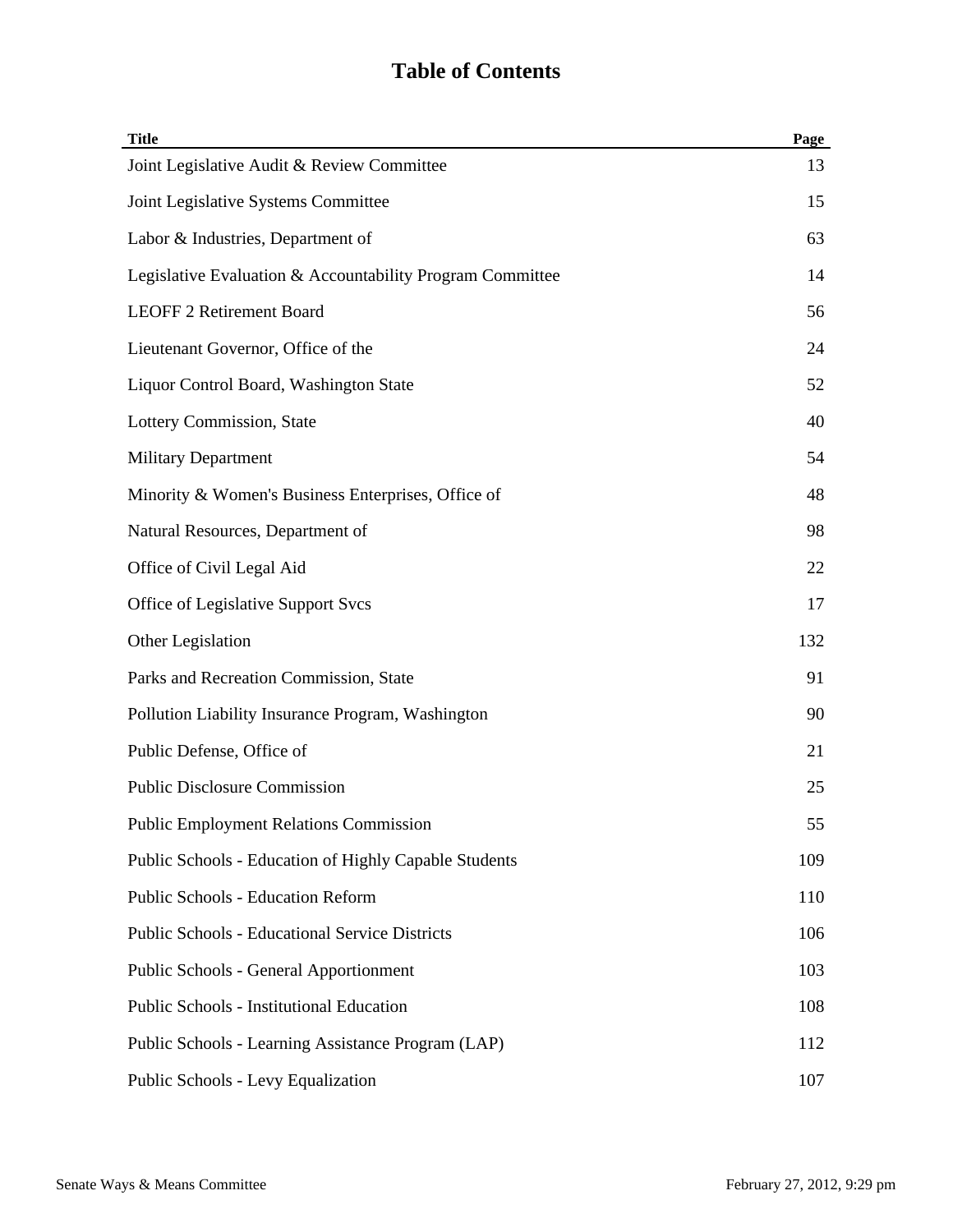# Table of Contents

| Title | Page |
|---|---|
| Joint Legislative Audit & Review Committee | 13 |
| Joint Legislative Systems Committee | 15 |
| Labor & Industries, Department of | 63 |
| Legislative Evaluation & Accountability Program Committee | 14 |
| LEOFF 2 Retirement Board | 56 |
| Lieutenant Governor, Office of the | 24 |
| Liquor Control Board, Washington State | 52 |
| Lottery Commission, State | 40 |
| Military Department | 54 |
| Minority & Women's Business Enterprises, Office of | 48 |
| Natural Resources, Department of | 98 |
| Office of Civil Legal Aid | 22 |
| Office of Legislative Support Svcs | 17 |
| Other Legislation | 132 |
| Parks and Recreation Commission, State | 91 |
| Pollution Liability Insurance Program, Washington | 90 |
| Public Defense, Office of | 21 |
| Public Disclosure Commission | 25 |
| Public Employment Relations Commission | 55 |
| Public Schools - Education of Highly Capable Students | 109 |
| Public Schools - Education Reform | 110 |
| Public Schools - Educational Service Districts | 106 |
| Public Schools - General Apportionment | 103 |
| Public Schools - Institutional Education | 108 |
| Public Schools - Learning Assistance Program (LAP) | 112 |
| Public Schools - Levy Equalization | 107 |

Senate Ways & Means Committee February 27, 2012, 9:29 pm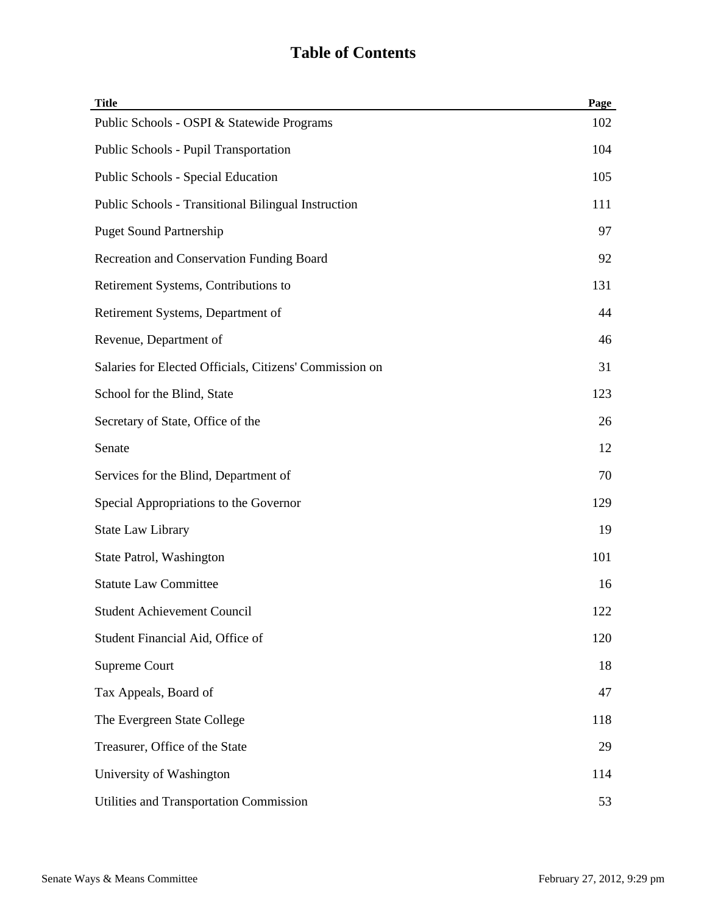# Table of Contents

| Title | Page |
|---|---|
| Public Schools - OSPI & Statewide Programs | 102 |
| Public Schools - Pupil Transportation | 104 |
| Public Schools - Special Education | 105 |
| Public Schools - Transitional Bilingual Instruction | 111 |
| Puget Sound Partnership | 97 |
| Recreation and Conservation Funding Board | 92 |
| Retirement Systems, Contributions to | 131 |
| Retirement Systems, Department of | 44 |
| Revenue, Department of | 46 |
| Salaries for Elected Officials, Citizens' Commission on | 31 |
| School for the Blind, State | 123 |
| Secretary of State, Office of the | 26 |
| Senate | 12 |
| Services for the Blind, Department of | 70 |
| Special Appropriations to the Governor | 129 |
| State Law Library | 19 |
| State Patrol, Washington | 101 |
| Statute Law Committee | 16 |
| Student Achievement Council | 122 |
| Student Financial Aid, Office of | 120 |
| Supreme Court | 18 |
| Tax Appeals, Board of | 47 |
| The Evergreen State College | 118 |
| Treasurer, Office of the State | 29 |
| University of Washington | 114 |
| Utilities and Transportation Commission | 53 |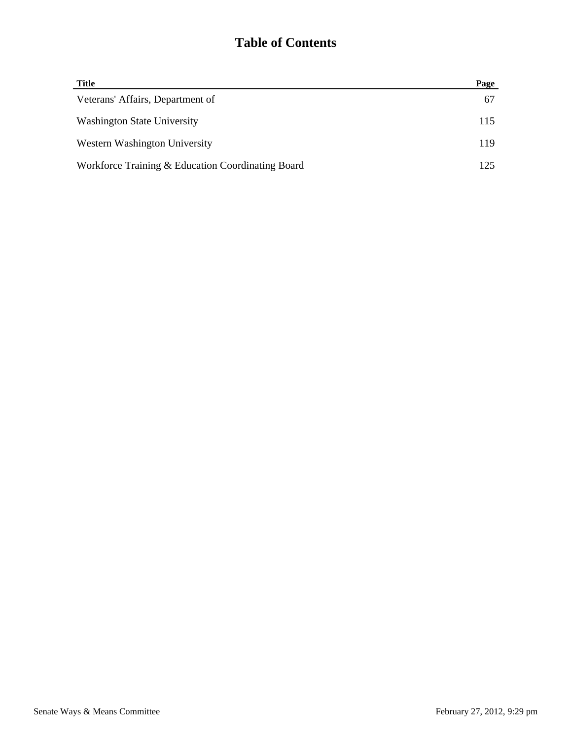# Table of Contents

| Title | Page |
|---|---|
| Veterans' Affairs, Department of | 67 |
| Washington State University | 115 |
| Western Washington University | 119 |
| Workforce Training & Education Coordinating Board | 125 |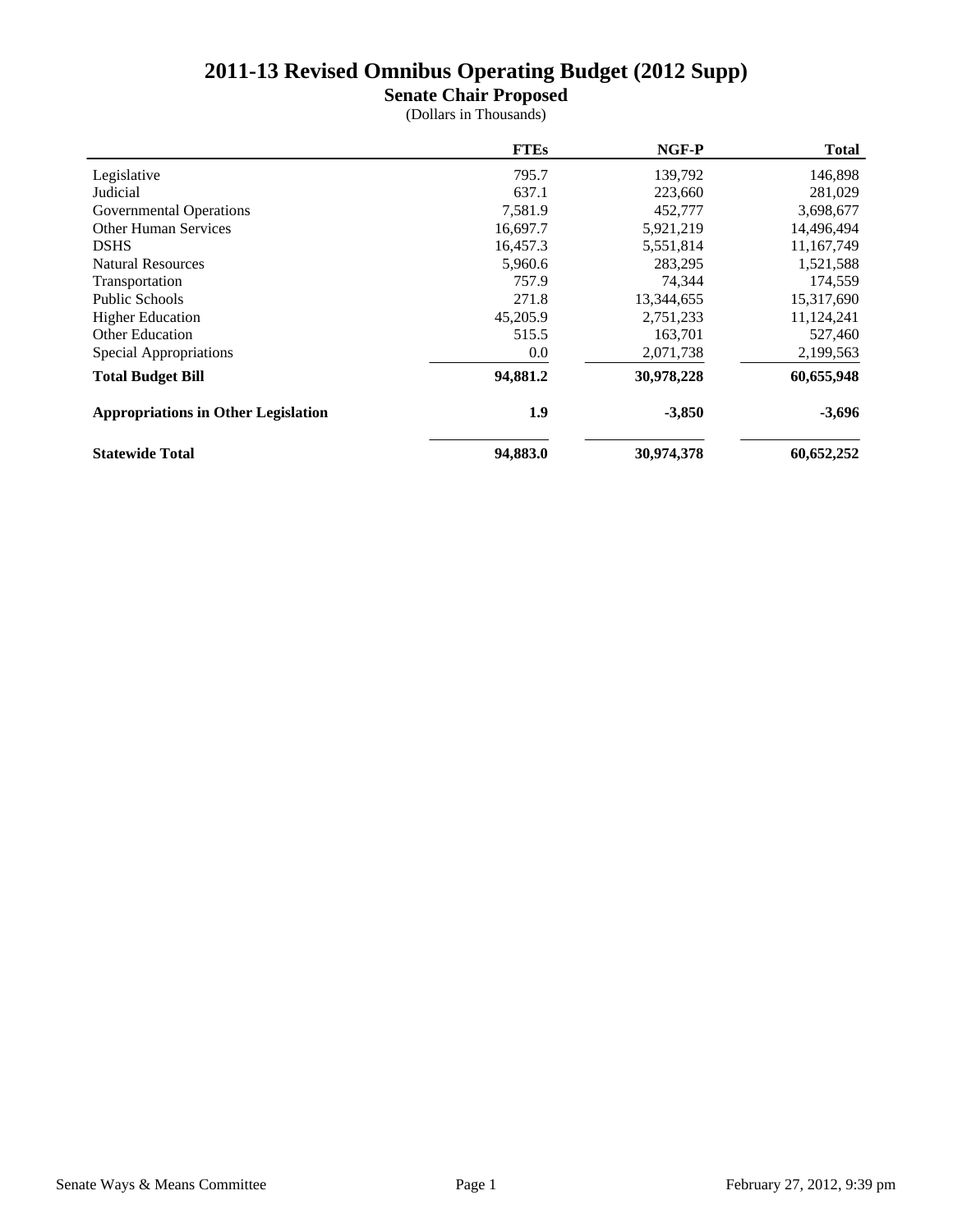# 2011-13 Revised Omnibus Operating Budget (2012 Supp)

## Senate Chair Proposed

(Dollars in Thousands)

| | FTEs | NGF-P | Total |
|---|---|---|---|
| Legislative | 795.7 | 139,792 | 146,898 |
| Judicial | 637.1 | 223,660 | 281,029 |
| Governmental Operations | 7,581.9 | 452,777 | 3,698,677 |
| Other Human Services | 16,697.7 | 5,921,219 | 14,496,494 |
| DSHS | 16,457.3 | 5,551,814 | 11,167,749 |
| Natural Resources | 5,960.6 | 283,295 | 1,521,588 |
| Transportation | 757.9 | 74,344 | 174,559 |
| Public Schools | 271.8 | 13,344,655 | 15,317,690 |
| Higher Education | 45,205.9 | 2,751,233 | 11,124,241 |
| Other Education | 515.5 | 163,701 | 527,460 |
| Special Appropriations | 0.0 | 2,071,738 | 2,199,563 |
| **Total Budget Bill** | **94,881.2** | **30,978,228** | **60,655,948** |
| **Appropriations in Other Legislation** | **1.9** | **-3,850** | **-3,696** |
| **Statewide Total** | **94,883.0** | **30,974,378** | **60,652,252** |

Senate Ways & Means Committee

February 27, 2012, 9:39 pm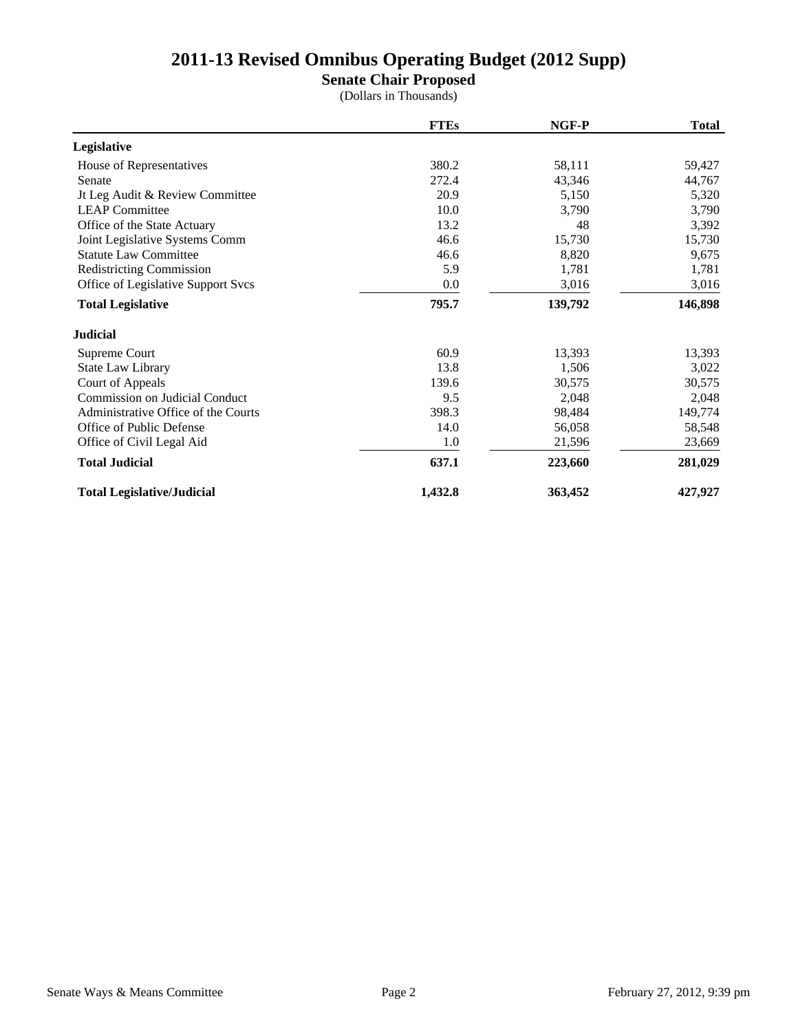# 2011-13 Revised Omnibus Operating Budget (2012 Supp)

## Senate Chair Proposed

(Dollars in Thousands)

| | FTEs | NGF-P | Total |
|---|---|---|---|
| **Legislative** | | | |
| House of Representatives | 380.2 | 58,111 | 59,427 |
| Senate | 272.4 | 43,346 | 44,767 |
| Jt Leg Audit & Review Committee | 20.9 | 5,150 | 5,320 |
| LEAP Committee | 10.0 | 3,790 | 3,790 |
| Office of the State Actuary | 13.2 | 48 | 3,392 |
| Joint Legislative Systems Comm | 46.6 | 15,730 | 15,730 |
| Statute Law Committee | 46.6 | 8,820 | 9,675 |
| Redistricting Commission | 5.9 | 1,781 | 1,781 |
| Office of Legislative Support Svcs | 0.0 | 3,016 | 3,016 |
| **Total Legislative** | **795.7** | **139,792** | **146,898** |
| **Judicial** | | | |
| Supreme Court | 60.9 | 13,393 | 13,393 |
| State Law Library | 13.8 | 1,506 | 3,022 |
| Court of Appeals | 139.6 | 30,575 | 30,575 |
| Commission on Judicial Conduct | 9.5 | 2,048 | 2,048 |
| Administrative Office of the Courts | 398.3 | 98,484 | 149,774 |
| Office of Public Defense | 14.0 | 56,058 | 58,548 |
| Office of Civil Legal Aid | 1.0 | 21,596 | 23,669 |
| **Total Judicial** | **637.1** | **223,660** | **281,029** |
| **Total Legislative/Judicial** | **1,432.8** | **363,452** | **427,927** |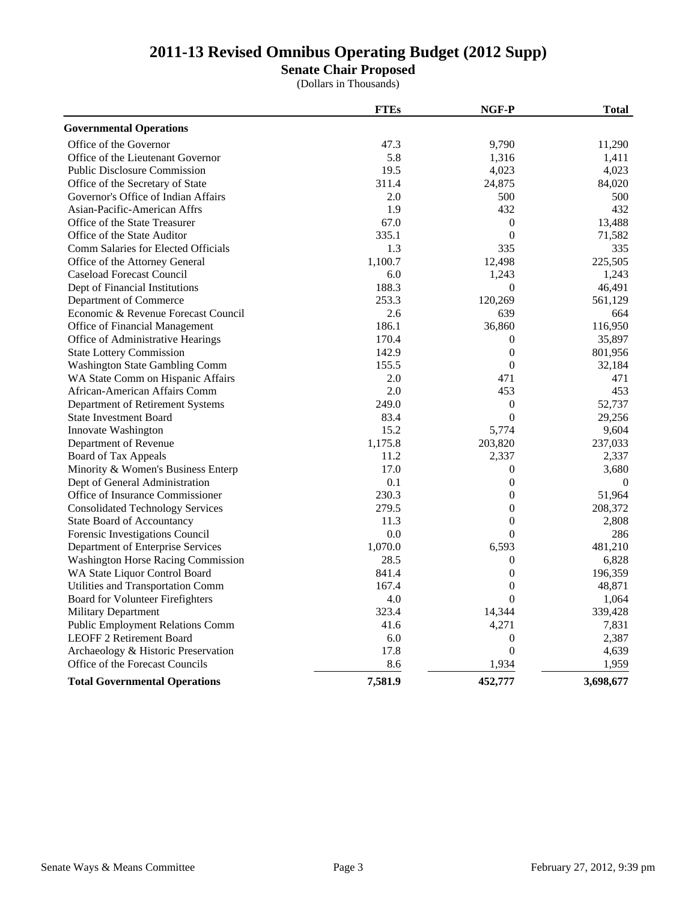# 2011-13 Revised Omnibus Operating Budget (2012 Supp)

## Senate Chair Proposed

(Dollars in Thousands)

| | FTEs | NGF-P | Total |
|---|---|---|---|
| **Governmental Operations** | | | |
| Office of the Governor | 47.3 | 9,790 | 11,290 |
| Office of the Lieutenant Governor | 5.8 | 1,316 | 1,411 |
| Public Disclosure Commission | 19.5 | 4,023 | 4,023 |
| Office of the Secretary of State | 311.4 | 24,875 | 84,020 |
| Governor's Office of Indian Affairs | 2.0 | 500 | 500 |
| Asian-Pacific-American Affrs | 1.9 | 432 | 432 |
| Office of the State Treasurer | 67.0 | 0 | 13,488 |
| Office of the State Auditor | 335.1 | 0 | 71,582 |
| Comm Salaries for Elected Officials | 1.3 | 335 | 335 |
| Office of the Attorney General | 1,100.7 | 12,498 | 225,505 |
| Caseload Forecast Council | 6.0 | 1,243 | 1,243 |
| Dept of Financial Institutions | 188.3 | 0 | 46,491 |
| Department of Commerce | 253.3 | 120,269 | 561,129 |
| Economic & Revenue Forecast Council | 2.6 | 639 | 664 |
| Office of Financial Management | 186.1 | 36,860 | 116,950 |
| Office of Administrative Hearings | 170.4 | 0 | 35,897 |
| State Lottery Commission | 142.9 | 0 | 801,956 |
| Washington State Gambling Comm | 155.5 | 0 | 32,184 |
| WA State Comm on Hispanic Affairs | 2.0 | 471 | 471 |
| African-American Affairs Comm | 2.0 | 453 | 453 |
| Department of Retirement Systems | 249.0 | 0 | 52,737 |
| State Investment Board | 83.4 | 0 | 29,256 |
| Innovate Washington | 15.2 | 5,774 | 9,604 |
| Department of Revenue | 1,175.8 | 203,820 | 237,033 |
| Board of Tax Appeals | 11.2 | 2,337 | 2,337 |
| Minority & Women's Business Enterp | 17.0 | 0 | 3,680 |
| Dept of General Administration | 0.1 | 0 | 0 |
| Office of Insurance Commissioner | 230.3 | 0 | 51,964 |
| Consolidated Technology Services | 279.5 | 0 | 208,372 |
| State Board of Accountancy | 11.3 | 0 | 2,808 |
| Forensic Investigations Council | 0.0 | 0 | 286 |
| Department of Enterprise Services | 1,070.0 | 6,593 | 481,210 |
| Washington Horse Racing Commission | 28.5 | 0 | 6,828 |
| WA State Liquor Control Board | 841.4 | 0 | 196,359 |
| Utilities and Transportation Comm | 167.4 | 0 | 48,871 |
| Board for Volunteer Firefighters | 4.0 | 0 | 1,064 |
| Military Department | 323.4 | 14,344 | 339,428 |
| Public Employment Relations Comm | 41.6 | 4,271 | 7,831 |
| LEOFF 2 Retirement Board | 6.0 | 0 | 2,387 |
| Archaeology & Historic Preservation | 17.8 | 0 | 4,639 |
| Office of the Forecast Councils | 8.6 | 1,934 | 1,959 |
| **Total Governmental Operations** | **7,581.9** | **452,777** | **3,698,677** |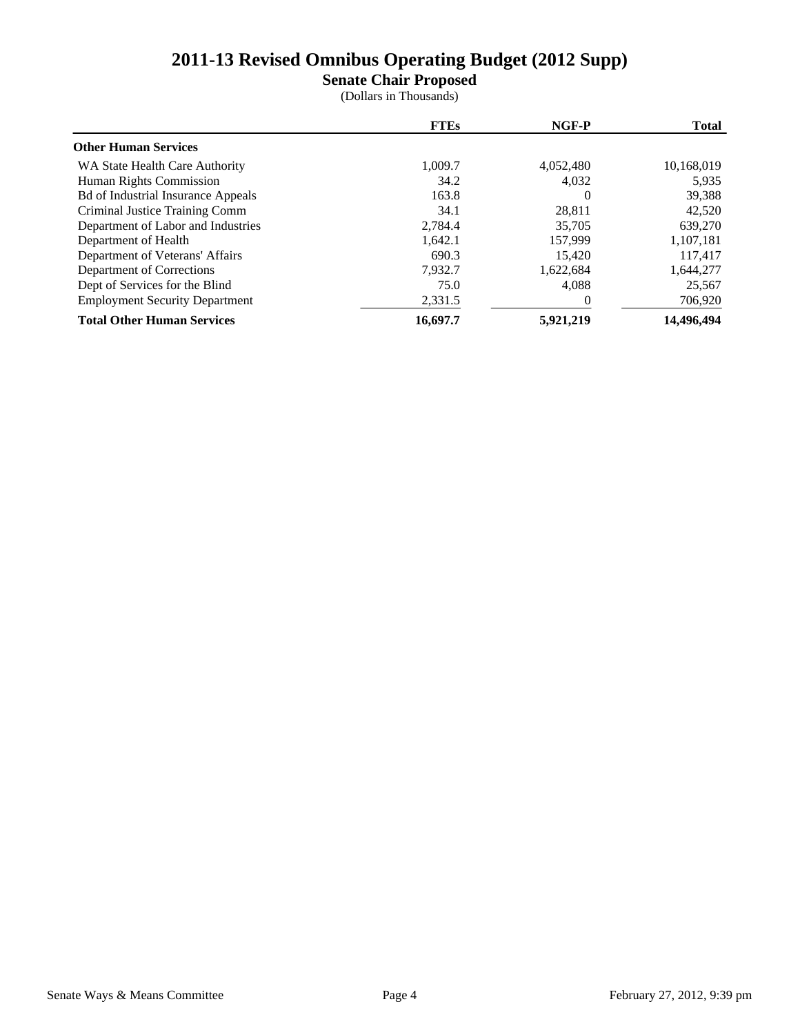# 2011-13 Revised Omnibus Operating Budget (2012 Supp)

## Senate Chair Proposed

(Dollars in Thousands)

| | FTEs | NGF-P | Total |
|---|---|---|---|
| **Other Human Services** | | | |
| WA State Health Care Authority | 1,009.7 | 4,052,480 | 10,168,019 |
| Human Rights Commission | 34.2 | 4,032 | 5,935 |
| Bd of Industrial Insurance Appeals | 163.8 | 0 | 39,388 |
| Criminal Justice Training Comm | 34.1 | 28,811 | 42,520 |
| Department of Labor and Industries | 2,784.4 | 35,705 | 639,270 |
| Department of Health | 1,642.1 | 157,999 | 1,107,181 |
| Department of Veterans' Affairs | 690.3 | 15,420 | 117,417 |
| Department of Corrections | 7,932.7 | 1,622,684 | 1,644,277 |
| Dept of Services for the Blind | 75.0 | 4,088 | 25,567 |
| Employment Security Department | 2,331.5 | 0 | 706,920 |
| **Total Other Human Services** | **16,697.7** | **5,921,219** | **14,496,494** |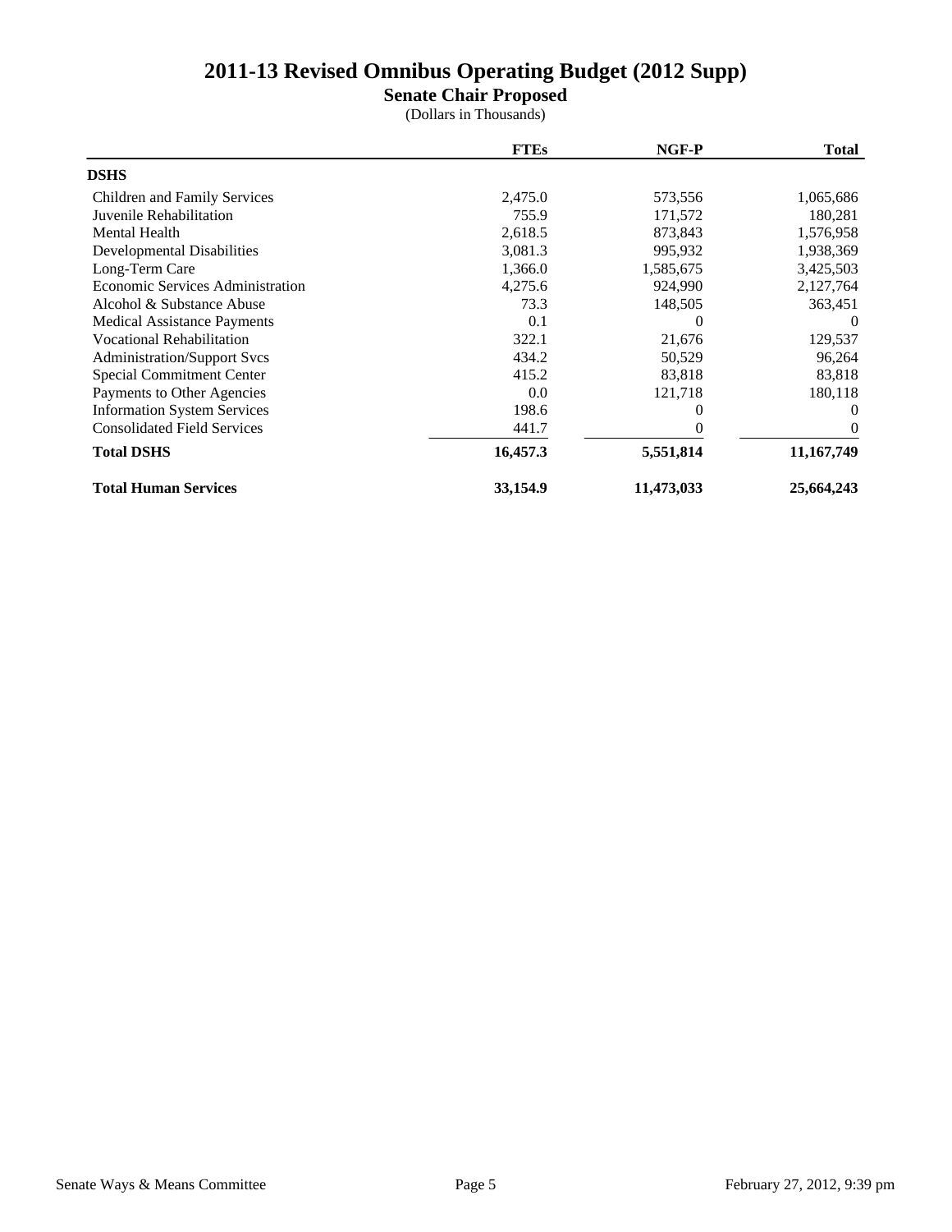# 2011-13 Revised Omnibus Operating Budget (2012 Supp)

## Senate Chair Proposed

(Dollars in Thousands)

| | FTEs | NGF-P | Total |
|---|---|---|---|
| **DSHS** | | | |
| Children and Family Services | 2,475.0 | 573,556 | 1,065,686 |
| Juvenile Rehabilitation | 755.9 | 171,572 | 180,281 |
| Mental Health | 2,618.5 | 873,843 | 1,576,958 |
| Developmental Disabilities | 3,081.3 | 995,932 | 1,938,369 |
| Long-Term Care | 1,366.0 | 1,585,675 | 3,425,503 |
| Economic Services Administration | 4,275.6 | 924,990 | 2,127,764 |
| Alcohol & Substance Abuse | 73.3 | 148,505 | 363,451 |
| Medical Assistance Payments | 0.1 | 0 | 0 |
| Vocational Rehabilitation | 322.1 | 21,676 | 129,537 |
| Administration/Support Svcs | 434.2 | 50,529 | 96,264 |
| Special Commitment Center | 415.2 | 83,818 | 83,818 |
| Payments to Other Agencies | 0.0 | 121,718 | 180,118 |
| Information System Services | 198.6 | 0 | 0 |
| Consolidated Field Services | 441.7 | 0 | 0 |
| **Total DSHS** | **16,457.3** | **5,551,814** | **11,167,749** |
| **Total Human Services** | **33,154.9** | **11,473,033** | **25,664,243** |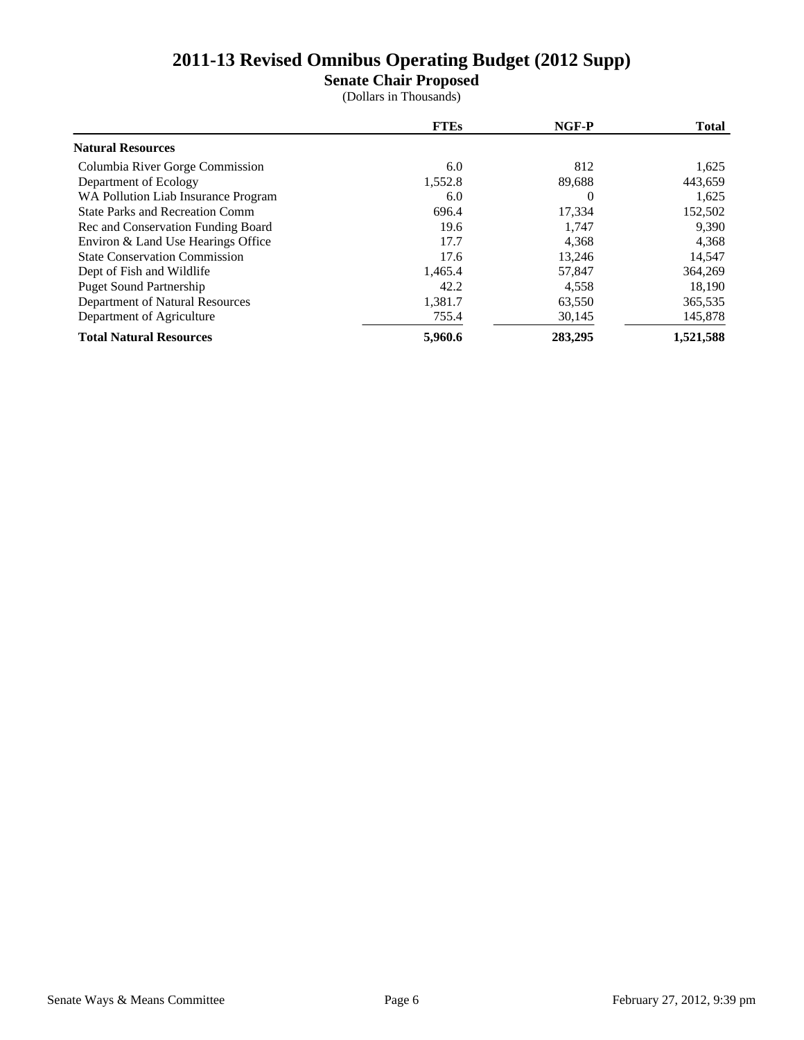# 2011-13 Revised Omnibus Operating Budget (2012 Supp)

## Senate Chair Proposed

(Dollars in Thousands)

| | FTEs | NGF-P | Total |
|---|---|---|---|
| **Natural Resources** | | | |
| Columbia River Gorge Commission | 6.0 | 812 | 1,625 |
| Department of Ecology | 1,552.8 | 89,688 | 443,659 |
| WA Pollution Liab Insurance Program | 6.0 | 0 | 1,625 |
| State Parks and Recreation Comm | 696.4 | 17,334 | 152,502 |
| Rec and Conservation Funding Board | 19.6 | 1,747 | 9,390 |
| Environ & Land Use Hearings Office | 17.7 | 4,368 | 4,368 |
| State Conservation Commission | 17.6 | 13,246 | 14,547 |
| Dept of Fish and Wildlife | 1,465.4 | 57,847 | 364,269 |
| Puget Sound Partnership | 42.2 | 4,558 | 18,190 |
| Department of Natural Resources | 1,381.7 | 63,550 | 365,535 |
| Department of Agriculture | 755.4 | 30,145 | 145,878 |
| **Total Natural Resources** | **5,960.6** | **283,295** | **1,521,588** |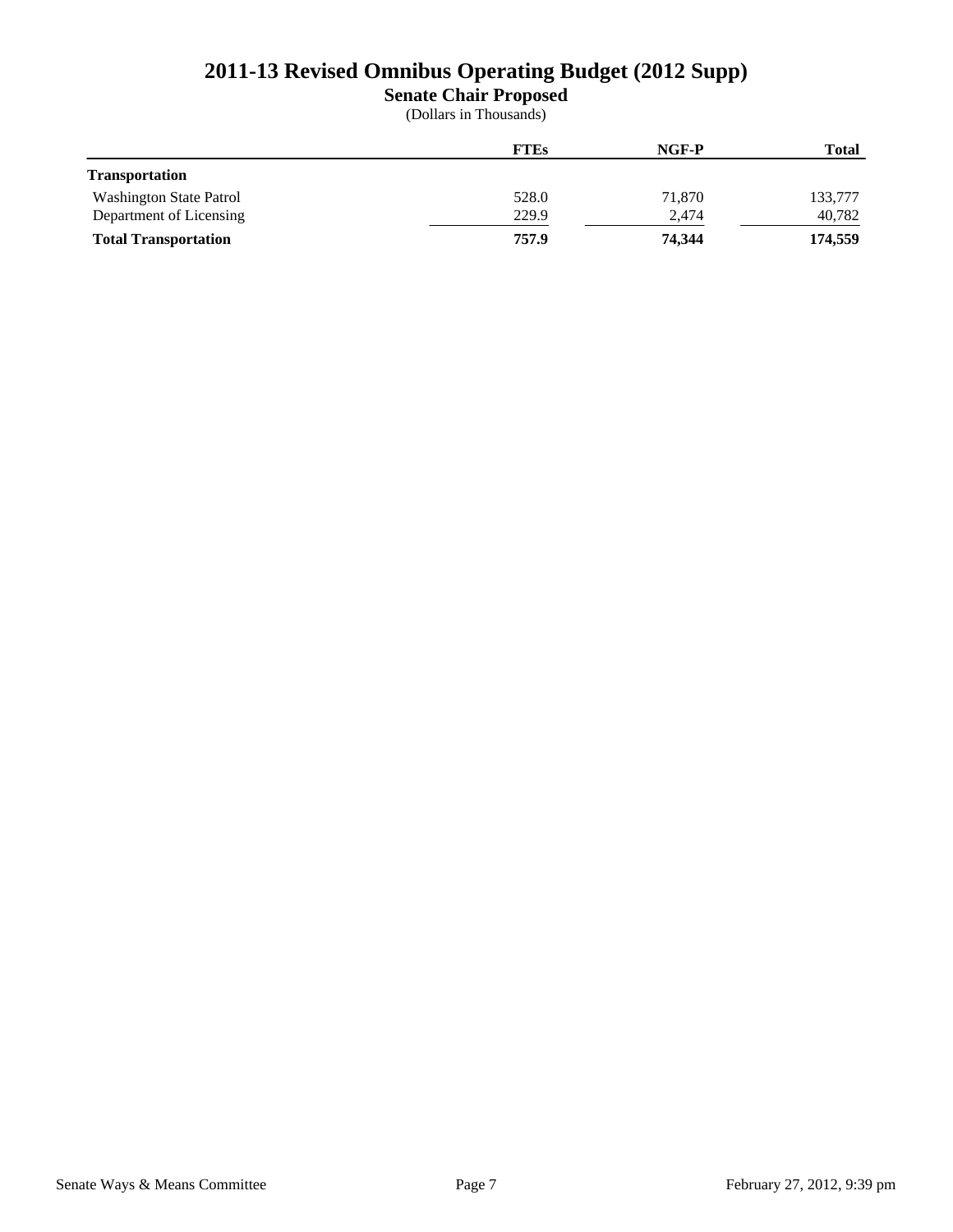# 2011-13 Revised Omnibus Operating Budget (2012 Supp)

## Senate Chair Proposed

(Dollars in Thousands)

| | FTEs | NGF-P | Total |
|---|---|---|---|
| **Transportation** | | | |
| Washington State Patrol | 528.0 | 71,870 | 133,777 |
| Department of Licensing | 229.9 | 2,474 | 40,782 |
| **Total Transportation** | **757.9** | **74,344** | **174,559** |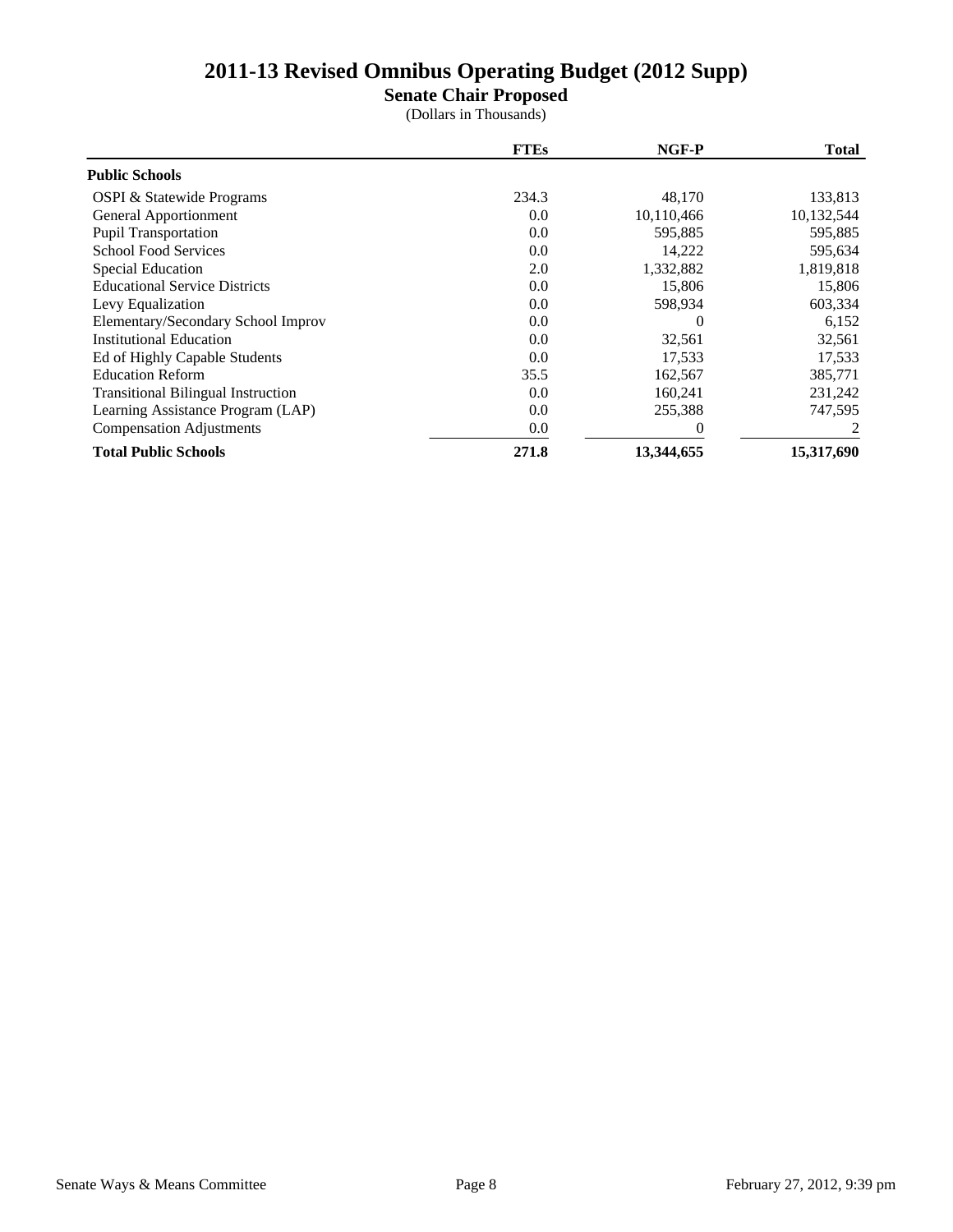# 2011-13 Revised Omnibus Operating Budget (2012 Supp)

## Senate Chair Proposed

(Dollars in Thousands)

| | FTEs | NGF-P | Total |
|---|---|---|---|
| **Public Schools** | | | |
| OSPI & Statewide Programs | 234.3 | 48,170 | 133,813 |
| General Apportionment | 0.0 | 10,110,466 | 10,132,544 |
| Pupil Transportation | 0.0 | 595,885 | 595,885 |
| School Food Services | 0.0 | 14,222 | 595,634 |
| Special Education | 2.0 | 1,332,882 | 1,819,818 |
| Educational Service Districts | 0.0 | 15,806 | 15,806 |
| Levy Equalization | 0.0 | 598,934 | 603,334 |
| Elementary/Secondary School Improv | 0.0 | 0 | 6,152 |
| Institutional Education | 0.0 | 32,561 | 32,561 |
| Ed of Highly Capable Students | 0.0 | 17,533 | 17,533 |
| Education Reform | 35.5 | 162,567 | 385,771 |
| Transitional Bilingual Instruction | 0.0 | 160,241 | 231,242 |
| Learning Assistance Program (LAP) | 0.0 | 255,388 | 747,595 |
| Compensation Adjustments | 0.0 | 0 | 2 |
| **Total Public Schools** | **271.8** | **13,344,655** | **15,317,690** |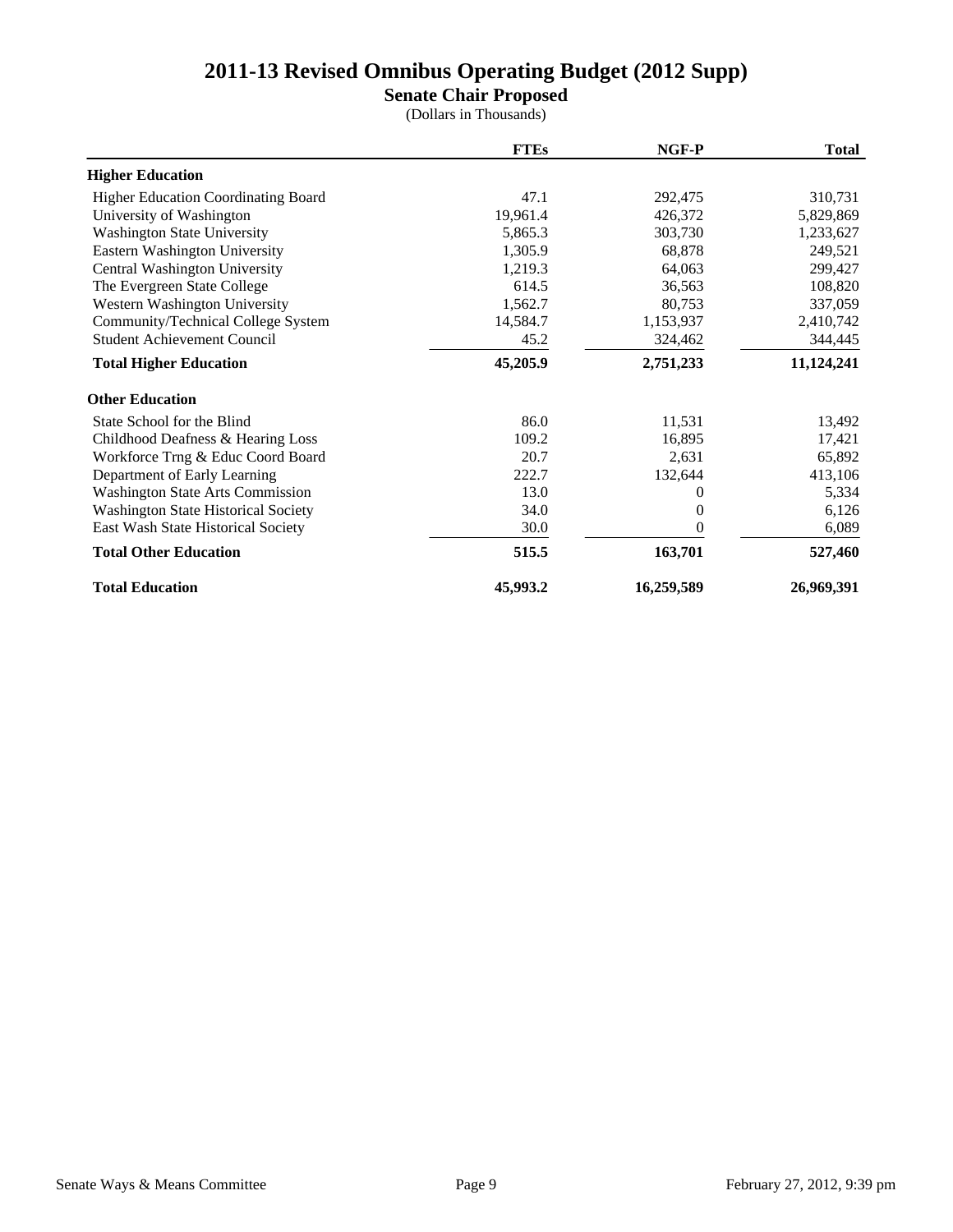# 2011-13 Revised Omnibus Operating Budget (2012 Supp)

## Senate Chair Proposed

(Dollars in Thousands)

| | FTEs | NGF-P | Total |
|---|---|---|---|
| **Higher Education** | | | |
| Higher Education Coordinating Board | 47.1 | 292,475 | 310,731 |
| University of Washington | 19,961.4 | 426,372 | 5,829,869 |
| Washington State University | 5,865.3 | 303,730 | 1,233,627 |
| Eastern Washington University | 1,305.9 | 68,878 | 249,521 |
| Central Washington University | 1,219.3 | 64,063 | 299,427 |
| The Evergreen State College | 614.5 | 36,563 | 108,820 |
| Western Washington University | 1,562.7 | 80,753 | 337,059 |
| Community/Technical College System | 14,584.7 | 1,153,937 | 2,410,742 |
| Student Achievement Council | 45.2 | 324,462 | 344,445 |
| **Total Higher Education** | **45,205.9** | **2,751,233** | **11,124,241** |
| **Other Education** | | | |
| State School for the Blind | 86.0 | 11,531 | 13,492 |
| Childhood Deafness & Hearing Loss | 109.2 | 16,895 | 17,421 |
| Workforce Trng & Educ Coord Board | 20.7 | 2,631 | 65,892 |
| Department of Early Learning | 222.7 | 132,644 | 413,106 |
| Washington State Arts Commission | 13.0 | 0 | 5,334 |
| Washington State Historical Society | 34.0 | 0 | 6,126 |
| East Wash State Historical Society | 30.0 | 0 | 6,089 |
| **Total Other Education** | **515.5** | **163,701** | **527,460** |
| **Total Education** | **45,993.2** | **16,259,589** | **26,969,391** |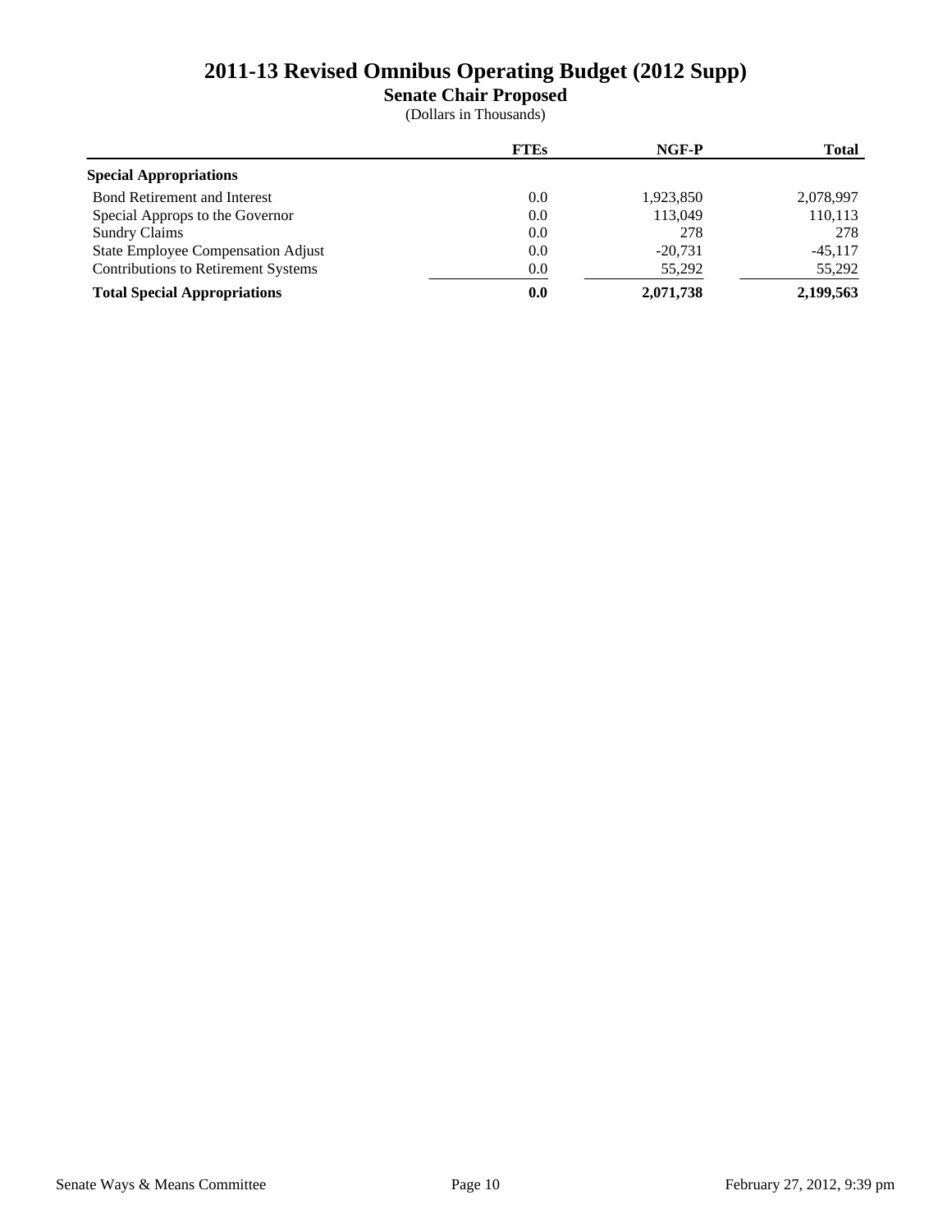# 2011-13 Revised Omnibus Operating Budget (2012 Supp)

## Senate Chair Proposed

(Dollars in Thousands)

| | FTEs | NGF-P | Total |
|---|---|---|---|
| **Special Appropriations** | | | |
| Bond Retirement and Interest | 0.0 | 1,923,850 | 2,078,997 |
| Special Approps to the Governor | 0.0 | 113,049 | 110,113 |
| Sundry Claims | 0.0 | 278 | 278 |
| State Employee Compensation Adjust | 0.0 | -20,731 | -45,117 |
| Contributions to Retirement Systems | 0.0 | 55,292 | 55,292 |
| **Total Special Appropriations** | **0.0** | **2,071,738** | **2,199,563** |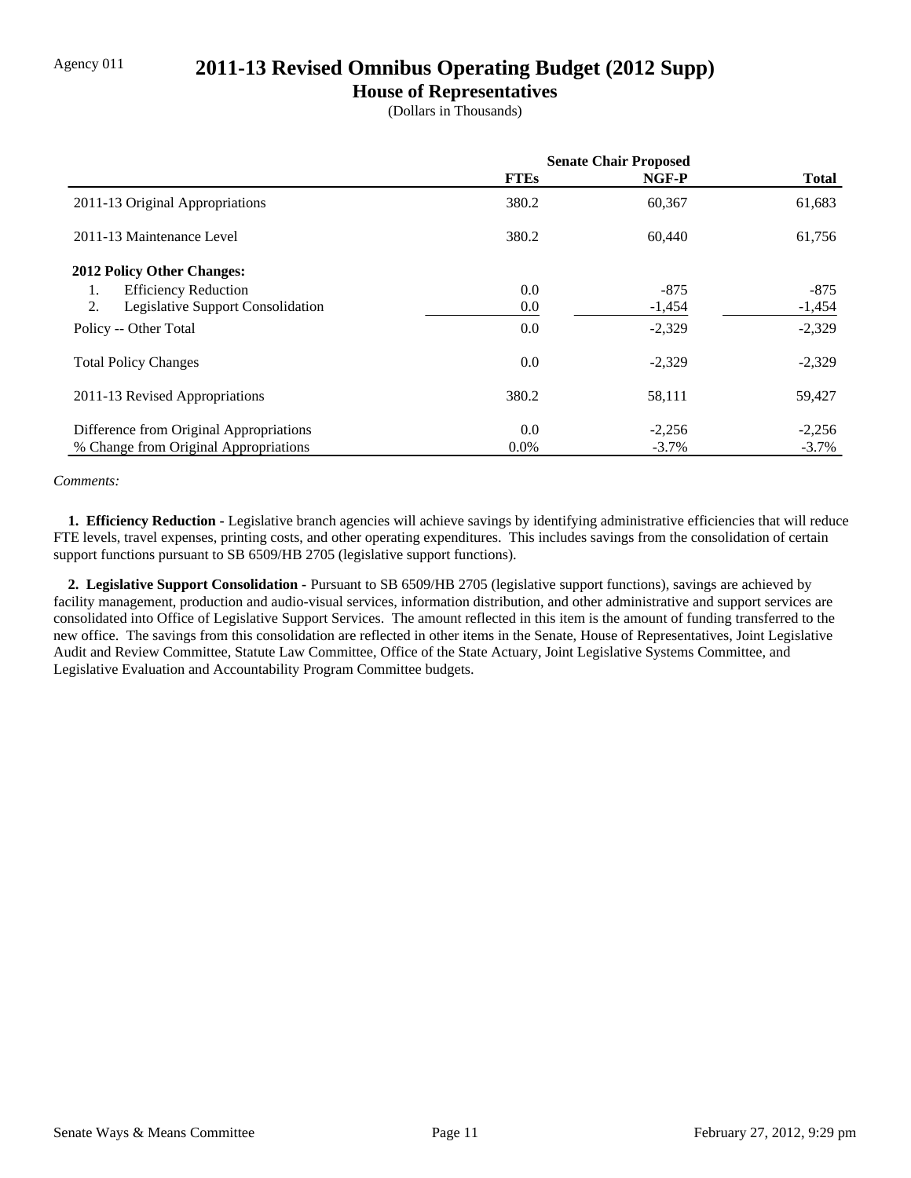Agency 011

# 2011-13 Revised Omnibus Operating Budget (2012 Supp)

## House of Representatives

(Dollars in Thousands)

| | Senate Chair Proposed | | |
|---|---|---|---|
| | **FTEs** | **NGF-P** | **Total** |
| 2011-13 Original Appropriations | 380.2 | 60,367 | 61,683 |
| 2011-13 Maintenance Level | 380.2 | 60,440 | 61,756 |
| **2012 Policy Other Changes:** | | | |
| 1. Efficiency Reduction | 0.0 | -875 | -875 |
| 2. Legislative Support Consolidation | 0.0 | -1,454 | -1,454 |
| Policy -- Other Total | 0.0 | -2,329 | -2,329 |
| Total Policy Changes | 0.0 | -2,329 | -2,329 |
| 2011-13 Revised Appropriations | 380.2 | 58,111 | 59,427 |
| Difference from Original Appropriations | 0.0 | -2,256 | -2,256 |
| % Change from Original Appropriations | 0.0% | -3.7% | -3.7% |

*Comments:*

**1. Efficiency Reduction -** Legislative branch agencies will achieve savings by identifying administrative efficiencies that will reduce FTE levels, travel expenses, printing costs, and other operating expenditures. This includes savings from the consolidation of certain support functions pursuant to SB 6509/HB 2705 (legislative support functions).

**2. Legislative Support Consolidation -** Pursuant to SB 6509/HB 2705 (legislative support functions), savings are achieved by facility management, production and audio-visual services, information distribution, and other administrative and support services are consolidated into Office of Legislative Support Services. The amount reflected in this item is the amount of funding transferred to the new office. The savings from this consolidation are reflected in other items in the Senate, House of Representatives, Joint Legislative Audit and Review Committee, Statute Law Committee, Office of the State Actuary, Joint Legislative Systems Committee, and Legislative Evaluation and Accountability Program Committee budgets.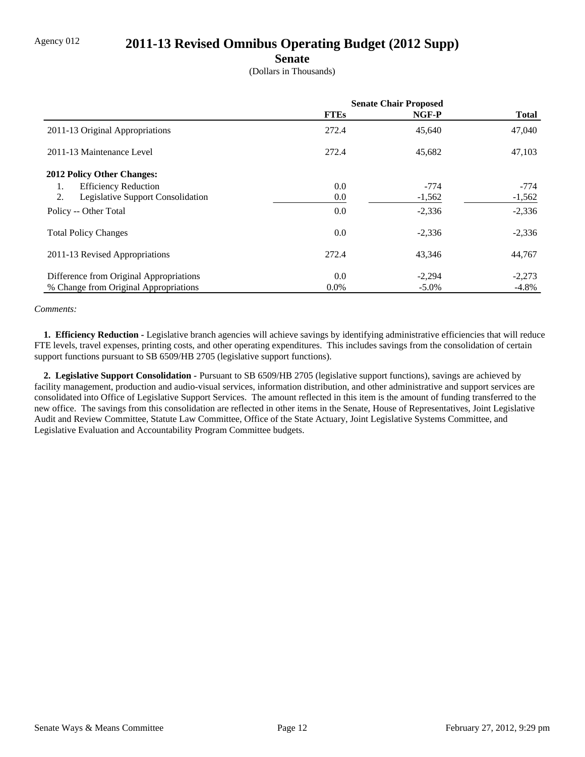Agency 012

# 2011-13 Revised Omnibus Operating Budget (2012 Supp)

## Senate

(Dollars in Thousands)

| | Senate Chair Proposed | | |
|---|---|---|---|
| | **FTEs** | **NGF-P** | **Total** |
| 2011-13 Original Appropriations | 272.4 | 45,640 | 47,040 |
| 2011-13 Maintenance Level | 272.4 | 45,682 | 47,103 |
| **2012 Policy Other Changes:** | | | |
| 1. Efficiency Reduction | 0.0 | -774 | -774 |
| 2. Legislative Support Consolidation | 0.0 | -1,562 | -1,562 |
| Policy -- Other Total | 0.0 | -2,336 | -2,336 |
| Total Policy Changes | 0.0 | -2,336 | -2,336 |
| 2011-13 Revised Appropriations | 272.4 | 43,346 | 44,767 |
| Difference from Original Appropriations | 0.0 | -2,294 | -2,273 |
| % Change from Original Appropriations | 0.0% | -5.0% | -4.8% |

*Comments:*

**1. Efficiency Reduction -** Legislative branch agencies will achieve savings by identifying administrative efficiencies that will reduce FTE levels, travel expenses, printing costs, and other operating expenditures. This includes savings from the consolidation of certain support functions pursuant to SB 6509/HB 2705 (legislative support functions).

**2. Legislative Support Consolidation -** Pursuant to SB 6509/HB 2705 (legislative support functions), savings are achieved by facility management, production and audio-visual services, information distribution, and other administrative and support services are consolidated into Office of Legislative Support Services. The amount reflected in this item is the amount of funding transferred to the new office. The savings from this consolidation are reflected in other items in the Senate, House of Representatives, Joint Legislative Audit and Review Committee, Statute Law Committee, Office of the State Actuary, Joint Legislative Systems Committee, and Legislative Evaluation and Accountability Program Committee budgets.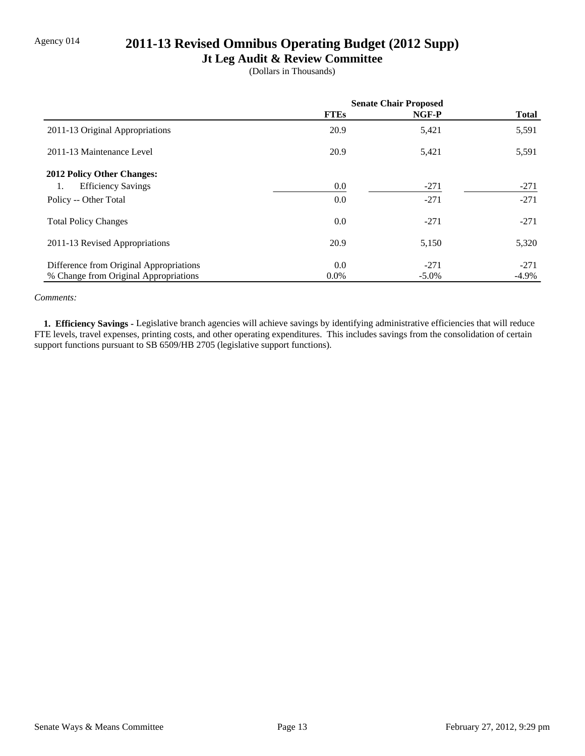Agency 014

# 2011-13 Revised Omnibus Operating Budget (2012 Supp)

## Jt Leg Audit & Review Committee

(Dollars in Thousands)

| | Senate Chair Proposed | | |
|---|---|---|---|
| | FTEs | NGF-P | Total |
| 2011-13 Original Appropriations | 20.9 | 5,421 | 5,591 |
| 2011-13 Maintenance Level | 20.9 | 5,421 | 5,591 |
| **2012 Policy Other Changes:** | | | |
| 1. Efficiency Savings | 0.0 | -271 | -271 |
| Policy -- Other Total | 0.0 | -271 | -271 |
| Total Policy Changes | 0.0 | -271 | -271 |
| 2011-13 Revised Appropriations | 20.9 | 5,150 | 5,320 |
| Difference from Original Appropriations | 0.0 | -271 | -271 |
| % Change from Original Appropriations | 0.0% | -5.0% | -4.9% |

*Comments:*

**1. Efficiency Savings -** Legislative branch agencies will achieve savings by identifying administrative efficiencies that will reduce FTE levels, travel expenses, printing costs, and other operating expenditures. This includes savings from the consolidation of certain support functions pursuant to SB 6509/HB 2705 (legislative support functions).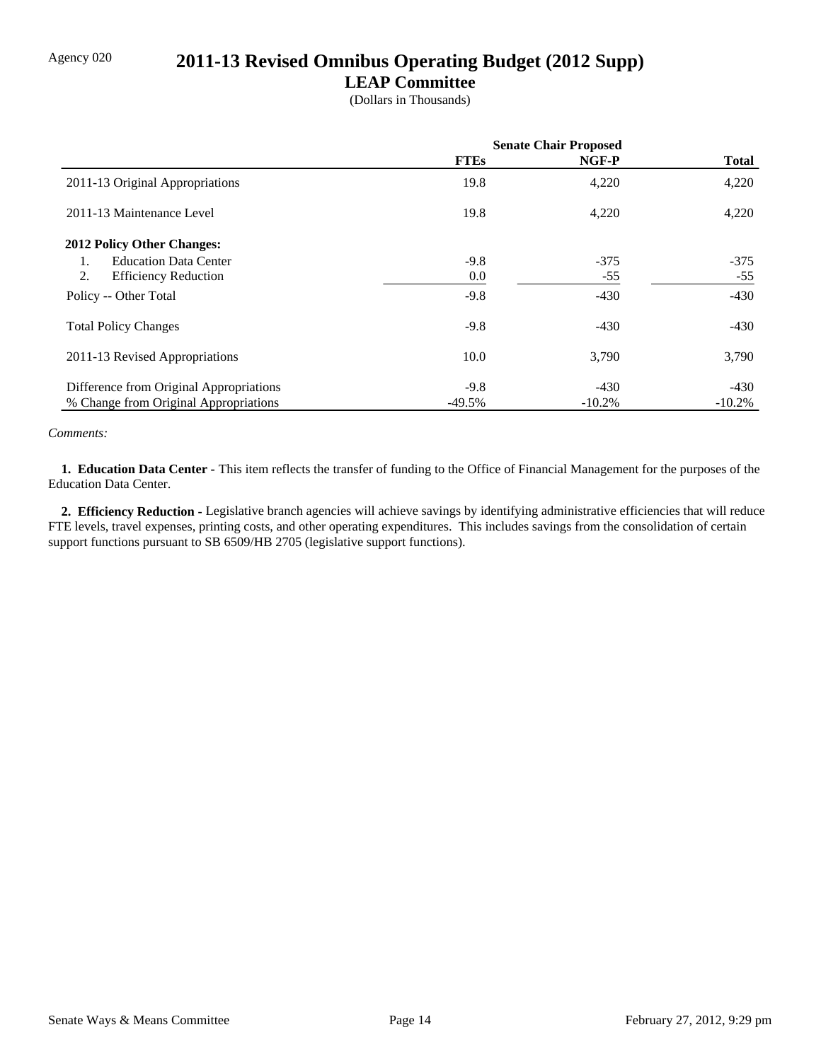Agency 020

# 2011-13 Revised Omnibus Operating Budget (2012 Supp)

## LEAP Committee

(Dollars in Thousands)

| | Senate Chair Proposed | | |
|---|---|---|---|
| | **FTEs** | **NGF-P** | **Total** |
| 2011-13 Original Appropriations | 19.8 | 4,220 | 4,220 |
| 2011-13 Maintenance Level | 19.8 | 4,220 | 4,220 |
| **2012 Policy Other Changes:** | | | |
| 1. Education Data Center | -9.8 | -375 | -375 |
| 2. Efficiency Reduction | 0.0 | -55 | -55 |
| Policy -- Other Total | -9.8 | -430 | -430 |
| Total Policy Changes | -9.8 | -430 | -430 |
| 2011-13 Revised Appropriations | 10.0 | 3,790 | 3,790 |
| Difference from Original Appropriations | -9.8 | -430 | -430 |
| % Change from Original Appropriations | -49.5% | -10.2% | -10.2% |

*Comments:*

**1. Education Data Center -** This item reflects the transfer of funding to the Office of Financial Management for the purposes of the Education Data Center.

**2. Efficiency Reduction -** Legislative branch agencies will achieve savings by identifying administrative efficiencies that will reduce FTE levels, travel expenses, printing costs, and other operating expenditures. This includes savings from the consolidation of certain support functions pursuant to SB 6509/HB 2705 (legislative support functions).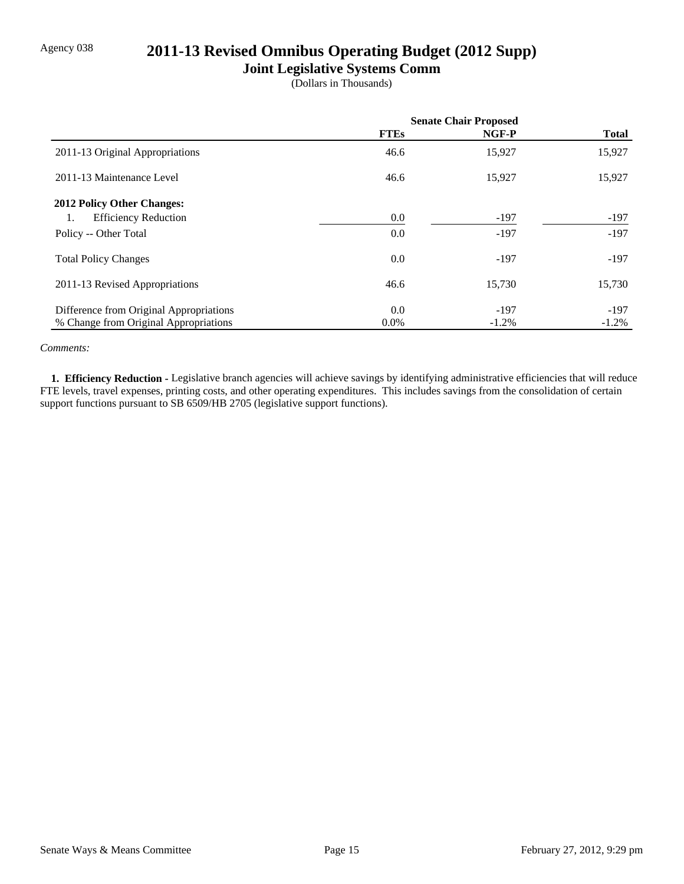Agency 038

# 2011-13 Revised Omnibus Operating Budget (2012 Supp)

## Joint Legislative Systems Comm

(Dollars in Thousands)

| | Senate Chair Proposed | | |
|---|---|---|---|
| | **FTEs** | **NGF-P** | **Total** |
| 2011-13 Original Appropriations | 46.6 | 15,927 | 15,927 |
| 2011-13 Maintenance Level | 46.6 | 15,927 | 15,927 |
| **2012 Policy Other Changes:** | | | |
| 1. Efficiency Reduction | 0.0 | -197 | -197 |
| Policy -- Other Total | 0.0 | -197 | -197 |
| Total Policy Changes | 0.0 | -197 | -197 |
| 2011-13 Revised Appropriations | 46.6 | 15,730 | 15,730 |
| Difference from Original Appropriations | 0.0 | -197 | -197 |
| % Change from Original Appropriations | 0.0% | -1.2% | -1.2% |

*Comments:*

**1. Efficiency Reduction -** Legislative branch agencies will achieve savings by identifying administrative efficiencies that will reduce FTE levels, travel expenses, printing costs, and other operating expenditures. This includes savings from the consolidation of certain support functions pursuant to SB 6509/HB 2705 (legislative support functions).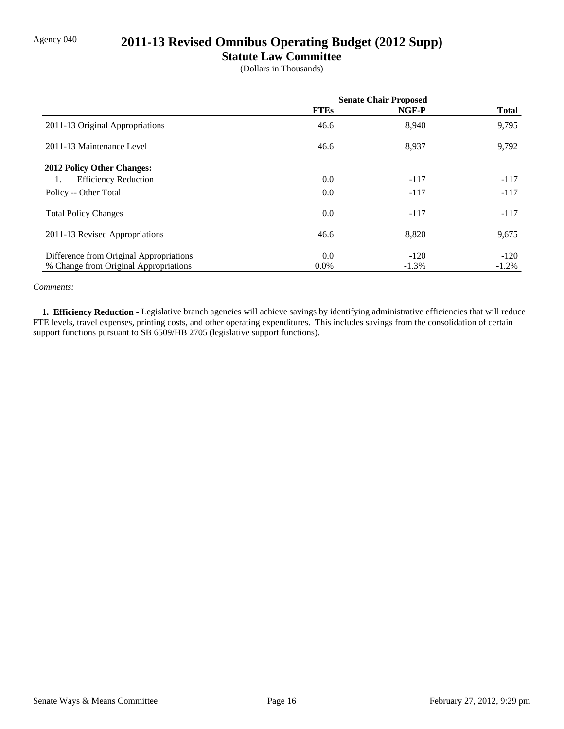Agency 040

# 2011-13 Revised Omnibus Operating Budget (2012 Supp)

## Statute Law Committee

(Dollars in Thousands)

| | Senate Chair Proposed | | |
|---|---|---|---|
| | **FTEs** | **NGF-P** | **Total** |
| 2011-13 Original Appropriations | 46.6 | 8,940 | 9,795 |
| 2011-13 Maintenance Level | 46.6 | 8,937 | 9,792 |
| **2012 Policy Other Changes:** | | | |
| 1. Efficiency Reduction | 0.0 | -117 | -117 |
| Policy -- Other Total | 0.0 | -117 | -117 |
| Total Policy Changes | 0.0 | -117 | -117 |
| 2011-13 Revised Appropriations | 46.6 | 8,820 | 9,675 |
| Difference from Original Appropriations | 0.0 | -120 | -120 |
| % Change from Original Appropriations | 0.0% | -1.3% | -1.2% |

*Comments:*

**1. Efficiency Reduction -** Legislative branch agencies will achieve savings by identifying administrative efficiencies that will reduce FTE levels, travel expenses, printing costs, and other operating expenditures. This includes savings from the consolidation of certain support functions pursuant to SB 6509/HB 2705 (legislative support functions).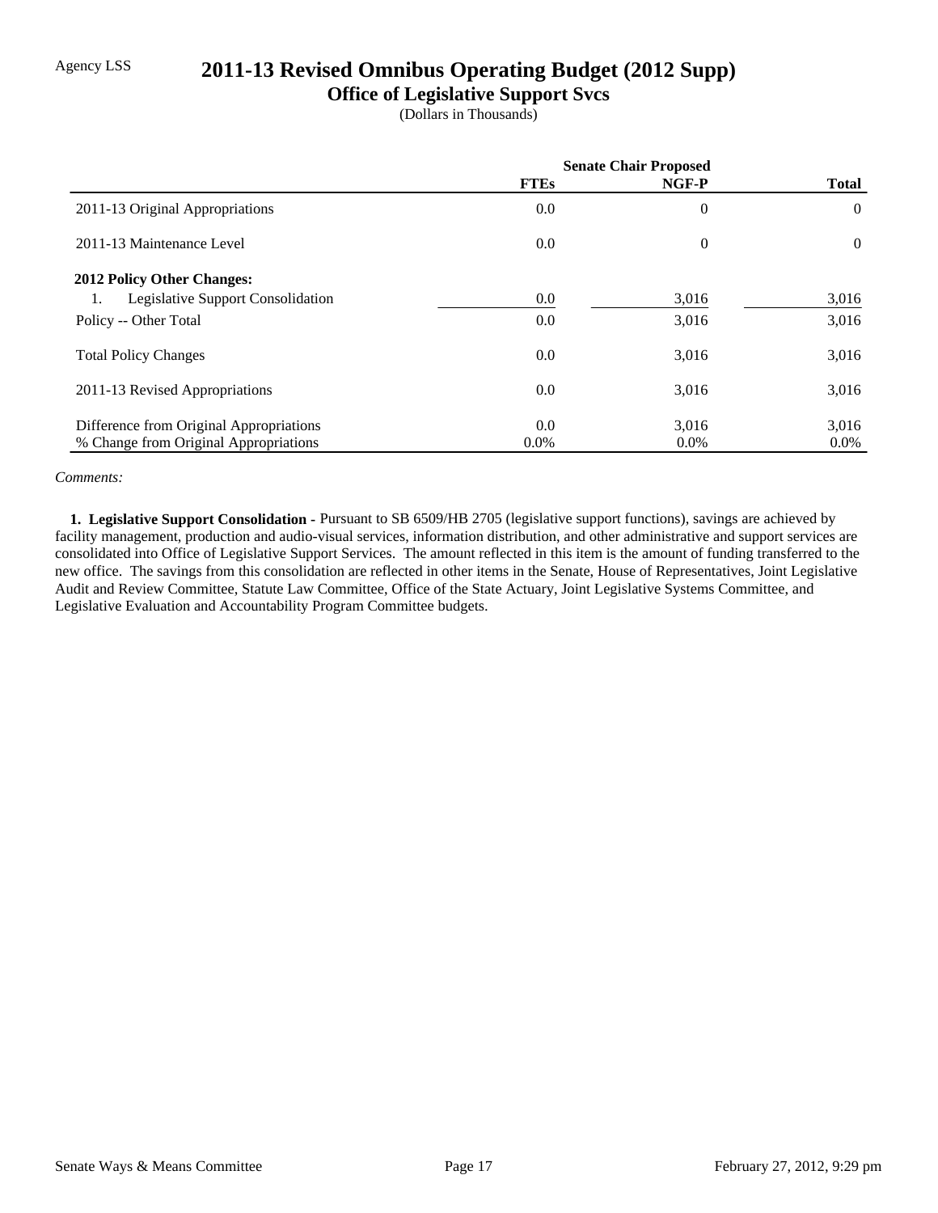Agency LSS

# 2011-13 Revised Omnibus Operating Budget (2012 Supp)

## Office of Legislative Support Svcs

(Dollars in Thousands)

| | Senate Chair Proposed | | |
|---|---|---|---|
| | **FTEs** | **NGF-P** | **Total** |
| 2011-13 Original Appropriations | 0.0 | 0 | 0 |
| 2011-13 Maintenance Level | 0.0 | 0 | 0 |
| **2012 Policy Other Changes:** | | | |
| 1. Legislative Support Consolidation | 0.0 | 3,016 | 3,016 |
| Policy -- Other Total | 0.0 | 3,016 | 3,016 |
| Total Policy Changes | 0.0 | 3,016 | 3,016 |
| 2011-13 Revised Appropriations | 0.0 | 3,016 | 3,016 |
| Difference from Original Appropriations | 0.0 | 3,016 | 3,016 |
| % Change from Original Appropriations | 0.0% | 0.0% | 0.0% |

*Comments:*

**1. Legislative Support Consolidation -** Pursuant to SB 6509/HB 2705 (legislative support functions), savings are achieved by facility management, production and audio-visual services, information distribution, and other administrative and support services are consolidated into Office of Legislative Support Services. The amount reflected in this item is the amount of funding transferred to the new office. The savings from this consolidation are reflected in other items in the Senate, House of Representatives, Joint Legislative Audit and Review Committee, Statute Law Committee, Office of the State Actuary, Joint Legislative Systems Committee, and Legislative Evaluation and Accountability Program Committee budgets.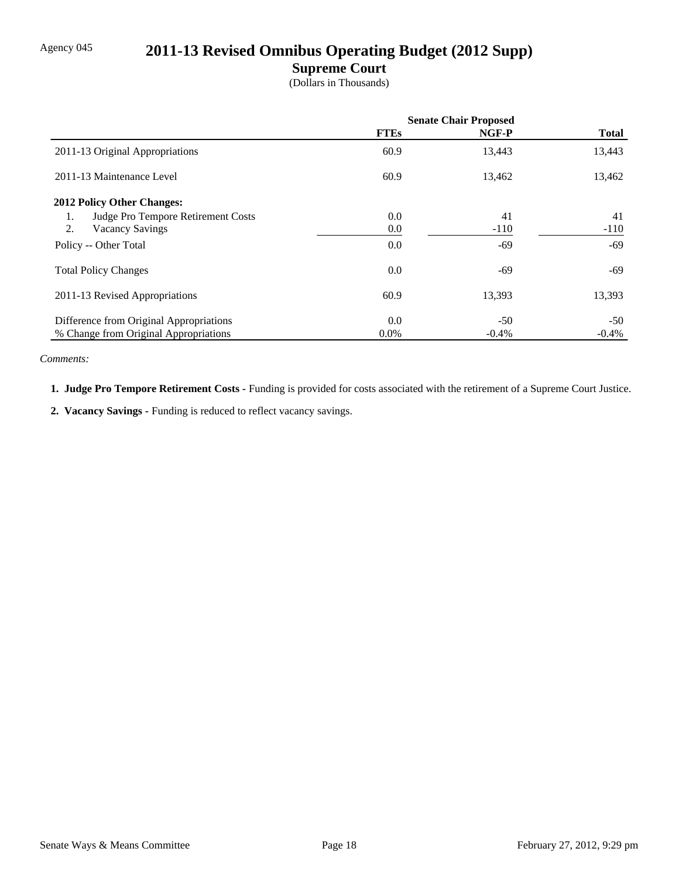Agency 045

# 2011-13 Revised Omnibus Operating Budget (2012 Supp)

## Supreme Court

(Dollars in Thousands)

| | Senate Chair Proposed | | |
|---|---|---|---|
| | **FTEs** | **NGF-P** | **Total** |
| 2011-13 Original Appropriations | 60.9 | 13,443 | 13,443 |
| 2011-13 Maintenance Level | 60.9 | 13,462 | 13,462 |
| **2012 Policy Other Changes:** | | | |
| 1. Judge Pro Tempore Retirement Costs | 0.0 | 41 | 41 |
| 2. Vacancy Savings | 0.0 | -110 | -110 |
| Policy -- Other Total | 0.0 | -69 | -69 |
| Total Policy Changes | 0.0 | -69 | -69 |
| 2011-13 Revised Appropriations | 60.9 | 13,393 | 13,393 |
| Difference from Original Appropriations | 0.0 | -50 | -50 |
| % Change from Original Appropriations | 0.0% | -0.4% | -0.4% |

*Comments:*

1. **Judge Pro Tempore Retirement Costs -** Funding is provided for costs associated with the retirement of a Supreme Court Justice.

2. **Vacancy Savings -** Funding is reduced to reflect vacancy savings.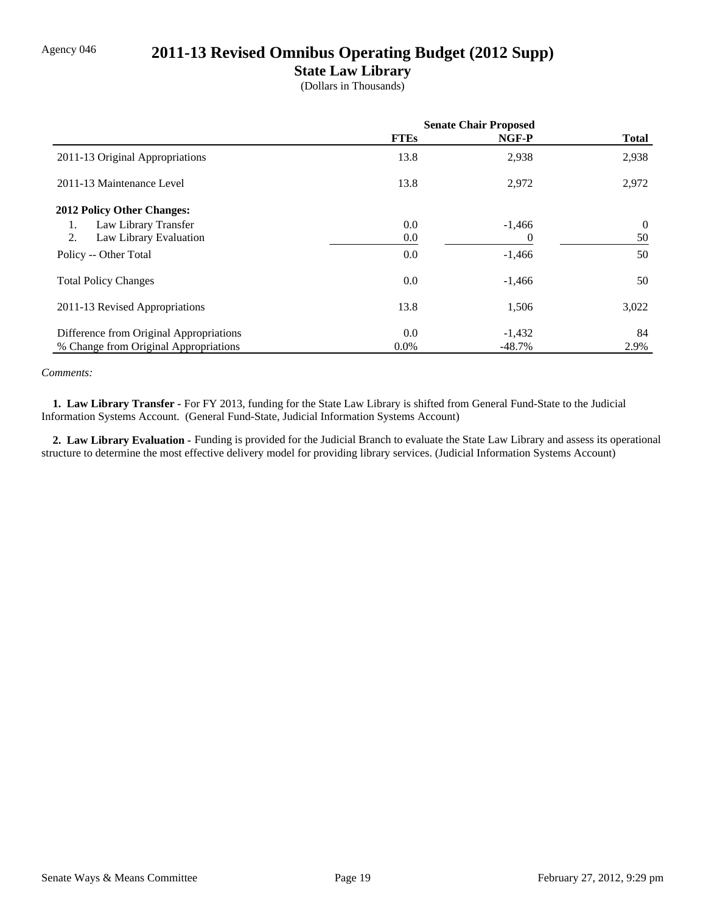Agency 046

# 2011-13 Revised Omnibus Operating Budget (2012 Supp)

## State Law Library

(Dollars in Thousands)

| | Senate Chair Proposed | | |
|---|---|---|---|
| | FTEs | NGF-P | Total |
| 2011-13 Original Appropriations | 13.8 | 2,938 | 2,938 |
| 2011-13 Maintenance Level | 13.8 | 2,972 | 2,972 |
| **2012 Policy Other Changes:** | | | |
| 1. Law Library Transfer | 0.0 | -1,466 | 0 |
| 2. Law Library Evaluation | 0.0 | 0 | 50 |
| Policy -- Other Total | 0.0 | -1,466 | 50 |
| Total Policy Changes | 0.0 | -1,466 | 50 |
| 2011-13 Revised Appropriations | 13.8 | 1,506 | 3,022 |
| Difference from Original Appropriations | 0.0 | -1,432 | 84 |
| % Change from Original Appropriations | 0.0% | -48.7% | 2.9% |

*Comments:*

**1. Law Library Transfer -** For FY 2013, funding for the State Law Library is shifted from General Fund-State to the Judicial Information Systems Account. (General Fund-State, Judicial Information Systems Account)

**2. Law Library Evaluation -** Funding is provided for the Judicial Branch to evaluate the State Law Library and assess its operational structure to determine the most effective delivery model for providing library services. (Judicial Information Systems Account)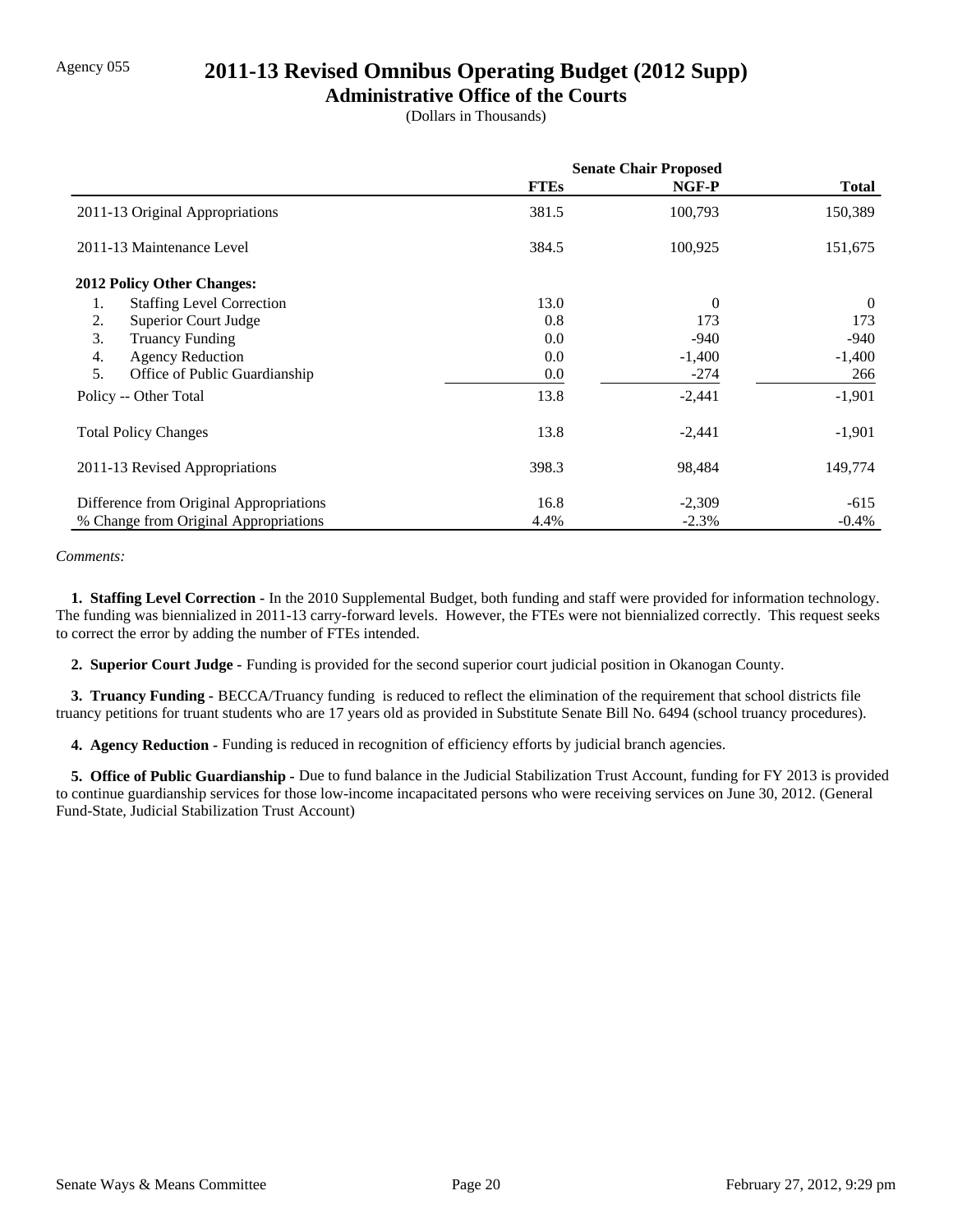Agency 055

# 2011-13 Revised Omnibus Operating Budget (2012 Supp)

## Administrative Office of the Courts

(Dollars in Thousands)

| | Senate Chair Proposed | | |
|---|---|---|---|
| | **FTEs** | **NGF-P** | **Total** |
| 2011-13 Original Appropriations | 381.5 | 100,793 | 150,389 |
| 2011-13 Maintenance Level | 384.5 | 100,925 | 151,675 |
| **2012 Policy Other Changes:** | | | |
| 1. Staffing Level Correction | 13.0 | 0 | 0 |
| 2. Superior Court Judge | 0.8 | 173 | 173 |
| 3. Truancy Funding | 0.0 | -940 | -940 |
| 4. Agency Reduction | 0.0 | -1,400 | -1,400 |
| 5. Office of Public Guardianship | 0.0 | -274 | 266 |
| Policy -- Other Total | 13.8 | -2,441 | -1,901 |
| Total Policy Changes | 13.8 | -2,441 | -1,901 |
| 2011-13 Revised Appropriations | 398.3 | 98,484 | 149,774 |
| Difference from Original Appropriations | 16.8 | -2,309 | -615 |
| % Change from Original Appropriations | 4.4% | -2.3% | -0.4% |

*Comments:*

**1. Staffing Level Correction -** In the 2010 Supplemental Budget, both funding and staff were provided for information technology. The funding was biennialized in 2011-13 carry-forward levels. However, the FTEs were not biennialized correctly. This request seeks to correct the error by adding the number of FTEs intended.

**2. Superior Court Judge -** Funding is provided for the second superior court judicial position in Okanogan County.

**3. Truancy Funding -** BECCA/Truancy funding is reduced to reflect the elimination of the requirement that school districts file truancy petitions for truant students who are 17 years old as provided in Substitute Senate Bill No. 6494 (school truancy procedures).

**4. Agency Reduction -** Funding is reduced in recognition of efficiency efforts by judicial branch agencies.

**5. Office of Public Guardianship -** Due to fund balance in the Judicial Stabilization Trust Account, funding for FY 2013 is provided to continue guardianship services for those low-income incapacitated persons who were receiving services on June 30, 2012. (General Fund-State, Judicial Stabilization Trust Account)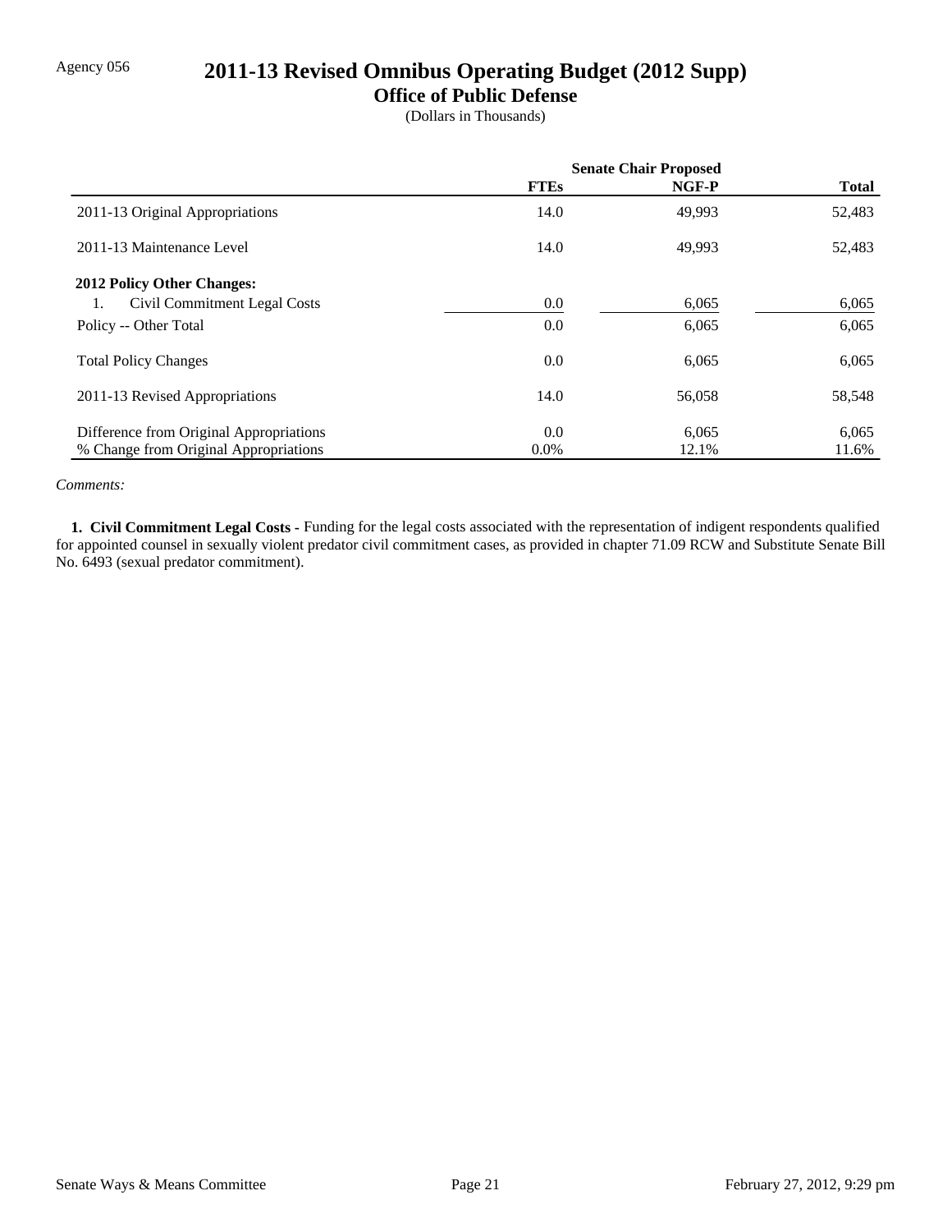Agency 056

# 2011-13 Revised Omnibus Operating Budget (2012 Supp)

## Office of Public Defense

(Dollars in Thousands)

| | Senate Chair Proposed | | |
|---|---|---|---|
| | **FTEs** | **NGF-P** | **Total** |
| 2011-13 Original Appropriations | 14.0 | 49,993 | 52,483 |
| 2011-13 Maintenance Level | 14.0 | 49,993 | 52,483 |
| **2012 Policy Other Changes:** | | | |
| 1. Civil Commitment Legal Costs | 0.0 | 6,065 | 6,065 |
| Policy -- Other Total | 0.0 | 6,065 | 6,065 |
| Total Policy Changes | 0.0 | 6,065 | 6,065 |
| 2011-13 Revised Appropriations | 14.0 | 56,058 | 58,548 |
| Difference from Original Appropriations | 0.0 | 6,065 | 6,065 |
| % Change from Original Appropriations | 0.0% | 12.1% | 11.6% |

*Comments:*

**1. Civil Commitment Legal Costs -** Funding for the legal costs associated with the representation of indigent respondents qualified for appointed counsel in sexually violent predator civil commitment cases, as provided in chapter 71.09 RCW and Substitute Senate Bill No. 6493 (sexual predator commitment).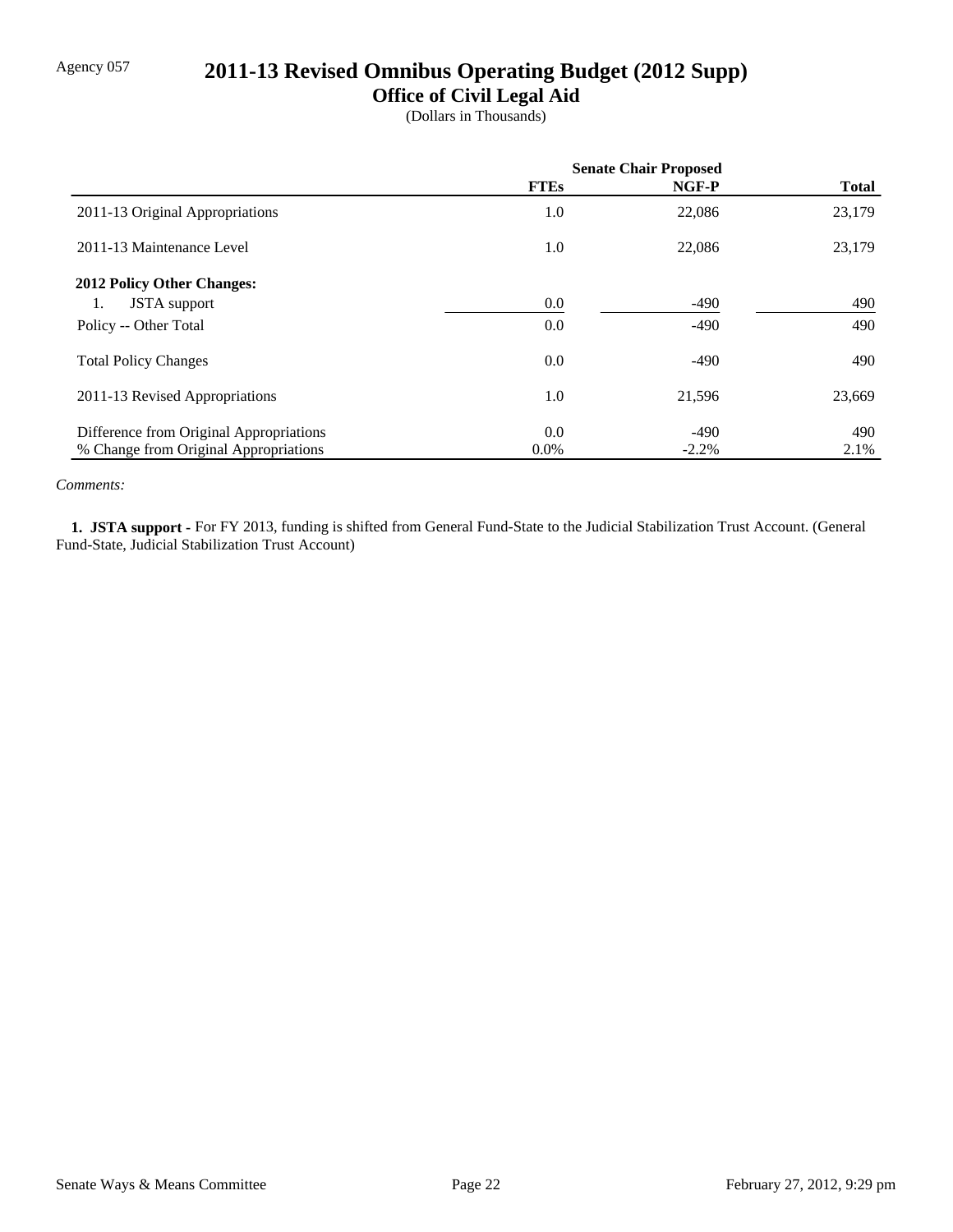Agency 057

# 2011-13 Revised Omnibus Operating Budget (2012 Supp)

## Office of Civil Legal Aid

(Dollars in Thousands)

| | Senate Chair Proposed | | |
|---|---|---|---|
| | **FTEs** | **NGF-P** | **Total** |
| 2011-13 Original Appropriations | 1.0 | 22,086 | 23,179 |
| 2011-13 Maintenance Level | 1.0 | 22,086 | 23,179 |
| **2012 Policy Other Changes:** | | | |
| 1. JSTA support | 0.0 | -490 | 490 |
| Policy -- Other Total | 0.0 | -490 | 490 |
| Total Policy Changes | 0.0 | -490 | 490 |
| 2011-13 Revised Appropriations | 1.0 | 21,596 | 23,669 |
| Difference from Original Appropriations | 0.0 | -490 | 490 |
| % Change from Original Appropriations | 0.0% | -2.2% | 2.1% |

*Comments:*

**1. JSTA support -** For FY 2013, funding is shifted from General Fund-State to the Judicial Stabilization Trust Account. (General Fund-State, Judicial Stabilization Trust Account)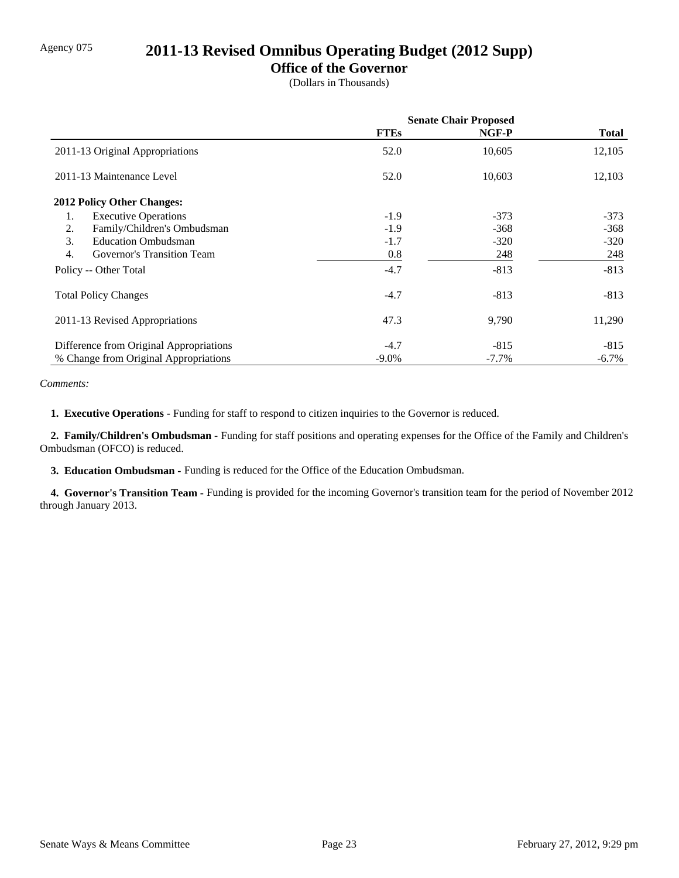Agency 075

# 2011-13 Revised Omnibus Operating Budget (2012 Supp)

## Office of the Governor

(Dollars in Thousands)

| | Senate Chair Proposed | | |
|---|---|---|---|
| | FTEs | NGF-P | Total |
| 2011-13 Original Appropriations | 52.0 | 10,605 | 12,105 |
| 2011-13 Maintenance Level | 52.0 | 10,603 | 12,103 |
| **2012 Policy Other Changes:** | | | |
| 1. Executive Operations | -1.9 | -373 | -373 |
| 2. Family/Children's Ombudsman | -1.9 | -368 | -368 |
| 3. Education Ombudsman | -1.7 | -320 | -320 |
| 4. Governor's Transition Team | 0.8 | 248 | 248 |
| Policy -- Other Total | -4.7 | -813 | -813 |
| Total Policy Changes | -4.7 | -813 | -813 |
| 2011-13 Revised Appropriations | 47.3 | 9,790 | 11,290 |
| Difference from Original Appropriations | -4.7 | -815 | -815 |
| % Change from Original Appropriations | -9.0% | -7.7% | -6.7% |

*Comments:*

**1. Executive Operations -** Funding for staff to respond to citizen inquiries to the Governor is reduced.

**2. Family/Children's Ombudsman -** Funding for staff positions and operating expenses for the Office of the Family and Children's Ombudsman (OFCO) is reduced.

**3. Education Ombudsman -** Funding is reduced for the Office of the Education Ombudsman.

**4. Governor's Transition Team -** Funding is provided for the incoming Governor's transition team for the period of November 2012 through January 2013.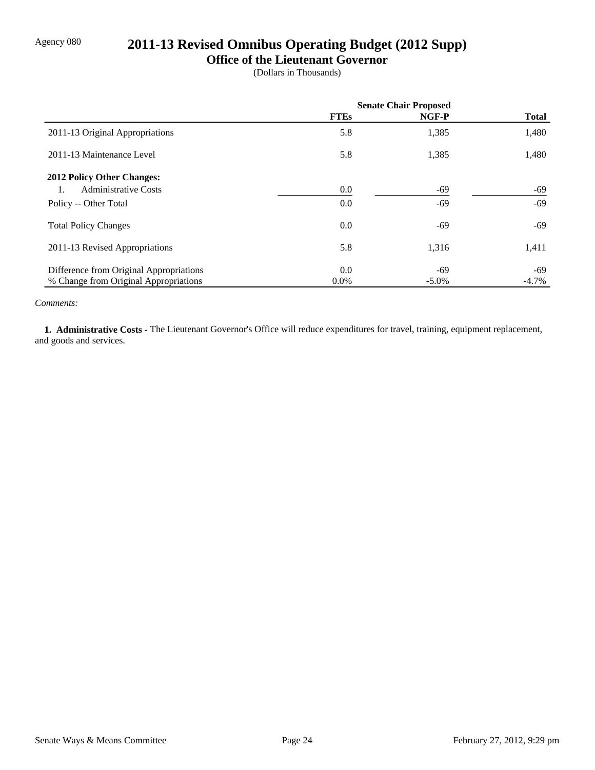Agency 080

# 2011-13 Revised Omnibus Operating Budget (2012 Supp)

## Office of the Lieutenant Governor

(Dollars in Thousands)

| | Senate Chair Proposed | | |
|---|---|---|---|
| | **FTEs** | **NGF-P** | **Total** |
| 2011-13 Original Appropriations | 5.8 | 1,385 | 1,480 |
| 2011-13 Maintenance Level | 5.8 | 1,385 | 1,480 |
| **2012 Policy Other Changes:** | | | |
| 1. Administrative Costs | 0.0 | -69 | -69 |
| Policy -- Other Total | 0.0 | -69 | -69 |
| Total Policy Changes | 0.0 | -69 | -69 |
| 2011-13 Revised Appropriations | 5.8 | 1,316 | 1,411 |
| Difference from Original Appropriations | 0.0 | -69 | -69 |
| % Change from Original Appropriations | 0.0% | -5.0% | -4.7% |

*Comments:*

**1. Administrative Costs -** The Lieutenant Governor's Office will reduce expenditures for travel, training, equipment replacement, and goods and services.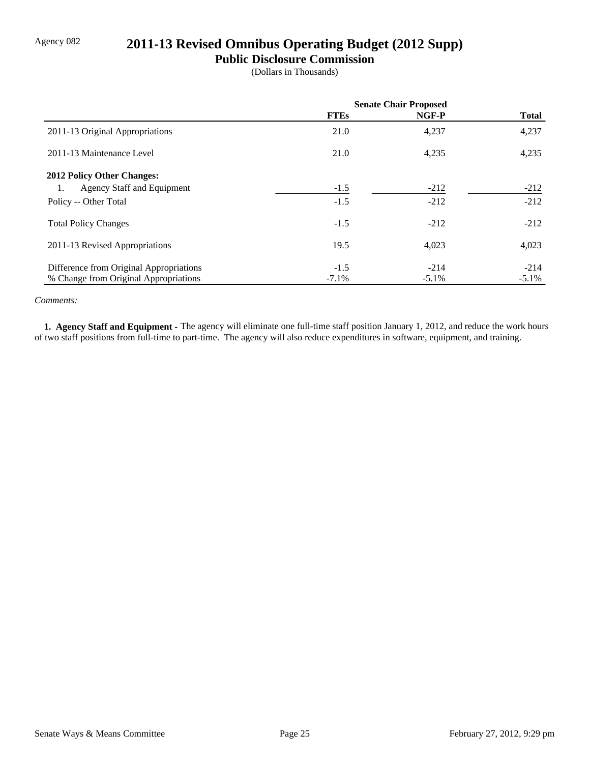Agency 082

# 2011-13 Revised Omnibus Operating Budget (2012 Supp)

## Public Disclosure Commission

(Dollars in Thousands)

| | Senate Chair Proposed | | |
|---|---|---|---|
| | **FTEs** | **NGF-P** | **Total** |
| 2011-13 Original Appropriations | 21.0 | 4,237 | 4,237 |
| 2011-13 Maintenance Level | 21.0 | 4,235 | 4,235 |
| **2012 Policy Other Changes:** | | | |
| 1. Agency Staff and Equipment | -1.5 | -212 | -212 |
| Policy -- Other Total | -1.5 | -212 | -212 |
| Total Policy Changes | -1.5 | -212 | -212 |
| 2011-13 Revised Appropriations | 19.5 | 4,023 | 4,023 |
| Difference from Original Appropriations | -1.5 | -214 | -214 |
| % Change from Original Appropriations | -7.1% | -5.1% | -5.1% |

*Comments:*

**1. Agency Staff and Equipment -** The agency will eliminate one full-time staff position January 1, 2012, and reduce the work hours of two staff positions from full-time to part-time. The agency will also reduce expenditures in software, equipment, and training.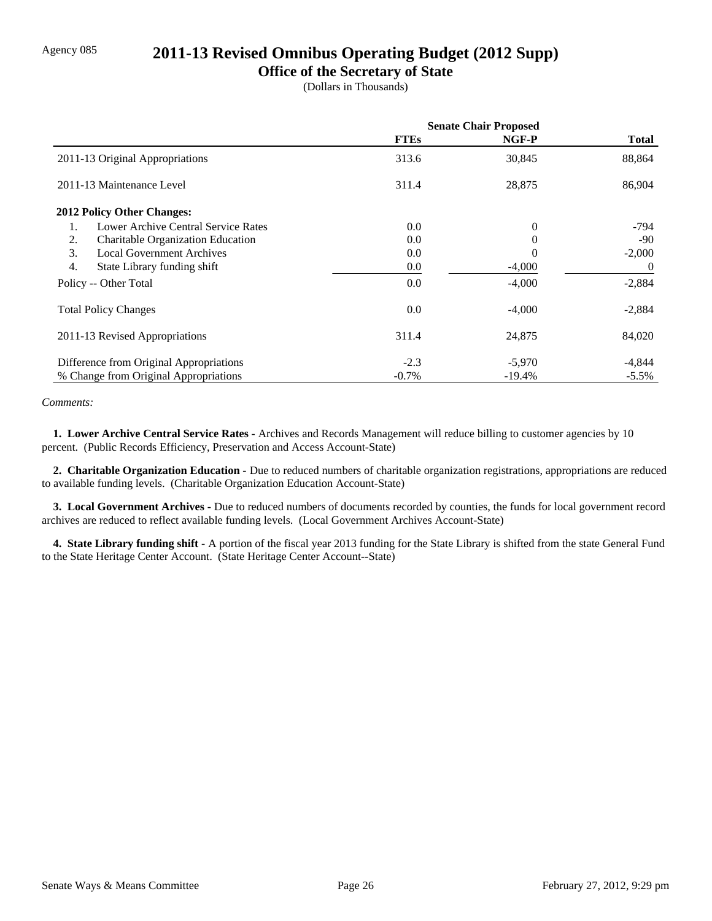Agency 085

# 2011-13 Revised Omnibus Operating Budget (2012 Supp)

## Office of the Secretary of State

(Dollars in Thousands)

| | Senate Chair Proposed | | |
|---|---|---|---|
| | **FTEs** | **NGF-P** | **Total** |
| 2011-13 Original Appropriations | 313.6 | 30,845 | 88,864 |
| 2011-13 Maintenance Level | 311.4 | 28,875 | 86,904 |
| **2012 Policy Other Changes:** | | | |
| 1. Lower Archive Central Service Rates | 0.0 | 0 | -794 |
| 2. Charitable Organization Education | 0.0 | 0 | -90 |
| 3. Local Government Archives | 0.0 | 0 | -2,000 |
| 4. State Library funding shift | 0.0 | -4,000 | 0 |
| Policy -- Other Total | 0.0 | -4,000 | -2,884 |
| Total Policy Changes | 0.0 | -4,000 | -2,884 |
| 2011-13 Revised Appropriations | 311.4 | 24,875 | 84,020 |
| Difference from Original Appropriations | -2.3 | -5,970 | -4,844 |
| % Change from Original Appropriations | -0.7% | -19.4% | -5.5% |

*Comments:*

**1. Lower Archive Central Service Rates -** Archives and Records Management will reduce billing to customer agencies by 10 percent. (Public Records Efficiency, Preservation and Access Account-State)

**2. Charitable Organization Education -** Due to reduced numbers of charitable organization registrations, appropriations are reduced to available funding levels. (Charitable Organization Education Account-State)

**3. Local Government Archives -** Due to reduced numbers of documents recorded by counties, the funds for local government record archives are reduced to reflect available funding levels. (Local Government Archives Account-State)

**4. State Library funding shift -** A portion of the fiscal year 2013 funding for the State Library is shifted from the state General Fund to the State Heritage Center Account. (State Heritage Center Account--State)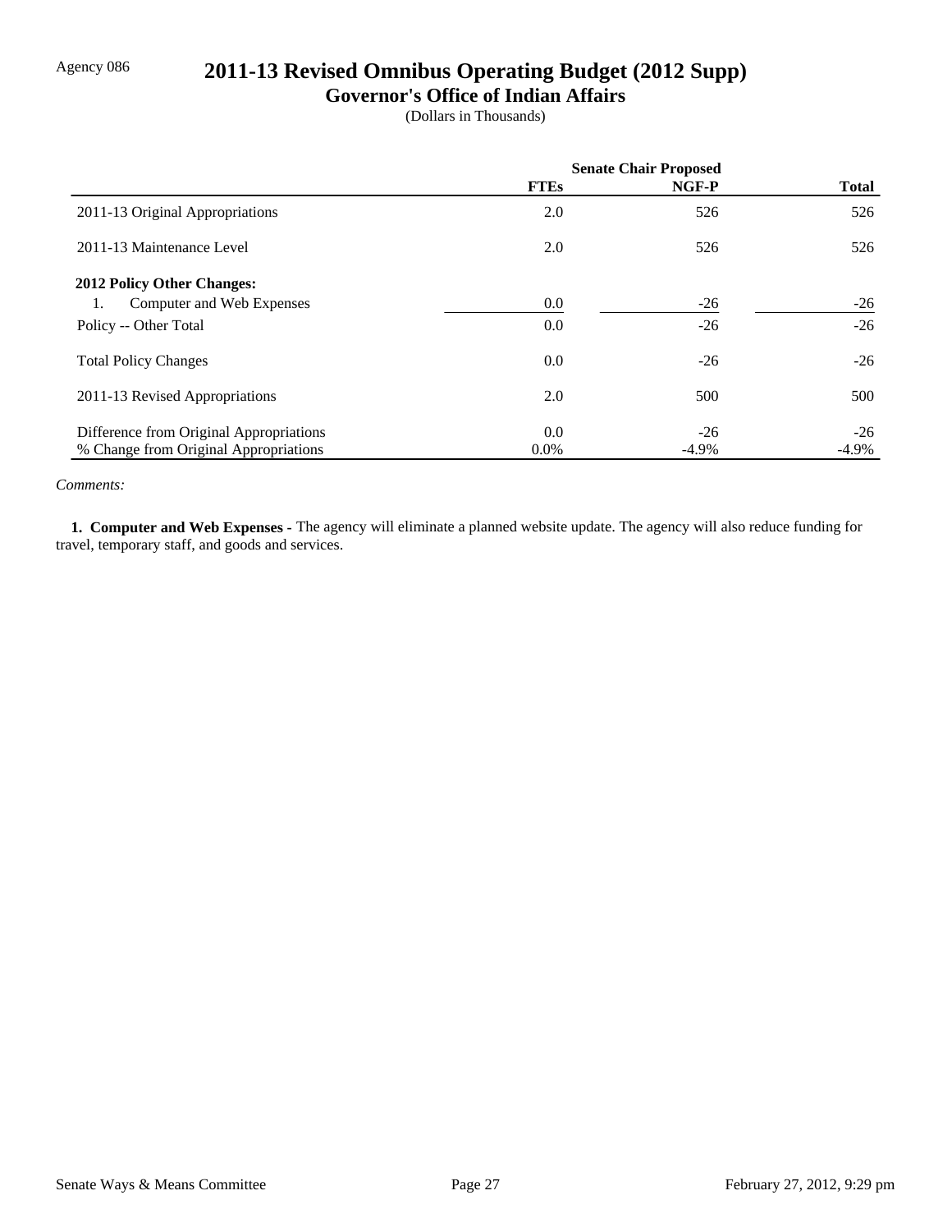Agency 086

# 2011-13 Revised Omnibus Operating Budget (2012 Supp)

## Governor's Office of Indian Affairs

(Dollars in Thousands)

| | Senate Chair Proposed | | |
|---|---|---|---|
| | **FTEs** | **NGF-P** | **Total** |
| 2011-13 Original Appropriations | 2.0 | 526 | 526 |
| 2011-13 Maintenance Level | 2.0 | 526 | 526 |
| **2012 Policy Other Changes:** | | | |
| 1. Computer and Web Expenses | 0.0 | -26 | -26 |
| Policy -- Other Total | 0.0 | -26 | -26 |
| Total Policy Changes | 0.0 | -26 | -26 |
| 2011-13 Revised Appropriations | 2.0 | 500 | 500 |
| Difference from Original Appropriations | 0.0 | -26 | -26 |
| % Change from Original Appropriations | 0.0% | -4.9% | -4.9% |

*Comments:*

**1. Computer and Web Expenses -** The agency will eliminate a planned website update. The agency will also reduce funding for travel, temporary staff, and goods and services.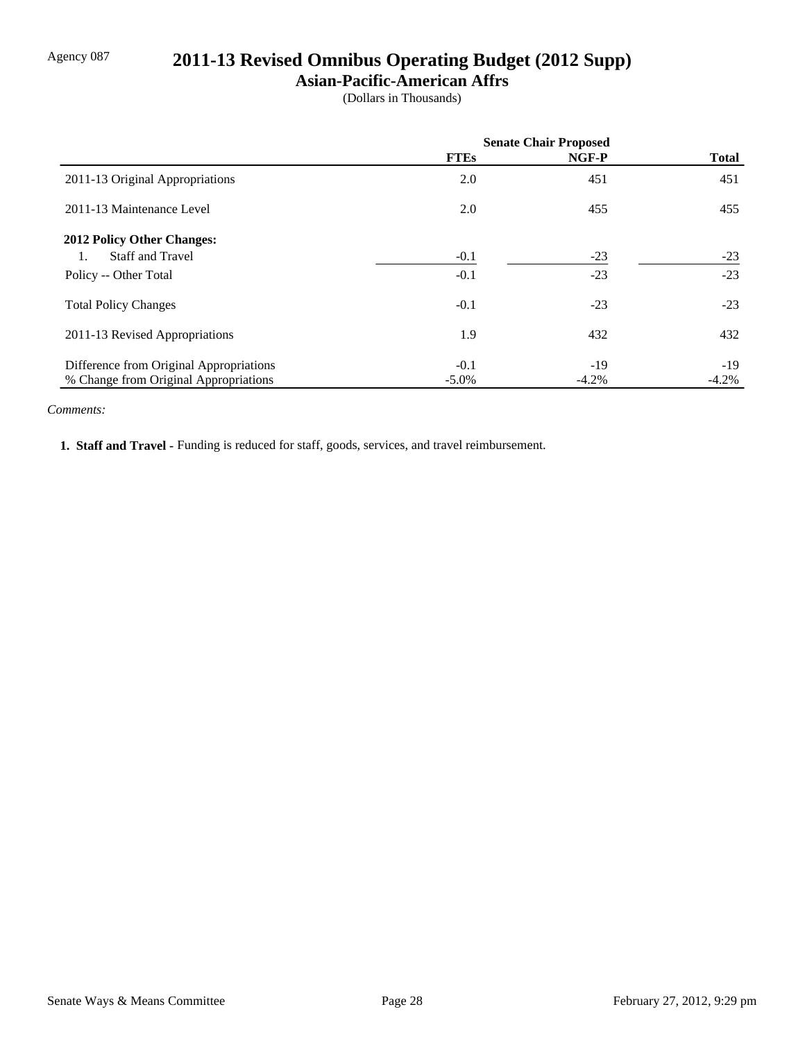Agency 087

# 2011-13 Revised Omnibus Operating Budget (2012 Supp)

## Asian-Pacific-American Affrs

(Dollars in Thousands)

| | Senate Chair Proposed | | |
|---|---|---|---|
| | **FTEs** | **NGF-P** | **Total** |
| 2011-13 Original Appropriations | 2.0 | 451 | 451 |
| 2011-13 Maintenance Level | 2.0 | 455 | 455 |
| **2012 Policy Other Changes:** | | | |
| 1. Staff and Travel | -0.1 | -23 | -23 |
| Policy -- Other Total | -0.1 | -23 | -23 |
| Total Policy Changes | -0.1 | -23 | -23 |
| 2011-13 Revised Appropriations | 1.9 | 432 | 432 |
| Difference from Original Appropriations | -0.1 | -19 | -19 |
| % Change from Original Appropriations | -5.0% | -4.2% | -4.2% |

*Comments:*

**1. Staff and Travel -** Funding is reduced for staff, goods, services, and travel reimbursement.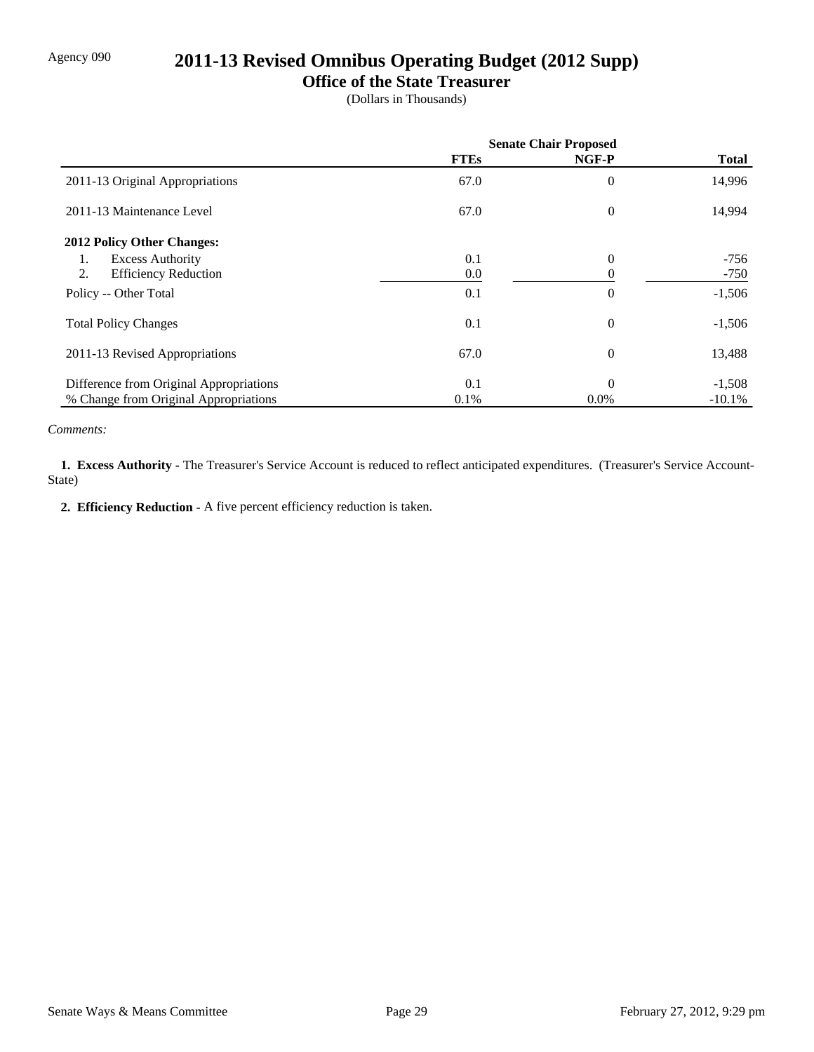Agency 090

# 2011-13 Revised Omnibus Operating Budget (2012 Supp)

## Office of the State Treasurer

(Dollars in Thousands)

| | Senate Chair Proposed | | |
|---|---|---|---|
| | **FTEs** | **NGF-P** | **Total** |
| 2011-13 Original Appropriations | 67.0 | 0 | 14,996 |
| 2011-13 Maintenance Level | 67.0 | 0 | 14,994 |
| **2012 Policy Other Changes:** | | | |
| 1. Excess Authority | 0.1 | 0 | -756 |
| 2. Efficiency Reduction | 0.0 | 0 | -750 |
| Policy -- Other Total | 0.1 | 0 | -1,506 |
| Total Policy Changes | 0.1 | 0 | -1,506 |
| 2011-13 Revised Appropriations | 67.0 | 0 | 13,488 |
| Difference from Original Appropriations | 0.1 | 0 | -1,508 |
| % Change from Original Appropriations | 0.1% | 0.0% | -10.1% |

*Comments:*

**1. Excess Authority -** The Treasurer's Service Account is reduced to reflect anticipated expenditures. (Treasurer's Service Account-State)

**2. Efficiency Reduction -** A five percent efficiency reduction is taken.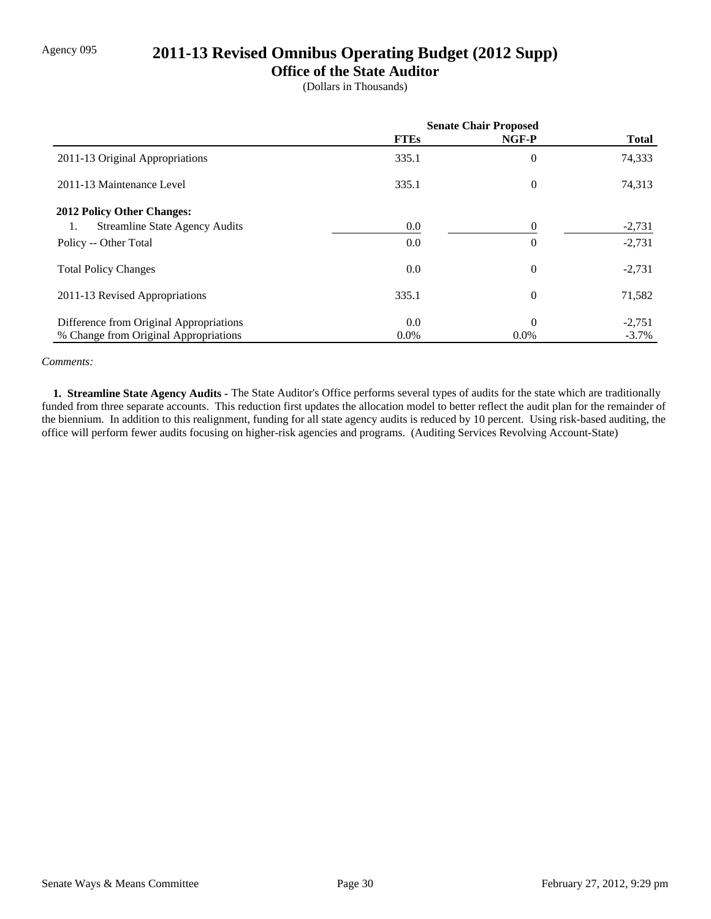Agency 095

# 2011-13 Revised Omnibus Operating Budget (2012 Supp)

## Office of the State Auditor

(Dollars in Thousands)

| | Senate Chair Proposed | | |
|---|---|---|---|
| | **FTEs** | **NGF-P** | **Total** |
| 2011-13 Original Appropriations | 335.1 | 0 | 74,333 |
| 2011-13 Maintenance Level | 335.1 | 0 | 74,313 |
| **2012 Policy Other Changes:** | | | |
| 1. Streamline State Agency Audits | 0.0 | 0 | -2,731 |
| Policy -- Other Total | 0.0 | 0 | -2,731 |
| Total Policy Changes | 0.0 | 0 | -2,731 |
| 2011-13 Revised Appropriations | 335.1 | 0 | 71,582 |
| Difference from Original Appropriations | 0.0 | 0 | -2,751 |
| % Change from Original Appropriations | 0.0% | 0.0% | -3.7% |

*Comments:*

**1. Streamline State Agency Audits -** The State Auditor's Office performs several types of audits for the state which are traditionally funded from three separate accounts. This reduction first updates the allocation model to better reflect the audit plan for the remainder of the biennium. In addition to this realignment, funding for all state agency audits is reduced by 10 percent. Using risk-based auditing, the office will perform fewer audits focusing on higher-risk agencies and programs. (Auditing Services Revolving Account-State)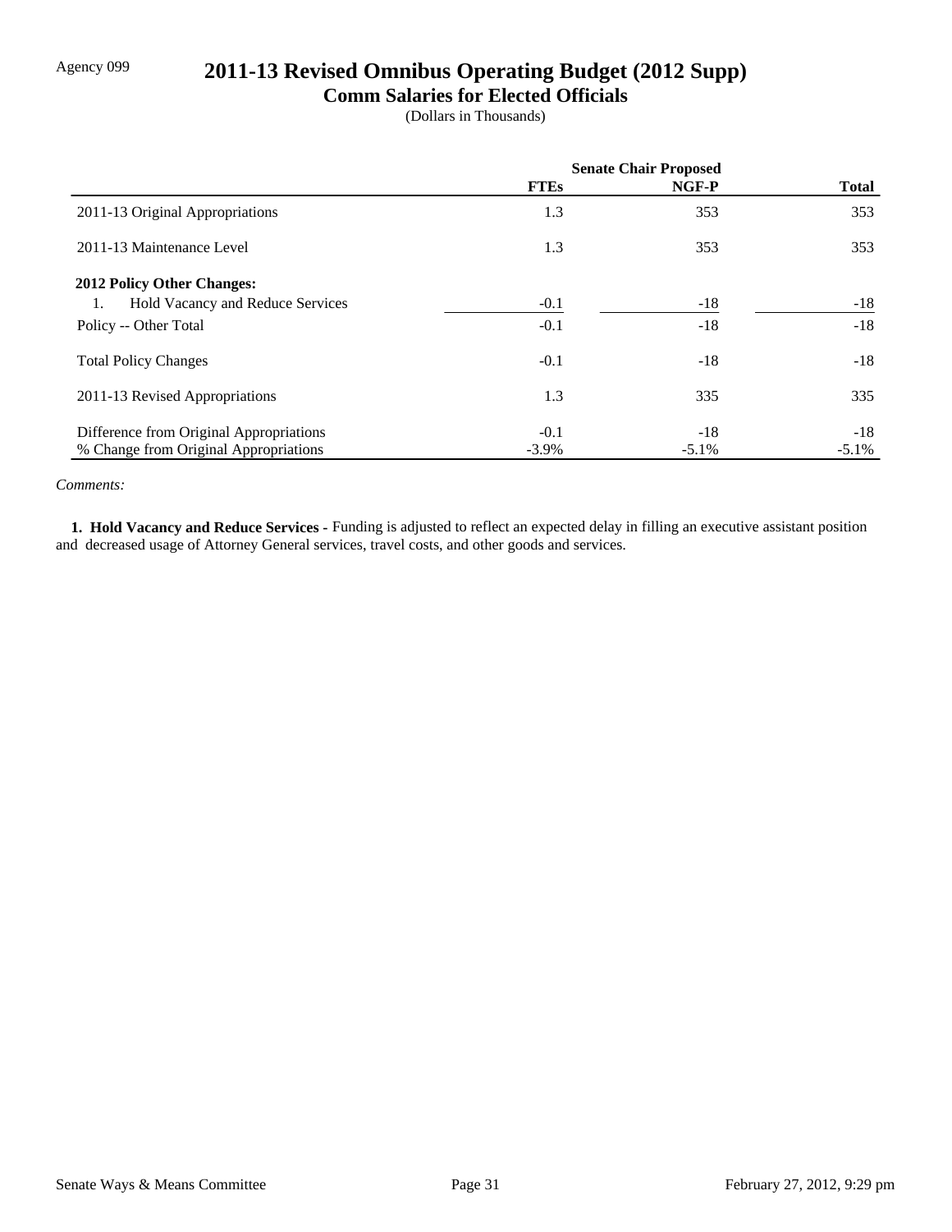Agency 099

# 2011-13 Revised Omnibus Operating Budget (2012 Supp)

## Comm Salaries for Elected Officials

(Dollars in Thousands)

| | Senate Chair Proposed | | |
|---|---|---|---|
| | FTEs | NGF-P | Total |
| 2011-13 Original Appropriations | 1.3 | 353 | 353 |
| 2011-13 Maintenance Level | 1.3 | 353 | 353 |
| **2012 Policy Other Changes:** | | | |
| 1. Hold Vacancy and Reduce Services | -0.1 | -18 | -18 |
| Policy -- Other Total | -0.1 | -18 | -18 |
| Total Policy Changes | -0.1 | -18 | -18 |
| 2011-13 Revised Appropriations | 1.3 | 335 | 335 |
| Difference from Original Appropriations | -0.1 | -18 | -18 |
| % Change from Original Appropriations | -3.9% | -5.1% | -5.1% |

*Comments:*

**1. Hold Vacancy and Reduce Services -** Funding is adjusted to reflect an expected delay in filling an executive assistant position and decreased usage of Attorney General services, travel costs, and other goods and services.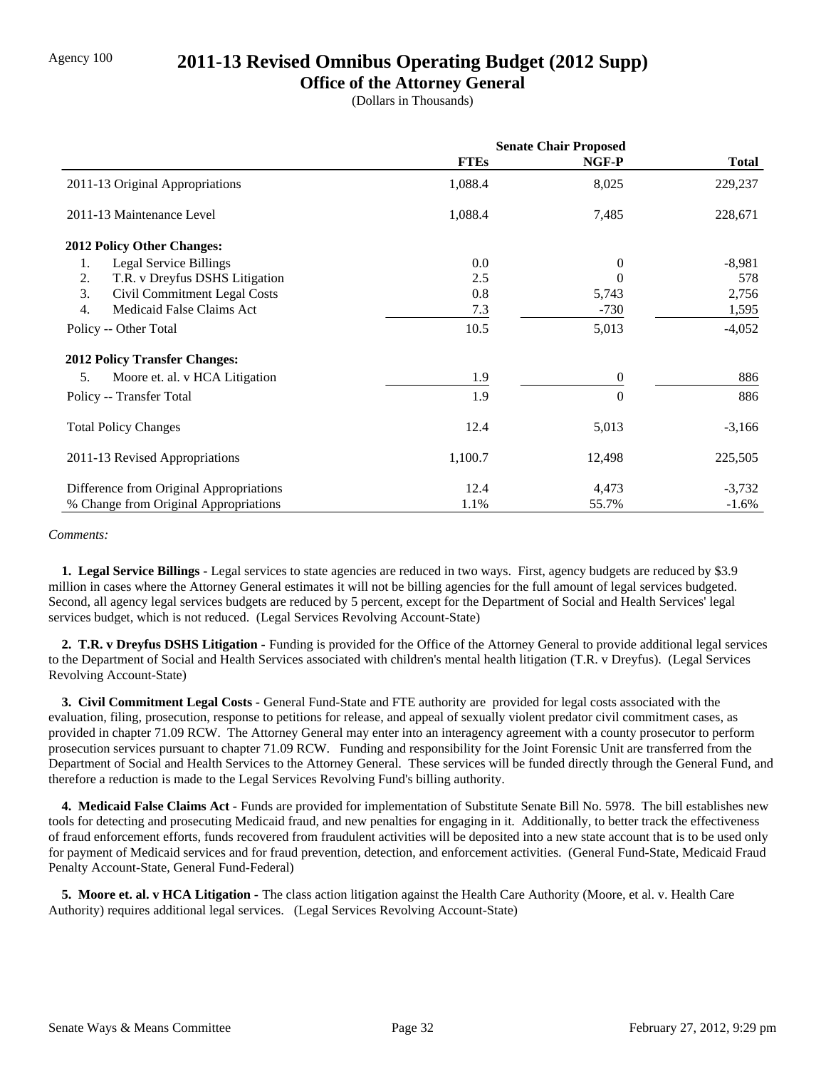Agency 100

# 2011-13 Revised Omnibus Operating Budget (2012 Supp)

## Office of the Attorney General

(Dollars in Thousands)

| | Senate Chair Proposed | | |
|---|---|---|---|
| | **FTEs** | **NGF-P** | **Total** |
| 2011-13 Original Appropriations | 1,088.4 | 8,025 | 229,237 |
| 2011-13 Maintenance Level | 1,088.4 | 7,485 | 228,671 |
| **2012 Policy Other Changes:** | | | |
| 1. Legal Service Billings | 0.0 | 0 | -8,981 |
| 2. T.R. v Dreyfus DSHS Litigation | 2.5 | 0 | 578 |
| 3. Civil Commitment Legal Costs | 0.8 | 5,743 | 2,756 |
| 4. Medicaid False Claims Act | 7.3 | -730 | 1,595 |
| Policy -- Other Total | 10.5 | 5,013 | -4,052 |
| **2012 Policy Transfer Changes:** | | | |
| 5. Moore et. al. v HCA Litigation | 1.9 | 0 | 886 |
| Policy -- Transfer Total | 1.9 | 0 | 886 |
| Total Policy Changes | 12.4 | 5,013 | -3,166 |
| 2011-13 Revised Appropriations | 1,100.7 | 12,498 | 225,505 |
| Difference from Original Appropriations | 12.4 | 4,473 | -3,732 |
| % Change from Original Appropriations | 1.1% | 55.7% | -1.6% |

*Comments:*

**1. Legal Service Billings -** Legal services to state agencies are reduced in two ways. First, agency budgets are reduced by $3.9 million in cases where the Attorney General estimates it will not be billing agencies for the full amount of legal services budgeted. Second, all agency legal services budgets are reduced by 5 percent, except for the Department of Social and Health Services' legal services budget, which is not reduced. (Legal Services Revolving Account-State)

**2. T.R. v Dreyfus DSHS Litigation -** Funding is provided for the Office of the Attorney General to provide additional legal services to the Department of Social and Health Services associated with children's mental health litigation (T.R. v Dreyfus). (Legal Services Revolving Account-State)

**3. Civil Commitment Legal Costs -** General Fund-State and FTE authority are provided for legal costs associated with the evaluation, filing, prosecution, response to petitions for release, and appeal of sexually violent predator civil commitment cases, as provided in chapter 71.09 RCW. The Attorney General may enter into an interagency agreement with a county prosecutor to perform prosecution services pursuant to chapter 71.09 RCW. Funding and responsibility for the Joint Forensic Unit are transferred from the Department of Social and Health Services to the Attorney General. These services will be funded directly through the General Fund, and therefore a reduction is made to the Legal Services Revolving Fund's billing authority.

**4. Medicaid False Claims Act -** Funds are provided for implementation of Substitute Senate Bill No. 5978. The bill establishes new tools for detecting and prosecuting Medicaid fraud, and new penalties for engaging in it. Additionally, to better track the effectiveness of fraud enforcement efforts, funds recovered from fraudulent activities will be deposited into a new state account that is to be used only for payment of Medicaid services and for fraud prevention, detection, and enforcement activities. (General Fund-State, Medicaid Fraud Penalty Account-State, General Fund-Federal)

**5. Moore et. al. v HCA Litigation -** The class action litigation against the Health Care Authority (Moore, et al. v. Health Care Authority) requires additional legal services. (Legal Services Revolving Account-State)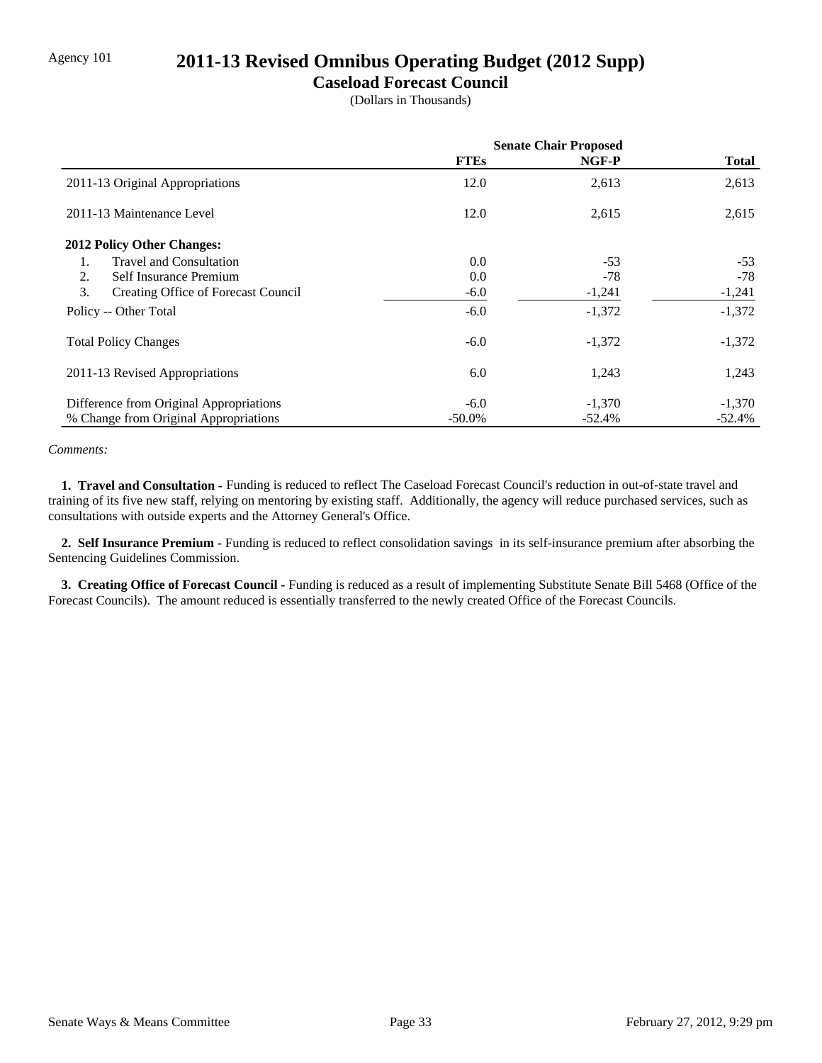Agency 101

# 2011-13 Revised Omnibus Operating Budget (2012 Supp)

## Caseload Forecast Council

(Dollars in Thousands)

| | Senate Chair Proposed | | |
|---|---|---|---|
| | **FTEs** | **NGF-P** | **Total** |
| 2011-13 Original Appropriations | 12.0 | 2,613 | 2,613 |
| 2011-13 Maintenance Level | 12.0 | 2,615 | 2,615 |
| **2012 Policy Other Changes:** | | | |
| 1. Travel and Consultation | 0.0 | -53 | -53 |
| 2. Self Insurance Premium | 0.0 | -78 | -78 |
| 3. Creating Office of Forecast Council | -6.0 | -1,241 | -1,241 |
| Policy -- Other Total | -6.0 | -1,372 | -1,372 |
| Total Policy Changes | -6.0 | -1,372 | -1,372 |
| 2011-13 Revised Appropriations | 6.0 | 1,243 | 1,243 |
| Difference from Original Appropriations | -6.0 | -1,370 | -1,370 |
| % Change from Original Appropriations | -50.0% | -52.4% | -52.4% |

*Comments:*

**1. Travel and Consultation -** Funding is reduced to reflect The Caseload Forecast Council's reduction in out-of-state travel and training of its five new staff, relying on mentoring by existing staff. Additionally, the agency will reduce purchased services, such as consultations with outside experts and the Attorney General's Office.

**2. Self Insurance Premium -** Funding is reduced to reflect consolidation savings in its self-insurance premium after absorbing the Sentencing Guidelines Commission.

**3. Creating Office of Forecast Council -** Funding is reduced as a result of implementing Substitute Senate Bill 5468 (Office of the Forecast Councils). The amount reduced is essentially transferred to the newly created Office of the Forecast Councils.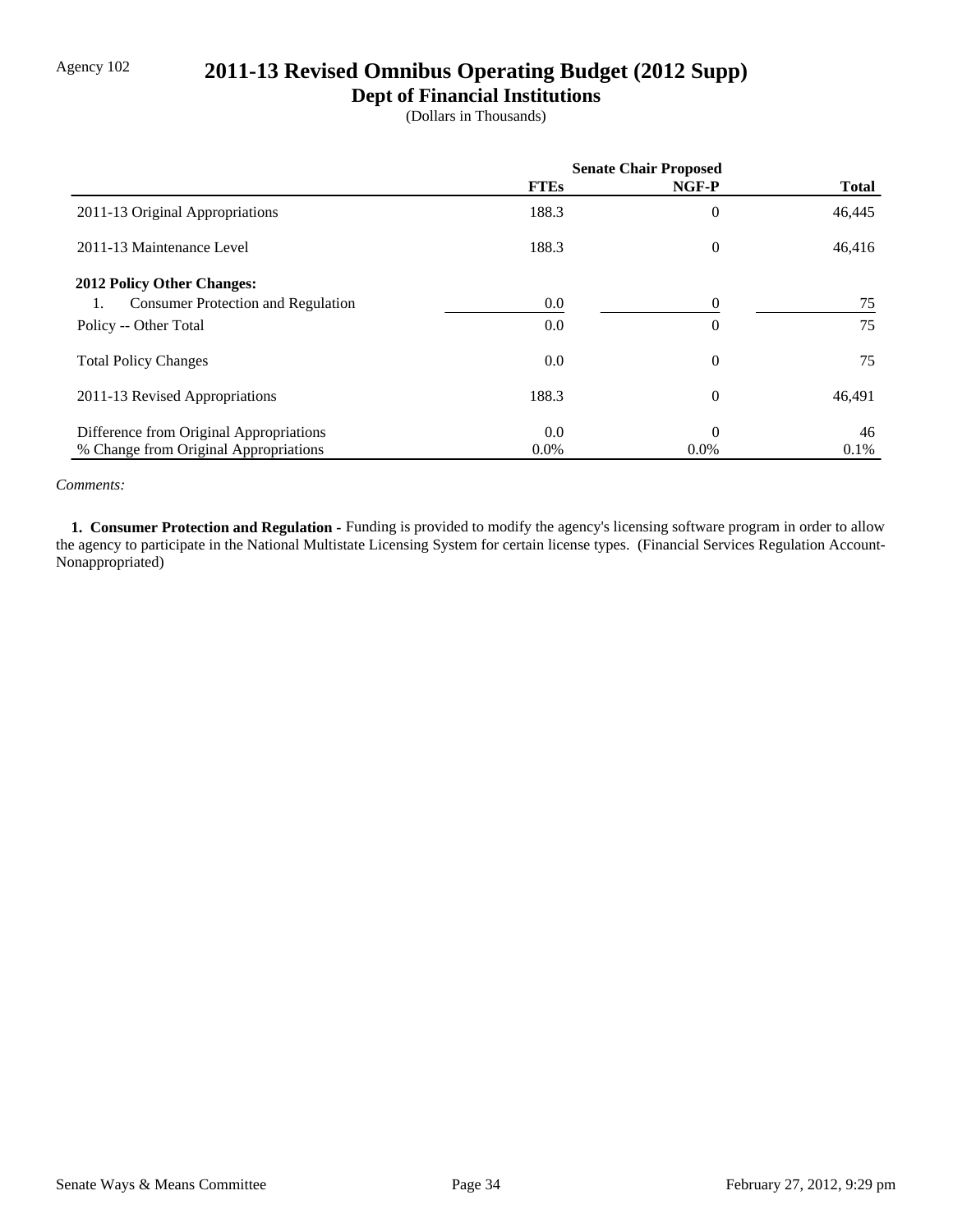Agency 102

# 2011-13 Revised Omnibus Operating Budget (2012 Supp)

## Dept of Financial Institutions

(Dollars in Thousands)

| | Senate Chair Proposed | | |
|---|---|---|---|
| | **FTEs** | **NGF-P** | **Total** |
| 2011-13 Original Appropriations | 188.3 | 0 | 46,445 |
| 2011-13 Maintenance Level | 188.3 | 0 | 46,416 |
| **2012 Policy Other Changes:** | | | |
| 1. Consumer Protection and Regulation | 0.0 | 0 | 75 |
| Policy -- Other Total | 0.0 | 0 | 75 |
| Total Policy Changes | 0.0 | 0 | 75 |
| 2011-13 Revised Appropriations | 188.3 | 0 | 46,491 |
| Difference from Original Appropriations | 0.0 | 0 | 46 |
| % Change from Original Appropriations | 0.0% | 0.0% | 0.1% |

*Comments:*

**1. Consumer Protection and Regulation -** Funding is provided to modify the agency's licensing software program in order to allow the agency to participate in the National Multistate Licensing System for certain license types. (Financial Services Regulation Account-Nonappropriated)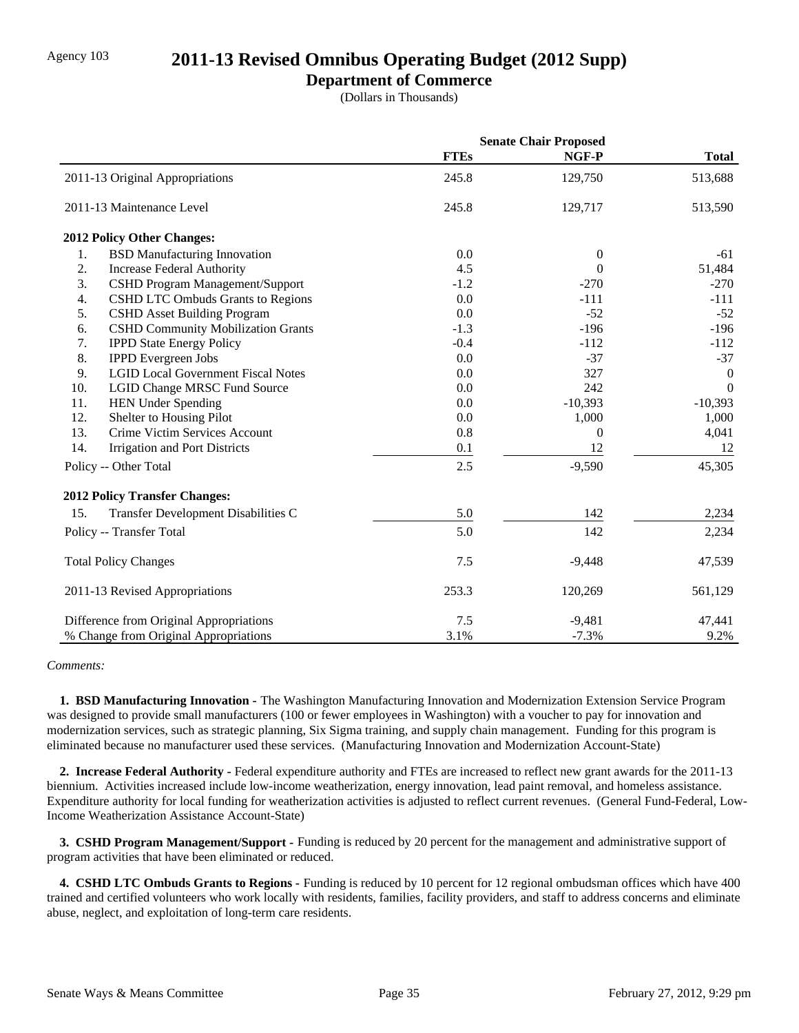Agency 103

# 2011-13 Revised Omnibus Operating Budget (2012 Supp)

## Department of Commerce

(Dollars in Thousands)

| | Senate Chair Proposed | | |
|---|---|---|---|
| | **FTEs** | **NGF-P** | **Total** |
| 2011-13 Original Appropriations | 245.8 | 129,750 | 513,688 |
| 2011-13 Maintenance Level | 245.8 | 129,717 | 513,590 |
| **2012 Policy Other Changes:** | | | |
| 1. BSD Manufacturing Innovation | 0.0 | 0 | -61 |
| 2. Increase Federal Authority | 4.5 | 0 | 51,484 |
| 3. CSHD Program Management/Support | -1.2 | -270 | -270 |
| 4. CSHD LTC Ombuds Grants to Regions | 0.0 | -111 | -111 |
| 5. CSHD Asset Building Program | 0.0 | -52 | -52 |
| 6. CSHD Community Mobilization Grants | -1.3 | -196 | -196 |
| 7. IPPD State Energy Policy | -0.4 | -112 | -112 |
| 8. IPPD Evergreen Jobs | 0.0 | -37 | -37 |
| 9. LGID Local Government Fiscal Notes | 0.0 | 327 | 0 |
| 10. LGID Change MRSC Fund Source | 0.0 | 242 | 0 |
| 11. HEN Under Spending | 0.0 | -10,393 | -10,393 |
| 12. Shelter to Housing Pilot | 0.0 | 1,000 | 1,000 |
| 13. Crime Victim Services Account | 0.8 | 0 | 4,041 |
| 14. Irrigation and Port Districts | 0.1 | 12 | 12 |
| Policy -- Other Total | 2.5 | -9,590 | 45,305 |
| **2012 Policy Transfer Changes:** | | | |
| 15. Transfer Development Disabilities C | 5.0 | 142 | 2,234 |
| Policy -- Transfer Total | 5.0 | 142 | 2,234 |
| Total Policy Changes | 7.5 | -9,448 | 47,539 |
| 2011-13 Revised Appropriations | 253.3 | 120,269 | 561,129 |
| Difference from Original Appropriations | 7.5 | -9,481 | 47,441 |
| % Change from Original Appropriations | 3.1% | -7.3% | 9.2% |

*Comments:*

**1. BSD Manufacturing Innovation -** The Washington Manufacturing Innovation and Modernization Extension Service Program was designed to provide small manufacturers (100 or fewer employees in Washington) with a voucher to pay for innovation and modernization services, such as strategic planning, Six Sigma training, and supply chain management. Funding for this program is eliminated because no manufacturer used these services. (Manufacturing Innovation and Modernization Account-State)

**2. Increase Federal Authority -** Federal expenditure authority and FTEs are increased to reflect new grant awards for the 2011-13 biennium. Activities increased include low-income weatherization, energy innovation, lead paint removal, and homeless assistance. Expenditure authority for local funding for weatherization activities is adjusted to reflect current revenues. (General Fund-Federal, Low-Income Weatherization Assistance Account-State)

**3. CSHD Program Management/Support -** Funding is reduced by 20 percent for the management and administrative support of program activities that have been eliminated or reduced.

**4. CSHD LTC Ombuds Grants to Regions -** Funding is reduced by 10 percent for 12 regional ombudsman offices which have 400 trained and certified volunteers who work locally with residents, families, facility providers, and staff to address concerns and eliminate abuse, neglect, and exploitation of long-term care residents.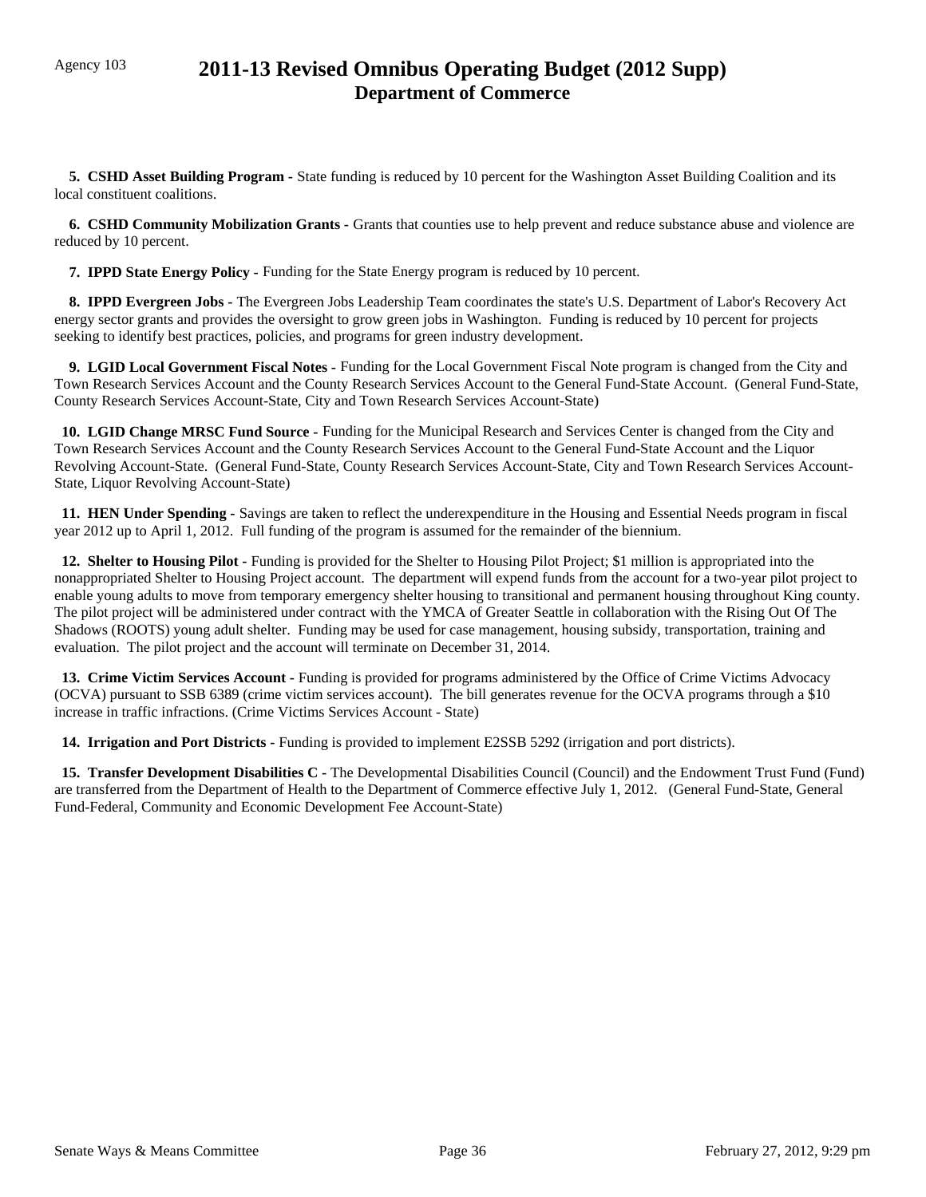Agency 103

# 2011-13 Revised Omnibus Operating Budget (2012 Supp)
## Department of Commerce

**5. CSHD Asset Building Program -** State funding is reduced by 10 percent for the Washington Asset Building Coalition and its local constituent coalitions.

**6. CSHD Community Mobilization Grants -** Grants that counties use to help prevent and reduce substance abuse and violence are reduced by 10 percent.

**7. IPPD State Energy Policy -** Funding for the State Energy program is reduced by 10 percent.

**8. IPPD Evergreen Jobs -** The Evergreen Jobs Leadership Team coordinates the state's U.S. Department of Labor's Recovery Act energy sector grants and provides the oversight to grow green jobs in Washington. Funding is reduced by 10 percent for projects seeking to identify best practices, policies, and programs for green industry development.

**9. LGID Local Government Fiscal Notes -** Funding for the Local Government Fiscal Note program is changed from the City and Town Research Services Account and the County Research Services Account to the General Fund-State Account. (General Fund-State, County Research Services Account-State, City and Town Research Services Account-State)

**10. LGID Change MRSC Fund Source -** Funding for the Municipal Research and Services Center is changed from the City and Town Research Services Account and the County Research Services Account to the General Fund-State Account and the Liquor Revolving Account-State. (General Fund-State, County Research Services Account-State, City and Town Research Services Account-State, Liquor Revolving Account-State)

**11. HEN Under Spending -** Savings are taken to reflect the underexpenditure in the Housing and Essential Needs program in fiscal year 2012 up to April 1, 2012. Full funding of the program is assumed for the remainder of the biennium.

**12. Shelter to Housing Pilot -** Funding is provided for the Shelter to Housing Pilot Project; $1 million is appropriated into the nonappropriated Shelter to Housing Project account. The department will expend funds from the account for a two-year pilot project to enable young adults to move from temporary emergency shelter housing to transitional and permanent housing throughout King county. The pilot project will be administered under contract with the YMCA of Greater Seattle in collaboration with the Rising Out Of The Shadows (ROOTS) young adult shelter. Funding may be used for case management, housing subsidy, transportation, training and evaluation. The pilot project and the account will terminate on December 31, 2014.

**13. Crime Victim Services Account -** Funding is provided for programs administered by the Office of Crime Victims Advocacy (OCVA) pursuant to SSB 6389 (crime victim services account). The bill generates revenue for the OCVA programs through a $10 increase in traffic infractions. (Crime Victims Services Account - State)

**14. Irrigation and Port Districts -** Funding is provided to implement E2SSB 5292 (irrigation and port districts).

**15. Transfer Development Disabilities C -** The Developmental Disabilities Council (Council) and the Endowment Trust Fund (Fund) are transferred from the Department of Health to the Department of Commerce effective July 1, 2012. (General Fund-State, General Fund-Federal, Community and Economic Development Fee Account-State)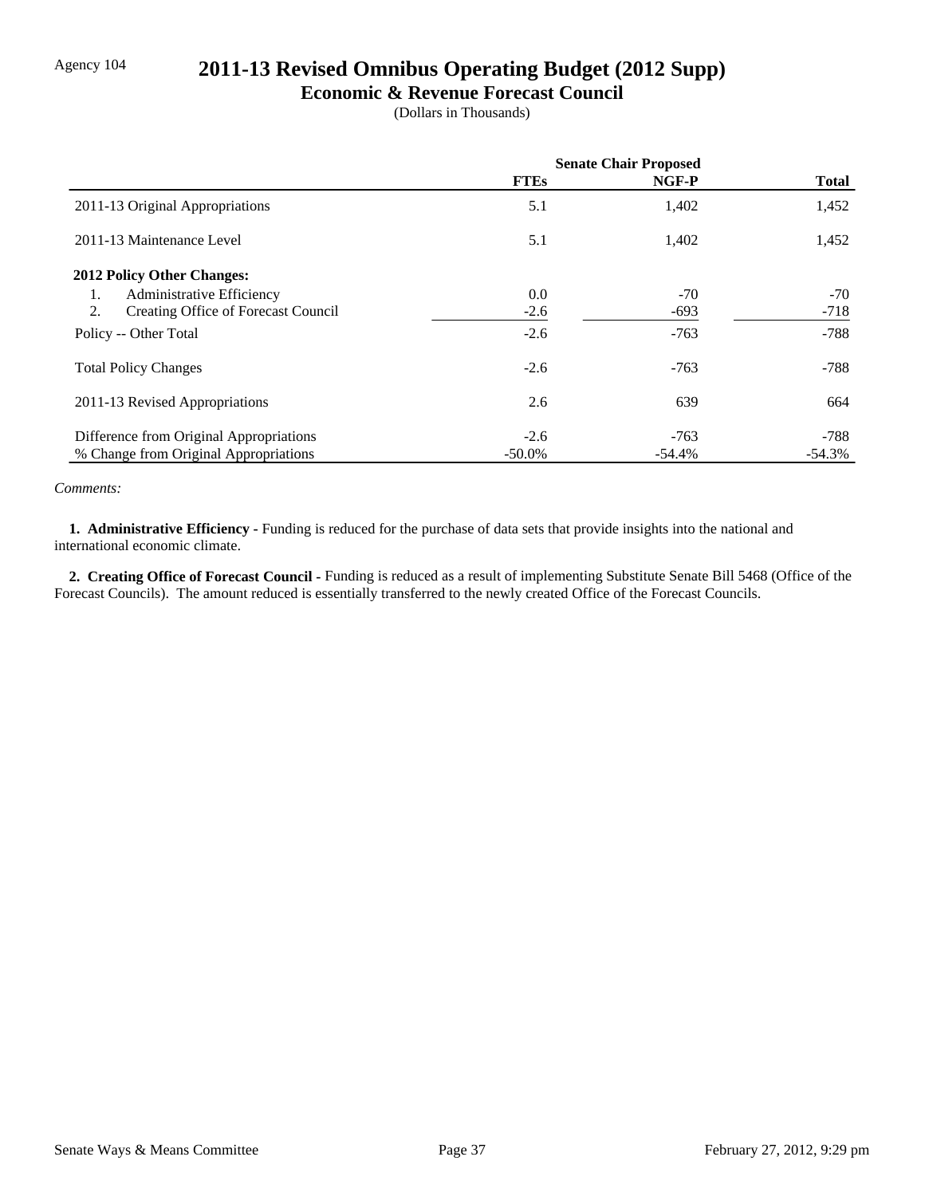Agency 104

# 2011-13 Revised Omnibus Operating Budget (2012 Supp)

## Economic & Revenue Forecast Council

(Dollars in Thousands)

| | Senate Chair Proposed | | |
|---|---|---|---|
| | **FTEs** | **NGF-P** | **Total** |
| 2011-13 Original Appropriations | 5.1 | 1,402 | 1,452 |
| 2011-13 Maintenance Level | 5.1 | 1,402 | 1,452 |
| **2012 Policy Other Changes:** | | | |
| 1. Administrative Efficiency | 0.0 | -70 | -70 |
| 2. Creating Office of Forecast Council | -2.6 | -693 | -718 |
| Policy -- Other Total | -2.6 | -763 | -788 |
| Total Policy Changes | -2.6 | -763 | -788 |
| 2011-13 Revised Appropriations | 2.6 | 639 | 664 |
| Difference from Original Appropriations | -2.6 | -763 | -788 |
| % Change from Original Appropriations | -50.0% | -54.4% | -54.3% |

*Comments:*

**1. Administrative Efficiency -** Funding is reduced for the purchase of data sets that provide insights into the national and international economic climate.

**2. Creating Office of Forecast Council -** Funding is reduced as a result of implementing Substitute Senate Bill 5468 (Office of the Forecast Councils). The amount reduced is essentially transferred to the newly created Office of the Forecast Councils.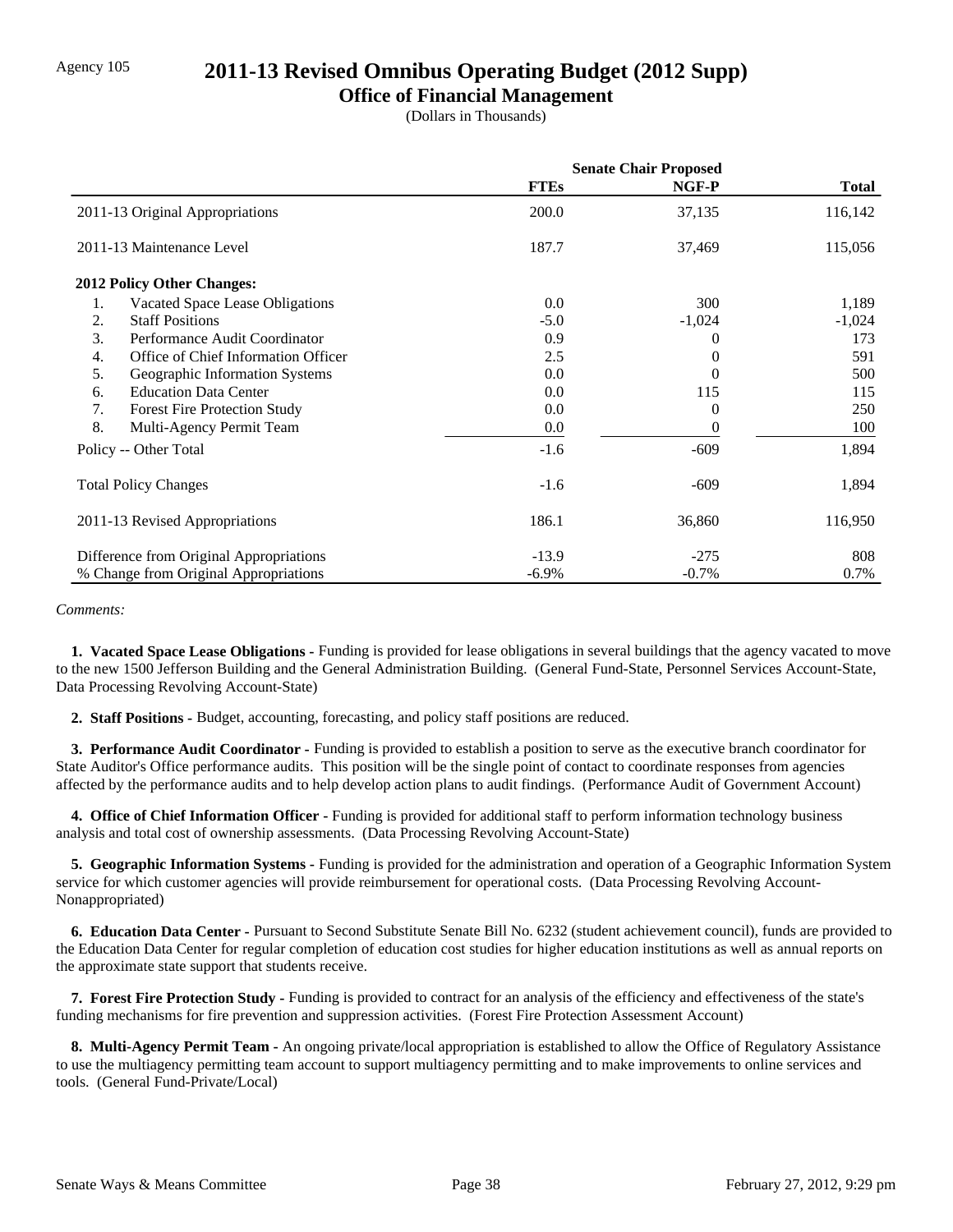Agency 105

# 2011-13 Revised Omnibus Operating Budget (2012 Supp)

## Office of Financial Management

(Dollars in Thousands)

| | Senate Chair Proposed | | |
|---|---|---|---|
| | **FTEs** | **NGF-P** | **Total** |
| 2011-13 Original Appropriations | 200.0 | 37,135 | 116,142 |
| 2011-13 Maintenance Level | 187.7 | 37,469 | 115,056 |
| **2012 Policy Other Changes:** | | | |
| 1. Vacated Space Lease Obligations | 0.0 | 300 | 1,189 |
| 2. Staff Positions | -5.0 | -1,024 | -1,024 |
| 3. Performance Audit Coordinator | 0.9 | 0 | 173 |
| 4. Office of Chief Information Officer | 2.5 | 0 | 591 |
| 5. Geographic Information Systems | 0.0 | 0 | 500 |
| 6. Education Data Center | 0.0 | 115 | 115 |
| 7. Forest Fire Protection Study | 0.0 | 0 | 250 |
| 8. Multi-Agency Permit Team | 0.0 | 0 | 100 |
| Policy -- Other Total | -1.6 | -609 | 1,894 |
| Total Policy Changes | -1.6 | -609 | 1,894 |
| 2011-13 Revised Appropriations | 186.1 | 36,860 | 116,950 |
| Difference from Original Appropriations | -13.9 | -275 | 808 |
| % Change from Original Appropriations | -6.9% | -0.7% | 0.7% |

*Comments:*

**1. Vacated Space Lease Obligations -** Funding is provided for lease obligations in several buildings that the agency vacated to move to the new 1500 Jefferson Building and the General Administration Building. (General Fund-State, Personnel Services Account-State, Data Processing Revolving Account-State)

**2. Staff Positions -** Budget, accounting, forecasting, and policy staff positions are reduced.

**3. Performance Audit Coordinator -** Funding is provided to establish a position to serve as the executive branch coordinator for State Auditor's Office performance audits. This position will be the single point of contact to coordinate responses from agencies affected by the performance audits and to help develop action plans to audit findings. (Performance Audit of Government Account)

**4. Office of Chief Information Officer -** Funding is provided for additional staff to perform information technology business analysis and total cost of ownership assessments. (Data Processing Revolving Account-State)

**5. Geographic Information Systems -** Funding is provided for the administration and operation of a Geographic Information System service for which customer agencies will provide reimbursement for operational costs. (Data Processing Revolving Account-Nonappropriated)

**6. Education Data Center -** Pursuant to Second Substitute Senate Bill No. 6232 (student achievement council), funds are provided to the Education Data Center for regular completion of education cost studies for higher education institutions as well as annual reports on the approximate state support that students receive.

**7. Forest Fire Protection Study -** Funding is provided to contract for an analysis of the efficiency and effectiveness of the state's funding mechanisms for fire prevention and suppression activities. (Forest Fire Protection Assessment Account)

**8. Multi-Agency Permit Team -** An ongoing private/local appropriation is established to allow the Office of Regulatory Assistance to use the multiagency permitting team account to support multiagency permitting and to make improvements to online services and tools. (General Fund-Private/Local)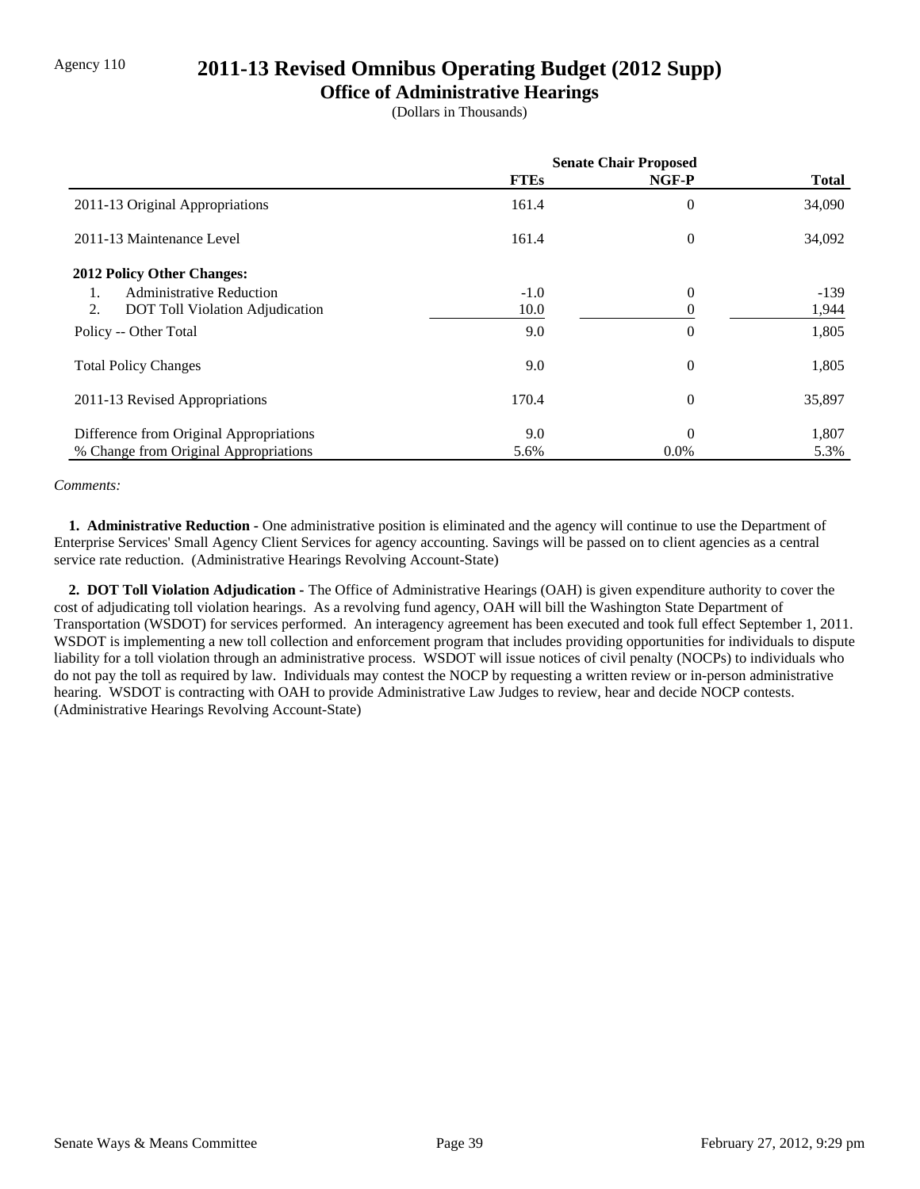Agency 110

# 2011-13 Revised Omnibus Operating Budget (2012 Supp)

## Office of Administrative Hearings

(Dollars in Thousands)

| | Senate Chair Proposed | | |
|---|---|---|---|
| | FTEs | NGF-P | Total |
| 2011-13 Original Appropriations | 161.4 | 0 | 34,090 |
| 2011-13 Maintenance Level | 161.4 | 0 | 34,092 |
| **2012 Policy Other Changes:** | | | |
| 1. Administrative Reduction | -1.0 | 0 | -139 |
| 2. DOT Toll Violation Adjudication | 10.0 | 0 | 1,944 |
| Policy -- Other Total | 9.0 | 0 | 1,805 |
| Total Policy Changes | 9.0 | 0 | 1,805 |
| 2011-13 Revised Appropriations | 170.4 | 0 | 35,897 |
| Difference from Original Appropriations | 9.0 | 0 | 1,807 |
| % Change from Original Appropriations | 5.6% | 0.0% | 5.3% |

*Comments:*

**1. Administrative Reduction -** One administrative position is eliminated and the agency will continue to use the Department of Enterprise Services' Small Agency Client Services for agency accounting. Savings will be passed on to client agencies as a central service rate reduction. (Administrative Hearings Revolving Account-State)

**2. DOT Toll Violation Adjudication -** The Office of Administrative Hearings (OAH) is given expenditure authority to cover the cost of adjudicating toll violation hearings. As a revolving fund agency, OAH will bill the Washington State Department of Transportation (WSDOT) for services performed. An interagency agreement has been executed and took full effect September 1, 2011. WSDOT is implementing a new toll collection and enforcement program that includes providing opportunities for individuals to dispute liability for a toll violation through an administrative process. WSDOT will issue notices of civil penalty (NOCPs) to individuals who do not pay the toll as required by law. Individuals may contest the NOCP by requesting a written review or in-person administrative hearing. WSDOT is contracting with OAH to provide Administrative Law Judges to review, hear and decide NOCP contests. (Administrative Hearings Revolving Account-State)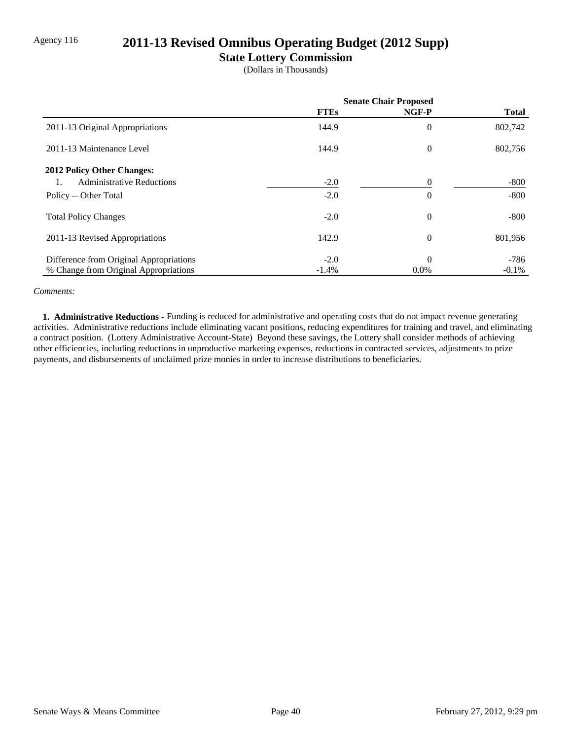Agency 116

# 2011-13 Revised Omnibus Operating Budget (2012 Supp)

## State Lottery Commission

(Dollars in Thousands)

| | Senate Chair Proposed | | |
|---|---|---|---|
| | **FTEs** | **NGF-P** | **Total** |
| 2011-13 Original Appropriations | 144.9 | 0 | 802,742 |
| 2011-13 Maintenance Level | 144.9 | 0 | 802,756 |
| **2012 Policy Other Changes:** | | | |
| 1. Administrative Reductions | -2.0 | 0 | -800 |
| Policy -- Other Total | -2.0 | 0 | -800 |
| Total Policy Changes | -2.0 | 0 | -800 |
| 2011-13 Revised Appropriations | 142.9 | 0 | 801,956 |
| Difference from Original Appropriations | -2.0 | 0 | -786 |
| % Change from Original Appropriations | -1.4% | 0.0% | -0.1% |

*Comments:*

**1. Administrative Reductions -** Funding is reduced for administrative and operating costs that do not impact revenue generating activities. Administrative reductions include eliminating vacant positions, reducing expenditures for training and travel, and eliminating a contract position. (Lottery Administrative Account-State) Beyond these savings, the Lottery shall consider methods of achieving other efficiencies, including reductions in unproductive marketing expenses, reductions in contracted services, adjustments to prize payments, and disbursements of unclaimed prize monies in order to increase distributions to beneficiaries.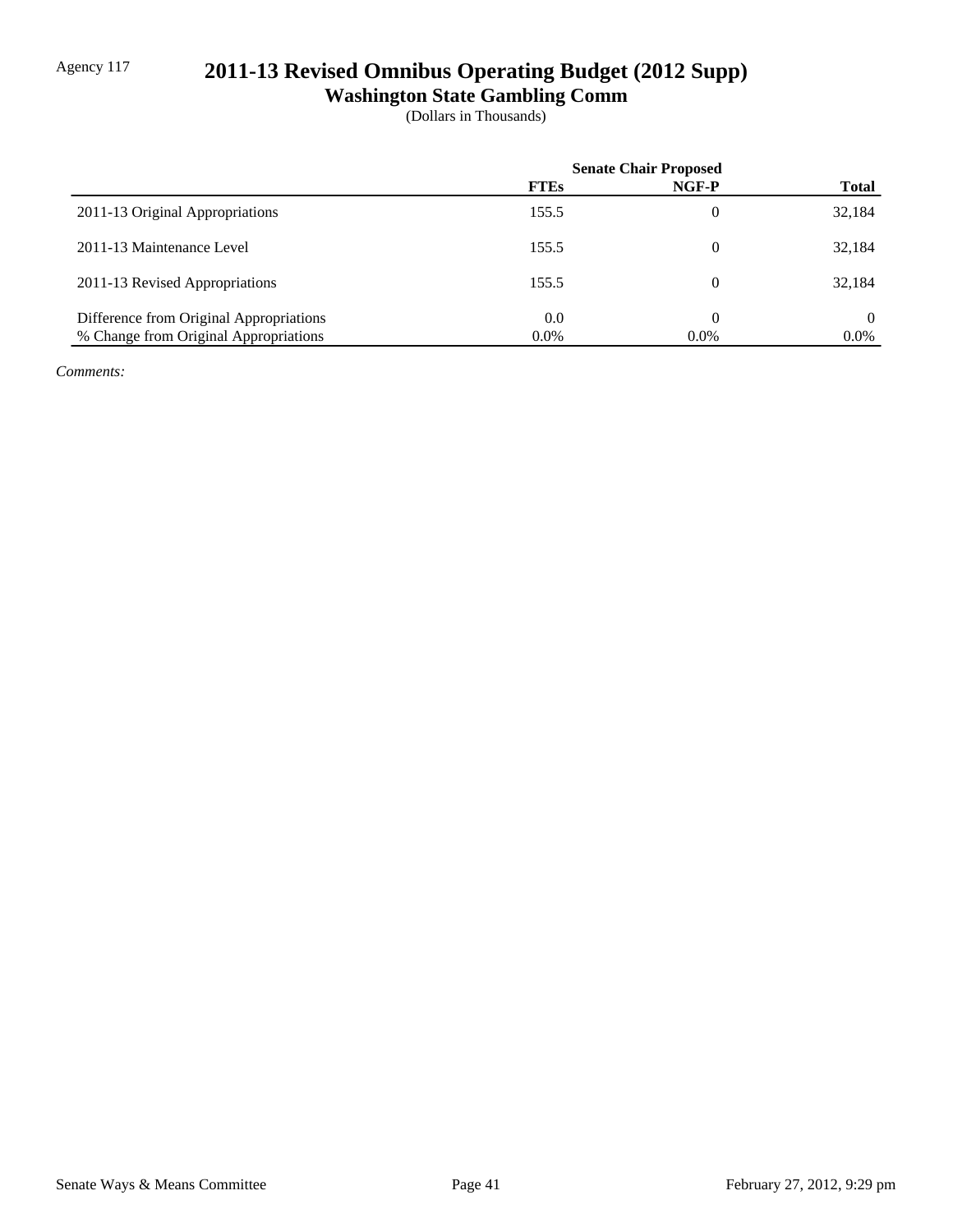Agency 117

# 2011-13 Revised Omnibus Operating Budget (2012 Supp)

## Washington State Gambling Comm

(Dollars in Thousands)

| | Senate Chair Proposed | | |
|---|---|---|---|
| | **FTEs** | **NGF-P** | **Total** |
| 2011-13 Original Appropriations | 155.5 | 0 | 32,184 |
| 2011-13 Maintenance Level | 155.5 | 0 | 32,184 |
| 2011-13 Revised Appropriations | 155.5 | 0 | 32,184 |
| Difference from Original Appropriations | 0.0 | 0 | 0 |
| % Change from Original Appropriations | 0.0% | 0.0% | 0.0% |

*Comments:*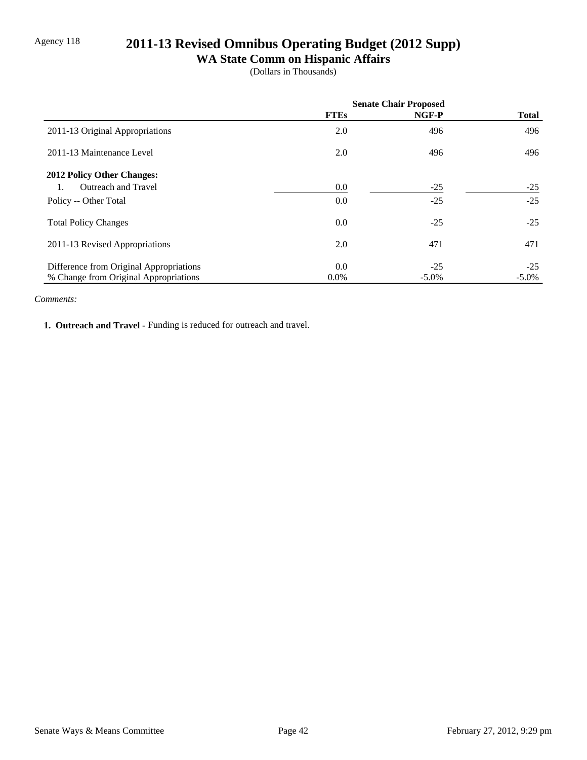Agency 118

# 2011-13 Revised Omnibus Operating Budget (2012 Supp)

## WA State Comm on Hispanic Affairs

(Dollars in Thousands)

| | Senate Chair Proposed | | |
|---|---|---|---|
| | **FTEs** | **NGF-P** | **Total** |
| 2011-13 Original Appropriations | 2.0 | 496 | 496 |
| 2011-13 Maintenance Level | 2.0 | 496 | 496 |
| **2012 Policy Other Changes:** | | | |
| 1. Outreach and Travel | 0.0 | -25 | -25 |
| Policy -- Other Total | 0.0 | -25 | -25 |
| Total Policy Changes | 0.0 | -25 | -25 |
| 2011-13 Revised Appropriations | 2.0 | 471 | 471 |
| Difference from Original Appropriations | 0.0 | -25 | -25 |
| % Change from Original Appropriations | 0.0% | -5.0% | -5.0% |

*Comments:*

**1. Outreach and Travel -** Funding is reduced for outreach and travel.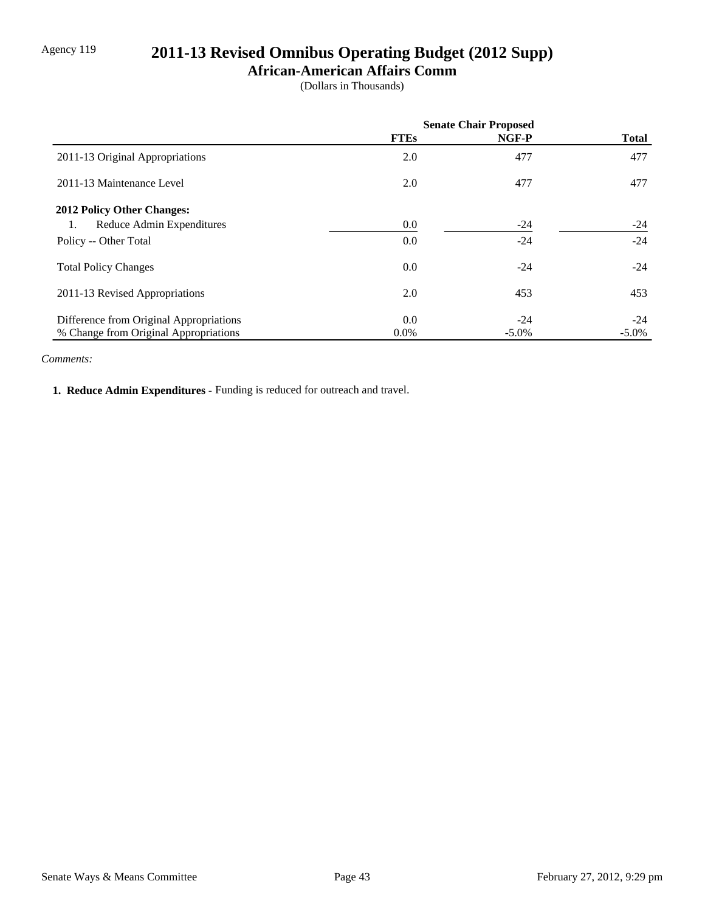Agency 119

# 2011-13 Revised Omnibus Operating Budget (2012 Supp)

## African-American Affairs Comm

(Dollars in Thousands)

| | Senate Chair Proposed | | |
|---|---|---|---|
| | **FTEs** | **NGF-P** | **Total** |
| 2011-13 Original Appropriations | 2.0 | 477 | 477 |
| 2011-13 Maintenance Level | 2.0 | 477 | 477 |
| **2012 Policy Other Changes:** | | | |
| 1. Reduce Admin Expenditures | 0.0 | -24 | -24 |
| Policy -- Other Total | 0.0 | -24 | -24 |
| Total Policy Changes | 0.0 | -24 | -24 |
| 2011-13 Revised Appropriations | 2.0 | 453 | 453 |
| Difference from Original Appropriations | 0.0 | -24 | -24 |
| % Change from Original Appropriations | 0.0% | -5.0% | -5.0% |

*Comments:*

**1. Reduce Admin Expenditures -** Funding is reduced for outreach and travel.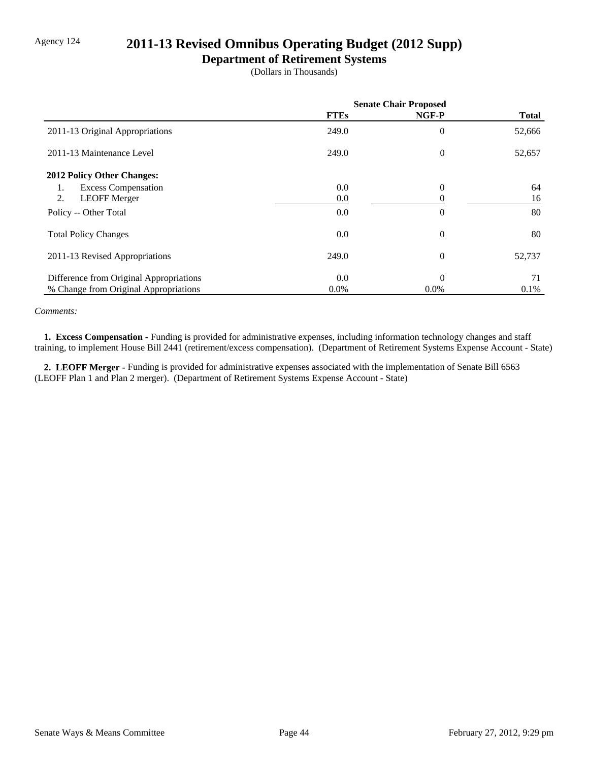Agency 124

# 2011-13 Revised Omnibus Operating Budget (2012 Supp)

## Department of Retirement Systems

(Dollars in Thousands)

| | Senate Chair Proposed | | |
|---|---|---|---|
| | **FTEs** | **NGF-P** | **Total** |
| 2011-13 Original Appropriations | 249.0 | 0 | 52,666 |
| 2011-13 Maintenance Level | 249.0 | 0 | 52,657 |
| **2012 Policy Other Changes:** | | | |
| 1. Excess Compensation | 0.0 | 0 | 64 |
| 2. LEOFF Merger | 0.0 | 0 | 16 |
| Policy -- Other Total | 0.0 | 0 | 80 |
| Total Policy Changes | 0.0 | 0 | 80 |
| 2011-13 Revised Appropriations | 249.0 | 0 | 52,737 |
| Difference from Original Appropriations | 0.0 | 0 | 71 |
| % Change from Original Appropriations | 0.0% | 0.0% | 0.1% |

*Comments:*

**1. Excess Compensation -** Funding is provided for administrative expenses, including information technology changes and staff training, to implement House Bill 2441 (retirement/excess compensation). (Department of Retirement Systems Expense Account - State)

**2. LEOFF Merger -** Funding is provided for administrative expenses associated with the implementation of Senate Bill 6563 (LEOFF Plan 1 and Plan 2 merger). (Department of Retirement Systems Expense Account - State)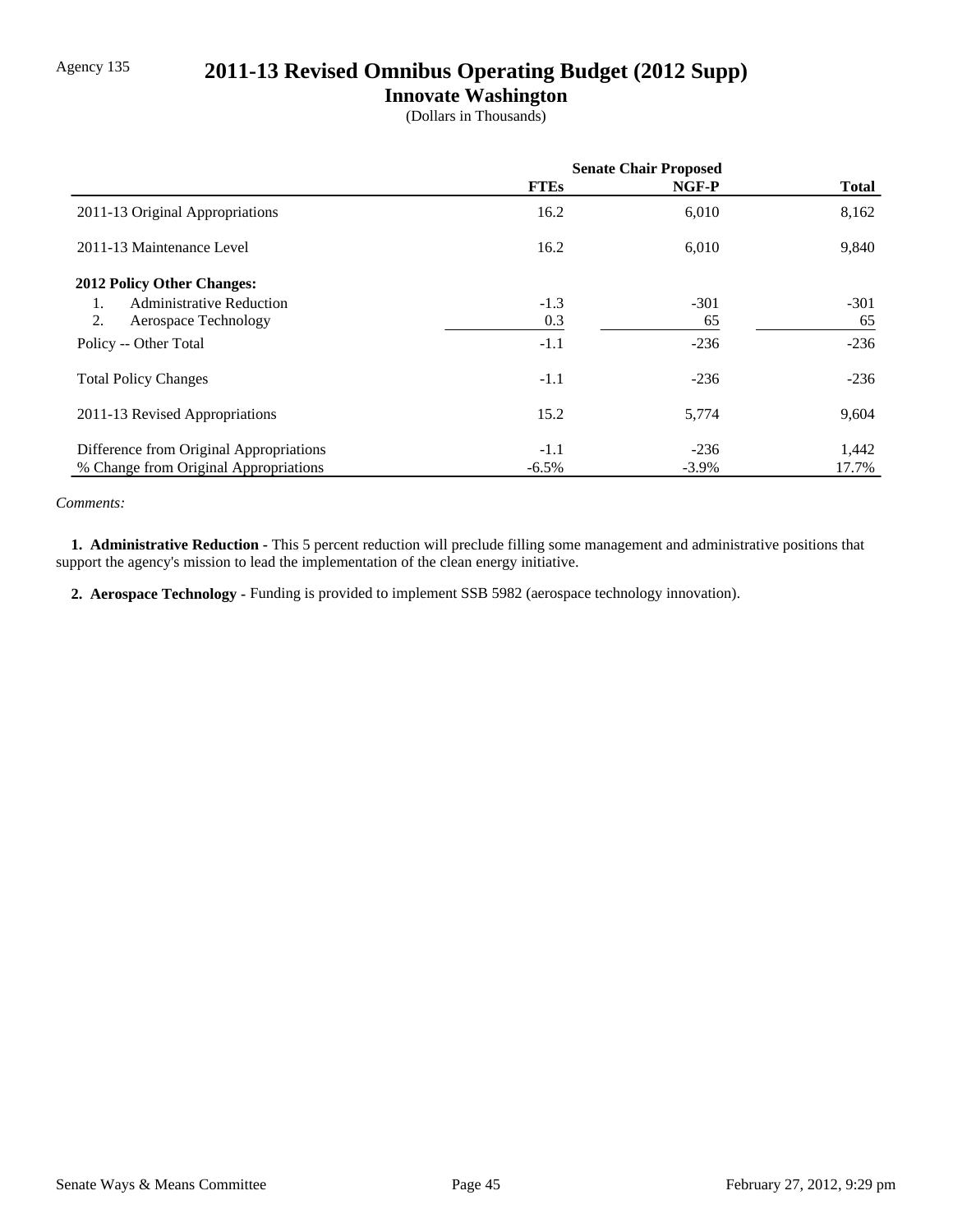Agency 135

# 2011-13 Revised Omnibus Operating Budget (2012 Supp)

## Innovate Washington

(Dollars in Thousands)

| | Senate Chair Proposed | | |
|---|---|---|---|
| | **FTEs** | **NGF-P** | **Total** |
| 2011-13 Original Appropriations | 16.2 | 6,010 | 8,162 |
| 2011-13 Maintenance Level | 16.2 | 6,010 | 9,840 |
| **2012 Policy Other Changes:** | | | |
| 1. Administrative Reduction | -1.3 | -301 | -301 |
| 2. Aerospace Technology | 0.3 | 65 | 65 |
| Policy -- Other Total | -1.1 | -236 | -236 |
| Total Policy Changes | -1.1 | -236 | -236 |
| 2011-13 Revised Appropriations | 15.2 | 5,774 | 9,604 |
| Difference from Original Appropriations | -1.1 | -236 | 1,442 |
| % Change from Original Appropriations | -6.5% | -3.9% | 17.7% |

*Comments:*

**1. Administrative Reduction -** This 5 percent reduction will preclude filling some management and administrative positions that support the agency's mission to lead the implementation of the clean energy initiative.

**2. Aerospace Technology -** Funding is provided to implement SSB 5982 (aerospace technology innovation).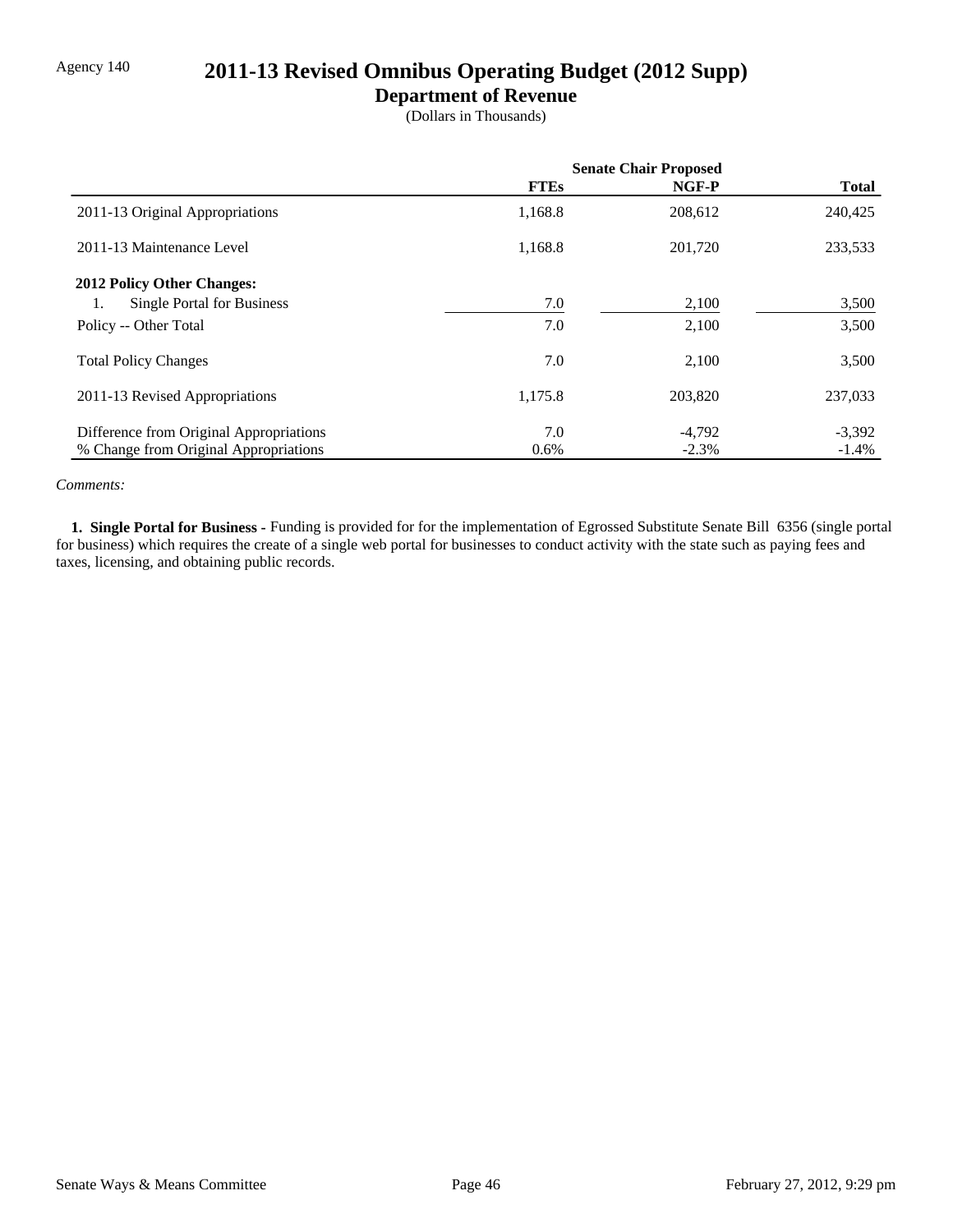Agency 140

# 2011-13 Revised Omnibus Operating Budget (2012 Supp)

## Department of Revenue

(Dollars in Thousands)

| | Senate Chair Proposed | | |
|---|---|---|---|
| | **FTEs** | **NGF-P** | **Total** |
| 2011-13 Original Appropriations | 1,168.8 | 208,612 | 240,425 |
| 2011-13 Maintenance Level | 1,168.8 | 201,720 | 233,533 |
| **2012 Policy Other Changes:** | | | |
| 1. Single Portal for Business | 7.0 | 2,100 | 3,500 |
| Policy -- Other Total | 7.0 | 2,100 | 3,500 |
| Total Policy Changes | 7.0 | 2,100 | 3,500 |
| 2011-13 Revised Appropriations | 1,175.8 | 203,820 | 237,033 |
| Difference from Original Appropriations | 7.0 | -4,792 | -3,392 |
| % Change from Original Appropriations | 0.6% | -2.3% | -1.4% |

*Comments:*

**1. Single Portal for Business -** Funding is provided for for the implementation of Egrossed Substitute Senate Bill 6356 (single portal for business) which requires the create of a single web portal for businesses to conduct activity with the state such as paying fees and taxes, licensing, and obtaining public records.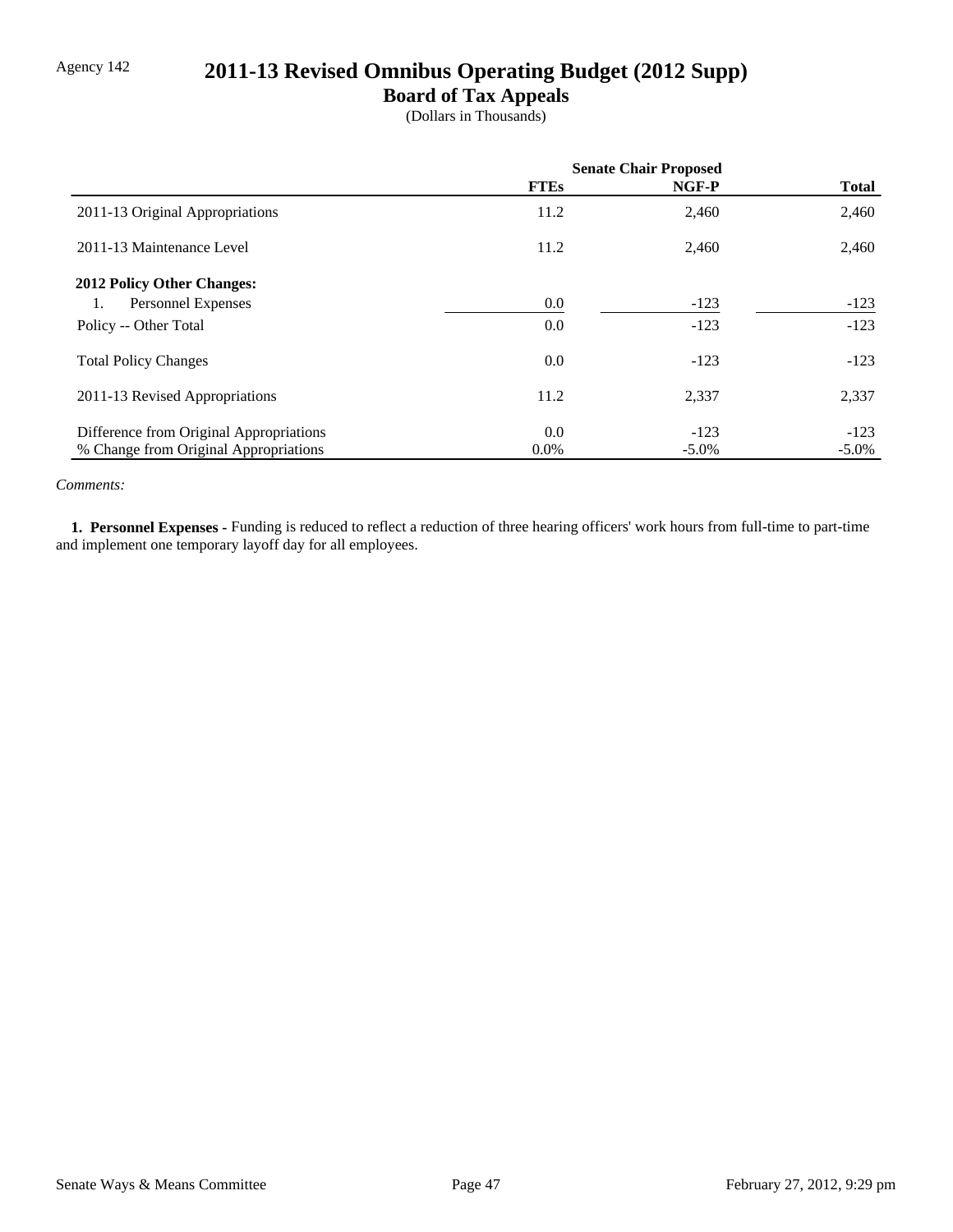Agency 142

# 2011-13 Revised Omnibus Operating Budget (2012 Supp)

## Board of Tax Appeals

(Dollars in Thousands)

| | Senate Chair Proposed | | |
|---|---|---|---|
| | FTEs | NGF-P | Total |
| 2011-13 Original Appropriations | 11.2 | 2,460 | 2,460 |
| 2011-13 Maintenance Level | 11.2 | 2,460 | 2,460 |
| **2012 Policy Other Changes:** | | | |
| 1. Personnel Expenses | 0.0 | -123 | -123 |
| Policy -- Other Total | 0.0 | -123 | -123 |
| Total Policy Changes | 0.0 | -123 | -123 |
| 2011-13 Revised Appropriations | 11.2 | 2,337 | 2,337 |
| Difference from Original Appropriations | 0.0 | -123 | -123 |
| % Change from Original Appropriations | 0.0% | -5.0% | -5.0% |

*Comments:*

**1. Personnel Expenses -** Funding is reduced to reflect a reduction of three hearing officers' work hours from full-time to part-time and implement one temporary layoff day for all employees.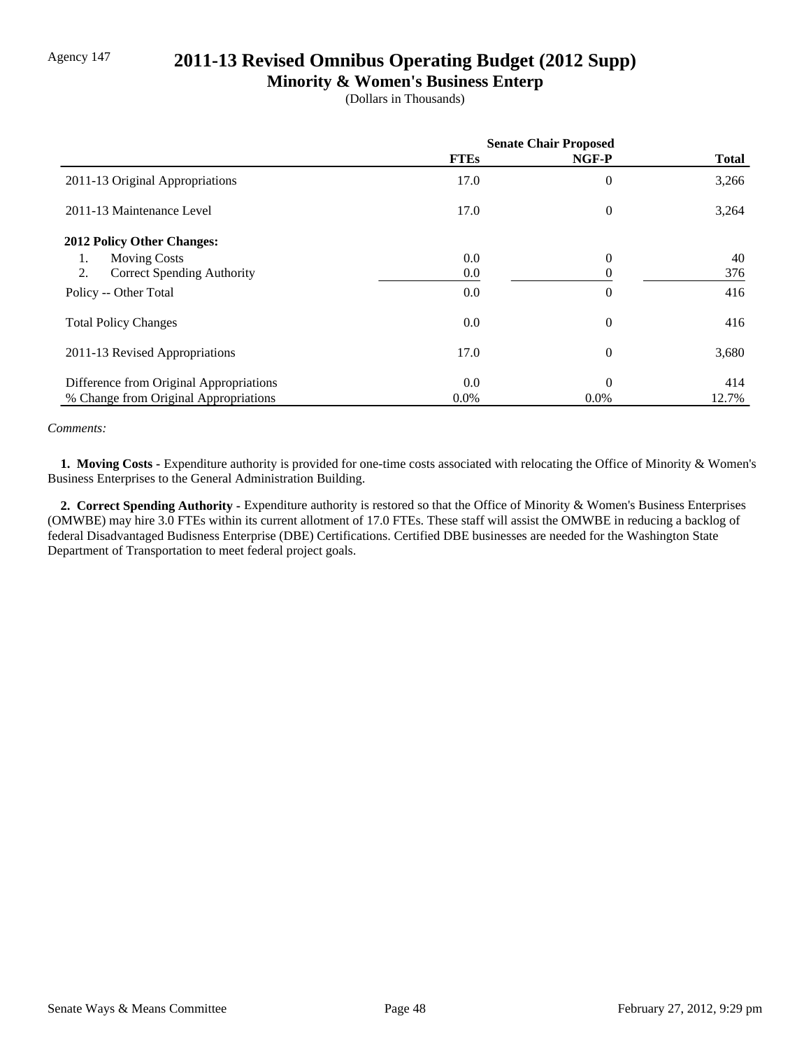Agency 147

# 2011-13 Revised Omnibus Operating Budget (2012 Supp)

## Minority & Women's Business Enterp

(Dollars in Thousands)

| | Senate Chair Proposed | | |
|---|---|---|---|
| | **FTEs** | **NGF-P** | **Total** |
| 2011-13 Original Appropriations | 17.0 | 0 | 3,266 |
| 2011-13 Maintenance Level | 17.0 | 0 | 3,264 |
| **2012 Policy Other Changes:** | | | |
| 1. Moving Costs | 0.0 | 0 | 40 |
| 2. Correct Spending Authority | 0.0 | 0 | 376 |
| Policy -- Other Total | 0.0 | 0 | 416 |
| Total Policy Changes | 0.0 | 0 | 416 |
| 2011-13 Revised Appropriations | 17.0 | 0 | 3,680 |
| Difference from Original Appropriations | 0.0 | 0 | 414 |
| % Change from Original Appropriations | 0.0% | 0.0% | 12.7% |

*Comments:*

**1. Moving Costs -** Expenditure authority is provided for one-time costs associated with relocating the Office of Minority & Women's Business Enterprises to the General Administration Building.

**2. Correct Spending Authority -** Expenditure authority is restored so that the Office of Minority & Women's Business Enterprises (OMWBE) may hire 3.0 FTEs within its current allotment of 17.0 FTEs. These staff will assist the OMWBE in reducing a backlog of federal Disadvantaged Budisness Enterprise (DBE) Certifications. Certified DBE businesses are needed for the Washington State Department of Transportation to meet federal project goals.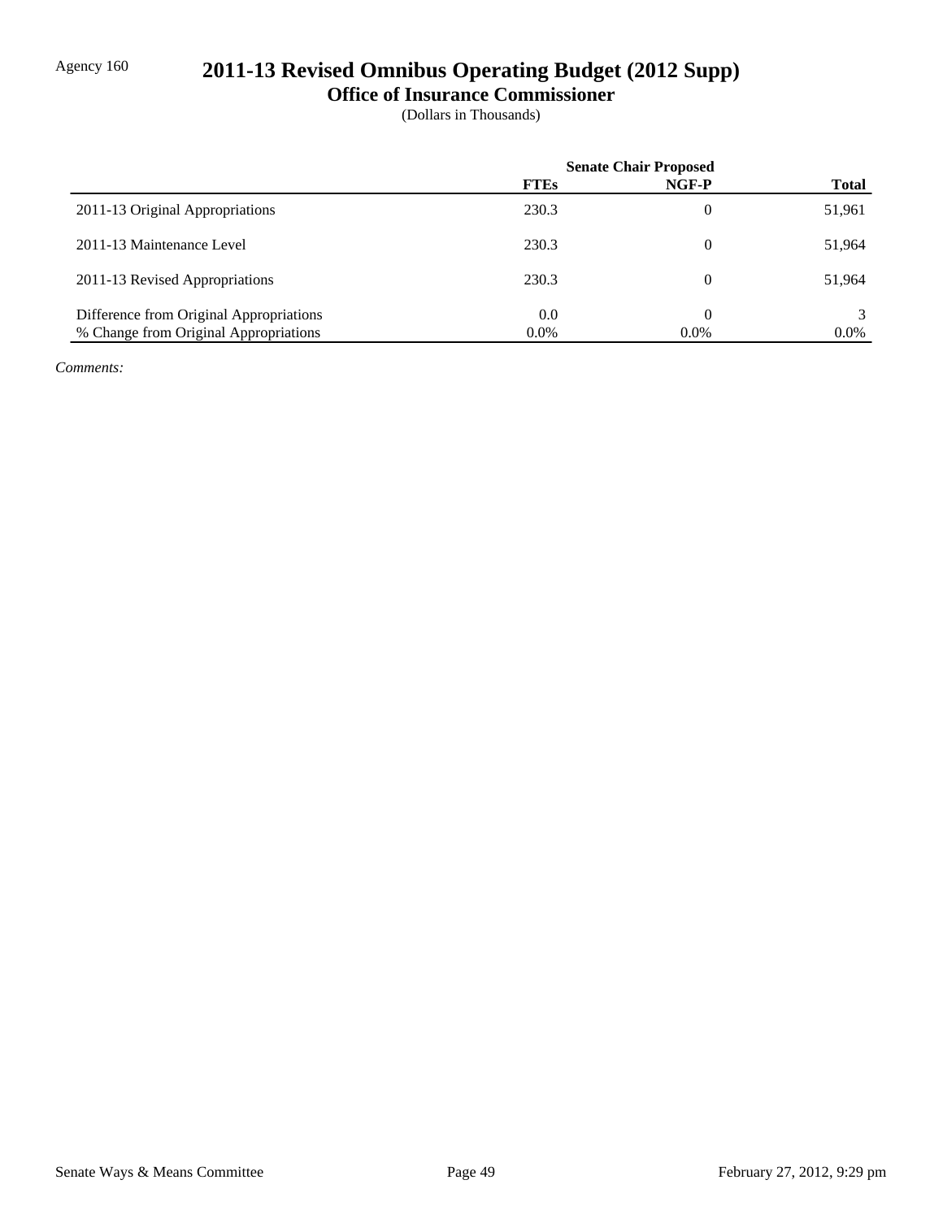Agency 160

# 2011-13 Revised Omnibus Operating Budget (2012 Supp)

## Office of Insurance Commissioner

(Dollars in Thousands)

| | Senate Chair Proposed | | |
|---|---|---|---|
| | **FTEs** | **NGF-P** | **Total** |
| 2011-13 Original Appropriations | 230.3 | 0 | 51,961 |
| 2011-13 Maintenance Level | 230.3 | 0 | 51,964 |
| 2011-13 Revised Appropriations | 230.3 | 0 | 51,964 |
| Difference from Original Appropriations | 0.0 | 0 | 3 |
| % Change from Original Appropriations | 0.0% | 0.0% | 0.0% |

*Comments:*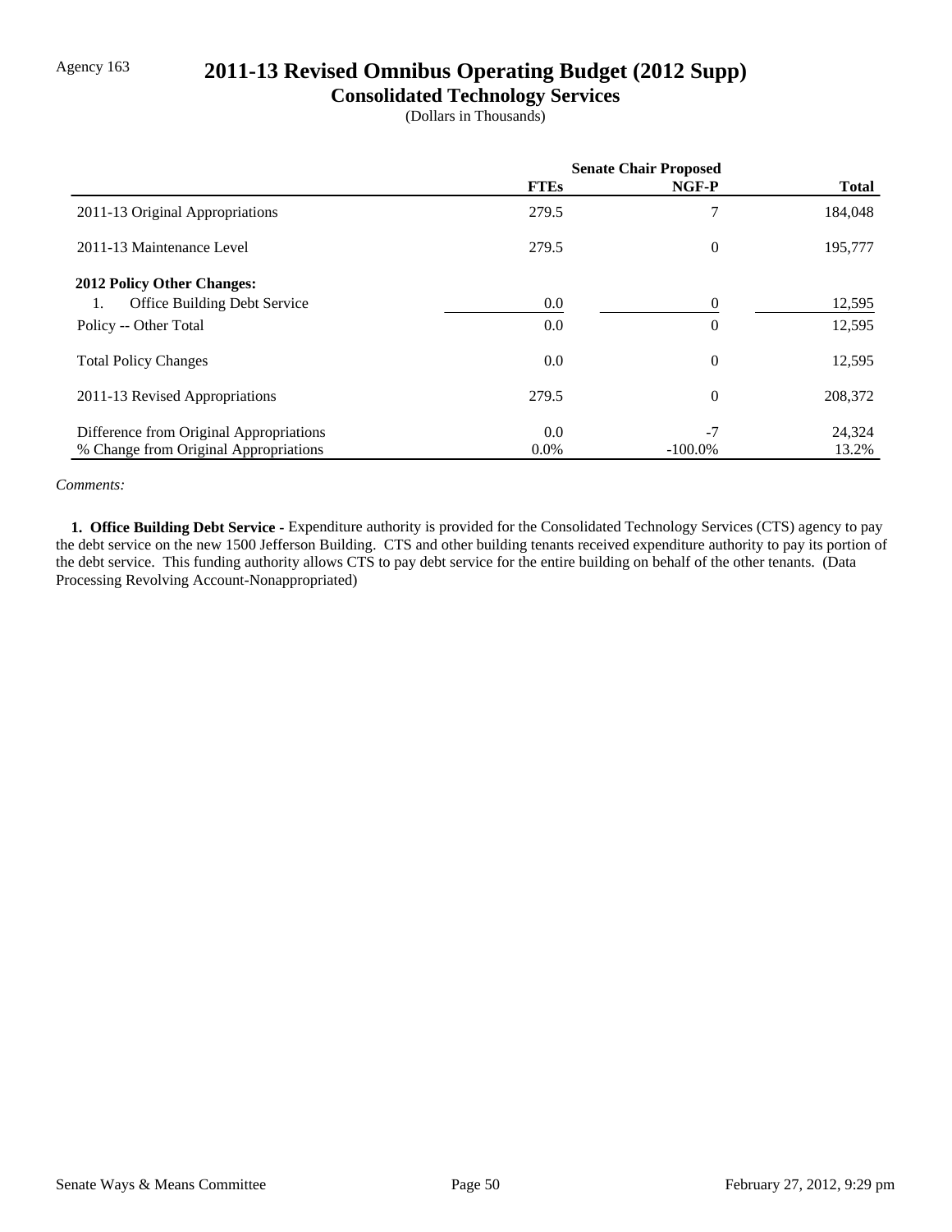Agency 163

# 2011-13 Revised Omnibus Operating Budget (2012 Supp)

## Consolidated Technology Services

(Dollars in Thousands)

| | Senate Chair Proposed | | |
|---|---|---|---|
| | **FTEs** | **NGF-P** | **Total** |
| 2011-13 Original Appropriations | 279.5 | 7 | 184,048 |
| 2011-13 Maintenance Level | 279.5 | 0 | 195,777 |
| **2012 Policy Other Changes:** | | | |
| 1. Office Building Debt Service | 0.0 | 0 | 12,595 |
| Policy -- Other Total | 0.0 | 0 | 12,595 |
| Total Policy Changes | 0.0 | 0 | 12,595 |
| 2011-13 Revised Appropriations | 279.5 | 0 | 208,372 |
| Difference from Original Appropriations | 0.0 | -7 | 24,324 |
| % Change from Original Appropriations | 0.0% | -100.0% | 13.2% |

*Comments:*

**1. Office Building Debt Service -** Expenditure authority is provided for the Consolidated Technology Services (CTS) agency to pay the debt service on the new 1500 Jefferson Building. CTS and other building tenants received expenditure authority to pay its portion of the debt service. This funding authority allows CTS to pay debt service for the entire building on behalf of the other tenants. (Data Processing Revolving Account-Nonappropriated)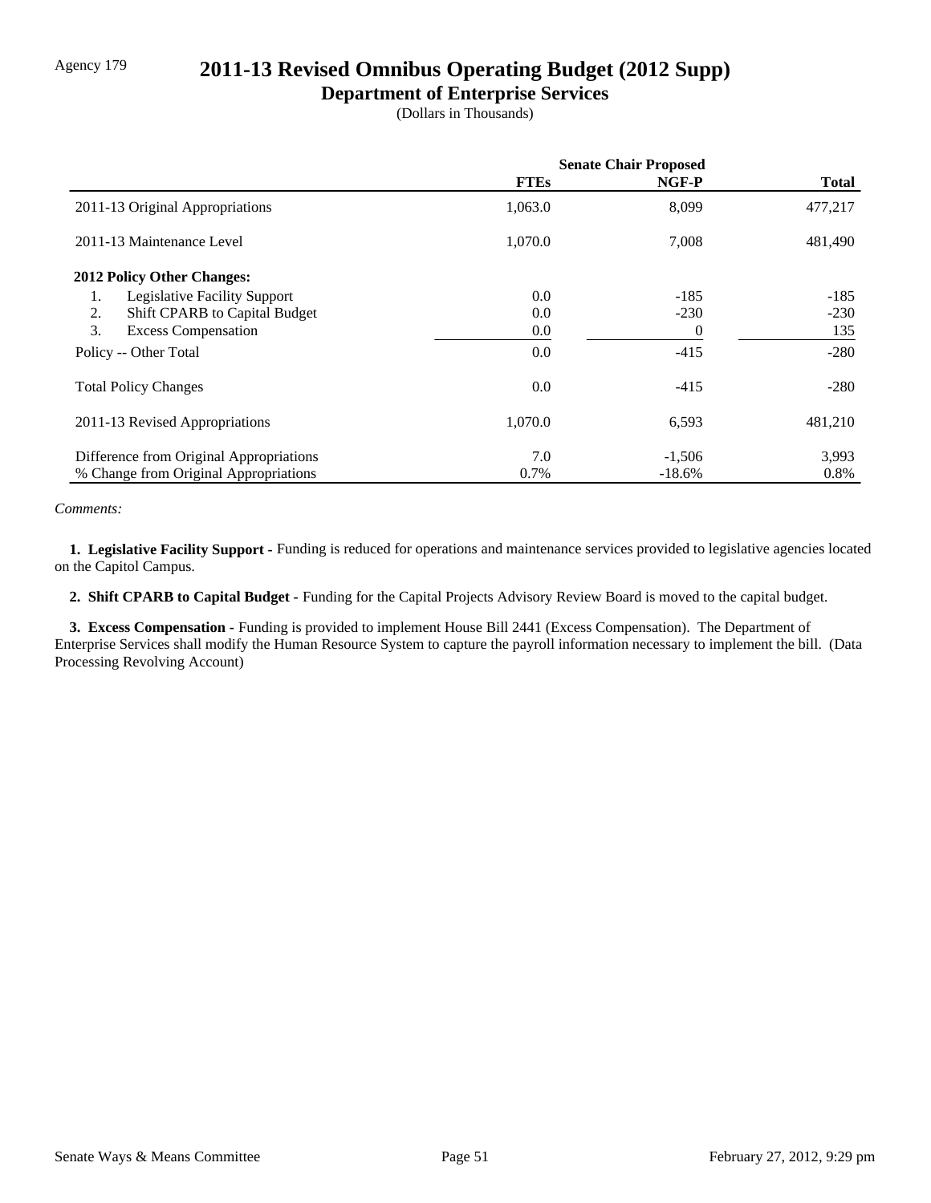Agency 179

# 2011-13 Revised Omnibus Operating Budget (2012 Supp)

## Department of Enterprise Services

(Dollars in Thousands)

| | Senate Chair Proposed | | |
|---|---|---|---|
| | FTEs | NGF-P | Total |
| 2011-13 Original Appropriations | 1,063.0 | 8,099 | 477,217 |
| 2011-13 Maintenance Level | 1,070.0 | 7,008 | 481,490 |
| **2012 Policy Other Changes:** | | | |
| 1. Legislative Facility Support | 0.0 | -185 | -185 |
| 2. Shift CPARB to Capital Budget | 0.0 | -230 | -230 |
| 3. Excess Compensation | 0.0 | 0 | 135 |
| Policy -- Other Total | 0.0 | -415 | -280 |
| Total Policy Changes | 0.0 | -415 | -280 |
| 2011-13 Revised Appropriations | 1,070.0 | 6,593 | 481,210 |
| Difference from Original Appropriations | 7.0 | -1,506 | 3,993 |
| % Change from Original Appropriations | 0.7% | -18.6% | 0.8% |

*Comments:*

**1. Legislative Facility Support -** Funding is reduced for operations and maintenance services provided to legislative agencies located on the Capitol Campus.

**2. Shift CPARB to Capital Budget -** Funding for the Capital Projects Advisory Review Board is moved to the capital budget.

**3. Excess Compensation -** Funding is provided to implement House Bill 2441 (Excess Compensation). The Department of Enterprise Services shall modify the Human Resource System to capture the payroll information necessary to implement the bill. (Data Processing Revolving Account)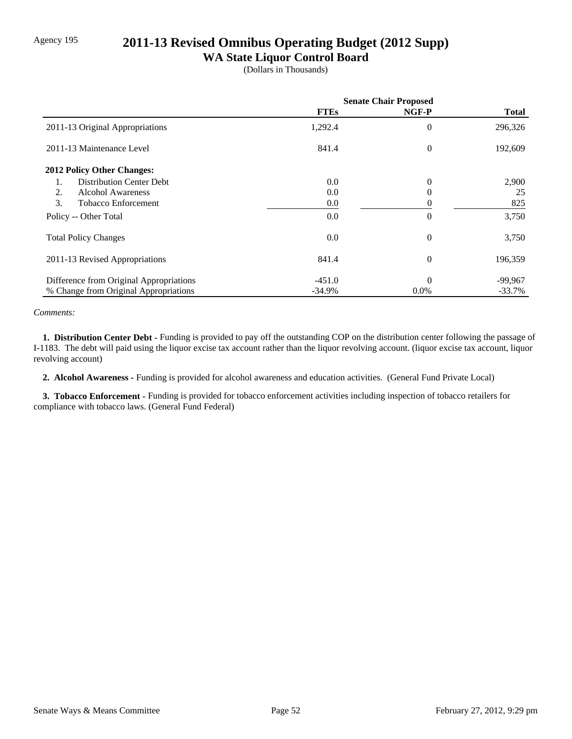Agency 195

# 2011-13 Revised Omnibus Operating Budget (2012 Supp)

## WA State Liquor Control Board

(Dollars in Thousands)

| | Senate Chair Proposed | | |
|---|---|---|---|
| | **FTEs** | **NGF-P** | **Total** |
| 2011-13 Original Appropriations | 1,292.4 | 0 | 296,326 |
| 2011-13 Maintenance Level | 841.4 | 0 | 192,609 |
| **2012 Policy Other Changes:** | | | |
| 1. Distribution Center Debt | 0.0 | 0 | 2,900 |
| 2. Alcohol Awareness | 0.0 | 0 | 25 |
| 3. Tobacco Enforcement | 0.0 | 0 | 825 |
| Policy -- Other Total | 0.0 | 0 | 3,750 |
| Total Policy Changes | 0.0 | 0 | 3,750 |
| 2011-13 Revised Appropriations | 841.4 | 0 | 196,359 |
| Difference from Original Appropriations | -451.0 | 0 | -99,967 |
| % Change from Original Appropriations | -34.9% | 0.0% | -33.7% |

*Comments:*

**1. Distribution Center Debt -** Funding is provided to pay off the outstanding COP on the distribution center following the passage of I-1183. The debt will paid using the liquor excise tax account rather than the liquor revolving account. (liquor excise tax account, liquor revolving account)

**2. Alcohol Awareness -** Funding is provided for alcohol awareness and education activities. (General Fund Private Local)

**3. Tobacco Enforcement -** Funding is provided for tobacco enforcement activities including inspection of tobacco retailers for compliance with tobacco laws. (General Fund Federal)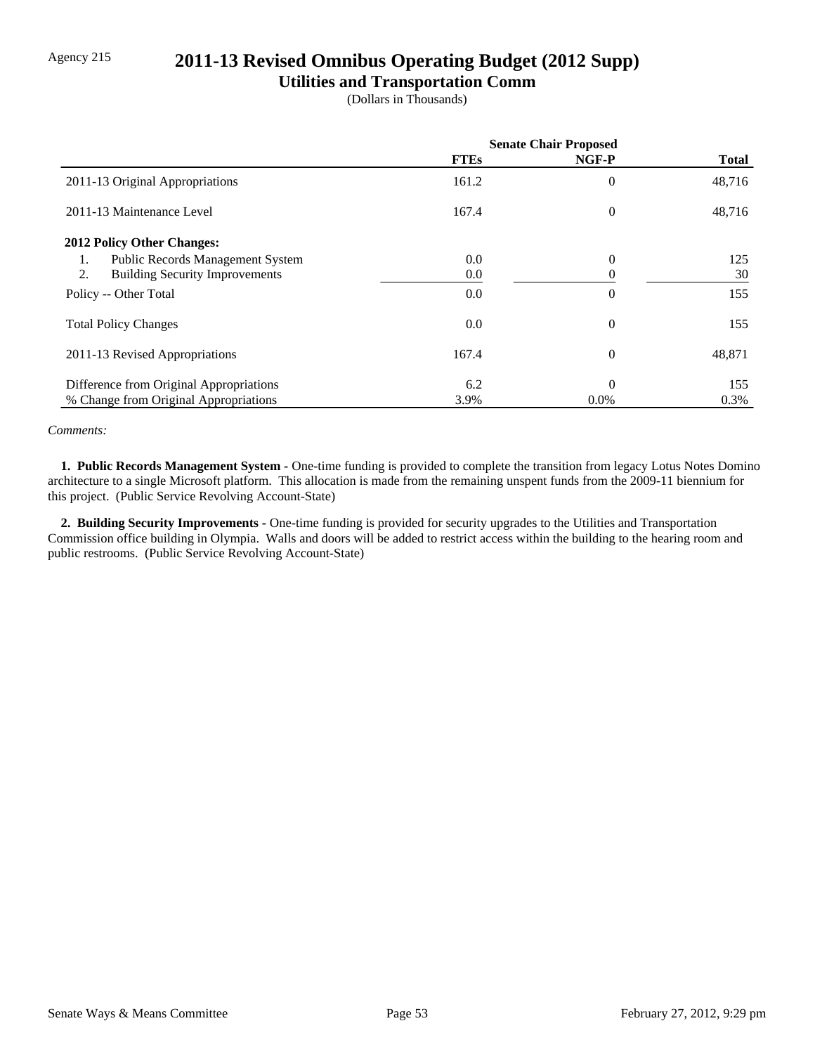Agency 215

# 2011-13 Revised Omnibus Operating Budget (2012 Supp)

## Utilities and Transportation Comm

(Dollars in Thousands)

| | Senate Chair Proposed | | |
|---|---|---|---|
| | **FTEs** | **NGF-P** | **Total** |
| 2011-13 Original Appropriations | 161.2 | 0 | 48,716 |
| 2011-13 Maintenance Level | 167.4 | 0 | 48,716 |
| **2012 Policy Other Changes:** | | | |
| 1. Public Records Management System | 0.0 | 0 | 125 |
| 2. Building Security Improvements | 0.0 | 0 | 30 |
| Policy -- Other Total | 0.0 | 0 | 155 |
| Total Policy Changes | 0.0 | 0 | 155 |
| 2011-13 Revised Appropriations | 167.4 | 0 | 48,871 |
| Difference from Original Appropriations | 6.2 | 0 | 155 |
| % Change from Original Appropriations | 3.9% | 0.0% | 0.3% |

*Comments:*

**1. Public Records Management System -** One-time funding is provided to complete the transition from legacy Lotus Notes Domino architecture to a single Microsoft platform. This allocation is made from the remaining unspent funds from the 2009-11 biennium for this project. (Public Service Revolving Account-State)

**2. Building Security Improvements -** One-time funding is provided for security upgrades to the Utilities and Transportation Commission office building in Olympia. Walls and doors will be added to restrict access within the building to the hearing room and public restrooms. (Public Service Revolving Account-State)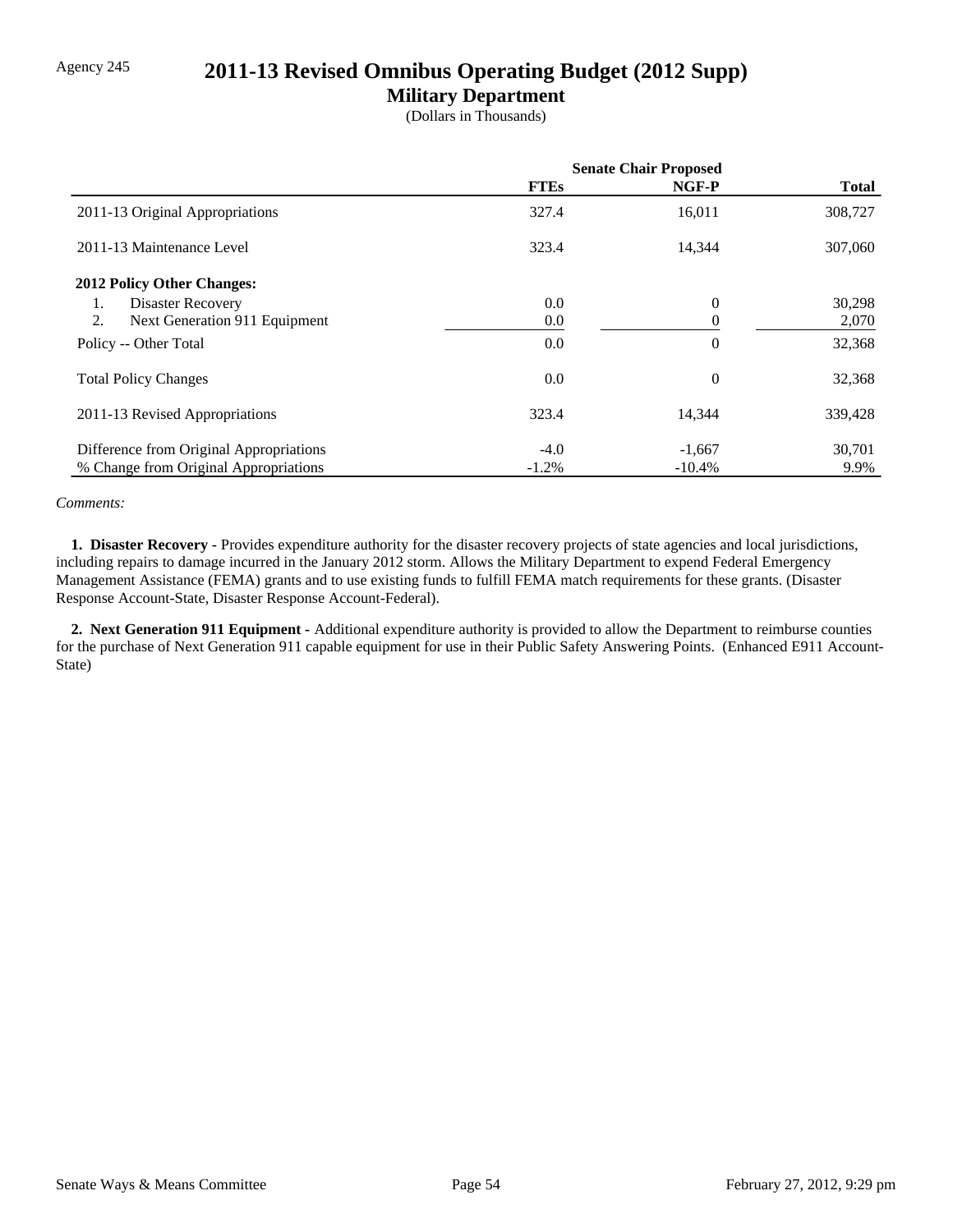Agency 245

# 2011-13 Revised Omnibus Operating Budget (2012 Supp)

## Military Department

(Dollars in Thousands)

| | Senate Chair Proposed | | |
|---|---|---|---|
| | **FTEs** | **NGF-P** | **Total** |
| 2011-13 Original Appropriations | 327.4 | 16,011 | 308,727 |
| 2011-13 Maintenance Level | 323.4 | 14,344 | 307,060 |
| **2012 Policy Other Changes:** | | | |
| 1. Disaster Recovery | 0.0 | 0 | 30,298 |
| 2. Next Generation 911 Equipment | 0.0 | 0 | 2,070 |
| Policy -- Other Total | 0.0 | 0 | 32,368 |
| Total Policy Changes | 0.0 | 0 | 32,368 |
| 2011-13 Revised Appropriations | 323.4 | 14,344 | 339,428 |
| Difference from Original Appropriations | -4.0 | -1,667 | 30,701 |
| % Change from Original Appropriations | -1.2% | -10.4% | 9.9% |

*Comments:*

**1. Disaster Recovery** - Provides expenditure authority for the disaster recovery projects of state agencies and local jurisdictions, including repairs to damage incurred in the January 2012 storm. Allows the Military Department to expend Federal Emergency Management Assistance (FEMA) grants and to use existing funds to fulfill FEMA match requirements for these grants. (Disaster Response Account-State, Disaster Response Account-Federal).

**2. Next Generation 911 Equipment** - Additional expenditure authority is provided to allow the Department to reimburse counties for the purchase of Next Generation 911 capable equipment for use in their Public Safety Answering Points. (Enhanced E911 Account-State)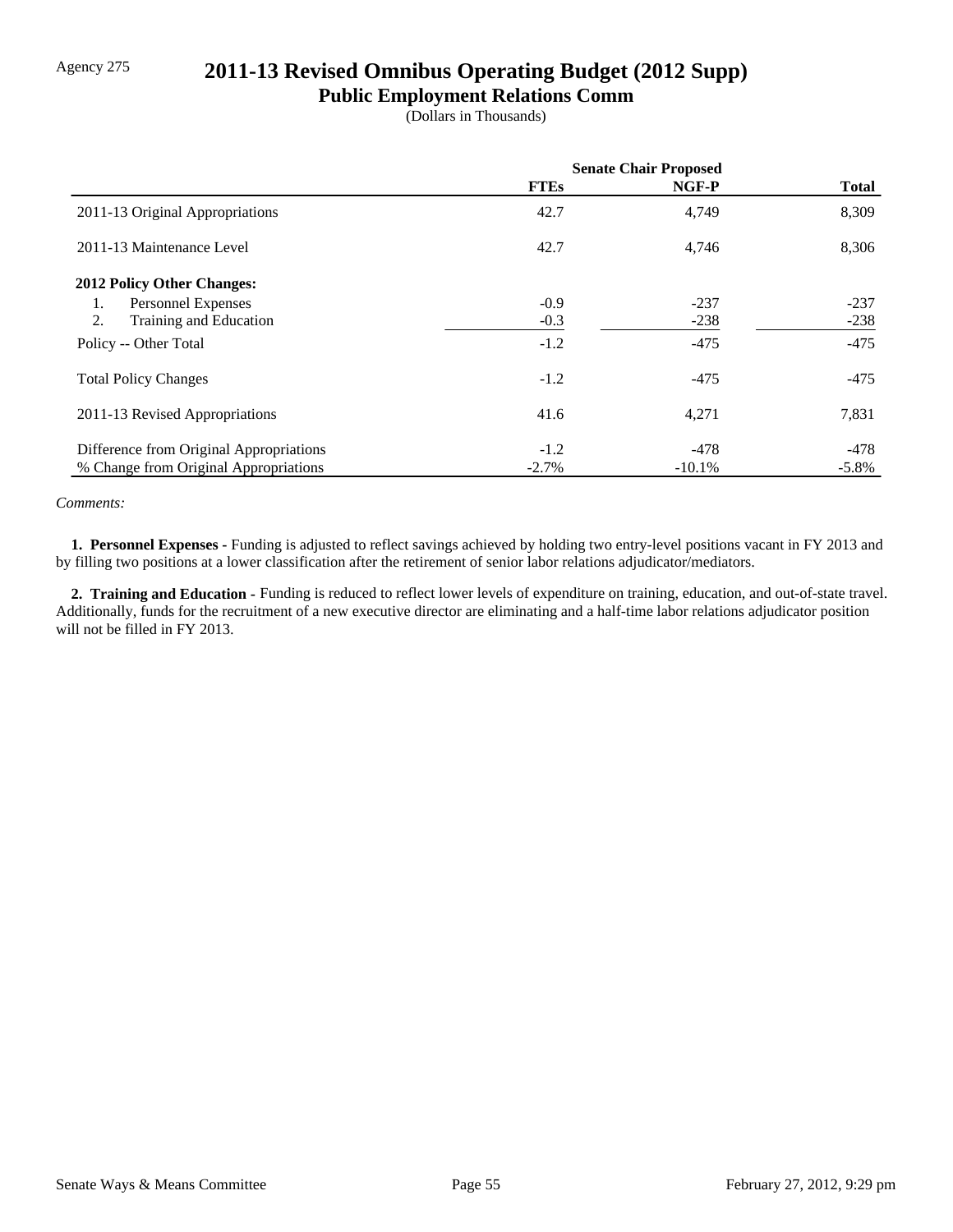Agency 275

# 2011-13 Revised Omnibus Operating Budget (2012 Supp)

## Public Employment Relations Comm

(Dollars in Thousands)

| | Senate Chair Proposed | | |
|---|---|---|---|
| | **FTEs** | **NGF-P** | **Total** |
| 2011-13 Original Appropriations | 42.7 | 4,749 | 8,309 |
| 2011-13 Maintenance Level | 42.7 | 4,746 | 8,306 |
| **2012 Policy Other Changes:** | | | |
| 1. Personnel Expenses | -0.9 | -237 | -237 |
| 2. Training and Education | -0.3 | -238 | -238 |
| Policy -- Other Total | -1.2 | -475 | -475 |
| Total Policy Changes | -1.2 | -475 | -475 |
| 2011-13 Revised Appropriations | 41.6 | 4,271 | 7,831 |
| Difference from Original Appropriations | -1.2 | -478 | -478 |
| % Change from Original Appropriations | -2.7% | -10.1% | -5.8% |

*Comments:*

**1. Personnel Expenses -** Funding is adjusted to reflect savings achieved by holding two entry-level positions vacant in FY 2013 and by filling two positions at a lower classification after the retirement of senior labor relations adjudicator/mediators.

**2. Training and Education -** Funding is reduced to reflect lower levels of expenditure on training, education, and out-of-state travel. Additionally, funds for the recruitment of a new executive director are eliminating and a half-time labor relations adjudicator position will not be filled in FY 2013.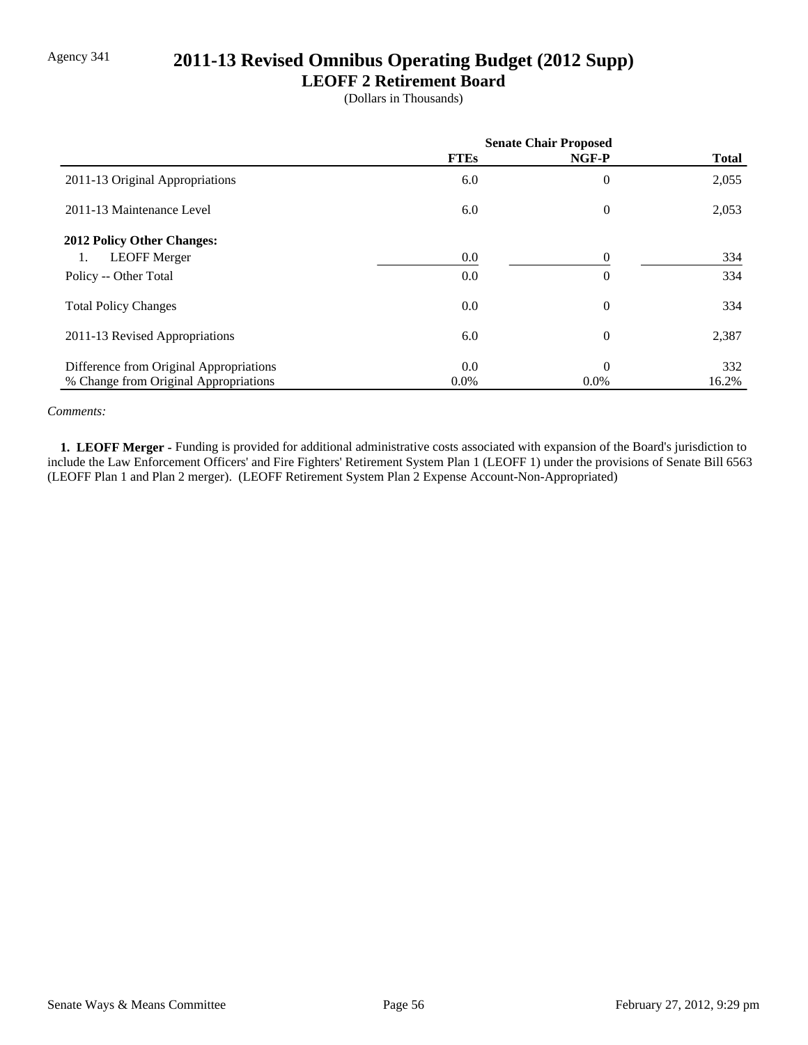Agency 341

# 2011-13 Revised Omnibus Operating Budget (2012 Supp)

## LEOFF 2 Retirement Board

(Dollars in Thousands)

| | Senate Chair Proposed | | |
|---|---|---|---|
| | FTEs | NGF-P | Total |
| 2011-13 Original Appropriations | 6.0 | 0 | 2,055 |
| 2011-13 Maintenance Level | 6.0 | 0 | 2,053 |
| **2012 Policy Other Changes:** | | | |
| 1. LEOFF Merger | 0.0 | 0 | 334 |
| Policy -- Other Total | 0.0 | 0 | 334 |
| Total Policy Changes | 0.0 | 0 | 334 |
| 2011-13 Revised Appropriations | 6.0 | 0 | 2,387 |
| Difference from Original Appropriations | 0.0 | 0 | 332 |
| % Change from Original Appropriations | 0.0% | 0.0% | 16.2% |

*Comments:*

**1. LEOFF Merger -** Funding is provided for additional administrative costs associated with expansion of the Board's jurisdiction to include the Law Enforcement Officers' and Fire Fighters' Retirement System Plan 1 (LEOFF 1) under the provisions of Senate Bill 6563 (LEOFF Plan 1 and Plan 2 merger). (LEOFF Retirement System Plan 2 Expense Account-Non-Appropriated)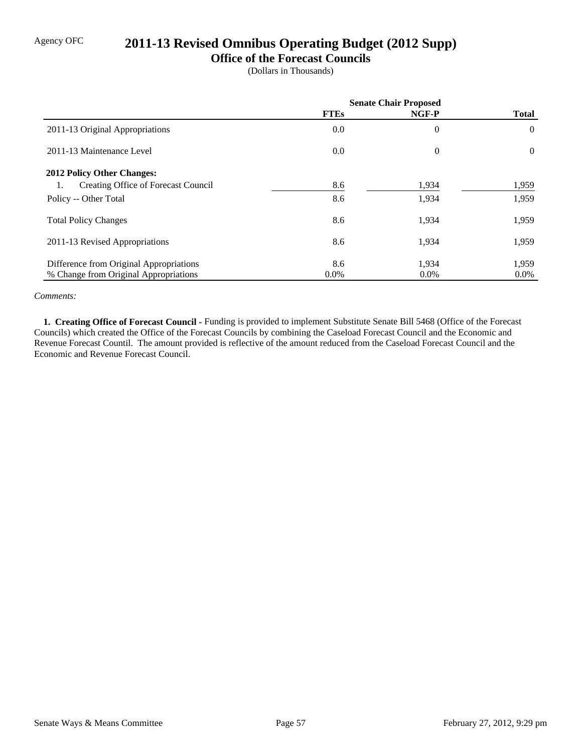Agency OFC

# 2011-13 Revised Omnibus Operating Budget (2012 Supp)

## Office of the Forecast Councils

(Dollars in Thousands)

| | Senate Chair Proposed | | |
|---|---|---|---|
| | **FTEs** | **NGF-P** | **Total** |
| 2011-13 Original Appropriations | 0.0 | 0 | 0 |
| 2011-13 Maintenance Level | 0.0 | 0 | 0 |
| **2012 Policy Other Changes:** | | | |
| 1. Creating Office of Forecast Council | 8.6 | 1,934 | 1,959 |
| Policy -- Other Total | 8.6 | 1,934 | 1,959 |
| Total Policy Changes | 8.6 | 1,934 | 1,959 |
| 2011-13 Revised Appropriations | 8.6 | 1,934 | 1,959 |
| Difference from Original Appropriations | 8.6 | 1,934 | 1,959 |
| % Change from Original Appropriations | 0.0% | 0.0% | 0.0% |

*Comments:*

**1. Creating Office of Forecast Council -** Funding is provided to implement Substitute Senate Bill 5468 (Office of the Forecast Councils) which created the Office of the Forecast Councils by combining the Caseload Forecast Council and the Economic and Revenue Forecast Countil. The amount provided is reflective of the amount reduced from the Caseload Forecast Council and the Economic and Revenue Forecast Council.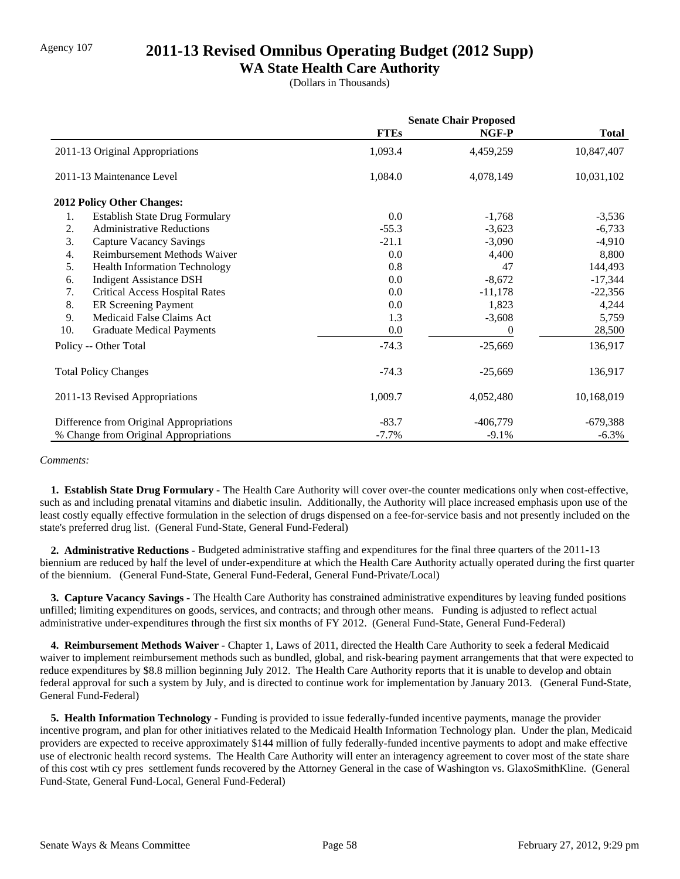Agency 107

# 2011-13 Revised Omnibus Operating Budget (2012 Supp)

## WA State Health Care Authority

(Dollars in Thousands)

| | Senate Chair Proposed | | |
|---|---|---|---|
| | **FTEs** | **NGF-P** | **Total** |
| 2011-13 Original Appropriations | 1,093.4 | 4,459,259 | 10,847,407 |
| 2011-13 Maintenance Level | 1,084.0 | 4,078,149 | 10,031,102 |
| **2012 Policy Other Changes:** | | | |
| 1. Establish State Drug Formulary | 0.0 | -1,768 | -3,536 |
| 2. Administrative Reductions | -55.3 | -3,623 | -6,733 |
| 3. Capture Vacancy Savings | -21.1 | -3,090 | -4,910 |
| 4. Reimbursement Methods Waiver | 0.0 | 4,400 | 8,800 |
| 5. Health Information Technology | 0.8 | 47 | 144,493 |
| 6. Indigent Assistance DSH | 0.0 | -8,672 | -17,344 |
| 7. Critical Access Hospital Rates | 0.0 | -11,178 | -22,356 |
| 8. ER Screening Payment | 0.0 | 1,823 | 4,244 |
| 9. Medicaid False Claims Act | 1.3 | -3,608 | 5,759 |
| 10. Graduate Medical Payments | 0.0 | 0 | 28,500 |
| Policy -- Other Total | -74.3 | -25,669 | 136,917 |
| Total Policy Changes | -74.3 | -25,669 | 136,917 |
| 2011-13 Revised Appropriations | 1,009.7 | 4,052,480 | 10,168,019 |
| Difference from Original Appropriations | -83.7 | -406,779 | -679,388 |
| % Change from Original Appropriations | -7.7% | -9.1% | -6.3% |

*Comments:*

**1. Establish State Drug Formulary -** The Health Care Authority will cover over-the counter medications only when cost-effective, such as and including prenatal vitamins and diabetic insulin. Additionally, the Authority will place increased emphasis upon use of the least costly equally effective formulation in the selection of drugs dispensed on a fee-for-service basis and not presently included on the state's preferred drug list. (General Fund-State, General Fund-Federal)

**2. Administrative Reductions -** Budgeted administrative staffing and expenditures for the final three quarters of the 2011-13 biennium are reduced by half the level of under-expenditure at which the Health Care Authority actually operated during the first quarter of the biennium. (General Fund-State, General Fund-Federal, General Fund-Private/Local)

**3. Capture Vacancy Savings -** The Health Care Authority has constrained administrative expenditures by leaving funded positions unfilled; limiting expenditures on goods, services, and contracts; and through other means. Funding is adjusted to reflect actual administrative under-expenditures through the first six months of FY 2012. (General Fund-State, General Fund-Federal)

**4. Reimbursement Methods Waiver -** Chapter 1, Laws of 2011, directed the Health Care Authority to seek a federal Medicaid waiver to implement reimbursement methods such as bundled, global, and risk-bearing payment arrangements that that were expected to reduce expenditures by $8.8 million beginning July 2012. The Health Care Authority reports that it is unable to develop and obtain federal approval for such a system by July, and is directed to continue work for implementation by January 2013. (General Fund-State, General Fund-Federal)

**5. Health Information Technology -** Funding is provided to issue federally-funded incentive payments, manage the provider incentive program, and plan for other initiatives related to the Medicaid Health Information Technology plan. Under the plan, Medicaid providers are expected to receive approximately $144 million of fully federally-funded incentive payments to adopt and make effective use of electronic health record systems. The Health Care Authority will enter an interagency agreement to cover most of the state share of this cost wtih cy pres settlement funds recovered by the Attorney General in the case of Washington vs. GlaxoSmithKline. (General Fund-State, General Fund-Local, General Fund-Federal)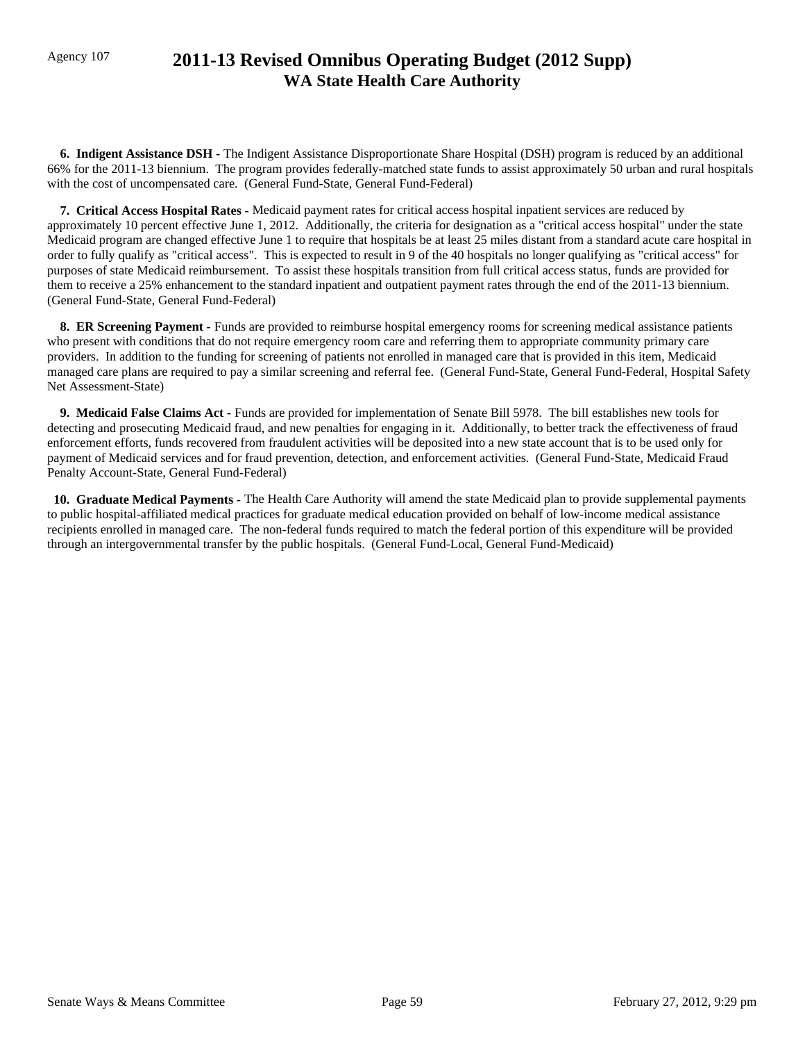**6. Indigent Assistance DSH -** The Indigent Assistance Disproportionate Share Hospital (DSH) program is reduced by an additional 66% for the 2011-13 biennium. The program provides federally-matched state funds to assist approximately 50 urban and rural hospitals with the cost of uncompensated care. (General Fund-State, General Fund-Federal)

**7. Critical Access Hospital Rates -** Medicaid payment rates for critical access hospital inpatient services are reduced by approximately 10 percent effective June 1, 2012. Additionally, the criteria for designation as a "critical access hospital" under the state Medicaid program are changed effective June 1 to require that hospitals be at least 25 miles distant from a standard acute care hospital in order to fully qualify as "critical access". This is expected to result in 9 of the 40 hospitals no longer qualifying as "critical access" for purposes of state Medicaid reimbursement. To assist these hospitals transition from full critical access status, funds are provided for them to receive a 25% enhancement to the standard inpatient and outpatient payment rates through the end of the 2011-13 biennium. (General Fund-State, General Fund-Federal)

**8. ER Screening Payment -** Funds are provided to reimburse hospital emergency rooms for screening medical assistance patients who present with conditions that do not require emergency room care and referring them to appropriate community primary care providers. In addition to the funding for screening of patients not enrolled in managed care that is provided in this item, Medicaid managed care plans are required to pay a similar screening and referral fee. (General Fund-State, General Fund-Federal, Hospital Safety Net Assessment-State)

**9. Medicaid False Claims Act -** Funds are provided for implementation of Senate Bill 5978. The bill establishes new tools for detecting and prosecuting Medicaid fraud, and new penalties for engaging in it. Additionally, to better track the effectiveness of fraud enforcement efforts, funds recovered from fraudulent activities will be deposited into a new state account that is to be used only for payment of Medicaid services and for fraud prevention, detection, and enforcement activities. (General Fund-State, Medicaid Fraud Penalty Account-State, General Fund-Federal)

**10. Graduate Medical Payments -** The Health Care Authority will amend the state Medicaid plan to provide supplemental payments to public hospital-affiliated medical practices for graduate medical education provided on behalf of low-income medical assistance recipients enrolled in managed care. The non-federal funds required to match the federal portion of this expenditure will be provided through an intergovernmental transfer by the public hospitals. (General Fund-Local, General Fund-Medicaid)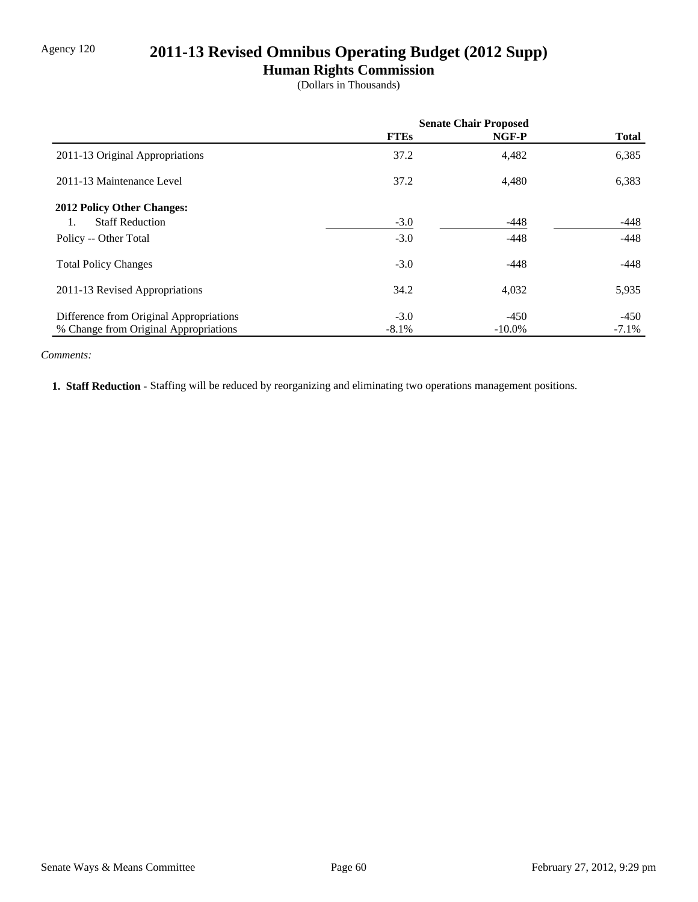Agency 120

# 2011-13 Revised Omnibus Operating Budget (2012 Supp)

## Human Rights Commission

(Dollars in Thousands)

| | Senate Chair Proposed | | |
|---|---|---|---|
| | **FTEs** | **NGF-P** | **Total** |
| 2011-13 Original Appropriations | 37.2 | 4,482 | 6,385 |
| 2011-13 Maintenance Level | 37.2 | 4,480 | 6,383 |
| **2012 Policy Other Changes:** | | | |
| 1. Staff Reduction | -3.0 | -448 | -448 |
| Policy -- Other Total | -3.0 | -448 | -448 |
| Total Policy Changes | -3.0 | -448 | -448 |
| 2011-13 Revised Appropriations | 34.2 | 4,032 | 5,935 |
| Difference from Original Appropriations | -3.0 | -450 | -450 |
| % Change from Original Appropriations | -8.1% | -10.0% | -7.1% |

*Comments:*

**1. Staff Reduction -** Staffing will be reduced by reorganizing and eliminating two operations management positions.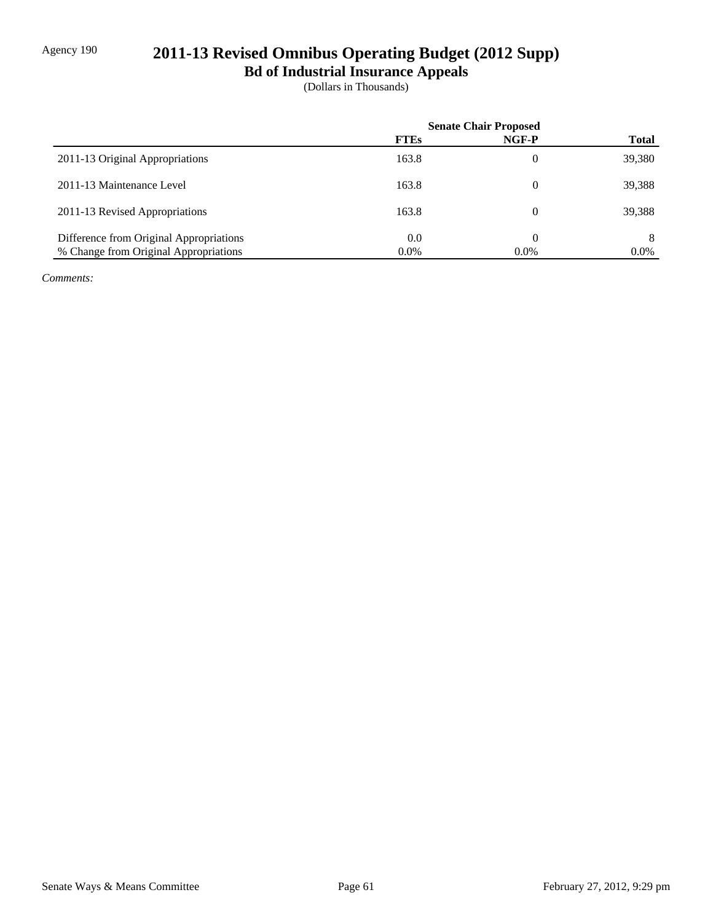Agency 190

# 2011-13 Revised Omnibus Operating Budget (2012 Supp)

## Bd of Industrial Insurance Appeals

(Dollars in Thousands)

| | Senate Chair Proposed | | |
|---|---|---|---|
| | **FTEs** | **NGF-P** | **Total** |
| 2011-13 Original Appropriations | 163.8 | 0 | 39,380 |
| 2011-13 Maintenance Level | 163.8 | 0 | 39,388 |
| 2011-13 Revised Appropriations | 163.8 | 0 | 39,388 |
| Difference from Original Appropriations | 0.0 | 0 | 8 |
| % Change from Original Appropriations | 0.0% | 0.0% | 0.0% |

*Comments:*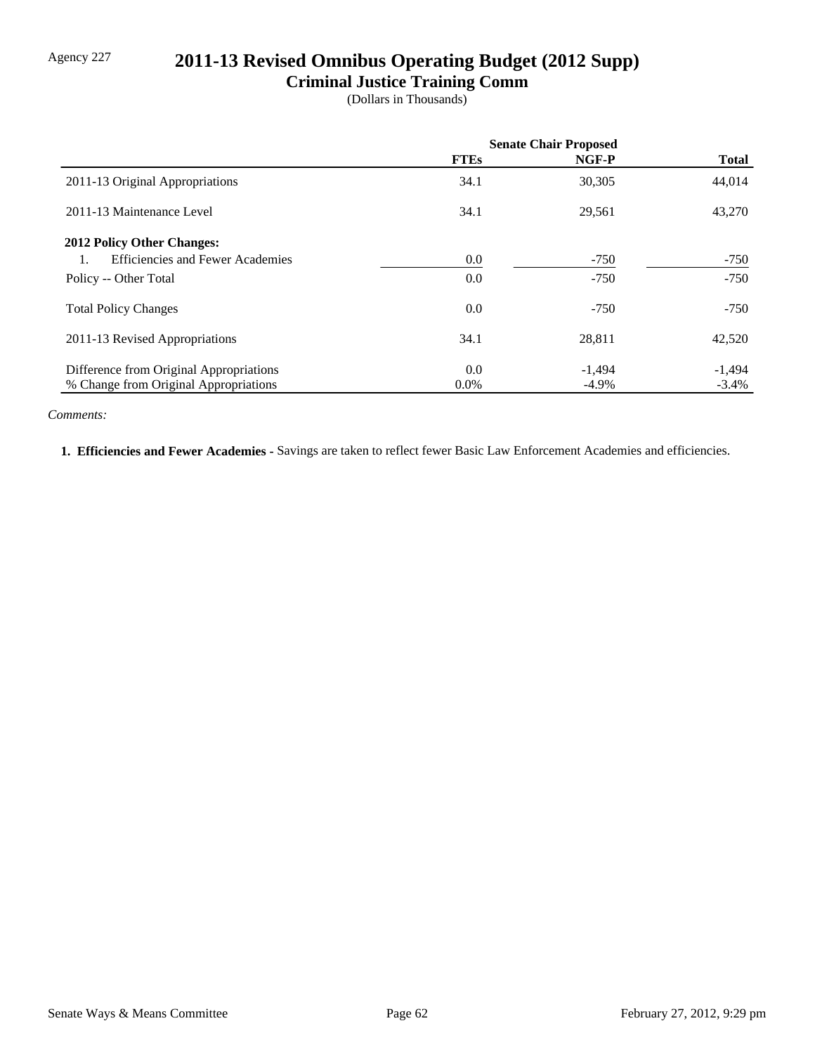Agency 227

# 2011-13 Revised Omnibus Operating Budget (2012 Supp)

## Criminal Justice Training Comm

(Dollars in Thousands)

| | Senate Chair Proposed | | |
|---|---|---|---|
| | **FTEs** | **NGF-P** | **Total** |
| 2011-13 Original Appropriations | 34.1 | 30,305 | 44,014 |
| 2011-13 Maintenance Level | 34.1 | 29,561 | 43,270 |
| **2012 Policy Other Changes:** | | | |
| 1. Efficiencies and Fewer Academies | 0.0 | -750 | -750 |
| Policy -- Other Total | 0.0 | -750 | -750 |
| Total Policy Changes | 0.0 | -750 | -750 |
| 2011-13 Revised Appropriations | 34.1 | 28,811 | 42,520 |
| Difference from Original Appropriations | 0.0 | -1,494 | -1,494 |
| % Change from Original Appropriations | 0.0% | -4.9% | -3.4% |

*Comments:*

**1. Efficiencies and Fewer Academies -** Savings are taken to reflect fewer Basic Law Enforcement Academies and efficiencies.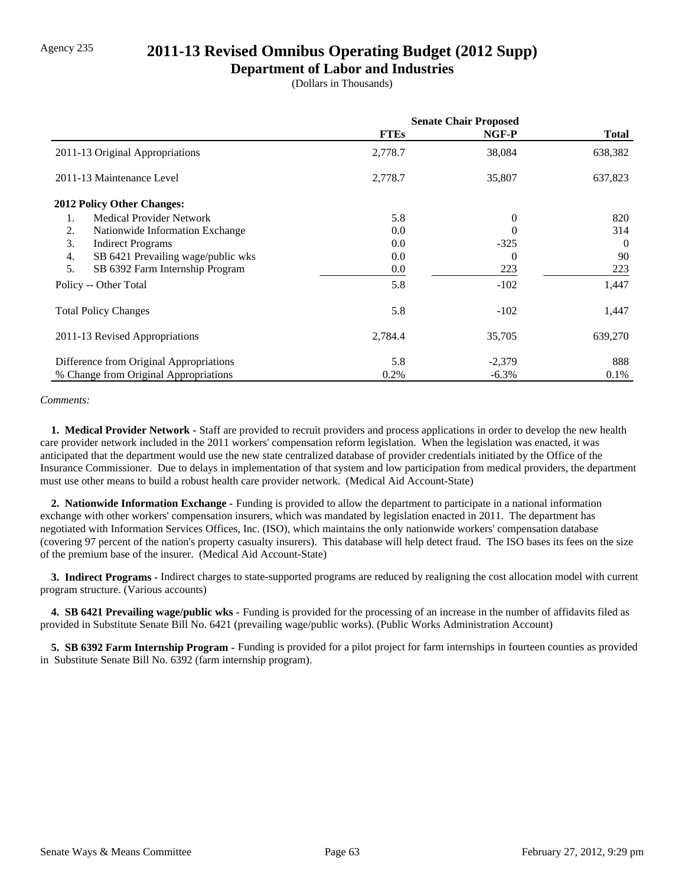Agency 235

# 2011-13 Revised Omnibus Operating Budget (2012 Supp)

## Department of Labor and Industries

(Dollars in Thousands)

| | Senate Chair Proposed | | |
|---|---|---|---|
| | FTEs | NGF-P | Total |
| 2011-13 Original Appropriations | 2,778.7 | 38,084 | 638,382 |
| 2011-13 Maintenance Level | 2,778.7 | 35,807 | 637,823 |
| **2012 Policy Other Changes:** | | | |
| 1. Medical Provider Network | 5.8 | 0 | 820 |
| 2. Nationwide Information Exchange | 0.0 | 0 | 314 |
| 3. Indirect Programs | 0.0 | -325 | 0 |
| 4. SB 6421 Prevailing wage/public wks | 0.0 | 0 | 90 |
| 5. SB 6392 Farm Internship Program | 0.0 | 223 | 223 |
| Policy -- Other Total | 5.8 | -102 | 1,447 |
| Total Policy Changes | 5.8 | -102 | 1,447 |
| 2011-13 Revised Appropriations | 2,784.4 | 35,705 | 639,270 |
| Difference from Original Appropriations | 5.8 | -2,379 | 888 |
| % Change from Original Appropriations | 0.2% | -6.3% | 0.1% |

*Comments:*

**1. Medical Provider Network -** Staff are provided to recruit providers and process applications in order to develop the new health care provider network included in the 2011 workers' compensation reform legislation. When the legislation was enacted, it was anticipated that the department would use the new state centralized database of provider credentials initiated by the Office of the Insurance Commissioner. Due to delays in implementation of that system and low participation from medical providers, the department must use other means to build a robust health care provider network. (Medical Aid Account-State)

**2. Nationwide Information Exchange -** Funding is provided to allow the department to participate in a national information exchange with other workers' compensation insurers, which was mandated by legislation enacted in 2011. The department has negotiated with Information Services Offices, Inc. (ISO), which maintains the only nationwide workers' compensation database (covering 97 percent of the nation's property casualty insurers). This database will help detect fraud. The ISO bases its fees on the size of the premium base of the insurer. (Medical Aid Account-State)

**3. Indirect Programs -** Indirect charges to state-supported programs are reduced by realigning the cost allocation model with current program structure. (Various accounts)

**4. SB 6421 Prevailing wage/public wks -** Funding is provided for the processing of an increase in the number of affidavits filed as provided in Substitute Senate Bill No. 6421 (prevailing wage/public works). (Public Works Administration Account)

**5. SB 6392 Farm Internship Program -** Funding is provided for a pilot project for farm internships in fourteen counties as provided in Substitute Senate Bill No. 6392 (farm internship program).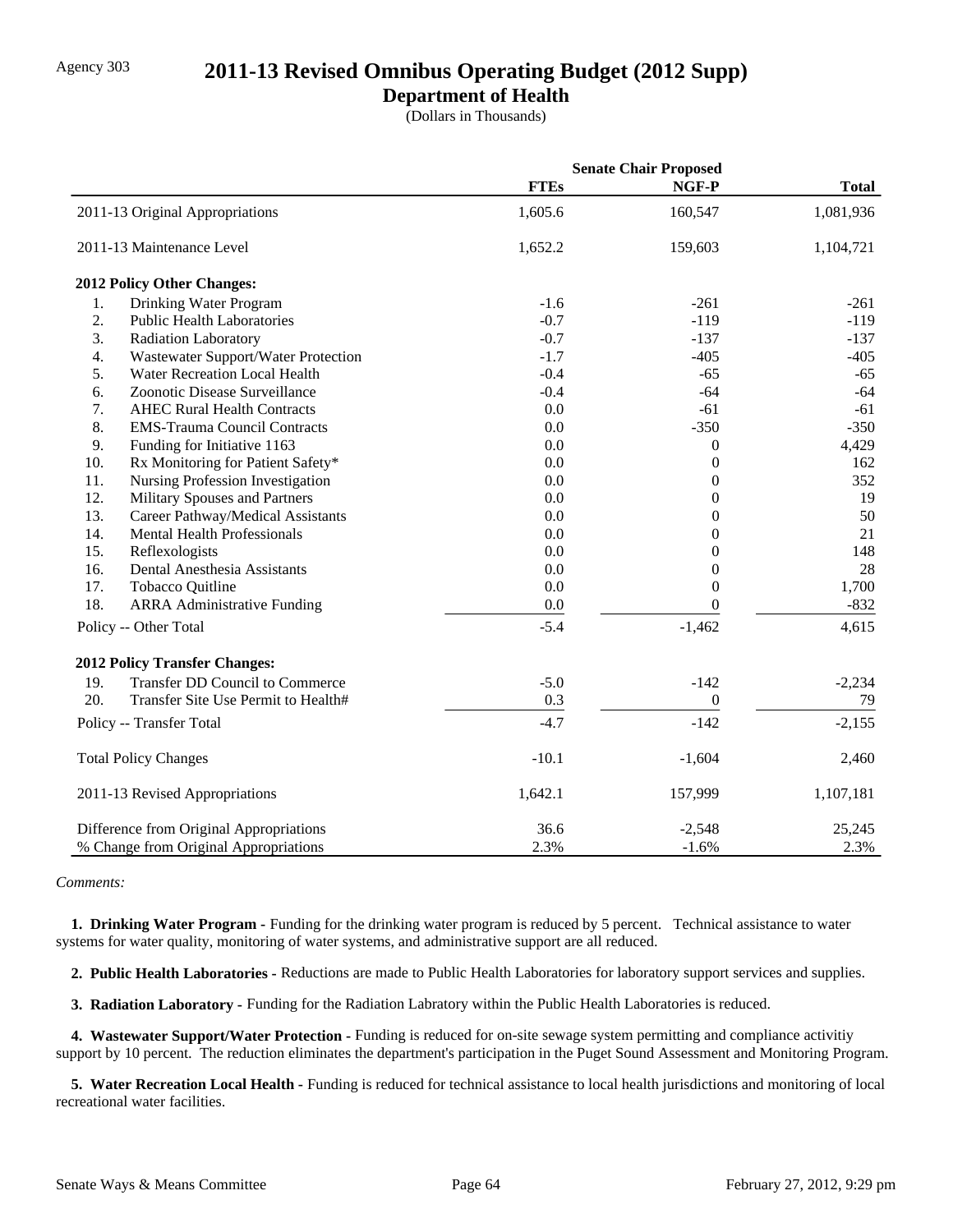Agency 303

# 2011-13 Revised Omnibus Operating Budget (2012 Supp)

## Department of Health

(Dollars in Thousands)

| | Senate Chair Proposed | | |
|---|---|---|---|
| | **FTEs** | **NGF-P** | **Total** |
| 2011-13 Original Appropriations | 1,605.6 | 160,547 | 1,081,936 |
| 2011-13 Maintenance Level | 1,652.2 | 159,603 | 1,104,721 |
| **2012 Policy Other Changes:** | | | |
| 1. Drinking Water Program | -1.6 | -261 | -261 |
| 2. Public Health Laboratories | -0.7 | -119 | -119 |
| 3. Radiation Laboratory | -0.7 | -137 | -137 |
| 4. Wastewater Support/Water Protection | -1.7 | -405 | -405 |
| 5. Water Recreation Local Health | -0.4 | -65 | -65 |
| 6. Zoonotic Disease Surveillance | -0.4 | -64 | -64 |
| 7. AHEC Rural Health Contracts | 0.0 | -61 | -61 |
| 8. EMS-Trauma Council Contracts | 0.0 | -350 | -350 |
| 9. Funding for Initiative 1163 | 0.0 | 0 | 4,429 |
| 10. Rx Monitoring for Patient Safety* | 0.0 | 0 | 162 |
| 11. Nursing Profession Investigation | 0.0 | 0 | 352 |
| 12. Military Spouses and Partners | 0.0 | 0 | 19 |
| 13. Career Pathway/Medical Assistants | 0.0 | 0 | 50 |
| 14. Mental Health Professionals | 0.0 | 0 | 21 |
| 15. Reflexologists | 0.0 | 0 | 148 |
| 16. Dental Anesthesia Assistants | 0.0 | 0 | 28 |
| 17. Tobacco Quitline | 0.0 | 0 | 1,700 |
| 18. ARRA Administrative Funding | 0.0 | 0 | -832 |
| Policy -- Other Total | -5.4 | -1,462 | 4,615 |
| **2012 Policy Transfer Changes:** | | | |
| 19. Transfer DD Council to Commerce | -5.0 | -142 | -2,234 |
| 20. Transfer Site Use Permit to Health# | 0.3 | 0 | 79 |
| Policy -- Transfer Total | -4.7 | -142 | -2,155 |
| Total Policy Changes | -10.1 | -1,604 | 2,460 |
| 2011-13 Revised Appropriations | 1,642.1 | 157,999 | 1,107,181 |
| Difference from Original Appropriations | 36.6 | -2,548 | 25,245 |
| % Change from Original Appropriations | 2.3% | -1.6% | 2.3% |

*Comments:*

**1. Drinking Water Program -** Funding for the drinking water program is reduced by 5 percent. Technical assistance to water systems for water quality, monitoring of water systems, and administrative support are all reduced.

**2. Public Health Laboratories -** Reductions are made to Public Health Laboratories for laboratory support services and supplies.

**3. Radiation Laboratory -** Funding for the Radiation Labratory within the Public Health Laboratories is reduced.

**4. Wastewater Support/Water Protection -** Funding is reduced for on-site sewage system permitting and compliance activitiy support by 10 percent. The reduction eliminates the department's participation in the Puget Sound Assessment and Monitoring Program.

**5. Water Recreation Local Health -** Funding is reduced for technical assistance to local health jurisdictions and monitoring of local recreational water facilities.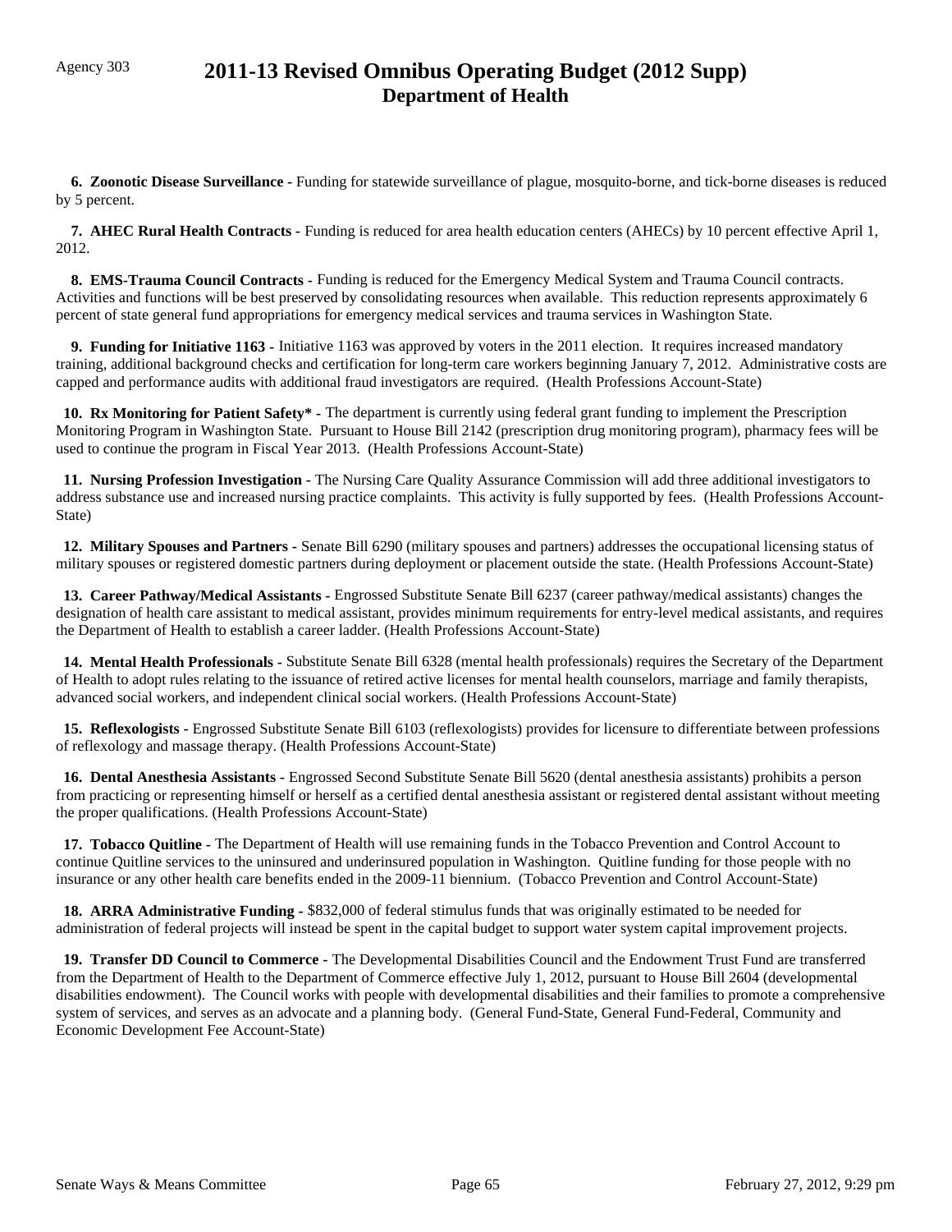**6. Zoonotic Disease Surveillance -** Funding for statewide surveillance of plague, mosquito-borne, and tick-borne diseases is reduced by 5 percent.

**7. AHEC Rural Health Contracts -** Funding is reduced for area health education centers (AHECs) by 10 percent effective April 1, 2012.

**8. EMS-Trauma Council Contracts -** Funding is reduced for the Emergency Medical System and Trauma Council contracts. Activities and functions will be best preserved by consolidating resources when available. This reduction represents approximately 6 percent of state general fund appropriations for emergency medical services and trauma services in Washington State.

**9. Funding for Initiative 1163 -** Initiative 1163 was approved by voters in the 2011 election. It requires increased mandatory training, additional background checks and certification for long-term care workers beginning January 7, 2012. Administrative costs are capped and performance audits with additional fraud investigators are required. (Health Professions Account-State)

**10. Rx Monitoring for Patient Safety* -** The department is currently using federal grant funding to implement the Prescription Monitoring Program in Washington State. Pursuant to House Bill 2142 (prescription drug monitoring program), pharmacy fees will be used to continue the program in Fiscal Year 2013. (Health Professions Account-State)

**11. Nursing Profession Investigation -** The Nursing Care Quality Assurance Commission will add three additional investigators to address substance use and increased nursing practice complaints. This activity is fully supported by fees. (Health Professions Account-State)

**12. Military Spouses and Partners -** Senate Bill 6290 (military spouses and partners) addresses the occupational licensing status of military spouses or registered domestic partners during deployment or placement outside the state. (Health Professions Account-State)

**13. Career Pathway/Medical Assistants -** Engrossed Substitute Senate Bill 6237 (career pathway/medical assistants) changes the designation of health care assistant to medical assistant, provides minimum requirements for entry-level medical assistants, and requires the Department of Health to establish a career ladder. (Health Professions Account-State)

**14. Mental Health Professionals -** Substitute Senate Bill 6328 (mental health professionals) requires the Secretary of the Department of Health to adopt rules relating to the issuance of retired active licenses for mental health counselors, marriage and family therapists, advanced social workers, and independent clinical social workers. (Health Professions Account-State)

**15. Reflexologists -** Engrossed Substitute Senate Bill 6103 (reflexologists) provides for licensure to differentiate between professions of reflexology and massage therapy. (Health Professions Account-State)

**16. Dental Anesthesia Assistants -** Engrossed Second Substitute Senate Bill 5620 (dental anesthesia assistants) prohibits a person from practicing or representing himself or herself as a certified dental anesthesia assistant or registered dental assistant without meeting the proper qualifications. (Health Professions Account-State)

**17. Tobacco Quitline -** The Department of Health will use remaining funds in the Tobacco Prevention and Control Account to continue Quitline services to the uninsured and underinsured population in Washington. Quitline funding for those people with no insurance or any other health care benefits ended in the 2009-11 biennium. (Tobacco Prevention and Control Account-State)

**18. ARRA Administrative Funding -** $832,000 of federal stimulus funds that was originally estimated to be needed for administration of federal projects will instead be spent in the capital budget to support water system capital improvement projects.

**19. Transfer DD Council to Commerce -** The Developmental Disabilities Council and the Endowment Trust Fund are transferred from the Department of Health to the Department of Commerce effective July 1, 2012, pursuant to House Bill 2604 (developmental disabilities endowment). The Council works with people with developmental disabilities and their families to promote a comprehensive system of services, and serves as an advocate and a planning body. (General Fund-State, General Fund-Federal, Community and Economic Development Fee Account-State)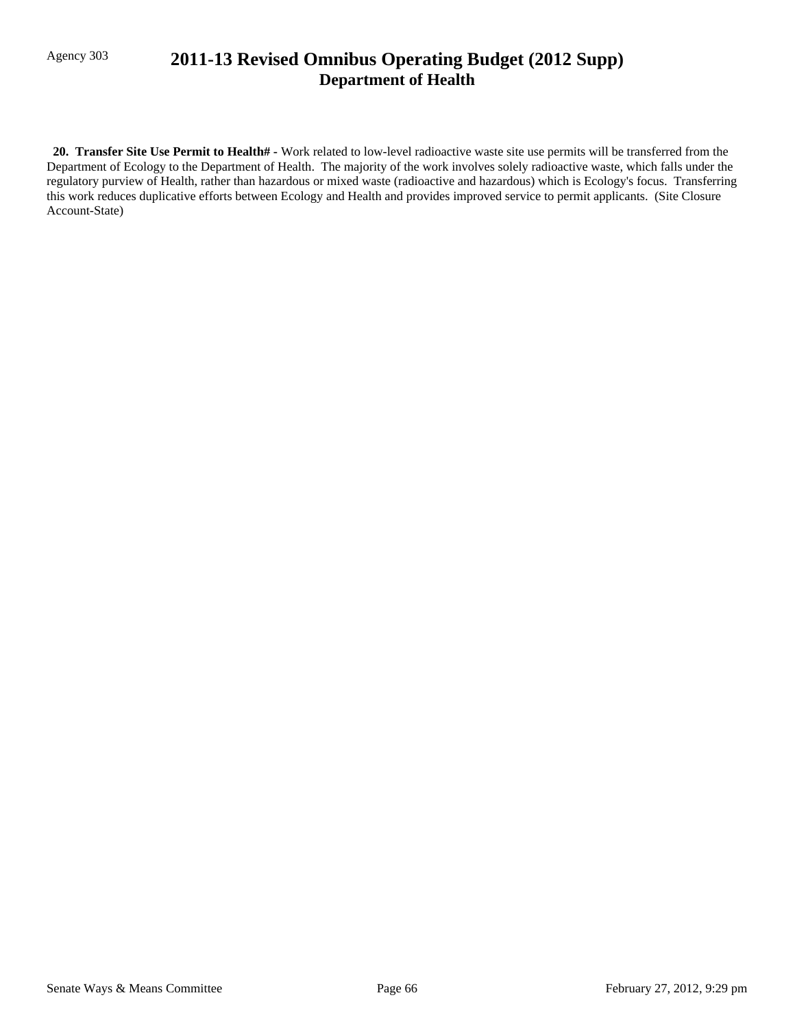**20. Transfer Site Use Permit to Health# -** Work related to low-level radioactive waste site use permits will be transferred from the Department of Ecology to the Department of Health. The majority of the work involves solely radioactive waste, which falls under the regulatory purview of Health, rather than hazardous or mixed waste (radioactive and hazardous) which is Ecology's focus. Transferring this work reduces duplicative efforts between Ecology and Health and provides improved service to permit applicants. (Site Closure Account-State)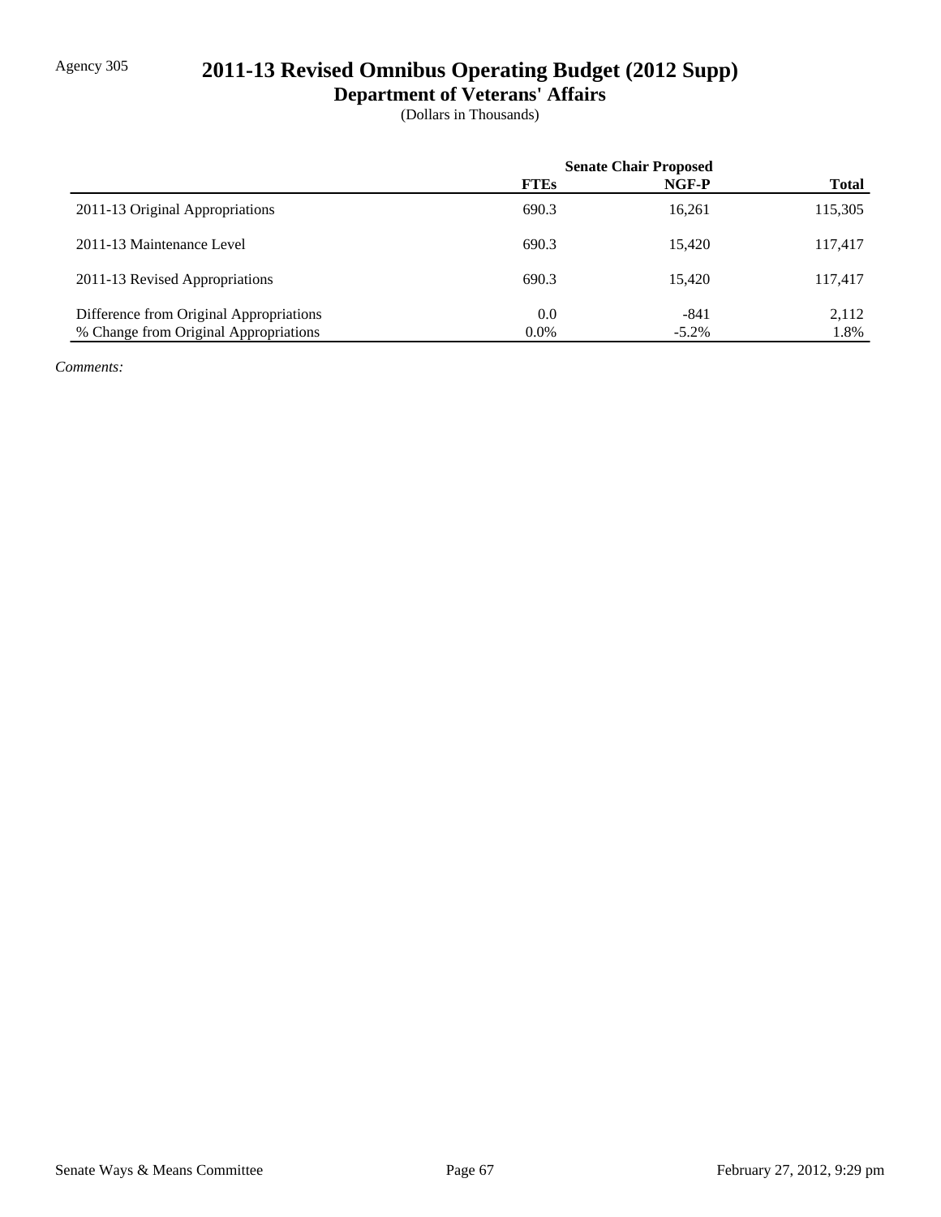Agency 305

# 2011-13 Revised Omnibus Operating Budget (2012 Supp)

## Department of Veterans' Affairs

(Dollars in Thousands)

| | Senate Chair Proposed | | |
|---|---|---|---|
| | FTEs | NGF-P | Total |
| 2011-13 Original Appropriations | 690.3 | 16,261 | 115,305 |
| 2011-13 Maintenance Level | 690.3 | 15,420 | 117,417 |
| 2011-13 Revised Appropriations | 690.3 | 15,420 | 117,417 |
| Difference from Original Appropriations | 0.0 | -841 | 2,112 |
| % Change from Original Appropriations | 0.0% | -5.2% | 1.8% |

*Comments:*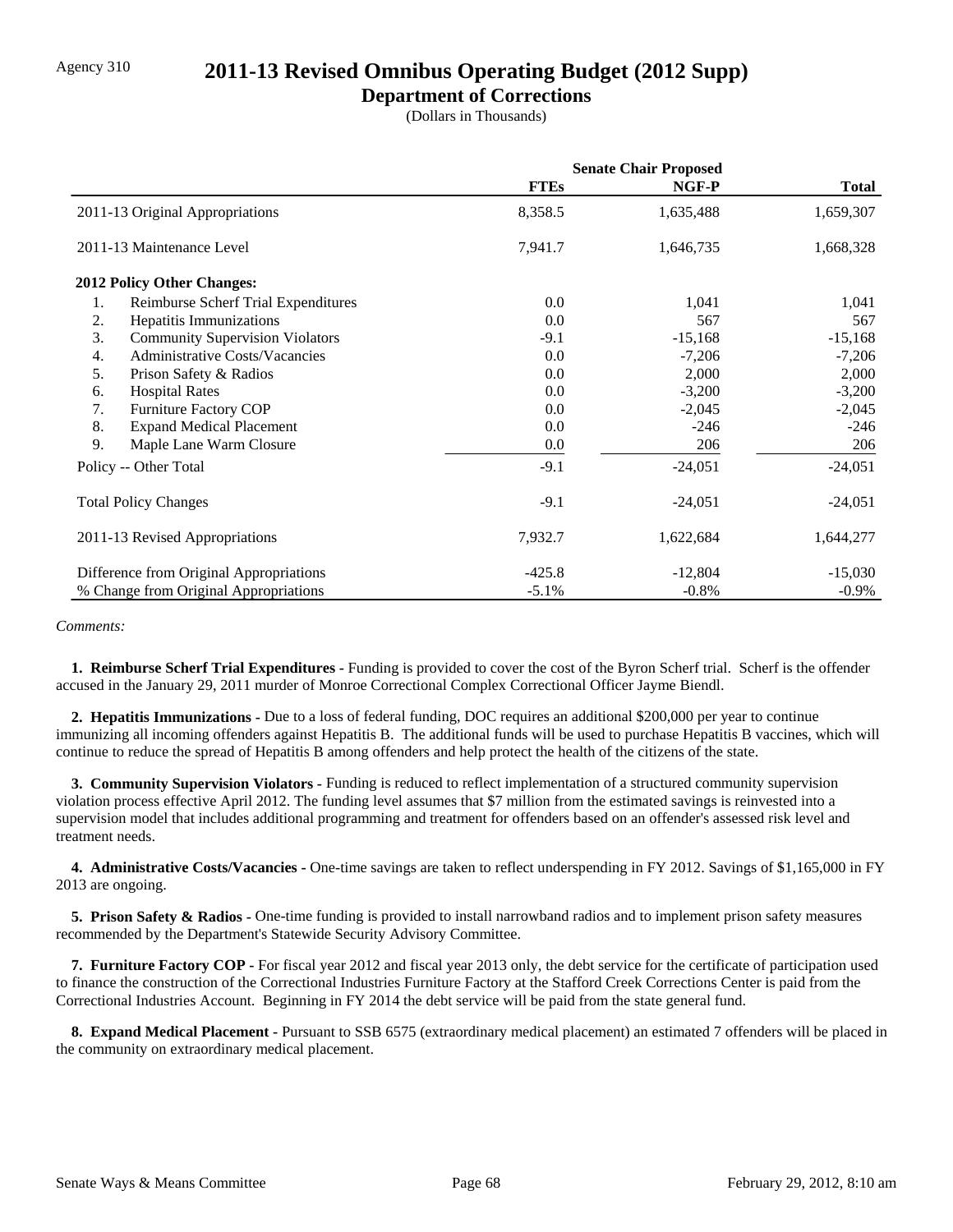Agency 310

# 2011-13 Revised Omnibus Operating Budget (2012 Supp)

## Department of Corrections

(Dollars in Thousands)

| | Senate Chair Proposed | | |
|---|---|---|---|
| | **FTEs** | **NGF-P** | **Total** |
| 2011-13 Original Appropriations | 8,358.5 | 1,635,488 | 1,659,307 |
| 2011-13 Maintenance Level | 7,941.7 | 1,646,735 | 1,668,328 |
| **2012 Policy Other Changes:** | | | |
| 1. Reimburse Scherf Trial Expenditures | 0.0 | 1,041 | 1,041 |
| 2. Hepatitis Immunizations | 0.0 | 567 | 567 |
| 3. Community Supervision Violators | -9.1 | -15,168 | -15,168 |
| 4. Administrative Costs/Vacancies | 0.0 | -7,206 | -7,206 |
| 5. Prison Safety & Radios | 0.0 | 2,000 | 2,000 |
| 6. Hospital Rates | 0.0 | -3,200 | -3,200 |
| 7. Furniture Factory COP | 0.0 | -2,045 | -2,045 |
| 8. Expand Medical Placement | 0.0 | -246 | -246 |
| 9. Maple Lane Warm Closure | 0.0 | 206 | 206 |
| Policy -- Other Total | -9.1 | -24,051 | -24,051 |
| Total Policy Changes | -9.1 | -24,051 | -24,051 |
| 2011-13 Revised Appropriations | 7,932.7 | 1,622,684 | 1,644,277 |
| Difference from Original Appropriations | -425.8 | -12,804 | -15,030 |
| % Change from Original Appropriations | -5.1% | -0.8% | -0.9% |

*Comments:*

**1. Reimburse Scherf Trial Expenditures -** Funding is provided to cover the cost of the Byron Scherf trial. Scherf is the offender accused in the January 29, 2011 murder of Monroe Correctional Complex Correctional Officer Jayme Biendl.

**2. Hepatitis Immunizations -** Due to a loss of federal funding, DOC requires an additional $200,000 per year to continue immunizing all incoming offenders against Hepatitis B. The additional funds will be used to purchase Hepatitis B vaccines, which will continue to reduce the spread of Hepatitis B among offenders and help protect the health of the citizens of the state.

**3. Community Supervision Violators -** Funding is reduced to reflect implementation of a structured community supervision violation process effective April 2012. The funding level assumes that $7 million from the estimated savings is reinvested into a supervision model that includes additional programming and treatment for offenders based on an offender's assessed risk level and treatment needs.

**4. Administrative Costs/Vacancies -** One-time savings are taken to reflect underspending in FY 2012. Savings of $1,165,000 in FY 2013 are ongoing.

**5. Prison Safety & Radios -** One-time funding is provided to install narrowband radios and to implement prison safety measures recommended by the Department's Statewide Security Advisory Committee.

**7. Furniture Factory COP -** For fiscal year 2012 and fiscal year 2013 only, the debt service for the certificate of participation used to finance the construction of the Correctional Industries Furniture Factory at the Stafford Creek Corrections Center is paid from the Correctional Industries Account. Beginning in FY 2014 the debt service will be paid from the state general fund.

**8. Expand Medical Placement -** Pursuant to SSB 6575 (extraordinary medical placement) an estimated 7 offenders will be placed in the community on extraordinary medical placement.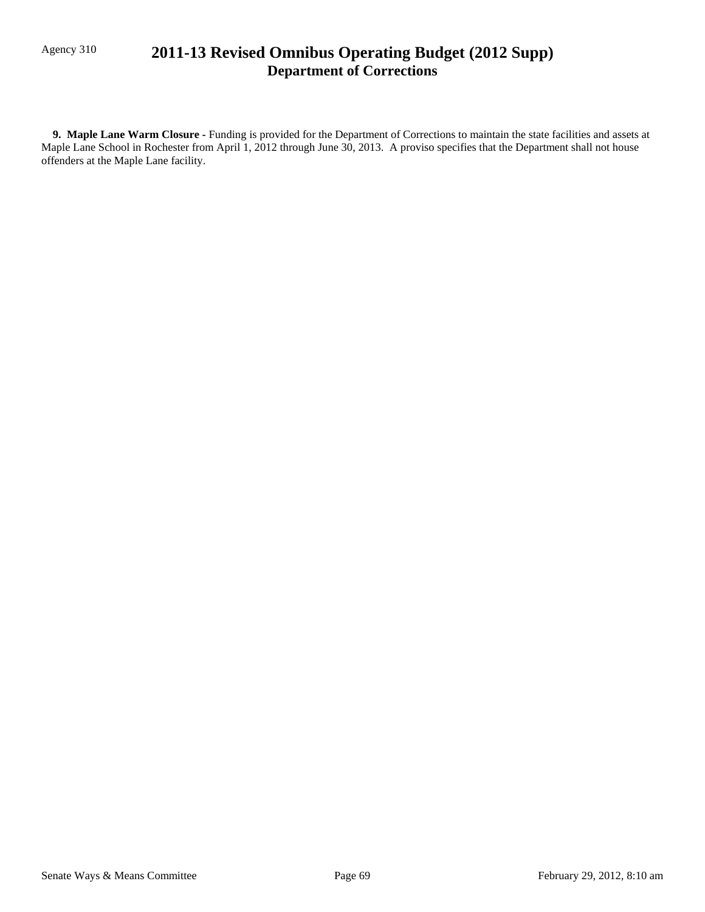**9. Maple Lane Warm Closure** - Funding is provided for the Department of Corrections to maintain the state facilities and assets at Maple Lane School in Rochester from April 1, 2012 through June 30, 2013. A proviso specifies that the Department shall not house offenders at the Maple Lane facility.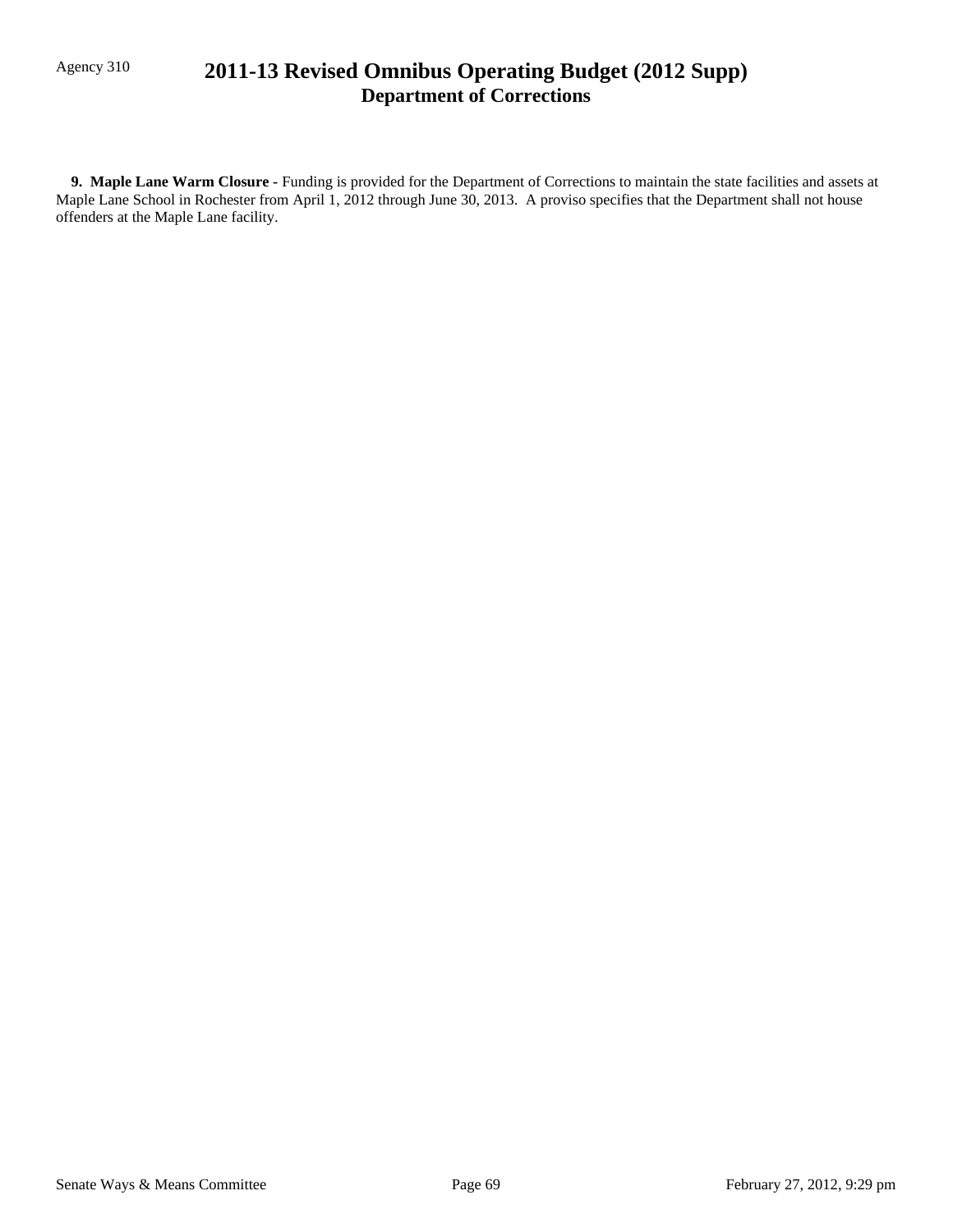**9. Maple Lane Warm Closure** - Funding is provided for the Department of Corrections to maintain the state facilities and assets at Maple Lane School in Rochester from April 1, 2012 through June 30, 2013. A proviso specifies that the Department shall not house offenders at the Maple Lane facility.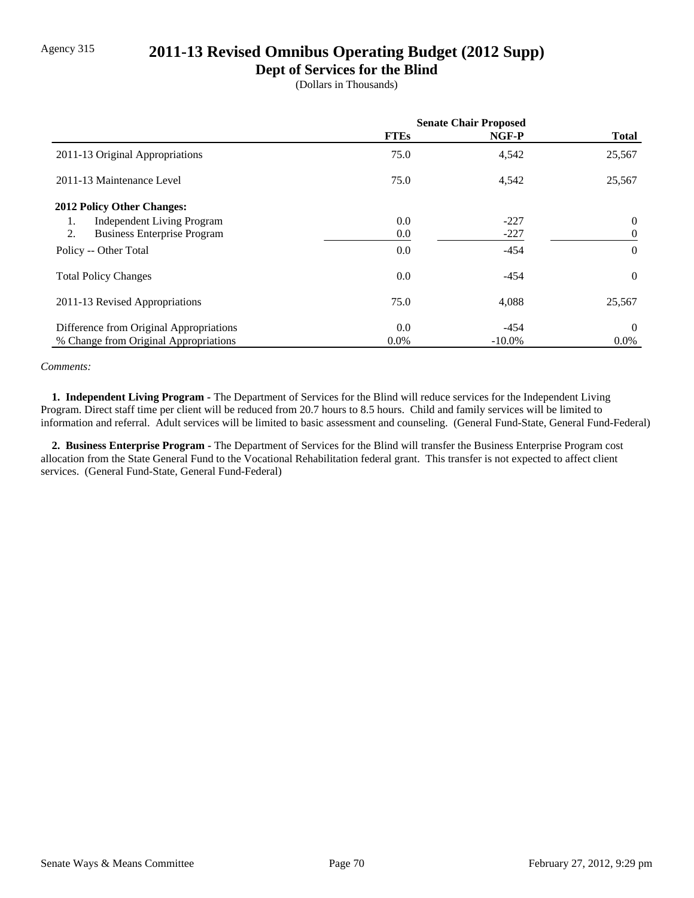Agency 315

# 2011-13 Revised Omnibus Operating Budget (2012 Supp)

## Dept of Services for the Blind

(Dollars in Thousands)

| | Senate Chair Proposed | | |
|---|---|---|---|
| | **FTEs** | **NGF-P** | **Total** |
| 2011-13 Original Appropriations | 75.0 | 4,542 | 25,567 |
| 2011-13 Maintenance Level | 75.0 | 4,542 | 25,567 |
| **2012 Policy Other Changes:** | | | |
| 1. Independent Living Program | 0.0 | -227 | 0 |
| 2. Business Enterprise Program | 0.0 | -227 | 0 |
| Policy -- Other Total | 0.0 | -454 | 0 |
| Total Policy Changes | 0.0 | -454 | 0 |
| 2011-13 Revised Appropriations | 75.0 | 4,088 | 25,567 |
| Difference from Original Appropriations | 0.0 | -454 | 0 |
| % Change from Original Appropriations | 0.0% | -10.0% | 0.0% |

*Comments:*

**1. Independent Living Program** - The Department of Services for the Blind will reduce services for the Independent Living Program. Direct staff time per client will be reduced from 20.7 hours to 8.5 hours. Child and family services will be limited to information and referral. Adult services will be limited to basic assessment and counseling. (General Fund-State, General Fund-Federal)

**2. Business Enterprise Program** - The Department of Services for the Blind will transfer the Business Enterprise Program cost allocation from the State General Fund to the Vocational Rehabilitation federal grant. This transfer is not expected to affect client services. (General Fund-State, General Fund-Federal)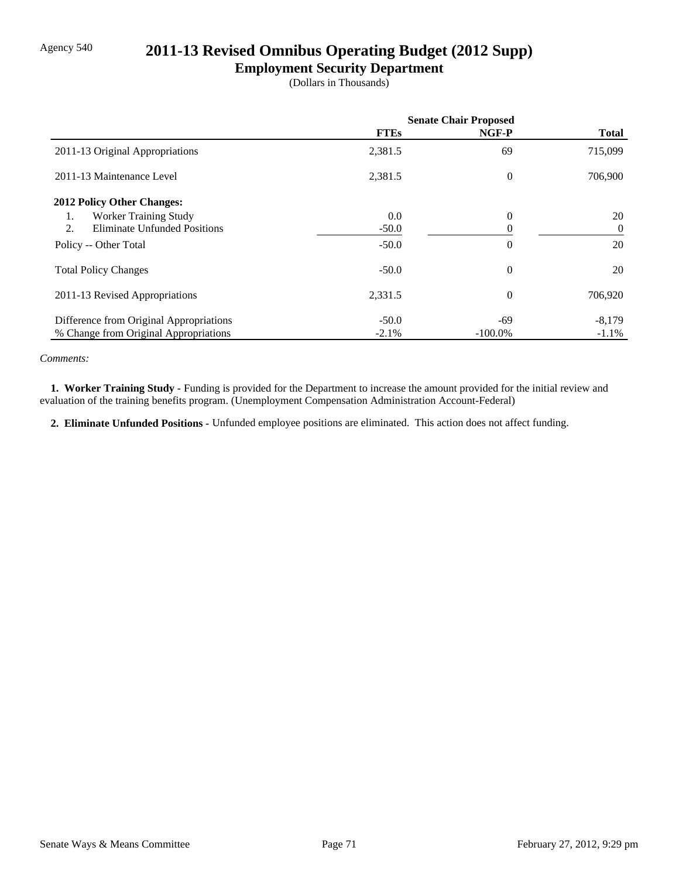Agency 540

# 2011-13 Revised Omnibus Operating Budget (2012 Supp)

## Employment Security Department

(Dollars in Thousands)

| | Senate Chair Proposed | | |
|---|---|---|---|
| | **FTEs** | **NGF-P** | **Total** |
| 2011-13 Original Appropriations | 2,381.5 | 69 | 715,099 |
| 2011-13 Maintenance Level | 2,381.5 | 0 | 706,900 |
| **2012 Policy Other Changes:** | | | |
| 1. Worker Training Study | 0.0 | 0 | 20 |
| 2. Eliminate Unfunded Positions | -50.0 | 0 | 0 |
| Policy -- Other Total | -50.0 | 0 | 20 |
| Total Policy Changes | -50.0 | 0 | 20 |
| 2011-13 Revised Appropriations | 2,331.5 | 0 | 706,920 |
| Difference from Original Appropriations | -50.0 | -69 | -8,179 |
| % Change from Original Appropriations | -2.1% | -100.0% | -1.1% |

*Comments:*

**1. Worker Training Study -** Funding is provided for the Department to increase the amount provided for the initial review and evaluation of the training benefits program. (Unemployment Compensation Administration Account-Federal)

**2. Eliminate Unfunded Positions -** Unfunded employee positions are eliminated. This action does not affect funding.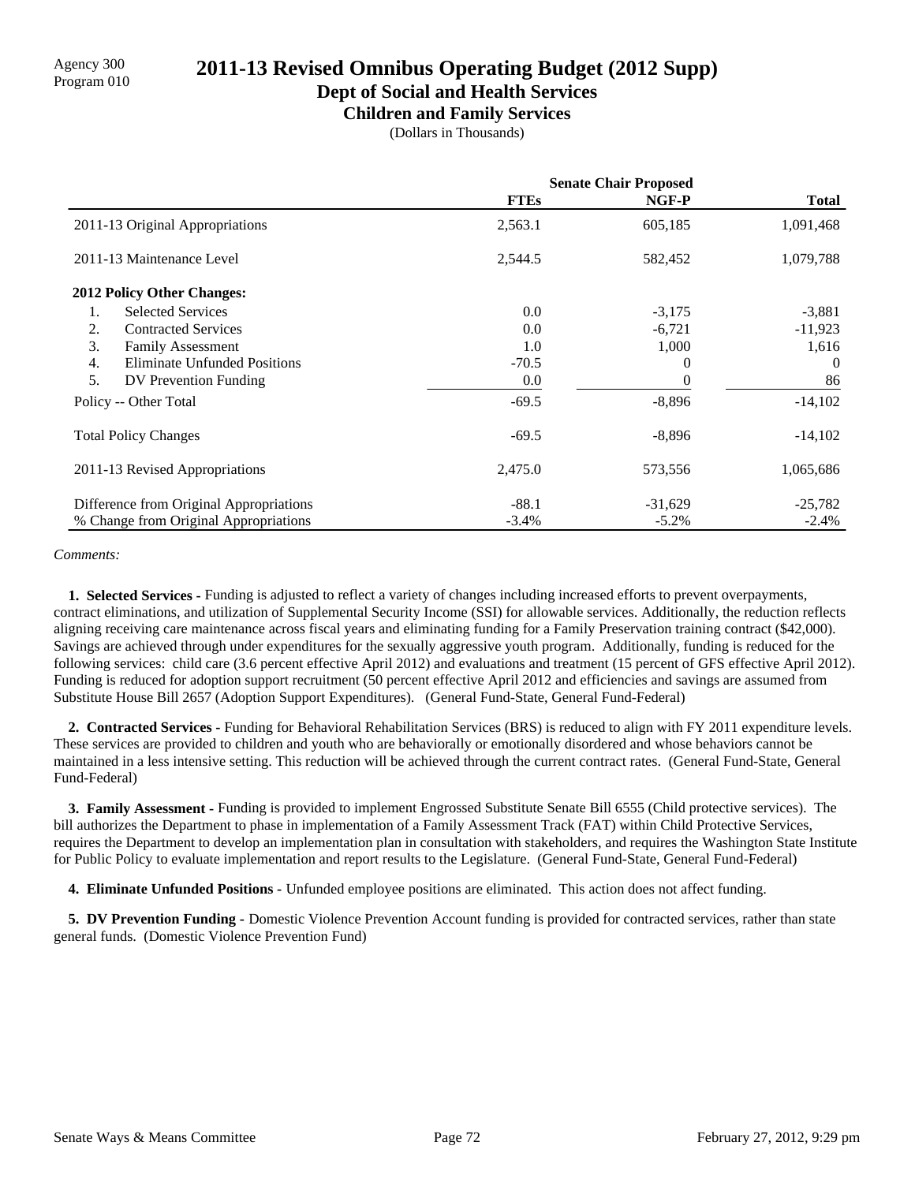Agency 300
Program 010

# 2011-13 Revised Omnibus Operating Budget (2012 Supp)

## Dept of Social and Health Services

### Children and Family Services

(Dollars in Thousands)

| | Senate Chair Proposed | | |
|---|---|---|---|
| | **FTEs** | **NGF-P** | **Total** |
| 2011-13 Original Appropriations | 2,563.1 | 605,185 | 1,091,468 |
| 2011-13 Maintenance Level | 2,544.5 | 582,452 | 1,079,788 |
| **2012 Policy Other Changes:** | | | |
| 1. Selected Services | 0.0 | -3,175 | -3,881 |
| 2. Contracted Services | 0.0 | -6,721 | -11,923 |
| 3. Family Assessment | 1.0 | 1,000 | 1,616 |
| 4. Eliminate Unfunded Positions | -70.5 | 0 | 0 |
| 5. DV Prevention Funding | 0.0 | 0 | 86 |
| Policy -- Other Total | -69.5 | -8,896 | -14,102 |
| Total Policy Changes | -69.5 | -8,896 | -14,102 |
| 2011-13 Revised Appropriations | 2,475.0 | 573,556 | 1,065,686 |
| Difference from Original Appropriations | -88.1 | -31,629 | -25,782 |
| % Change from Original Appropriations | -3.4% | -5.2% | -2.4% |

*Comments:*

**1. Selected Services -** Funding is adjusted to reflect a variety of changes including increased efforts to prevent overpayments, contract eliminations, and utilization of Supplemental Security Income (SSI) for allowable services. Additionally, the reduction reflects aligning receiving care maintenance across fiscal years and eliminating funding for a Family Preservation training contract ($42,000). Savings are achieved through under expenditures for the sexually aggressive youth program. Additionally, funding is reduced for the following services: child care (3.6 percent effective April 2012) and evaluations and treatment (15 percent of GFS effective April 2012). Funding is reduced for adoption support recruitment (50 percent effective April 2012 and efficiencies and savings are assumed from Substitute House Bill 2657 (Adoption Support Expenditures). (General Fund-State, General Fund-Federal)

**2. Contracted Services -** Funding for Behavioral Rehabilitation Services (BRS) is reduced to align with FY 2011 expenditure levels. These services are provided to children and youth who are behaviorally or emotionally disordered and whose behaviors cannot be maintained in a less intensive setting. This reduction will be achieved through the current contract rates. (General Fund-State, General Fund-Federal)

**3. Family Assessment -** Funding is provided to implement Engrossed Substitute Senate Bill 6555 (Child protective services). The bill authorizes the Department to phase in implementation of a Family Assessment Track (FAT) within Child Protective Services, requires the Department to develop an implementation plan in consultation with stakeholders, and requires the Washington State Institute for Public Policy to evaluate implementation and report results to the Legislature. (General Fund-State, General Fund-Federal)

**4. Eliminate Unfunded Positions -** Unfunded employee positions are eliminated. This action does not affect funding.

**5. DV Prevention Funding -** Domestic Violence Prevention Account funding is provided for contracted services, rather than state general funds. (Domestic Violence Prevention Fund)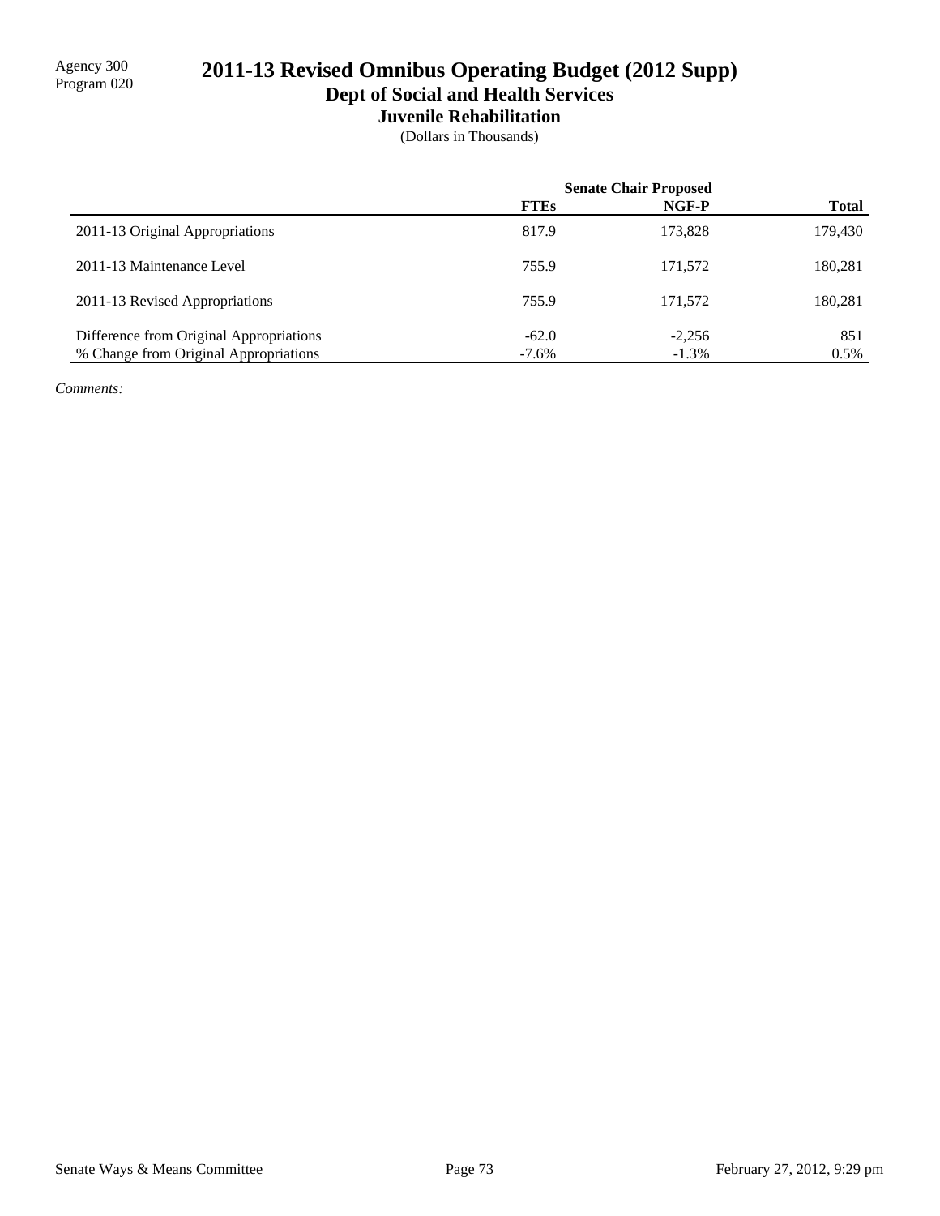Agency 300
Program 020

# 2011-13 Revised Omnibus Operating Budget (2012 Supp)

## Dept of Social and Health Services

### Juvenile Rehabilitation

(Dollars in Thousands)

| | Senate Chair Proposed | | |
|---|---|---|---|
| | **FTEs** | **NGF-P** | **Total** |
| 2011-13 Original Appropriations | 817.9 | 173,828 | 179,430 |
| 2011-13 Maintenance Level | 755.9 | 171,572 | 180,281 |
| 2011-13 Revised Appropriations | 755.9 | 171,572 | 180,281 |
| Difference from Original Appropriations | -62.0 | -2,256 | 851 |
| % Change from Original Appropriations | -7.6% | -1.3% | 0.5% |

*Comments:*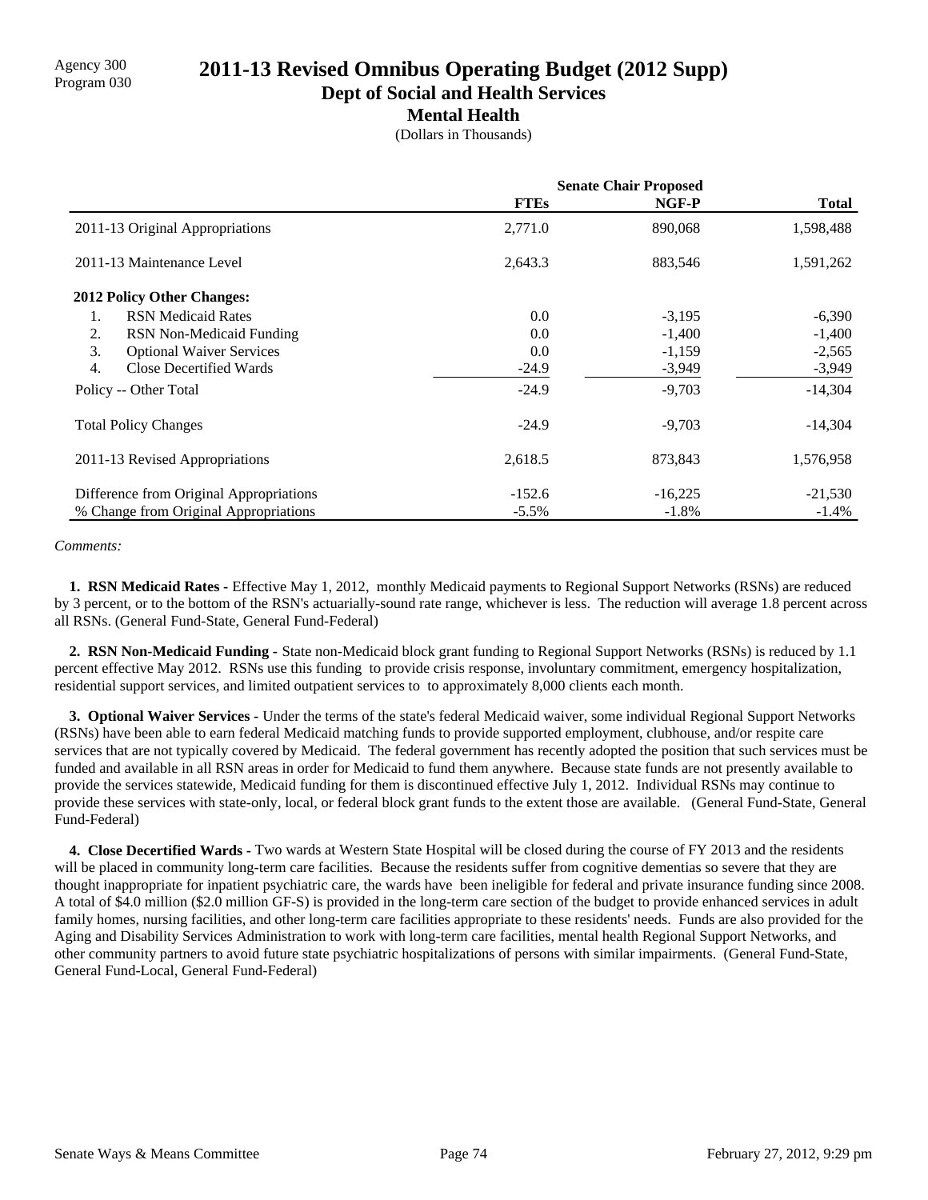Agency 300
Program 030

# 2011-13 Revised Omnibus Operating Budget (2012 Supp)

## Dept of Social and Health Services

### Mental Health

(Dollars in Thousands)

| | Senate Chair Proposed | | |
|---|---|---|---|
| | **FTEs** | **NGF-P** | **Total** |
| 2011-13 Original Appropriations | 2,771.0 | 890,068 | 1,598,488 |
| 2011-13 Maintenance Level | 2,643.3 | 883,546 | 1,591,262 |
| **2012 Policy Other Changes:** | | | |
| 1. RSN Medicaid Rates | 0.0 | -3,195 | -6,390 |
| 2. RSN Non-Medicaid Funding | 0.0 | -1,400 | -1,400 |
| 3. Optional Waiver Services | 0.0 | -1,159 | -2,565 |
| 4. Close Decertified Wards | -24.9 | -3,949 | -3,949 |
| Policy -- Other Total | -24.9 | -9,703 | -14,304 |
| Total Policy Changes | -24.9 | -9,703 | -14,304 |
| 2011-13 Revised Appropriations | 2,618.5 | 873,843 | 1,576,958 |
| Difference from Original Appropriations | -152.6 | -16,225 | -21,530 |
| % Change from Original Appropriations | -5.5% | -1.8% | -1.4% |

*Comments:*

**1. RSN Medicaid Rates -** Effective May 1, 2012, monthly Medicaid payments to Regional Support Networks (RSNs) are reduced by 3 percent, or to the bottom of the RSN's actuarially-sound rate range, whichever is less. The reduction will average 1.8 percent across all RSNs. (General Fund-State, General Fund-Federal)

**2. RSN Non-Medicaid Funding -** State non-Medicaid block grant funding to Regional Support Networks (RSNs) is reduced by 1.1 percent effective May 2012. RSNs use this funding to provide crisis response, involuntary commitment, emergency hospitalization, residential support services, and limited outpatient services to to approximately 8,000 clients each month.

**3. Optional Waiver Services -** Under the terms of the state's federal Medicaid waiver, some individual Regional Support Networks (RSNs) have been able to earn federal Medicaid matching funds to provide supported employment, clubhouse, and/or respite care services that are not typically covered by Medicaid. The federal government has recently adopted the position that such services must be funded and available in all RSN areas in order for Medicaid to fund them anywhere. Because state funds are not presently available to provide the services statewide, Medicaid funding for them is discontinued effective July 1, 2012. Individual RSNs may continue to provide these services with state-only, local, or federal block grant funds to the extent those are available. (General Fund-State, General Fund-Federal)

**4. Close Decertified Wards -** Two wards at Western State Hospital will be closed during the course of FY 2013 and the residents will be placed in community long-term care facilities. Because the residents suffer from cognitive dementias so severe that they are thought inappropriate for inpatient psychiatric care, the wards have been ineligible for federal and private insurance funding since 2008. A total of $4.0 million ($2.0 million GF-S) is provided in the long-term care section of the budget to provide enhanced services in adult family homes, nursing facilities, and other long-term care facilities appropriate to these residents' needs. Funds are also provided for the Aging and Disability Services Administration to work with long-term care facilities, mental health Regional Support Networks, and other community partners to avoid future state psychiatric hospitalizations of persons with similar impairments. (General Fund-State, General Fund-Local, General Fund-Federal)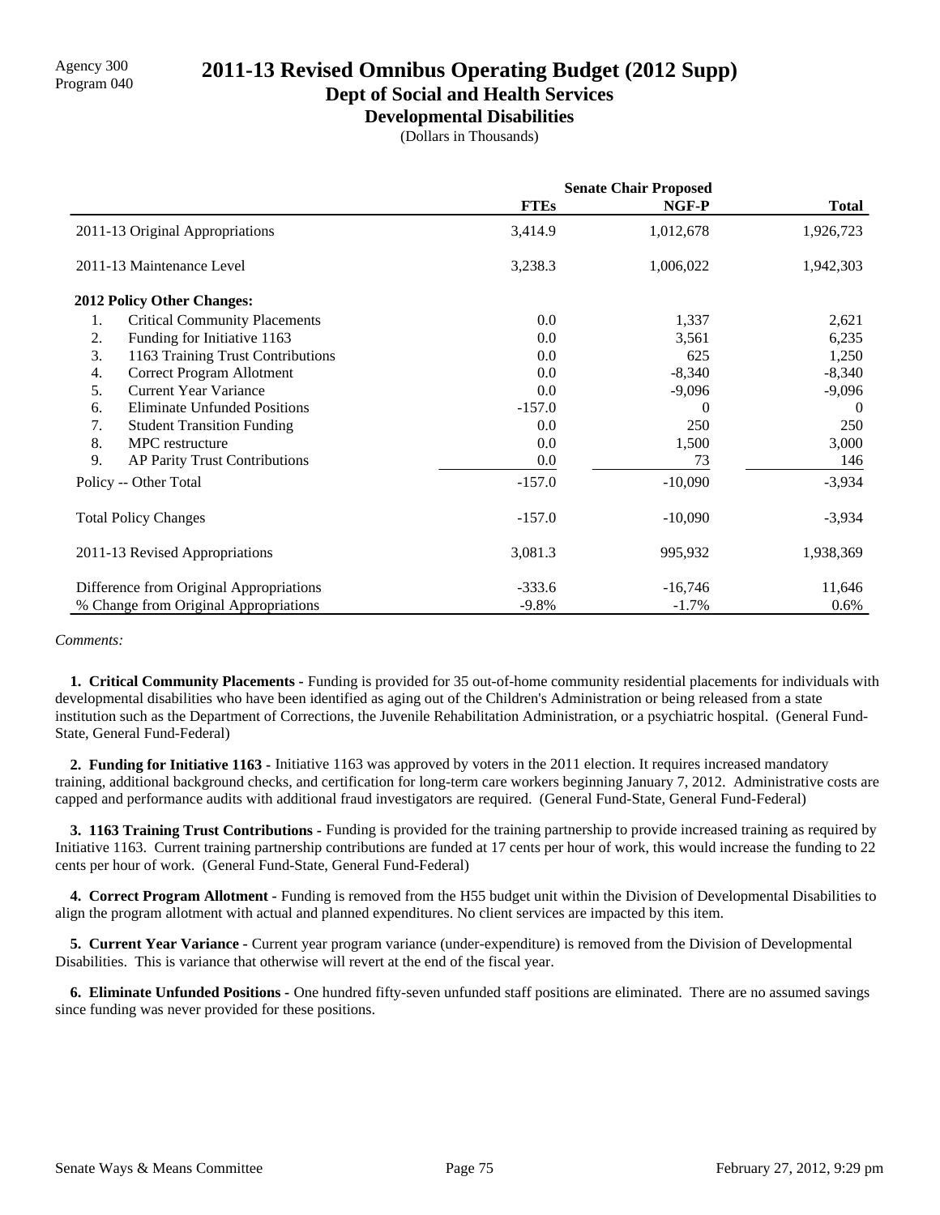Agency 300
Program 040

# 2011-13 Revised Omnibus Operating Budget (2012 Supp)

## Dept of Social and Health Services

### Developmental Disabilities

(Dollars in Thousands)

| | Senate Chair Proposed | | |
|---|---|---|---|
| | FTEs | NGF-P | Total |
| 2011-13 Original Appropriations | 3,414.9 | 1,012,678 | 1,926,723 |
| 2011-13 Maintenance Level | 3,238.3 | 1,006,022 | 1,942,303 |
| **2012 Policy Other Changes:** | | | |
| 1. Critical Community Placements | 0.0 | 1,337 | 2,621 |
| 2. Funding for Initiative 1163 | 0.0 | 3,561 | 6,235 |
| 3. 1163 Training Trust Contributions | 0.0 | 625 | 1,250 |
| 4. Correct Program Allotment | 0.0 | -8,340 | -8,340 |
| 5. Current Year Variance | 0.0 | -9,096 | -9,096 |
| 6. Eliminate Unfunded Positions | -157.0 | 0 | 0 |
| 7. Student Transition Funding | 0.0 | 250 | 250 |
| 8. MPC restructure | 0.0 | 1,500 | 3,000 |
| 9. AP Parity Trust Contributions | 0.0 | 73 | 146 |
| Policy -- Other Total | -157.0 | -10,090 | -3,934 |
| Total Policy Changes | -157.0 | -10,090 | -3,934 |
| 2011-13 Revised Appropriations | 3,081.3 | 995,932 | 1,938,369 |
| Difference from Original Appropriations | -333.6 | -16,746 | 11,646 |
| % Change from Original Appropriations | -9.8% | -1.7% | 0.6% |

*Comments:*

**1. Critical Community Placements -** Funding is provided for 35 out-of-home community residential placements for individuals with developmental disabilities who have been identified as aging out of the Children's Administration or being released from a state institution such as the Department of Corrections, the Juvenile Rehabilitation Administration, or a psychiatric hospital. (General Fund-State, General Fund-Federal)

**2. Funding for Initiative 1163 -** Initiative 1163 was approved by voters in the 2011 election. It requires increased mandatory training, additional background checks, and certification for long-term care workers beginning January 7, 2012. Administrative costs are capped and performance audits with additional fraud investigators are required. (General Fund-State, General Fund-Federal)

**3. 1163 Training Trust Contributions -** Funding is provided for the training partnership to provide increased training as required by Initiative 1163. Current training partnership contributions are funded at 17 cents per hour of work, this would increase the funding to 22 cents per hour of work. (General Fund-State, General Fund-Federal)

**4. Correct Program Allotment -** Funding is removed from the H55 budget unit within the Division of Developmental Disabilities to align the program allotment with actual and planned expenditures. No client services are impacted by this item.

**5. Current Year Variance -** Current year program variance (under-expenditure) is removed from the Division of Developmental Disabilities. This is variance that otherwise will revert at the end of the fiscal year.

**6. Eliminate Unfunded Positions -** One hundred fifty-seven unfunded staff positions are eliminated. There are no assumed savings since funding was never provided for these positions.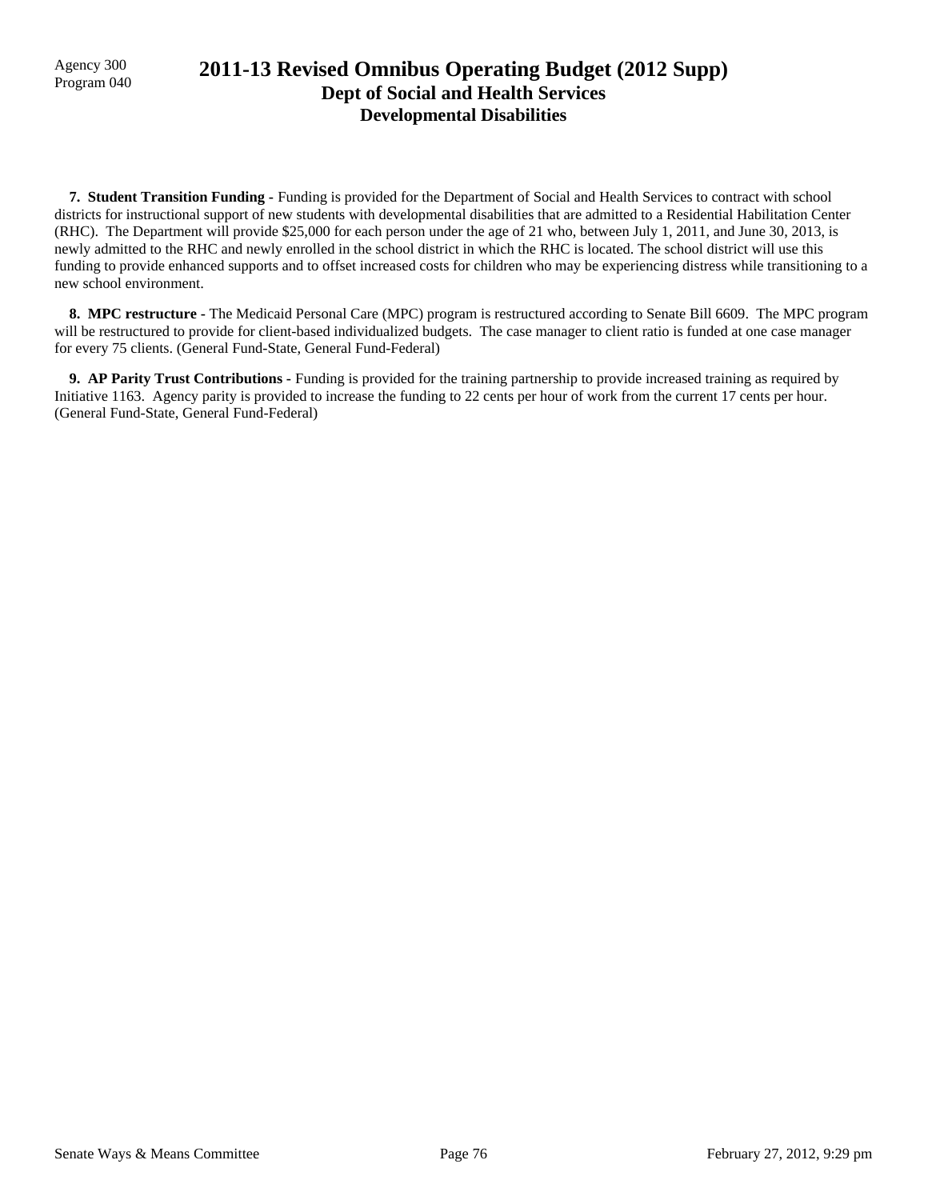Agency 300
Program 040

# 2011-13 Revised Omnibus Operating Budget (2012 Supp)
## Dept of Social and Health Services
### Developmental Disabilities

**7. Student Transition Funding -** Funding is provided for the Department of Social and Health Services to contract with school districts for instructional support of new students with developmental disabilities that are admitted to a Residential Habilitation Center (RHC). The Department will provide $25,000 for each person under the age of 21 who, between July 1, 2011, and June 30, 2013, is newly admitted to the RHC and newly enrolled in the school district in which the RHC is located. The school district will use this funding to provide enhanced supports and to offset increased costs for children who may be experiencing distress while transitioning to a new school environment.

**8. MPC restructure -** The Medicaid Personal Care (MPC) program is restructured according to Senate Bill 6609. The MPC program will be restructured to provide for client-based individualized budgets. The case manager to client ratio is funded at one case manager for every 75 clients. (General Fund-State, General Fund-Federal)

**9. AP Parity Trust Contributions -** Funding is provided for the training partnership to provide increased training as required by Initiative 1163. Agency parity is provided to increase the funding to 22 cents per hour of work from the current 17 cents per hour. (General Fund-State, General Fund-Federal)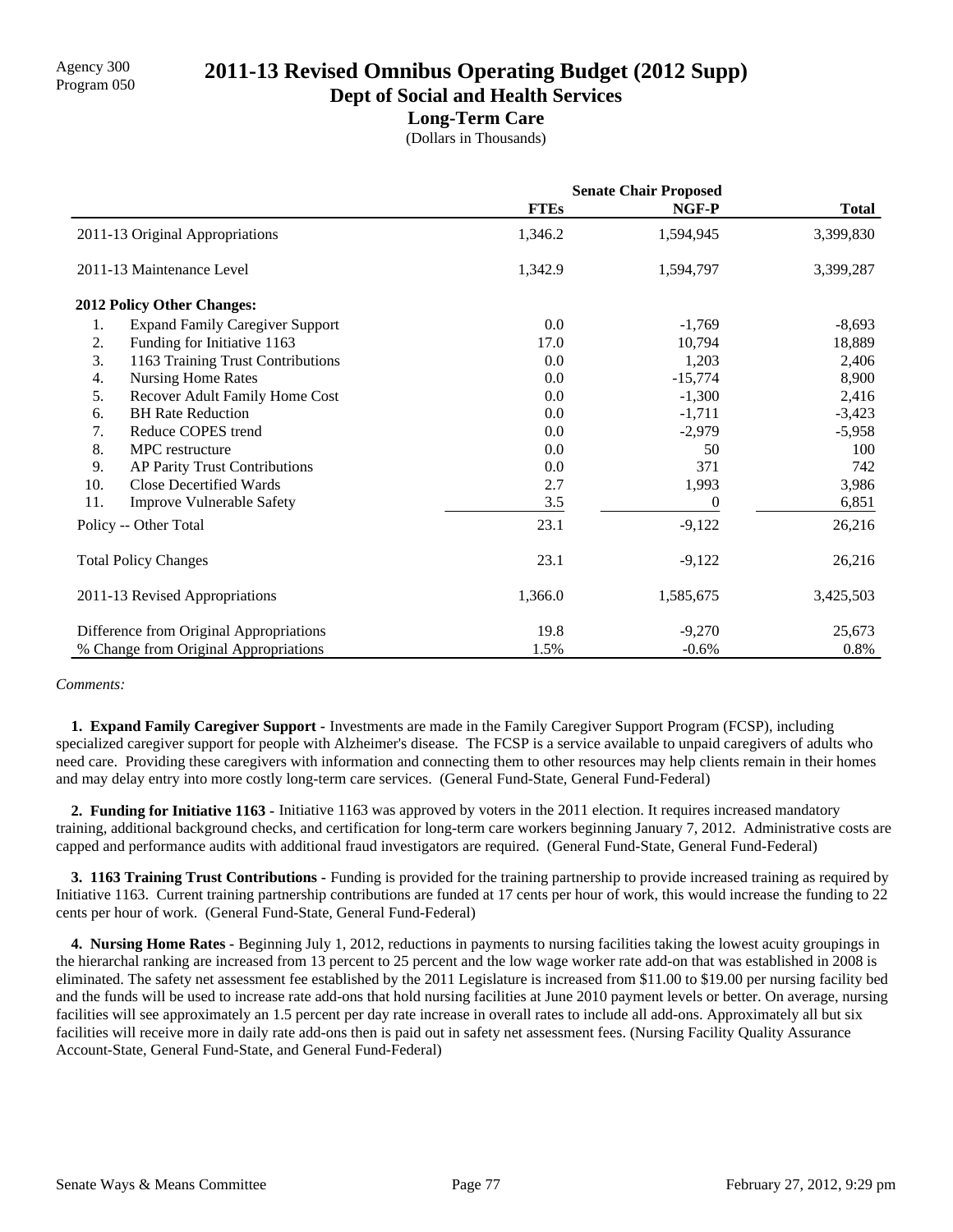Agency 300
Program 050

# 2011-13 Revised Omnibus Operating Budget (2012 Supp)

## Dept of Social and Health Services

### Long-Term Care

(Dollars in Thousands)

| | Senate Chair Proposed | | |
|---|---|---|---|
| | FTEs | NGF-P | Total |
| 2011-13 Original Appropriations | 1,346.2 | 1,594,945 | 3,399,830 |
| 2011-13 Maintenance Level | 1,342.9 | 1,594,797 | 3,399,287 |
| **2012 Policy Other Changes:** | | | |
| 1. Expand Family Caregiver Support | 0.0 | -1,769 | -8,693 |
| 2. Funding for Initiative 1163 | 17.0 | 10,794 | 18,889 |
| 3. 1163 Training Trust Contributions | 0.0 | 1,203 | 2,406 |
| 4. Nursing Home Rates | 0.0 | -15,774 | 8,900 |
| 5. Recover Adult Family Home Cost | 0.0 | -1,300 | 2,416 |
| 6. BH Rate Reduction | 0.0 | -1,711 | -3,423 |
| 7. Reduce COPES trend | 0.0 | -2,979 | -5,958 |
| 8. MPC restructure | 0.0 | 50 | 100 |
| 9. AP Parity Trust Contributions | 0.0 | 371 | 742 |
| 10. Close Decertified Wards | 2.7 | 1,993 | 3,986 |
| 11. Improve Vulnerable Safety | 3.5 | 0 | 6,851 |
| Policy -- Other Total | 23.1 | -9,122 | 26,216 |
| Total Policy Changes | 23.1 | -9,122 | 26,216 |
| 2011-13 Revised Appropriations | 1,366.0 | 1,585,675 | 3,425,503 |
| Difference from Original Appropriations | 19.8 | -9,270 | 25,673 |
| % Change from Original Appropriations | 1.5% | -0.6% | 0.8% |

*Comments:*

**1. Expand Family Caregiver Support -** Investments are made in the Family Caregiver Support Program (FCSP), including specialized caregiver support for people with Alzheimer's disease. The FCSP is a service available to unpaid caregivers of adults who need care. Providing these caregivers with information and connecting them to other resources may help clients remain in their homes and may delay entry into more costly long-term care services. (General Fund-State, General Fund-Federal)

**2. Funding for Initiative 1163 -** Initiative 1163 was approved by voters in the 2011 election. It requires increased mandatory training, additional background checks, and certification for long-term care workers beginning January 7, 2012. Administrative costs are capped and performance audits with additional fraud investigators are required. (General Fund-State, General Fund-Federal)

**3. 1163 Training Trust Contributions -** Funding is provided for the training partnership to provide increased training as required by Initiative 1163. Current training partnership contributions are funded at 17 cents per hour of work, this would increase the funding to 22 cents per hour of work. (General Fund-State, General Fund-Federal)

**4. Nursing Home Rates -** Beginning July 1, 2012, reductions in payments to nursing facilities taking the lowest acuity groupings in the hierarchal ranking are increased from 13 percent to 25 percent and the low wage worker rate add-on that was established in 2008 is eliminated. The safety net assessment fee established by the 2011 Legislature is increased from $11.00 to $19.00 per nursing facility bed and the funds will be used to increase rate add-ons that hold nursing facilities at June 2010 payment levels or better. On average, nursing facilities will see approximately an 1.5 percent per day rate increase in overall rates to include all add-ons. Approximately all but six facilities will receive more in daily rate add-ons then is paid out in safety net assessment fees. (Nursing Facility Quality Assurance Account-State, General Fund-State, and General Fund-Federal)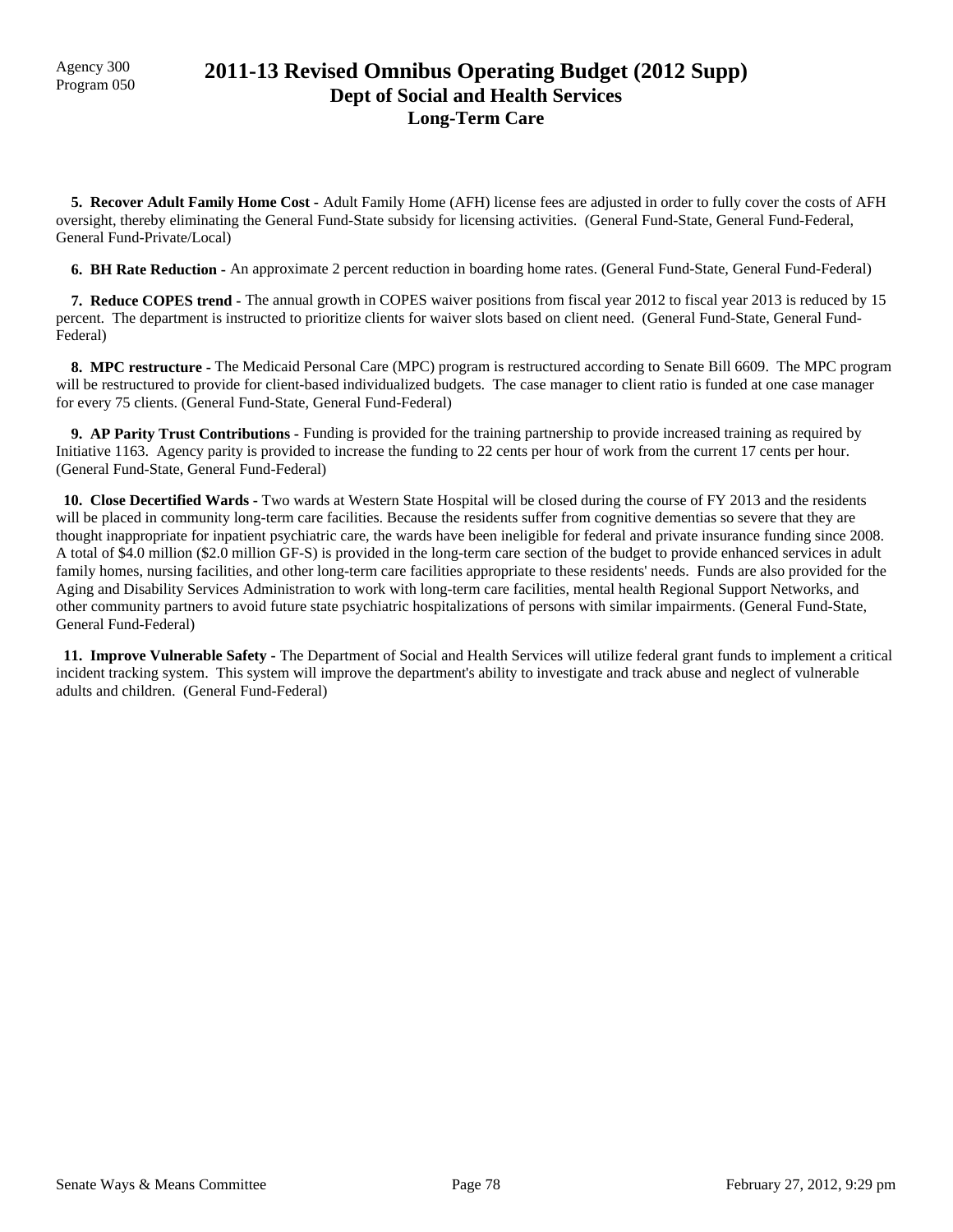# 2011-13 Revised Omnibus Operating Budget (2012 Supp)
## Dept of Social and Health Services
### Long-Term Care

**5. Recover Adult Family Home Cost -** Adult Family Home (AFH) license fees are adjusted in order to fully cover the costs of AFH oversight, thereby eliminating the General Fund-State subsidy for licensing activities. (General Fund-State, General Fund-Federal, General Fund-Private/Local)

**6. BH Rate Reduction -** An approximate 2 percent reduction in boarding home rates. (General Fund-State, General Fund-Federal)

**7. Reduce COPES trend -** The annual growth in COPES waiver positions from fiscal year 2012 to fiscal year 2013 is reduced by 15 percent. The department is instructed to prioritize clients for waiver slots based on client need. (General Fund-State, General Fund-Federal)

**8. MPC restructure -** The Medicaid Personal Care (MPC) program is restructured according to Senate Bill 6609. The MPC program will be restructured to provide for client-based individualized budgets. The case manager to client ratio is funded at one case manager for every 75 clients. (General Fund-State, General Fund-Federal)

**9. AP Parity Trust Contributions -** Funding is provided for the training partnership to provide increased training as required by Initiative 1163. Agency parity is provided to increase the funding to 22 cents per hour of work from the current 17 cents per hour. (General Fund-State, General Fund-Federal)

**10. Close Decertified Wards -** Two wards at Western State Hospital will be closed during the course of FY 2013 and the residents will be placed in community long-term care facilities. Because the residents suffer from cognitive dementias so severe that they are thought inappropriate for inpatient psychiatric care, the wards have been ineligible for federal and private insurance funding since 2008. A total of $4.0 million ($2.0 million GF-S) is provided in the long-term care section of the budget to provide enhanced services in adult family homes, nursing facilities, and other long-term care facilities appropriate to these residents' needs. Funds are also provided for the Aging and Disability Services Administration to work with long-term care facilities, mental health Regional Support Networks, and other community partners to avoid future state psychiatric hospitalizations of persons with similar impairments. (General Fund-State, General Fund-Federal)

**11. Improve Vulnerable Safety -** The Department of Social and Health Services will utilize federal grant funds to implement a critical incident tracking system. This system will improve the department's ability to investigate and track abuse and neglect of vulnerable adults and children. (General Fund-Federal)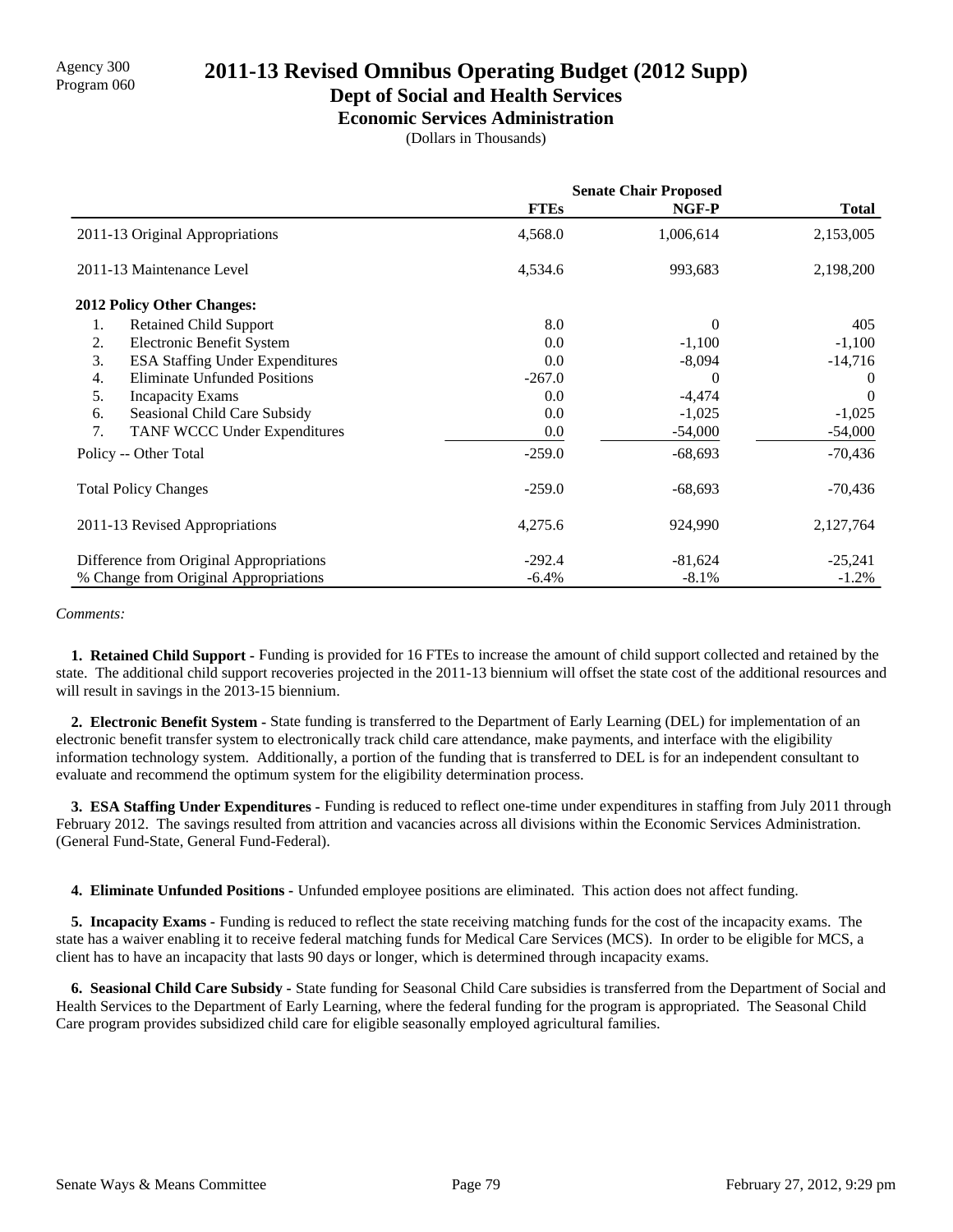Agency 300
Program 060

# 2011-13 Revised Omnibus Operating Budget (2012 Supp)

## Dept of Social and Health Services

### Economic Services Administration

(Dollars in Thousands)

| | Senate Chair Proposed | | |
|---|---|---|---|
| | **FTEs** | **NGF-P** | **Total** |
| 2011-13 Original Appropriations | 4,568.0 | 1,006,614 | 2,153,005 |
| 2011-13 Maintenance Level | 4,534.6 | 993,683 | 2,198,200 |
| **2012 Policy Other Changes:** | | | |
| 1. Retained Child Support | 8.0 | 0 | 405 |
| 2. Electronic Benefit System | 0.0 | -1,100 | -1,100 |
| 3. ESA Staffing Under Expenditures | 0.0 | -8,094 | -14,716 |
| 4. Eliminate Unfunded Positions | -267.0 | 0 | 0 |
| 5. Incapacity Exams | 0.0 | -4,474 | 0 |
| 6. Seasional Child Care Subsidy | 0.0 | -1,025 | -1,025 |
| 7. TANF WCCC Under Expenditures | 0.0 | -54,000 | -54,000 |
| Policy -- Other Total | -259.0 | -68,693 | -70,436 |
| Total Policy Changes | -259.0 | -68,693 | -70,436 |
| 2011-13 Revised Appropriations | 4,275.6 | 924,990 | 2,127,764 |
| Difference from Original Appropriations | -292.4 | -81,624 | -25,241 |
| % Change from Original Appropriations | -6.4% | -8.1% | -1.2% |

*Comments:*

**1. Retained Child Support -** Funding is provided for 16 FTEs to increase the amount of child support collected and retained by the state. The additional child support recoveries projected in the 2011-13 biennium will offset the state cost of the additional resources and will result in savings in the 2013-15 biennium.

**2. Electronic Benefit System -** State funding is transferred to the Department of Early Learning (DEL) for implementation of an electronic benefit transfer system to electronically track child care attendance, make payments, and interface with the eligibility information technology system. Additionally, a portion of the funding that is transferred to DEL is for an independent consultant to evaluate and recommend the optimum system for the eligibility determination process.

**3. ESA Staffing Under Expenditures -** Funding is reduced to reflect one-time under expenditures in staffing from July 2011 through February 2012. The savings resulted from attrition and vacancies across all divisions within the Economic Services Administration. (General Fund-State, General Fund-Federal).

**4. Eliminate Unfunded Positions -** Unfunded employee positions are eliminated. This action does not affect funding.

**5. Incapacity Exams -** Funding is reduced to reflect the state receiving matching funds for the cost of the incapacity exams. The state has a waiver enabling it to receive federal matching funds for Medical Care Services (MCS). In order to be eligible for MCS, a client has to have an incapacity that lasts 90 days or longer, which is determined through incapacity exams.

**6. Seasional Child Care Subsidy -** State funding for Seasonal Child Care subsidies is transferred from the Department of Social and Health Services to the Department of Early Learning, where the federal funding for the program is appropriated. The Seasonal Child Care program provides subsidized child care for eligible seasonally employed agricultural families.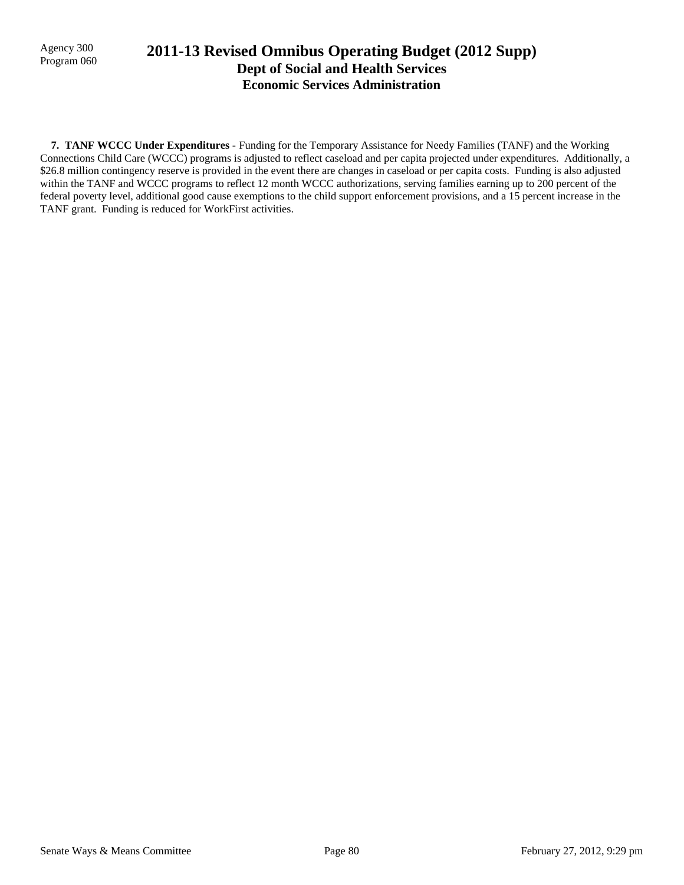**7. TANF WCCC Under Expenditures -** Funding for the Temporary Assistance for Needy Families (TANF) and the Working Connections Child Care (WCCC) programs is adjusted to reflect caseload and per capita projected under expenditures. Additionally, a $26.8 million contingency reserve is provided in the event there are changes in caseload or per capita costs. Funding is also adjusted within the TANF and WCCC programs to reflect 12 month WCCC authorizations, serving families earning up to 200 percent of the federal poverty level, additional good cause exemptions to the child support enforcement provisions, and a 15 percent increase in the TANF grant. Funding is reduced for WorkFirst activities.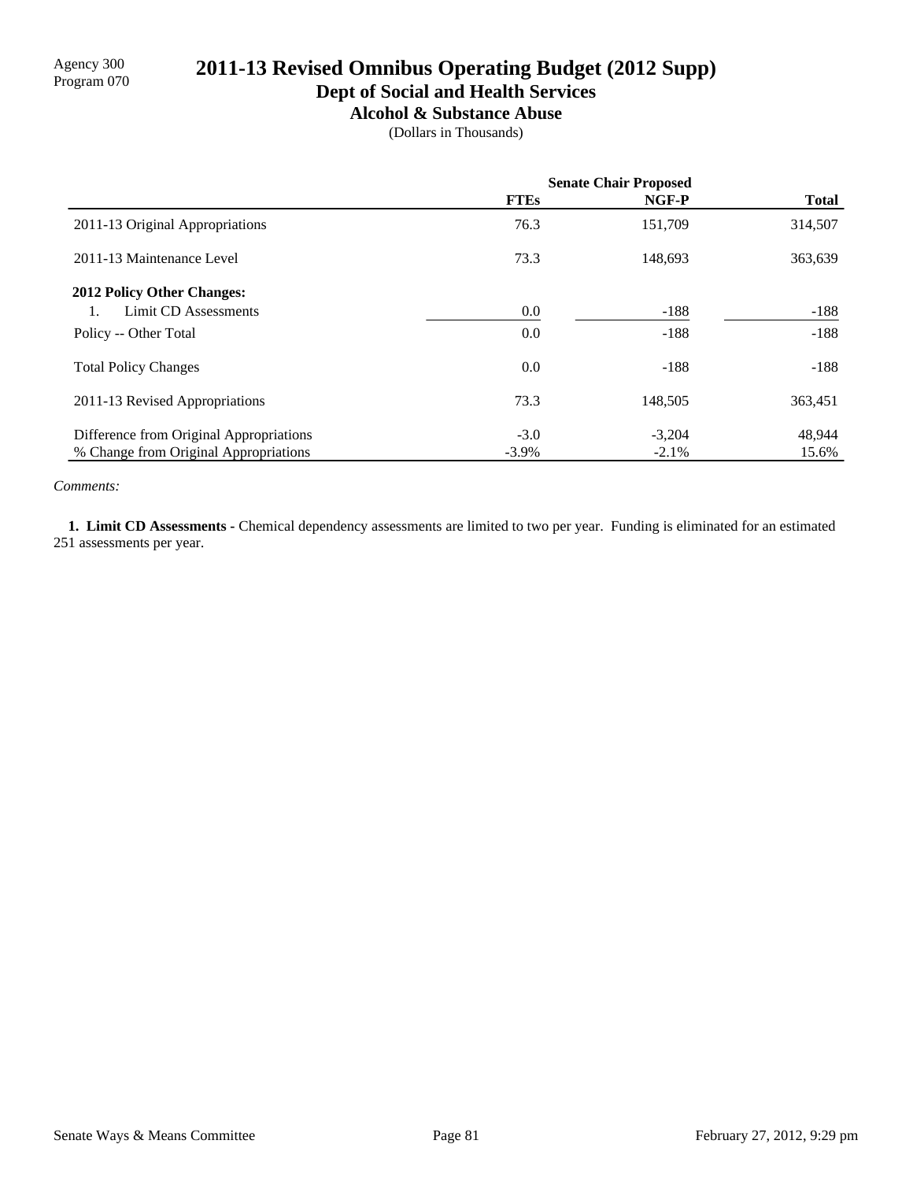Agency 300
Program 070

# 2011-13 Revised Omnibus Operating Budget (2012 Supp)

## Dept of Social and Health Services

### Alcohol & Substance Abuse

(Dollars in Thousands)

| | Senate Chair Proposed | | |
|---|---|---|---|
| | **FTEs** | **NGF-P** | **Total** |
| 2011-13 Original Appropriations | 76.3 | 151,709 | 314,507 |
| 2011-13 Maintenance Level | 73.3 | 148,693 | 363,639 |
| **2012 Policy Other Changes:** | | | |
| 1. Limit CD Assessments | 0.0 | -188 | -188 |
| Policy -- Other Total | 0.0 | -188 | -188 |
| Total Policy Changes | 0.0 | -188 | -188 |
| 2011-13 Revised Appropriations | 73.3 | 148,505 | 363,451 |
| Difference from Original Appropriations | -3.0 | -3,204 | 48,944 |
| % Change from Original Appropriations | -3.9% | -2.1% | 15.6% |

*Comments:*

**1. Limit CD Assessments -** Chemical dependency assessments are limited to two per year. Funding is eliminated for an estimated 251 assessments per year.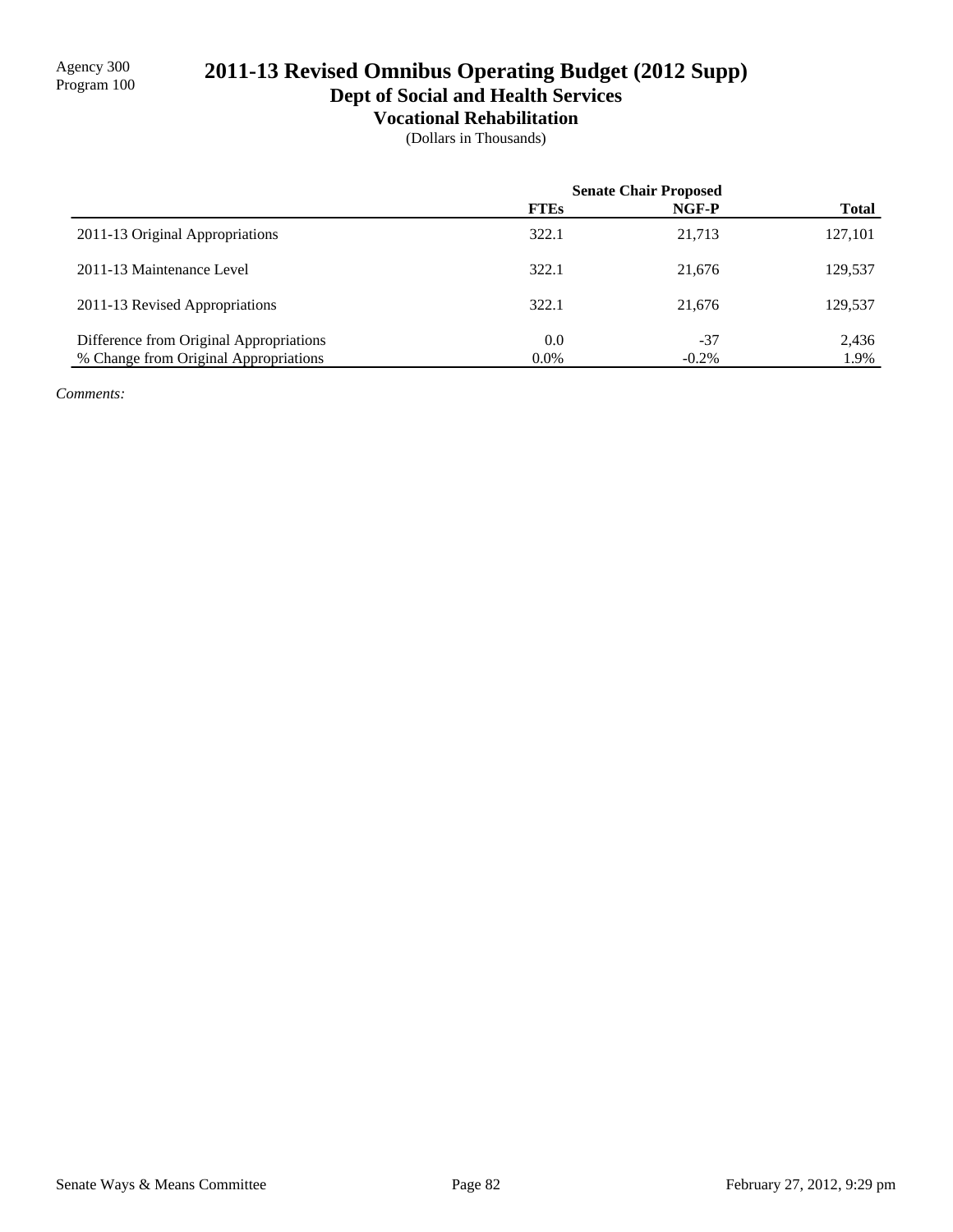Agency 300
Program 100

# 2011-13 Revised Omnibus Operating Budget (2012 Supp)

## Dept of Social and Health Services

### Vocational Rehabilitation

(Dollars in Thousands)

| | Senate Chair Proposed | | |
|---|---|---|---|
| | **FTEs** | **NGF-P** | **Total** |
| 2011-13 Original Appropriations | 322.1 | 21,713 | 127,101 |
| 2011-13 Maintenance Level | 322.1 | 21,676 | 129,537 |
| 2011-13 Revised Appropriations | 322.1 | 21,676 | 129,537 |
| Difference from Original Appropriations | 0.0 | -37 | 2,436 |
| % Change from Original Appropriations | 0.0% | -0.2% | 1.9% |

*Comments:*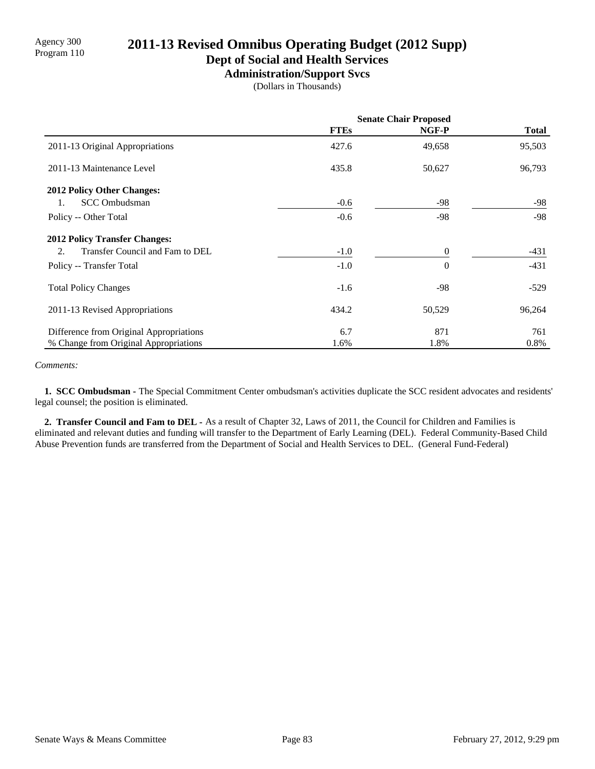Agency 300
Program 110

# 2011-13 Revised Omnibus Operating Budget (2012 Supp)

## Dept of Social and Health Services

### Administration/Support Svcs

(Dollars in Thousands)

| | Senate Chair Proposed | | |
|---|---|---|---|
| | **FTEs** | **NGF-P** | **Total** |
| 2011-13 Original Appropriations | 427.6 | 49,658 | 95,503 |
| 2011-13 Maintenance Level | 435.8 | 50,627 | 96,793 |
| **2012 Policy Other Changes:** | | | |
| 1. SCC Ombudsman | -0.6 | -98 | -98 |
| Policy -- Other Total | -0.6 | -98 | -98 |
| **2012 Policy Transfer Changes:** | | | |
| 2. Transfer Council and Fam to DEL | -1.0 | 0 | -431 |
| Policy -- Transfer Total | -1.0 | 0 | -431 |
| Total Policy Changes | -1.6 | -98 | -529 |
| 2011-13 Revised Appropriations | 434.2 | 50,529 | 96,264 |
| Difference from Original Appropriations | 6.7 | 871 | 761 |
| % Change from Original Appropriations | 1.6% | 1.8% | 0.8% |

*Comments:*

**1. SCC Ombudsman** - The Special Commitment Center ombudsman's activities duplicate the SCC resident advocates and residents' legal counsel; the position is eliminated.

**2. Transfer Council and Fam to DEL** - As a result of Chapter 32, Laws of 2011, the Council for Children and Families is eliminated and relevant duties and funding will transfer to the Department of Early Learning (DEL). Federal Community-Based Child Abuse Prevention funds are transferred from the Department of Social and Health Services to DEL. (General Fund-Federal)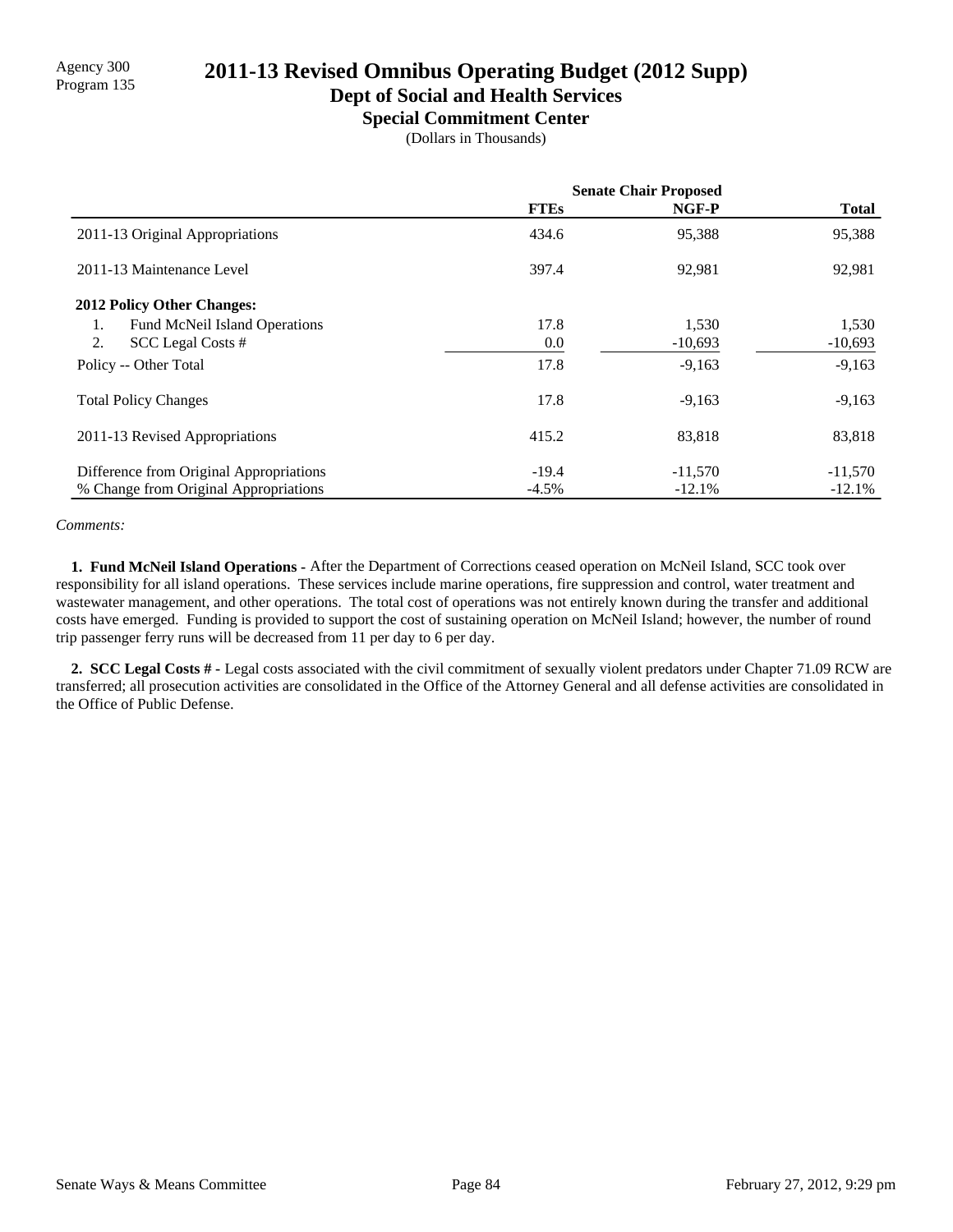Agency 300
Program 135

# 2011-13 Revised Omnibus Operating Budget (2012 Supp)

## Dept of Social and Health Services

### Special Commitment Center

(Dollars in Thousands)

| | Senate Chair Proposed | | |
|---|---|---|---|
| | **FTEs** | **NGF-P** | **Total** |
| 2011-13 Original Appropriations | 434.6 | 95,388 | 95,388 |
| 2011-13 Maintenance Level | 397.4 | 92,981 | 92,981 |
| **2012 Policy Other Changes:** | | | |
| 1. Fund McNeil Island Operations | 17.8 | 1,530 | 1,530 |
| 2. SCC Legal Costs # | 0.0 | -10,693 | -10,693 |
| Policy -- Other Total | 17.8 | -9,163 | -9,163 |
| Total Policy Changes | 17.8 | -9,163 | -9,163 |
| 2011-13 Revised Appropriations | 415.2 | 83,818 | 83,818 |
| Difference from Original Appropriations | -19.4 | -11,570 | -11,570 |
| % Change from Original Appropriations | -4.5% | -12.1% | -12.1% |

*Comments:*

**1. Fund McNeil Island Operations -** After the Department of Corrections ceased operation on McNeil Island, SCC took over responsibility for all island operations. These services include marine operations, fire suppression and control, water treatment and wastewater management, and other operations. The total cost of operations was not entirely known during the transfer and additional costs have emerged. Funding is provided to support the cost of sustaining operation on McNeil Island; however, the number of round trip passenger ferry runs will be decreased from 11 per day to 6 per day.

**2. SCC Legal Costs # -** Legal costs associated with the civil commitment of sexually violent predators under Chapter 71.09 RCW are transferred; all prosecution activities are consolidated in the Office of the Attorney General and all defense activities are consolidated in the Office of Public Defense.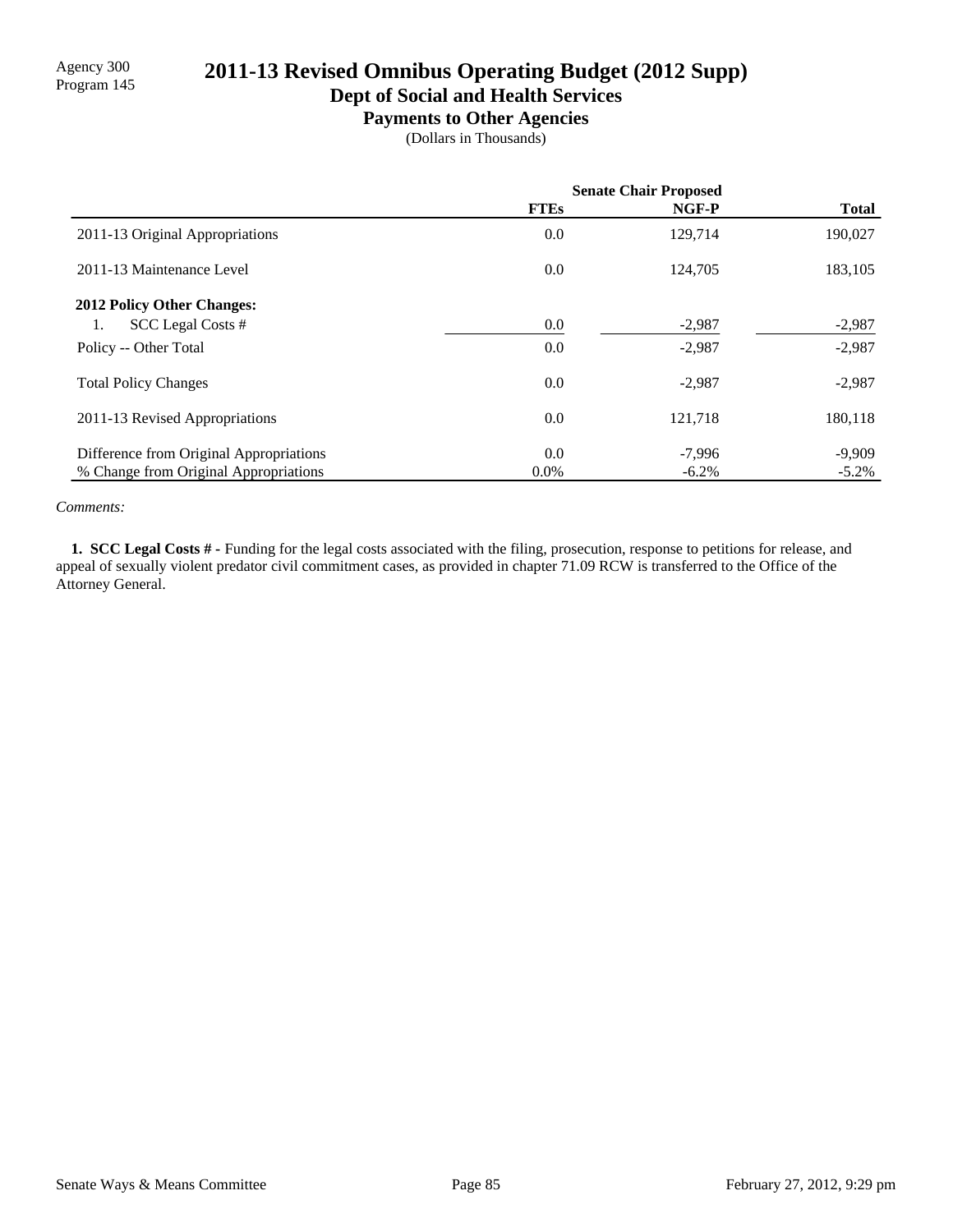Agency 300
Program 145

# 2011-13 Revised Omnibus Operating Budget (2012 Supp)

## Dept of Social and Health Services

### Payments to Other Agencies

(Dollars in Thousands)

| | Senate Chair Proposed | | |
|---|---|---|---|
| | FTEs | NGF-P | Total |
| 2011-13 Original Appropriations | 0.0 | 129,714 | 190,027 |
| 2011-13 Maintenance Level | 0.0 | 124,705 | 183,105 |
| **2012 Policy Other Changes:** | | | |
| 1. SCC Legal Costs # | 0.0 | -2,987 | -2,987 |
| Policy -- Other Total | 0.0 | -2,987 | -2,987 |
| Total Policy Changes | 0.0 | -2,987 | -2,987 |
| 2011-13 Revised Appropriations | 0.0 | 121,718 | 180,118 |
| Difference from Original Appropriations | 0.0 | -7,996 | -9,909 |
| % Change from Original Appropriations | 0.0% | -6.2% | -5.2% |

*Comments:*

**1. SCC Legal Costs # -** Funding for the legal costs associated with the filing, prosecution, response to petitions for release, and appeal of sexually violent predator civil commitment cases, as provided in chapter 71.09 RCW is transferred to the Office of the Attorney General.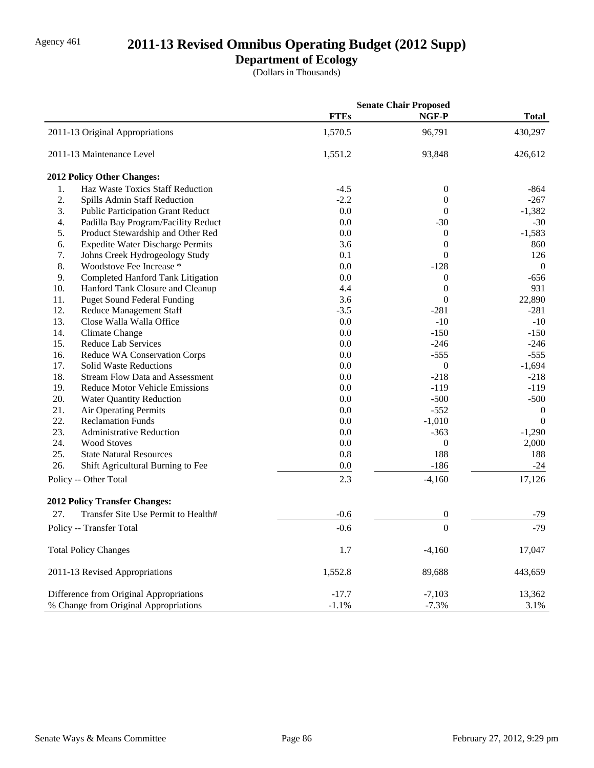Agency 461

# 2011-13 Revised Omnibus Operating Budget (2012 Supp)

## Department of Ecology

(Dollars in Thousands)

| | Senate Chair Proposed | | |
|---|---|---|---|
| | **FTEs** | **NGF-P** | **Total** |
| 2011-13 Original Appropriations | 1,570.5 | 96,791 | 430,297 |
| 2011-13 Maintenance Level | 1,551.2 | 93,848 | 426,612 |
| **2012 Policy Other Changes:** | | | |
| 1. Haz Waste Toxics Staff Reduction | -4.5 | 0 | -864 |
| 2. Spills Admin Staff Reduction | -2.2 | 0 | -267 |
| 3. Public Participation Grant Reduct | 0.0 | 0 | -1,382 |
| 4. Padilla Bay Program/Facility Reduct | 0.0 | -30 | -30 |
| 5. Product Stewardship and Other Red | 0.0 | 0 | -1,583 |
| 6. Expedite Water Discharge Permits | 3.6 | 0 | 860 |
| 7. Johns Creek Hydrogeology Study | 0.1 | 0 | 126 |
| 8. Woodstove Fee Increase * | 0.0 | -128 | 0 |
| 9. Completed Hanford Tank Litigation | 0.0 | 0 | -656 |
| 10. Hanford Tank Closure and Cleanup | 4.4 | 0 | 931 |
| 11. Puget Sound Federal Funding | 3.6 | 0 | 22,890 |
| 12. Reduce Management Staff | -3.5 | -281 | -281 |
| 13. Close Walla Walla Office | 0.0 | -10 | -10 |
| 14. Climate Change | 0.0 | -150 | -150 |
| 15. Reduce Lab Services | 0.0 | -246 | -246 |
| 16. Reduce WA Conservation Corps | 0.0 | -555 | -555 |
| 17. Solid Waste Reductions | 0.0 | 0 | -1,694 |
| 18. Stream Flow Data and Assessment | 0.0 | -218 | -218 |
| 19. Reduce Motor Vehicle Emissions | 0.0 | -119 | -119 |
| 20. Water Quantity Reduction | 0.0 | -500 | -500 |
| 21. Air Operating Permits | 0.0 | -552 | 0 |
| 22. Reclamation Funds | 0.0 | -1,010 | 0 |
| 23. Administrative Reduction | 0.0 | -363 | -1,290 |
| 24. Wood Stoves | 0.0 | 0 | 2,000 |
| 25. State Natural Resources | 0.8 | 188 | 188 |
| 26. Shift Agricultural Burning to Fee | 0.0 | -186 | -24 |
| Policy -- Other Total | 2.3 | -4,160 | 17,126 |
| **2012 Policy Transfer Changes:** | | | |
| 27. Transfer Site Use Permit to Health# | -0.6 | 0 | -79 |
| Policy -- Transfer Total | -0.6 | 0 | -79 |
| Total Policy Changes | 1.7 | -4,160 | 17,047 |
| 2011-13 Revised Appropriations | 1,552.8 | 89,688 | 443,659 |
| Difference from Original Appropriations | -17.7 | -7,103 | 13,362 |
| % Change from Original Appropriations | -1.1% | -7.3% | 3.1% |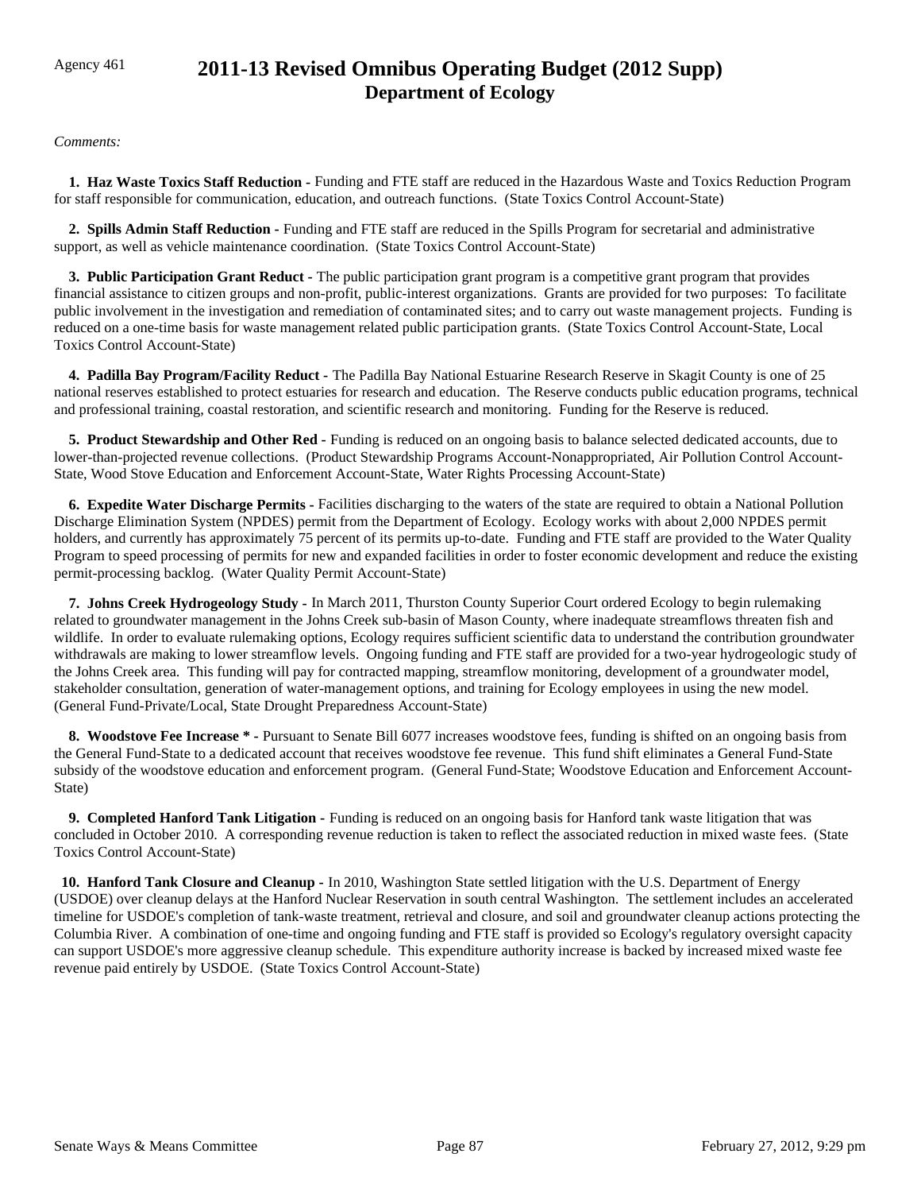Agency 461

# 2011-13 Revised Omnibus Operating Budget (2012 Supp)
## Department of Ecology

*Comments:*

**1. Haz Waste Toxics Staff Reduction -** Funding and FTE staff are reduced in the Hazardous Waste and Toxics Reduction Program for staff responsible for communication, education, and outreach functions. (State Toxics Control Account-State)

**2. Spills Admin Staff Reduction -** Funding and FTE staff are reduced in the Spills Program for secretarial and administrative support, as well as vehicle maintenance coordination. (State Toxics Control Account-State)

**3. Public Participation Grant Reduct -** The public participation grant program is a competitive grant program that provides financial assistance to citizen groups and non-profit, public-interest organizations. Grants are provided for two purposes: To facilitate public involvement in the investigation and remediation of contaminated sites; and to carry out waste management projects. Funding is reduced on a one-time basis for waste management related public participation grants. (State Toxics Control Account-State, Local Toxics Control Account-State)

**4. Padilla Bay Program/Facility Reduct -** The Padilla Bay National Estuarine Research Reserve in Skagit County is one of 25 national reserves established to protect estuaries for research and education. The Reserve conducts public education programs, technical and professional training, coastal restoration, and scientific research and monitoring. Funding for the Reserve is reduced.

**5. Product Stewardship and Other Red -** Funding is reduced on an ongoing basis to balance selected dedicated accounts, due to lower-than-projected revenue collections. (Product Stewardship Programs Account-Nonappropriated, Air Pollution Control Account-State, Wood Stove Education and Enforcement Account-State, Water Rights Processing Account-State)

**6. Expedite Water Discharge Permits -** Facilities discharging to the waters of the state are required to obtain a National Pollution Discharge Elimination System (NPDES) permit from the Department of Ecology. Ecology works with about 2,000 NPDES permit holders, and currently has approximately 75 percent of its permits up-to-date. Funding and FTE staff are provided to the Water Quality Program to speed processing of permits for new and expanded facilities in order to foster economic development and reduce the existing permit-processing backlog. (Water Quality Permit Account-State)

**7. Johns Creek Hydrogeology Study -** In March 2011, Thurston County Superior Court ordered Ecology to begin rulemaking related to groundwater management in the Johns Creek sub-basin of Mason County, where inadequate streamflows threaten fish and wildlife. In order to evaluate rulemaking options, Ecology requires sufficient scientific data to understand the contribution groundwater withdrawals are making to lower streamflow levels. Ongoing funding and FTE staff are provided for a two-year hydrogeologic study of the Johns Creek area. This funding will pay for contracted mapping, streamflow monitoring, development of a groundwater model, stakeholder consultation, generation of water-management options, and training for Ecology employees in using the new model. (General Fund-Private/Local, State Drought Preparedness Account-State)

**8. Woodstove Fee Increase * -** Pursuant to Senate Bill 6077 increases woodstove fees, funding is shifted on an ongoing basis from the General Fund-State to a dedicated account that receives woodstove fee revenue. This fund shift eliminates a General Fund-State subsidy of the woodstove education and enforcement program. (General Fund-State; Woodstove Education and Enforcement Account-State)

**9. Completed Hanford Tank Litigation -** Funding is reduced on an ongoing basis for Hanford tank waste litigation that was concluded in October 2010. A corresponding revenue reduction is taken to reflect the associated reduction in mixed waste fees. (State Toxics Control Account-State)

**10. Hanford Tank Closure and Cleanup -** In 2010, Washington State settled litigation with the U.S. Department of Energy (USDOE) over cleanup delays at the Hanford Nuclear Reservation in south central Washington. The settlement includes an accelerated timeline for USDOE's completion of tank-waste treatment, retrieval and closure, and soil and groundwater cleanup actions protecting the Columbia River. A combination of one-time and ongoing funding and FTE staff is provided so Ecology's regulatory oversight capacity can support USDOE's more aggressive cleanup schedule. This expenditure authority increase is backed by increased mixed waste fee revenue paid entirely by USDOE. (State Toxics Control Account-State)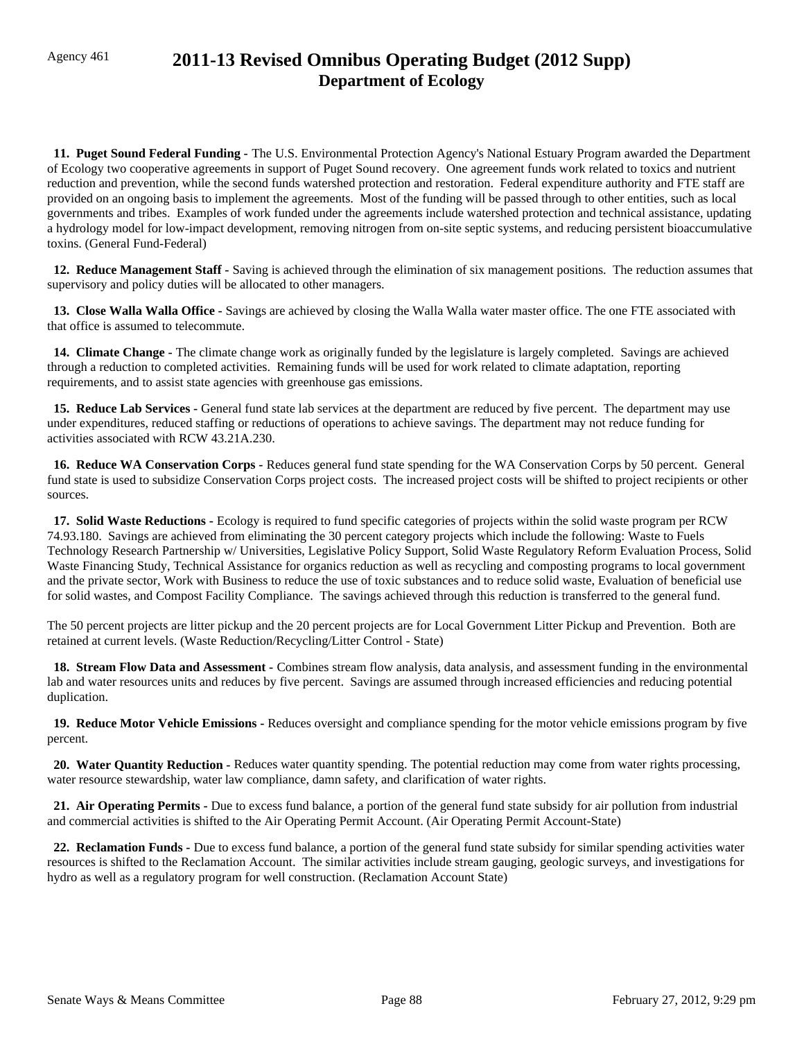Agency 461

# 2011-13 Revised Omnibus Operating Budget (2012 Supp)
## Department of Ecology

**11. Puget Sound Federal Funding -** The U.S. Environmental Protection Agency's National Estuary Program awarded the Department of Ecology two cooperative agreements in support of Puget Sound recovery. One agreement funds work related to toxics and nutrient reduction and prevention, while the second funds watershed protection and restoration. Federal expenditure authority and FTE staff are provided on an ongoing basis to implement the agreements. Most of the funding will be passed through to other entities, such as local governments and tribes. Examples of work funded under the agreements include watershed protection and technical assistance, updating a hydrology model for low-impact development, removing nitrogen from on-site septic systems, and reducing persistent bioaccumulative toxins. (General Fund-Federal)

**12. Reduce Management Staff -** Saving is achieved through the elimination of six management positions. The reduction assumes that supervisory and policy duties will be allocated to other managers.

**13. Close Walla Walla Office -** Savings are achieved by closing the Walla Walla water master office. The one FTE associated with that office is assumed to telecommute.

**14. Climate Change -** The climate change work as originally funded by the legislature is largely completed. Savings are achieved through a reduction to completed activities. Remaining funds will be used for work related to climate adaptation, reporting requirements, and to assist state agencies with greenhouse gas emissions.

**15. Reduce Lab Services -** General fund state lab services at the department are reduced by five percent. The department may use under expenditures, reduced staffing or reductions of operations to achieve savings. The department may not reduce funding for activities associated with RCW 43.21A.230.

**16. Reduce WA Conservation Corps -** Reduces general fund state spending for the WA Conservation Corps by 50 percent. General fund state is used to subsidize Conservation Corps project costs. The increased project costs will be shifted to project recipients or other sources.

**17. Solid Waste Reductions -** Ecology is required to fund specific categories of projects within the solid waste program per RCW 74.93.180. Savings are achieved from eliminating the 30 percent category projects which include the following: Waste to Fuels Technology Research Partnership w/ Universities, Legislative Policy Support, Solid Waste Regulatory Reform Evaluation Process, Solid Waste Financing Study, Technical Assistance for organics reduction as well as recycling and composting programs to local government and the private sector, Work with Business to reduce the use of toxic substances and to reduce solid waste, Evaluation of beneficial use for solid wastes, and Compost Facility Compliance. The savings achieved through this reduction is transferred to the general fund.

The 50 percent projects are litter pickup and the 20 percent projects are for Local Government Litter Pickup and Prevention. Both are retained at current levels. (Waste Reduction/Recycling/Litter Control - State)

**18. Stream Flow Data and Assessment -** Combines stream flow analysis, data analysis, and assessment funding in the environmental lab and water resources units and reduces by five percent. Savings are assumed through increased efficiencies and reducing potential duplication.

**19. Reduce Motor Vehicle Emissions -** Reduces oversight and compliance spending for the motor vehicle emissions program by five percent.

**20. Water Quantity Reduction -** Reduces water quantity spending. The potential reduction may come from water rights processing, water resource stewardship, water law compliance, damn safety, and clarification of water rights.

**21. Air Operating Permits -** Due to excess fund balance, a portion of the general fund state subsidy for air pollution from industrial and commercial activities is shifted to the Air Operating Permit Account. (Air Operating Permit Account-State)

**22. Reclamation Funds -** Due to excess fund balance, a portion of the general fund state subsidy for similar spending activities water resources is shifted to the Reclamation Account. The similar activities include stream gauging, geologic surveys, and investigations for hydro as well as a regulatory program for well construction. (Reclamation Account State)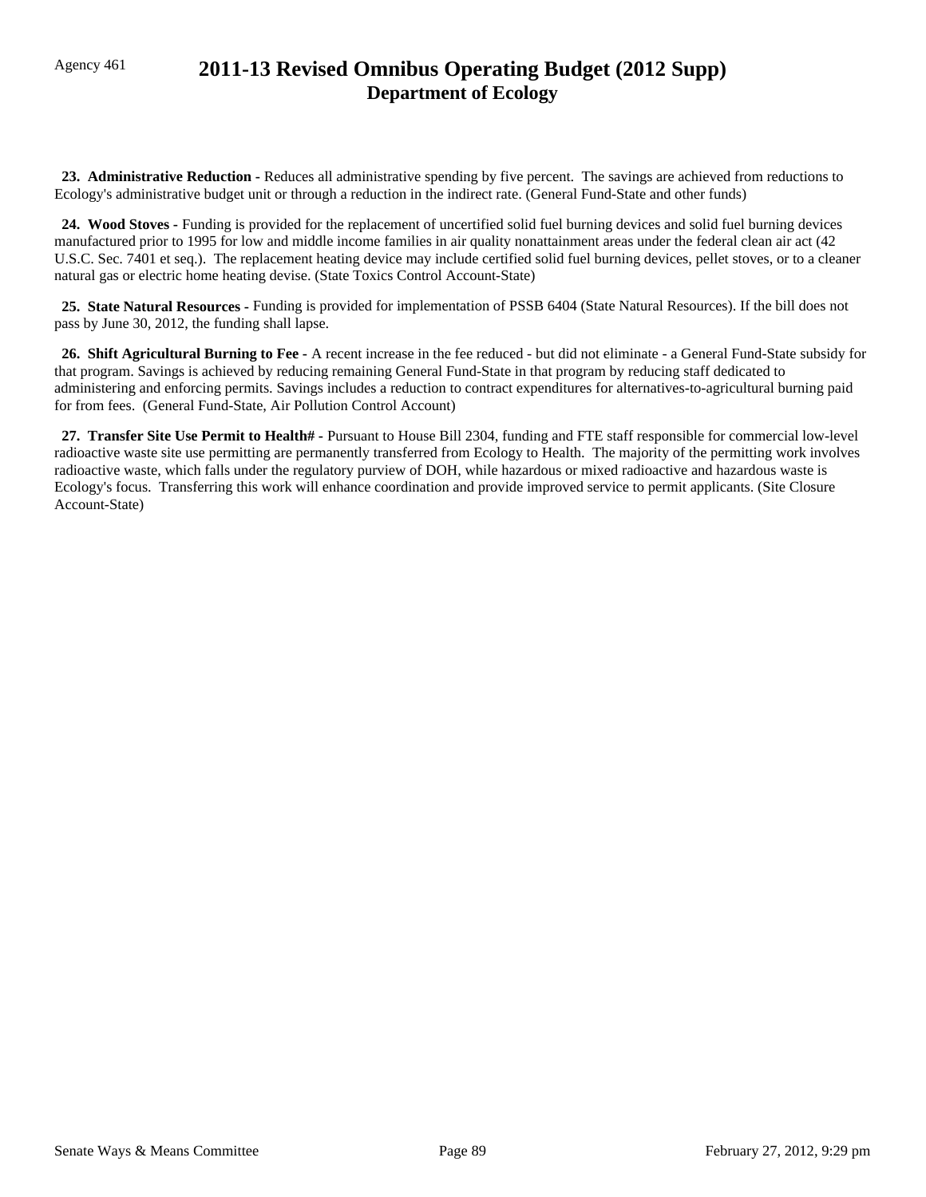Agency 461

# 2011-13 Revised Omnibus Operating Budget (2012 Supp)
## Department of Ecology

**23. Administrative Reduction -** Reduces all administrative spending by five percent. The savings are achieved from reductions to Ecology's administrative budget unit or through a reduction in the indirect rate. (General Fund-State and other funds)

**24. Wood Stoves -** Funding is provided for the replacement of uncertified solid fuel burning devices and solid fuel burning devices manufactured prior to 1995 for low and middle income families in air quality nonattainment areas under the federal clean air act (42 U.S.C. Sec. 7401 et seq.). The replacement heating device may include certified solid fuel burning devices, pellet stoves, or to a cleaner natural gas or electric home heating devise. (State Toxics Control Account-State)

**25. State Natural Resources -** Funding is provided for implementation of PSSB 6404 (State Natural Resources). If the bill does not pass by June 30, 2012, the funding shall lapse.

**26. Shift Agricultural Burning to Fee -** A recent increase in the fee reduced - but did not eliminate - a General Fund-State subsidy for that program. Savings is achieved by reducing remaining General Fund-State in that program by reducing staff dedicated to administering and enforcing permits. Savings includes a reduction to contract expenditures for alternatives-to-agricultural burning paid for from fees. (General Fund-State, Air Pollution Control Account)

**27. Transfer Site Use Permit to Health# -** Pursuant to House Bill 2304, funding and FTE staff responsible for commercial low-level radioactive waste site use permitting are permanently transferred from Ecology to Health. The majority of the permitting work involves radioactive waste, which falls under the regulatory purview of DOH, while hazardous or mixed radioactive and hazardous waste is Ecology's focus. Transferring this work will enhance coordination and provide improved service to permit applicants. (Site Closure Account-State)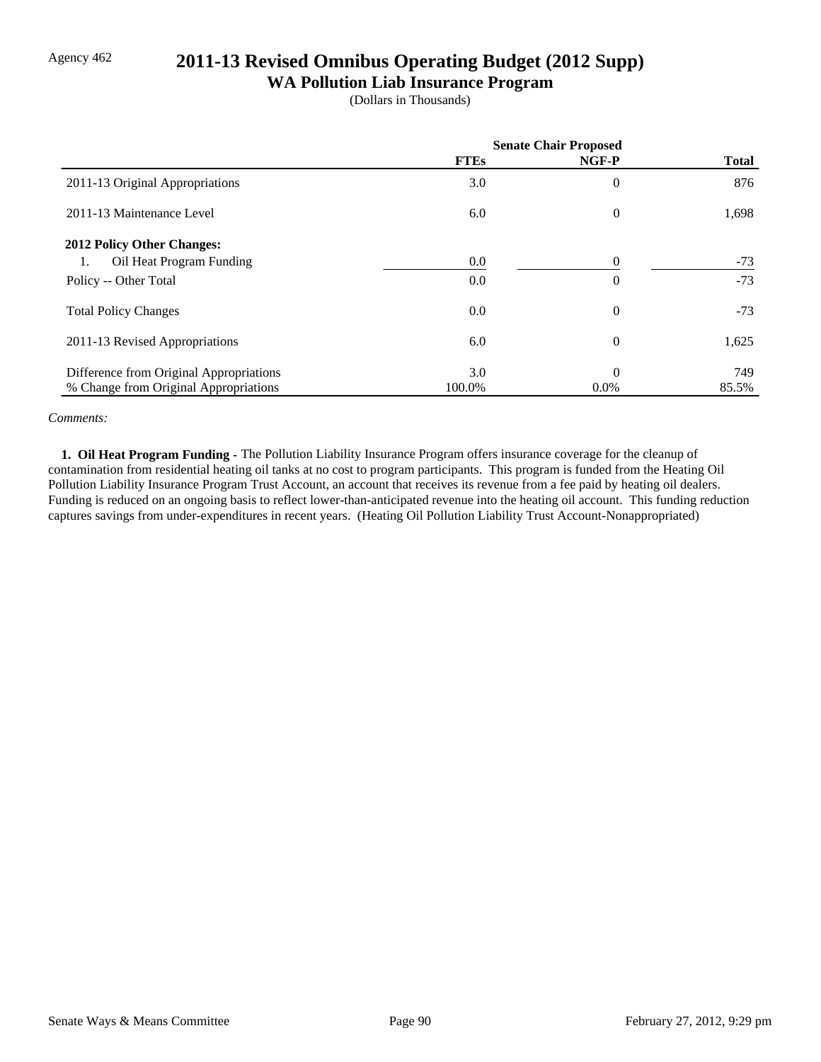Agency 462

# 2011-13 Revised Omnibus Operating Budget (2012 Supp)

## WA Pollution Liab Insurance Program

(Dollars in Thousands)

| | Senate Chair Proposed | | |
|---|---|---|---|
| | **FTEs** | **NGF-P** | **Total** |
| 2011-13 Original Appropriations | 3.0 | 0 | 876 |
| 2011-13 Maintenance Level | 6.0 | 0 | 1,698 |
| **2012 Policy Other Changes:** | | | |
| 1. Oil Heat Program Funding | 0.0 | 0 | -73 |
| Policy -- Other Total | 0.0 | 0 | -73 |
| Total Policy Changes | 0.0 | 0 | -73 |
| 2011-13 Revised Appropriations | 6.0 | 0 | 1,625 |
| Difference from Original Appropriations | 3.0 | 0 | 749 |
| % Change from Original Appropriations | 100.0% | 0.0% | 85.5% |

*Comments:*

**1. Oil Heat Program Funding -** The Pollution Liability Insurance Program offers insurance coverage for the cleanup of contamination from residential heating oil tanks at no cost to program participants. This program is funded from the Heating Oil Pollution Liability Insurance Program Trust Account, an account that receives its revenue from a fee paid by heating oil dealers. Funding is reduced on an ongoing basis to reflect lower-than-anticipated revenue into the heating oil account. This funding reduction captures savings from under-expenditures in recent years. (Heating Oil Pollution Liability Trust Account-Nonappropriated)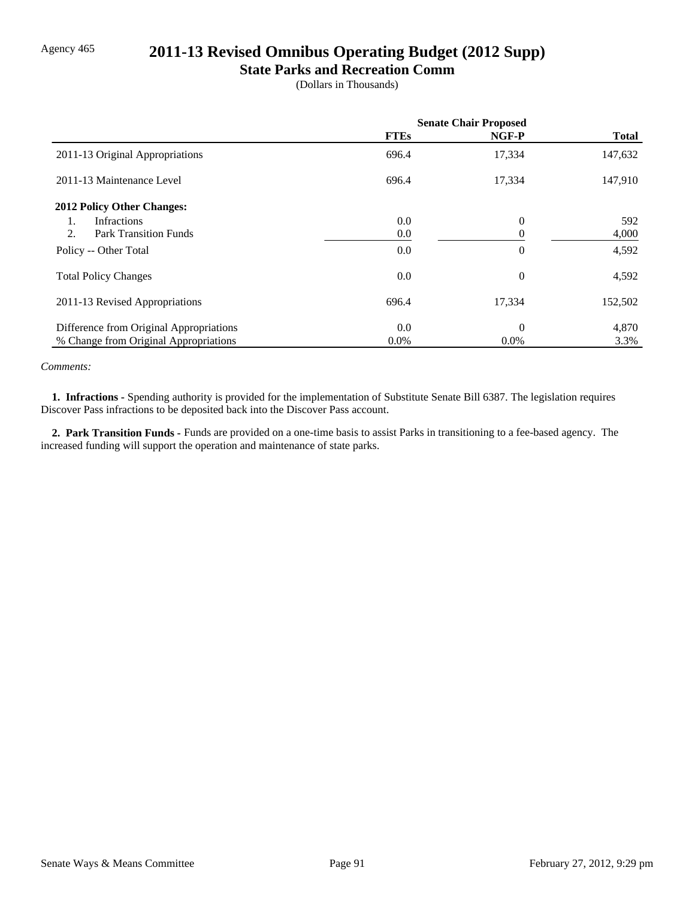Agency 465

# 2011-13 Revised Omnibus Operating Budget (2012 Supp)

## State Parks and Recreation Comm

(Dollars in Thousands)

| | Senate Chair Proposed | | |
|---|---|---|---|
| | **FTEs** | **NGF-P** | **Total** |
| 2011-13 Original Appropriations | 696.4 | 17,334 | 147,632 |
| 2011-13 Maintenance Level | 696.4 | 17,334 | 147,910 |
| **2012 Policy Other Changes:** | | | |
| 1. Infractions | 0.0 | 0 | 592 |
| 2. Park Transition Funds | 0.0 | 0 | 4,000 |
| Policy -- Other Total | 0.0 | 0 | 4,592 |
| Total Policy Changes | 0.0 | 0 | 4,592 |
| 2011-13 Revised Appropriations | 696.4 | 17,334 | 152,502 |
| Difference from Original Appropriations | 0.0 | 0 | 4,870 |
| % Change from Original Appropriations | 0.0% | 0.0% | 3.3% |

*Comments:*

**1. Infractions -** Spending authority is provided for the implementation of Substitute Senate Bill 6387. The legislation requires Discover Pass infractions to be deposited back into the Discover Pass account.

**2. Park Transition Funds -** Funds are provided on a one-time basis to assist Parks in transitioning to a fee-based agency. The increased funding will support the operation and maintenance of state parks.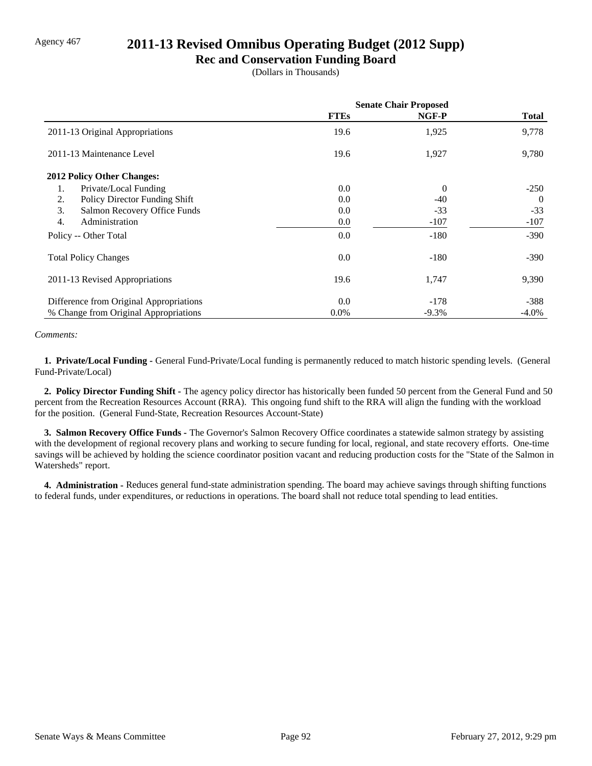Agency 467

# 2011-13 Revised Omnibus Operating Budget (2012 Supp)

## Rec and Conservation Funding Board

(Dollars in Thousands)

| | Senate Chair Proposed | | |
|---|---|---|---|
| | FTEs | NGF-P | Total |
| 2011-13 Original Appropriations | 19.6 | 1,925 | 9,778 |
| 2011-13 Maintenance Level | 19.6 | 1,927 | 9,780 |
| **2012 Policy Other Changes:** | | | |
| 1. Private/Local Funding | 0.0 | 0 | -250 |
| 2. Policy Director Funding Shift | 0.0 | -40 | 0 |
| 3. Salmon Recovery Office Funds | 0.0 | -33 | -33 |
| 4. Administration | 0.0 | -107 | -107 |
| Policy -- Other Total | 0.0 | -180 | -390 |
| Total Policy Changes | 0.0 | -180 | -390 |
| 2011-13 Revised Appropriations | 19.6 | 1,747 | 9,390 |
| Difference from Original Appropriations | 0.0 | -178 | -388 |
| % Change from Original Appropriations | 0.0% | -9.3% | -4.0% |

*Comments:*

**1. Private/Local Funding -** General Fund-Private/Local funding is permanently reduced to match historic spending levels. (General Fund-Private/Local)

**2. Policy Director Funding Shift -** The agency policy director has historically been funded 50 percent from the General Fund and 50 percent from the Recreation Resources Account (RRA). This ongoing fund shift to the RRA will align the funding with the workload for the position. (General Fund-State, Recreation Resources Account-State)

**3. Salmon Recovery Office Funds -** The Governor's Salmon Recovery Office coordinates a statewide salmon strategy by assisting with the development of regional recovery plans and working to secure funding for local, regional, and state recovery efforts. One-time savings will be achieved by holding the science coordinator position vacant and reducing production costs for the "State of the Salmon in Watersheds" report.

**4. Administration -** Reduces general fund-state administration spending. The board may achieve savings through shifting functions to federal funds, under expenditures, or reductions in operations. The board shall not reduce total spending to lead entities.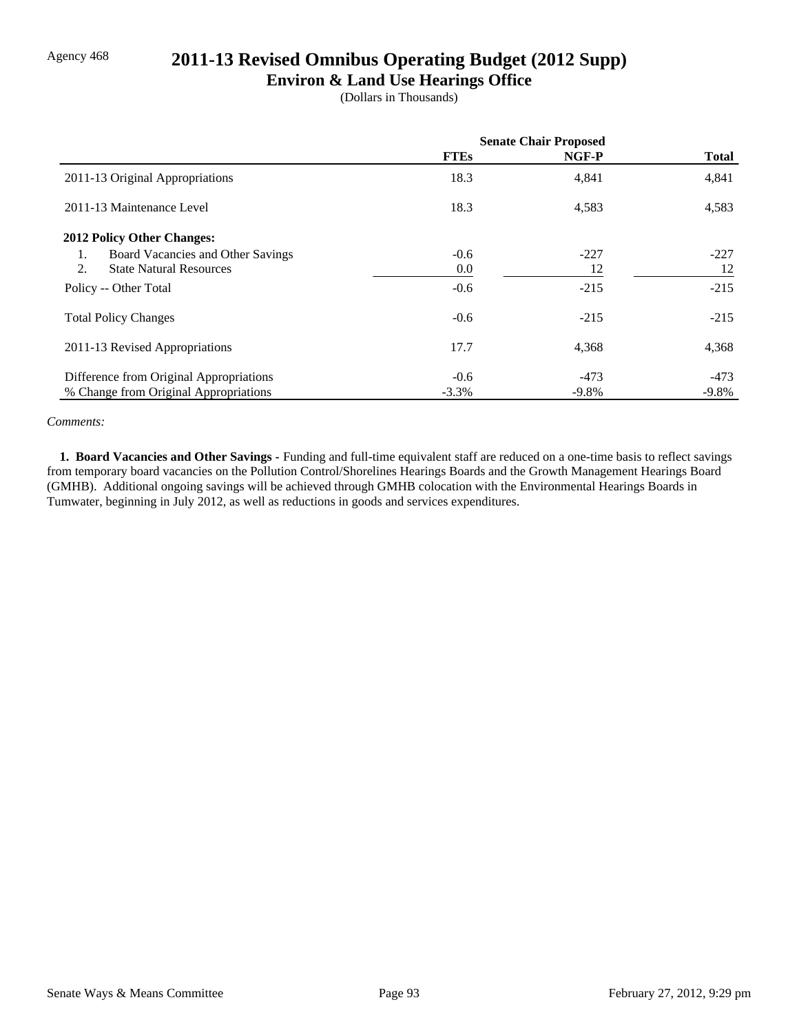Agency 468

# 2011-13 Revised Omnibus Operating Budget (2012 Supp)

## Environ & Land Use Hearings Office

(Dollars in Thousands)

| | Senate Chair Proposed | | |
|---|---|---|---|
| | **FTEs** | **NGF-P** | **Total** |
| 2011-13 Original Appropriations | 18.3 | 4,841 | 4,841 |
| 2011-13 Maintenance Level | 18.3 | 4,583 | 4,583 |
| **2012 Policy Other Changes:** | | | |
| 1. Board Vacancies and Other Savings | -0.6 | -227 | -227 |
| 2. State Natural Resources | 0.0 | 12 | 12 |
| Policy -- Other Total | -0.6 | -215 | -215 |
| Total Policy Changes | -0.6 | -215 | -215 |
| 2011-13 Revised Appropriations | 17.7 | 4,368 | 4,368 |
| Difference from Original Appropriations | -0.6 | -473 | -473 |
| % Change from Original Appropriations | -3.3% | -9.8% | -9.8% |

*Comments:*

**1. Board Vacancies and Other Savings -** Funding and full-time equivalent staff are reduced on a one-time basis to reflect savings from temporary board vacancies on the Pollution Control/Shorelines Hearings Boards and the Growth Management Hearings Board (GMHB). Additional ongoing savings will be achieved through GMHB colocation with the Environmental Hearings Boards in Tumwater, beginning in July 2012, as well as reductions in goods and services expenditures.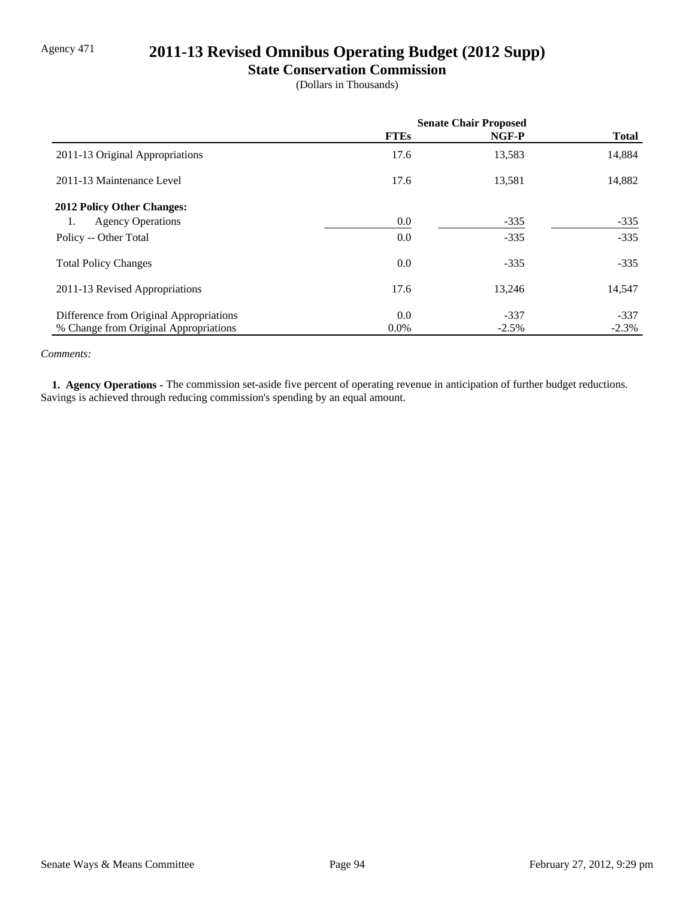Agency 471

# 2011-13 Revised Omnibus Operating Budget (2012 Supp)

## State Conservation Commission

(Dollars in Thousands)

| | Senate Chair Proposed | | |
|---|---|---|---|
| | FTEs | NGF-P | Total |
| 2011-13 Original Appropriations | 17.6 | 13,583 | 14,884 |
| 2011-13 Maintenance Level | 17.6 | 13,581 | 14,882 |
| **2012 Policy Other Changes:** | | | |
| 1. Agency Operations | 0.0 | -335 | -335 |
| Policy -- Other Total | 0.0 | -335 | -335 |
| Total Policy Changes | 0.0 | -335 | -335 |
| 2011-13 Revised Appropriations | 17.6 | 13,246 | 14,547 |
| Difference from Original Appropriations | 0.0 | -337 | -337 |
| % Change from Original Appropriations | 0.0% | -2.5% | -2.3% |

*Comments:*

**1. Agency Operations -** The commission set-aside five percent of operating revenue in anticipation of further budget reductions. Savings is achieved through reducing commission's spending by an equal amount.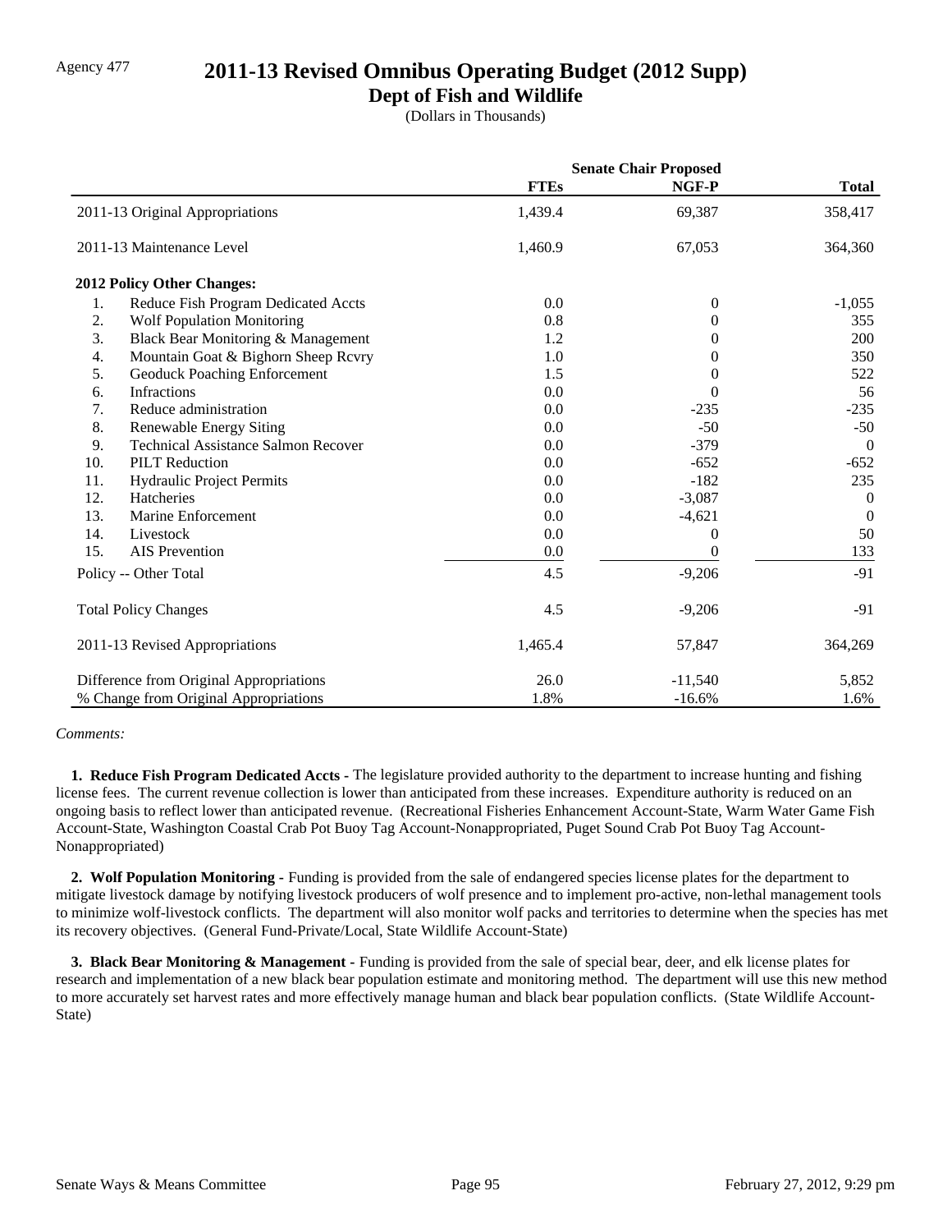Agency 477

# 2011-13 Revised Omnibus Operating Budget (2012 Supp)

## Dept of Fish and Wildlife

(Dollars in Thousands)

| | Senate Chair Proposed | | |
|---|---|---|---|
| | **FTEs** | **NGF-P** | **Total** |
| 2011-13 Original Appropriations | 1,439.4 | 69,387 | 358,417 |
| 2011-13 Maintenance Level | 1,460.9 | 67,053 | 364,360 |
| **2012 Policy Other Changes:** | | | |
| 1. Reduce Fish Program Dedicated Accts | 0.0 | 0 | -1,055 |
| 2. Wolf Population Monitoring | 0.8 | 0 | 355 |
| 3. Black Bear Monitoring & Management | 1.2 | 0 | 200 |
| 4. Mountain Goat & Bighorn Sheep Rcvry | 1.0 | 0 | 350 |
| 5. Geoduck Poaching Enforcement | 1.5 | 0 | 522 |
| 6. Infractions | 0.0 | 0 | 56 |
| 7. Reduce administration | 0.0 | -235 | -235 |
| 8. Renewable Energy Siting | 0.0 | -50 | -50 |
| 9. Technical Assistance Salmon Recover | 0.0 | -379 | 0 |
| 10. PILT Reduction | 0.0 | -652 | -652 |
| 11. Hydraulic Project Permits | 0.0 | -182 | 235 |
| 12. Hatcheries | 0.0 | -3,087 | 0 |
| 13. Marine Enforcement | 0.0 | -4,621 | 0 |
| 14. Livestock | 0.0 | 0 | 50 |
| 15. AIS Prevention | 0.0 | 0 | 133 |
| Policy -- Other Total | 4.5 | -9,206 | -91 |
| Total Policy Changes | 4.5 | -9,206 | -91 |
| 2011-13 Revised Appropriations | 1,465.4 | 57,847 | 364,269 |
| Difference from Original Appropriations | 26.0 | -11,540 | 5,852 |
| % Change from Original Appropriations | 1.8% | -16.6% | 1.6% |

*Comments:*

**1. Reduce Fish Program Dedicated Accts -** The legislature provided authority to the department to increase hunting and fishing license fees. The current revenue collection is lower than anticipated from these increases. Expenditure authority is reduced on an ongoing basis to reflect lower than anticipated revenue. (Recreational Fisheries Enhancement Account-State, Warm Water Game Fish Account-State, Washington Coastal Crab Pot Buoy Tag Account-Nonappropriated, Puget Sound Crab Pot Buoy Tag Account-Nonappropriated)

**2. Wolf Population Monitoring -** Funding is provided from the sale of endangered species license plates for the department to mitigate livestock damage by notifying livestock producers of wolf presence and to implement pro-active, non-lethal management tools to minimize wolf-livestock conflicts. The department will also monitor wolf packs and territories to determine when the species has met its recovery objectives. (General Fund-Private/Local, State Wildlife Account-State)

**3. Black Bear Monitoring & Management -** Funding is provided from the sale of special bear, deer, and elk license plates for research and implementation of a new black bear population estimate and monitoring method. The department will use this new method to more accurately set harvest rates and more effectively manage human and black bear population conflicts. (State Wildlife Account-State)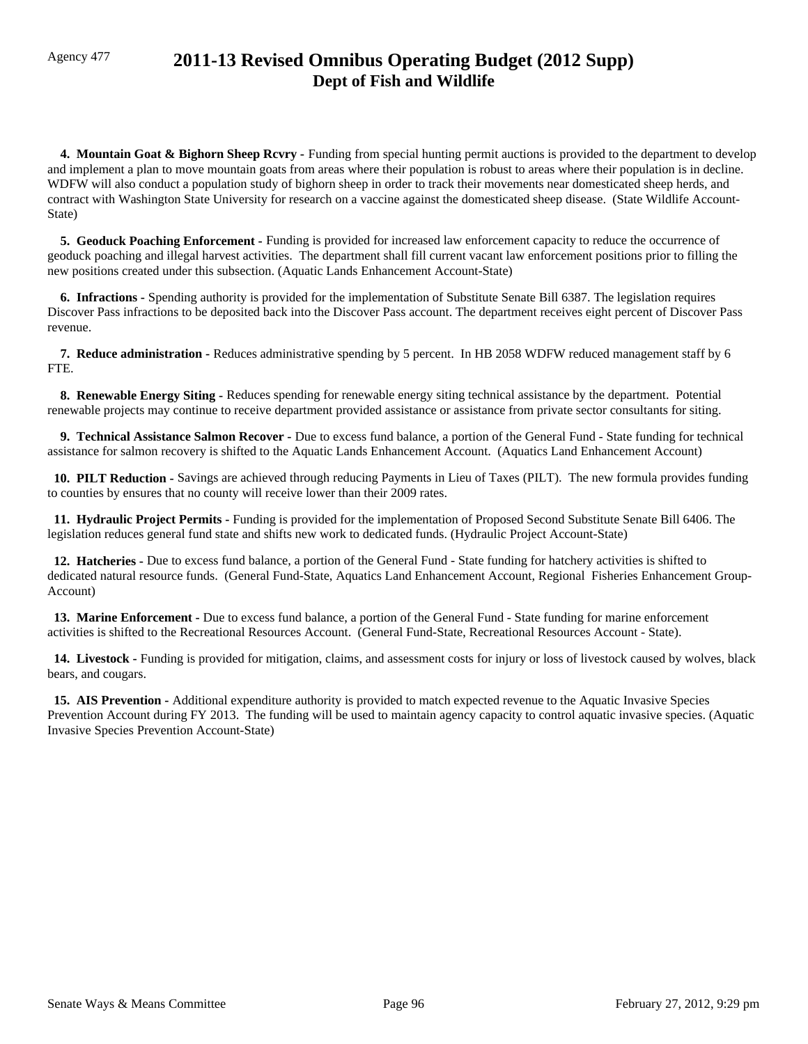Agency 477

# 2011-13 Revised Omnibus Operating Budget (2012 Supp)
## Dept of Fish and Wildlife

**4. Mountain Goat & Bighorn Sheep Rcvry -** Funding from special hunting permit auctions is provided to the department to develop and implement a plan to move mountain goats from areas where their population is robust to areas where their population is in decline. WDFW will also conduct a population study of bighorn sheep in order to track their movements near domesticated sheep herds, and contract with Washington State University for research on a vaccine against the domesticated sheep disease. (State Wildlife Account-State)

**5. Geoduck Poaching Enforcement -** Funding is provided for increased law enforcement capacity to reduce the occurrence of geoduck poaching and illegal harvest activities. The department shall fill current vacant law enforcement positions prior to filling the new positions created under this subsection. (Aquatic Lands Enhancement Account-State)

**6. Infractions -** Spending authority is provided for the implementation of Substitute Senate Bill 6387. The legislation requires Discover Pass infractions to be deposited back into the Discover Pass account. The department receives eight percent of Discover Pass revenue.

**7. Reduce administration -** Reduces administrative spending by 5 percent. In HB 2058 WDFW reduced management staff by 6 FTE.

**8. Renewable Energy Siting -** Reduces spending for renewable energy siting technical assistance by the department. Potential renewable projects may continue to receive department provided assistance or assistance from private sector consultants for siting.

**9. Technical Assistance Salmon Recover -** Due to excess fund balance, a portion of the General Fund - State funding for technical assistance for salmon recovery is shifted to the Aquatic Lands Enhancement Account. (Aquatics Land Enhancement Account)

**10. PILT Reduction -** Savings are achieved through reducing Payments in Lieu of Taxes (PILT). The new formula provides funding to counties by ensures that no county will receive lower than their 2009 rates.

**11. Hydraulic Project Permits -** Funding is provided for the implementation of Proposed Second Substitute Senate Bill 6406. The legislation reduces general fund state and shifts new work to dedicated funds. (Hydraulic Project Account-State)

**12. Hatcheries -** Due to excess fund balance, a portion of the General Fund - State funding for hatchery activities is shifted to dedicated natural resource funds. (General Fund-State, Aquatics Land Enhancement Account, Regional Fisheries Enhancement Group-Account)

**13. Marine Enforcement -** Due to excess fund balance, a portion of the General Fund - State funding for marine enforcement activities is shifted to the Recreational Resources Account. (General Fund-State, Recreational Resources Account - State).

**14. Livestock -** Funding is provided for mitigation, claims, and assessment costs for injury or loss of livestock caused by wolves, black bears, and cougars.

**15. AIS Prevention -** Additional expenditure authority is provided to match expected revenue to the Aquatic Invasive Species Prevention Account during FY 2013. The funding will be used to maintain agency capacity to control aquatic invasive species. (Aquatic Invasive Species Prevention Account-State)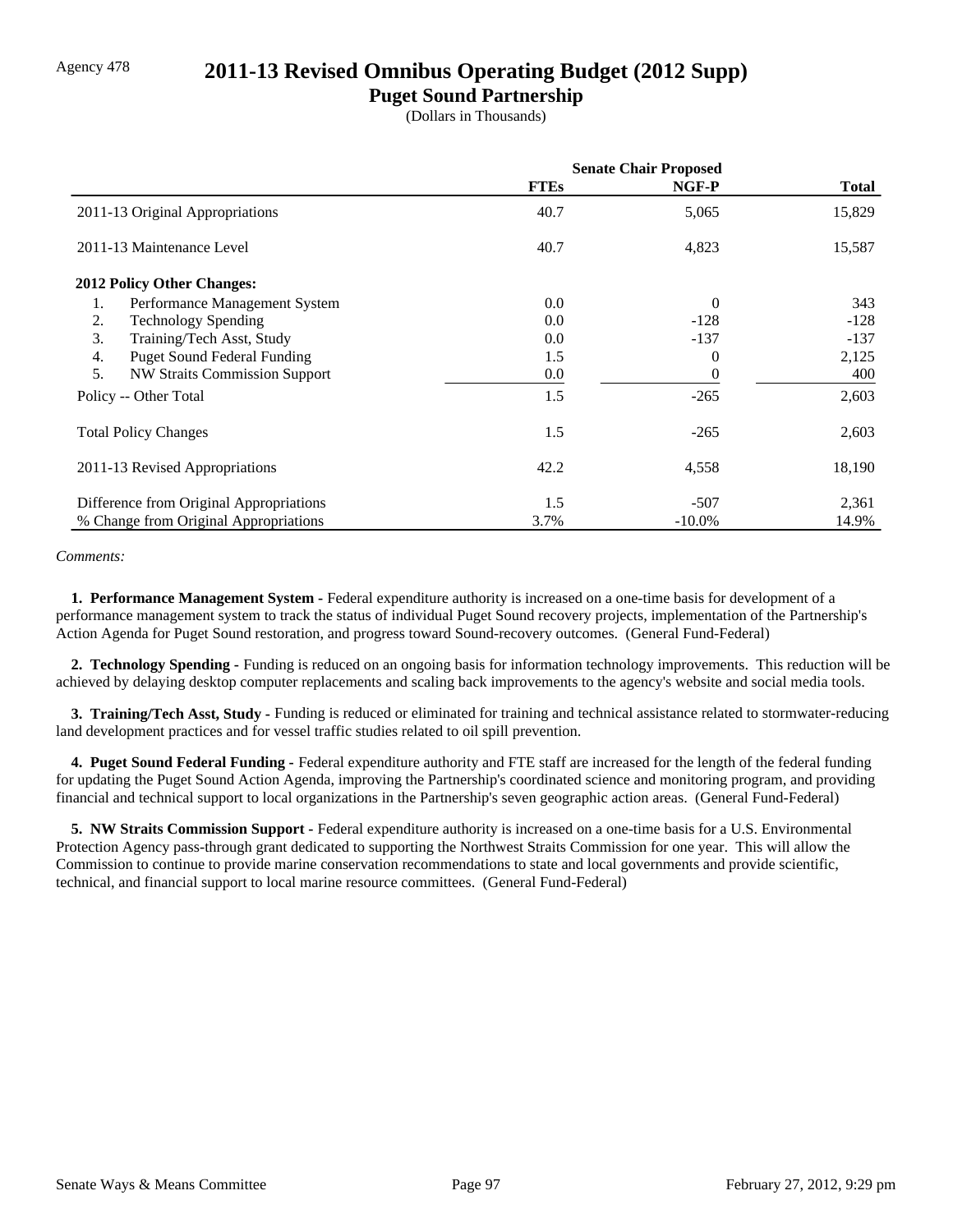Agency 478

# 2011-13 Revised Omnibus Operating Budget (2012 Supp)

## Puget Sound Partnership

(Dollars in Thousands)

| | Senate Chair Proposed | | |
|---|---|---|---|
| | **FTEs** | **NGF-P** | **Total** |
| 2011-13 Original Appropriations | 40.7 | 5,065 | 15,829 |
| 2011-13 Maintenance Level | 40.7 | 4,823 | 15,587 |
| **2012 Policy Other Changes:** | | | |
| 1. Performance Management System | 0.0 | 0 | 343 |
| 2. Technology Spending | 0.0 | -128 | -128 |
| 3. Training/Tech Asst, Study | 0.0 | -137 | -137 |
| 4. Puget Sound Federal Funding | 1.5 | 0 | 2,125 |
| 5. NW Straits Commission Support | 0.0 | 0 | 400 |
| Policy -- Other Total | 1.5 | -265 | 2,603 |
| Total Policy Changes | 1.5 | -265 | 2,603 |
| 2011-13 Revised Appropriations | 42.2 | 4,558 | 18,190 |
| Difference from Original Appropriations | 1.5 | -507 | 2,361 |
| % Change from Original Appropriations | 3.7% | -10.0% | 14.9% |

*Comments:*

**1. Performance Management System -** Federal expenditure authority is increased on a one-time basis for development of a performance management system to track the status of individual Puget Sound recovery projects, implementation of the Partnership's Action Agenda for Puget Sound restoration, and progress toward Sound-recovery outcomes. (General Fund-Federal)

**2. Technology Spending -** Funding is reduced on an ongoing basis for information technology improvements. This reduction will be achieved by delaying desktop computer replacements and scaling back improvements to the agency's website and social media tools.

**3. Training/Tech Asst, Study -** Funding is reduced or eliminated for training and technical assistance related to stormwater-reducing land development practices and for vessel traffic studies related to oil spill prevention.

**4. Puget Sound Federal Funding -** Federal expenditure authority and FTE staff are increased for the length of the federal funding for updating the Puget Sound Action Agenda, improving the Partnership's coordinated science and monitoring program, and providing financial and technical support to local organizations in the Partnership's seven geographic action areas. (General Fund-Federal)

**5. NW Straits Commission Support -** Federal expenditure authority is increased on a one-time basis for a U.S. Environmental Protection Agency pass-through grant dedicated to supporting the Northwest Straits Commission for one year. This will allow the Commission to continue to provide marine conservation recommendations to state and local governments and provide scientific, technical, and financial support to local marine resource committees. (General Fund-Federal)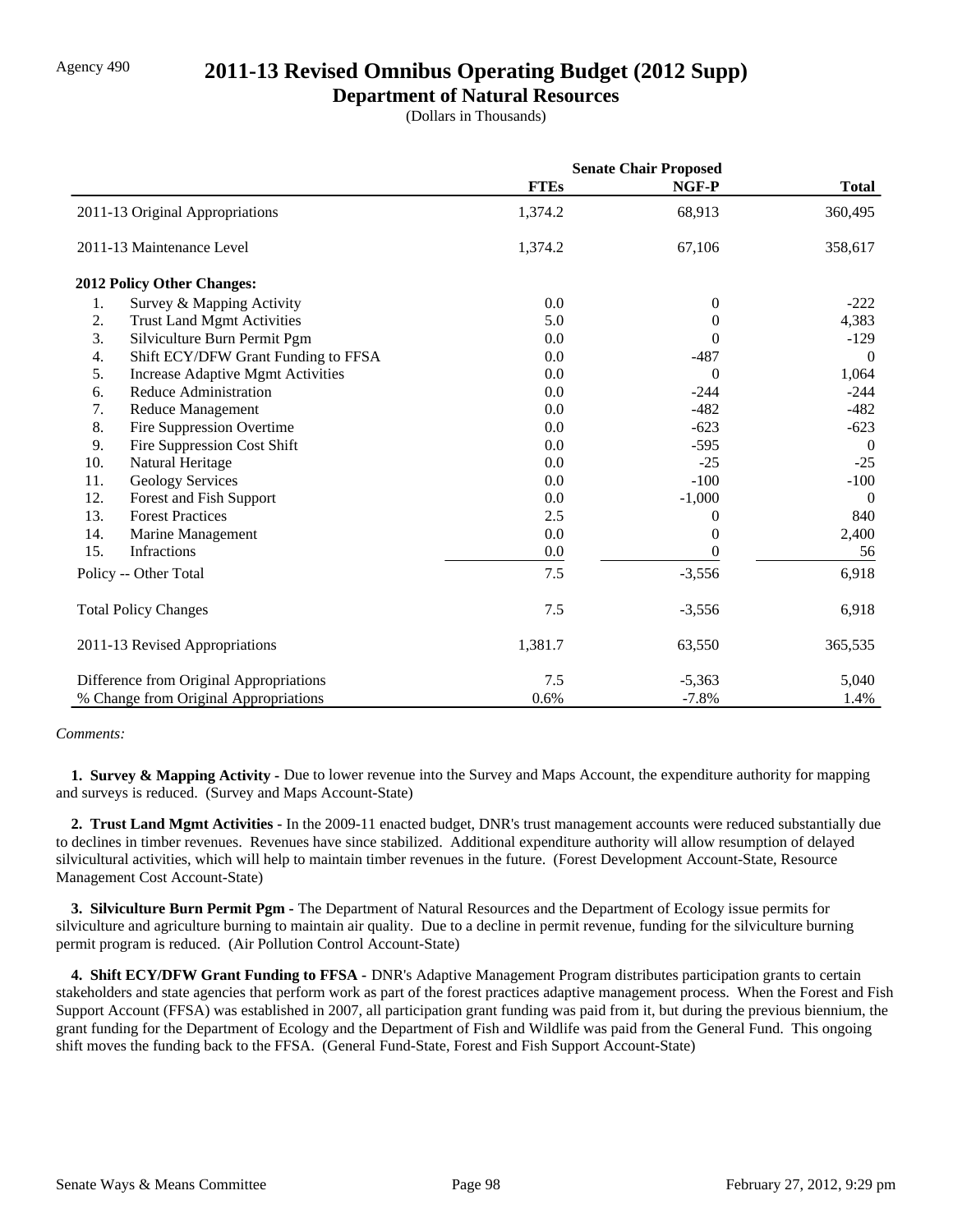Agency 490

# 2011-13 Revised Omnibus Operating Budget (2012 Supp)

## Department of Natural Resources

(Dollars in Thousands)

| | Senate Chair Proposed | | |
|---|---|---|---|
| | FTEs | NGF-P | Total |
| 2011-13 Original Appropriations | 1,374.2 | 68,913 | 360,495 |
| 2011-13 Maintenance Level | 1,374.2 | 67,106 | 358,617 |
| **2012 Policy Other Changes:** | | | |
| 1. Survey & Mapping Activity | 0.0 | 0 | -222 |
| 2. Trust Land Mgmt Activities | 5.0 | 0 | 4,383 |
| 3. Silviculture Burn Permit Pgm | 0.0 | 0 | -129 |
| 4. Shift ECY/DFW Grant Funding to FFSA | 0.0 | -487 | 0 |
| 5. Increase Adaptive Mgmt Activities | 0.0 | 0 | 1,064 |
| 6. Reduce Administration | 0.0 | -244 | -244 |
| 7. Reduce Management | 0.0 | -482 | -482 |
| 8. Fire Suppression Overtime | 0.0 | -623 | -623 |
| 9. Fire Suppression Cost Shift | 0.0 | -595 | 0 |
| 10. Natural Heritage | 0.0 | -25 | -25 |
| 11. Geology Services | 0.0 | -100 | -100 |
| 12. Forest and Fish Support | 0.0 | -1,000 | 0 |
| 13. Forest Practices | 2.5 | 0 | 840 |
| 14. Marine Management | 0.0 | 0 | 2,400 |
| 15. Infractions | 0.0 | 0 | 56 |
| Policy -- Other Total | 7.5 | -3,556 | 6,918 |
| Total Policy Changes | 7.5 | -3,556 | 6,918 |
| 2011-13 Revised Appropriations | 1,381.7 | 63,550 | 365,535 |
| Difference from Original Appropriations | 7.5 | -5,363 | 5,040 |
| % Change from Original Appropriations | 0.6% | -7.8% | 1.4% |

*Comments:*

**1. Survey & Mapping Activity -** Due to lower revenue into the Survey and Maps Account, the expenditure authority for mapping and surveys is reduced. (Survey and Maps Account-State)

**2. Trust Land Mgmt Activities -** In the 2009-11 enacted budget, DNR's trust management accounts were reduced substantially due to declines in timber revenues. Revenues have since stabilized. Additional expenditure authority will allow resumption of delayed silvicultural activities, which will help to maintain timber revenues in the future. (Forest Development Account-State, Resource Management Cost Account-State)

**3. Silviculture Burn Permit Pgm -** The Department of Natural Resources and the Department of Ecology issue permits for silviculture and agriculture burning to maintain air quality. Due to a decline in permit revenue, funding for the silviculture burning permit program is reduced. (Air Pollution Control Account-State)

**4. Shift ECY/DFW Grant Funding to FFSA -** DNR's Adaptive Management Program distributes participation grants to certain stakeholders and state agencies that perform work as part of the forest practices adaptive management process. When the Forest and Fish Support Account (FFSA) was established in 2007, all participation grant funding was paid from it, but during the previous biennium, the grant funding for the Department of Ecology and the Department of Fish and Wildlife was paid from the General Fund. This ongoing shift moves the funding back to the FFSA. (General Fund-State, Forest and Fish Support Account-State)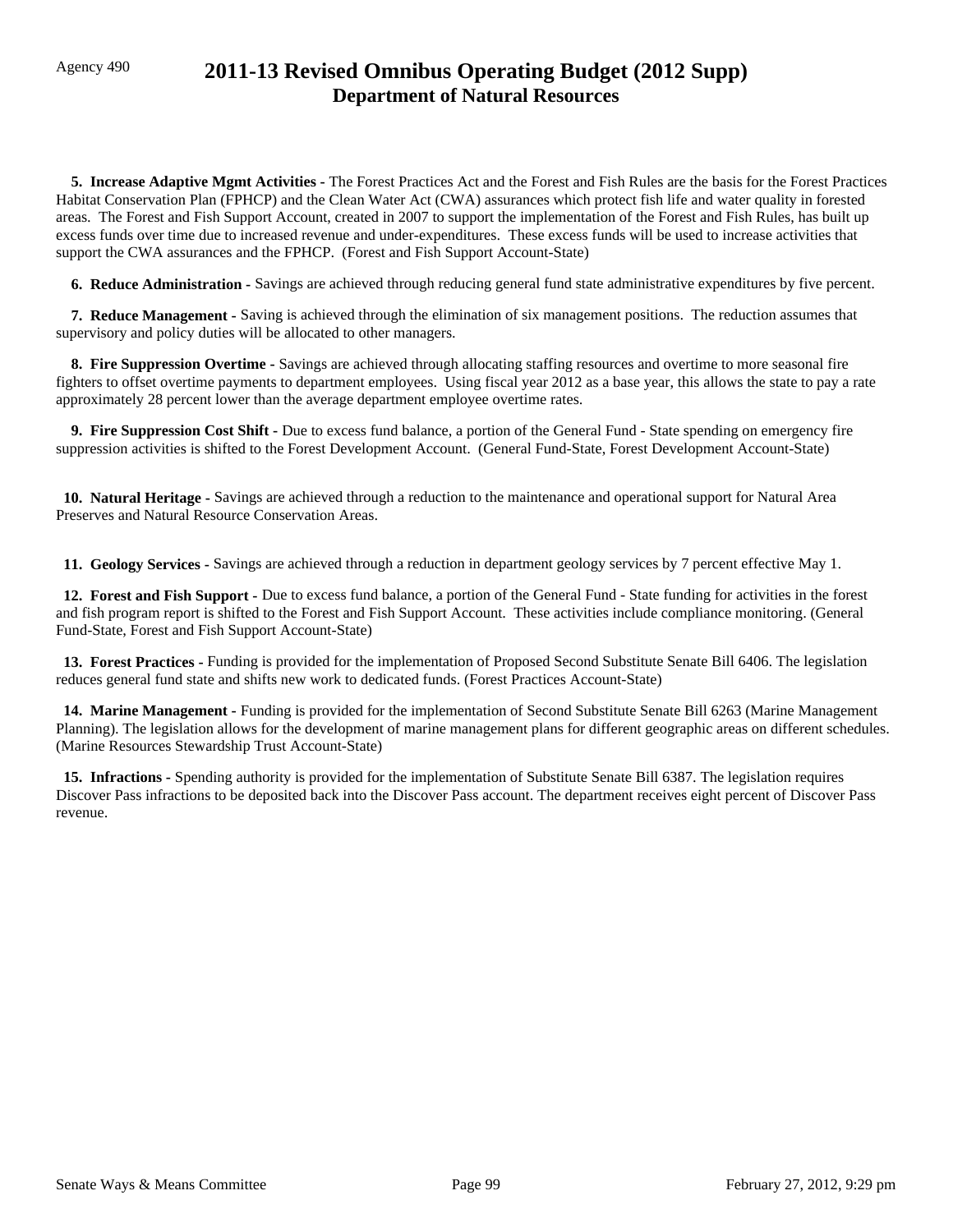# 2011-13 Revised Omnibus Operating Budget (2012 Supp)
## Department of Natural Resources

**5. Increase Adaptive Mgmt Activities -** The Forest Practices Act and the Forest and Fish Rules are the basis for the Forest Practices Habitat Conservation Plan (FPHCP) and the Clean Water Act (CWA) assurances which protect fish life and water quality in forested areas. The Forest and Fish Support Account, created in 2007 to support the implementation of the Forest and Fish Rules, has built up excess funds over time due to increased revenue and under-expenditures. These excess funds will be used to increase activities that support the CWA assurances and the FPHCP. (Forest and Fish Support Account-State)

**6. Reduce Administration -** Savings are achieved through reducing general fund state administrative expenditures by five percent.

**7. Reduce Management -** Saving is achieved through the elimination of six management positions. The reduction assumes that supervisory and policy duties will be allocated to other managers.

**8. Fire Suppression Overtime -** Savings are achieved through allocating staffing resources and overtime to more seasonal fire fighters to offset overtime payments to department employees. Using fiscal year 2012 as a base year, this allows the state to pay a rate approximately 28 percent lower than the average department employee overtime rates.

**9. Fire Suppression Cost Shift -** Due to excess fund balance, a portion of the General Fund - State spending on emergency fire suppression activities is shifted to the Forest Development Account. (General Fund-State, Forest Development Account-State)

**10. Natural Heritage -** Savings are achieved through a reduction to the maintenance and operational support for Natural Area Preserves and Natural Resource Conservation Areas.

**11. Geology Services -** Savings are achieved through a reduction in department geology services by 7 percent effective May 1.

**12. Forest and Fish Support -** Due to excess fund balance, a portion of the General Fund - State funding for activities in the forest and fish program report is shifted to the Forest and Fish Support Account. These activities include compliance monitoring. (General Fund-State, Forest and Fish Support Account-State)

**13. Forest Practices -** Funding is provided for the implementation of Proposed Second Substitute Senate Bill 6406. The legislation reduces general fund state and shifts new work to dedicated funds. (Forest Practices Account-State)

**14. Marine Management -** Funding is provided for the implementation of Second Substitute Senate Bill 6263 (Marine Management Planning). The legislation allows for the development of marine management plans for different geographic areas on different schedules. (Marine Resources Stewardship Trust Account-State)

**15. Infractions** - Spending authority is provided for the implementation of Substitute Senate Bill 6387. The legislation requires Discover Pass infractions to be deposited back into the Discover Pass account. The department receives eight percent of Discover Pass revenue.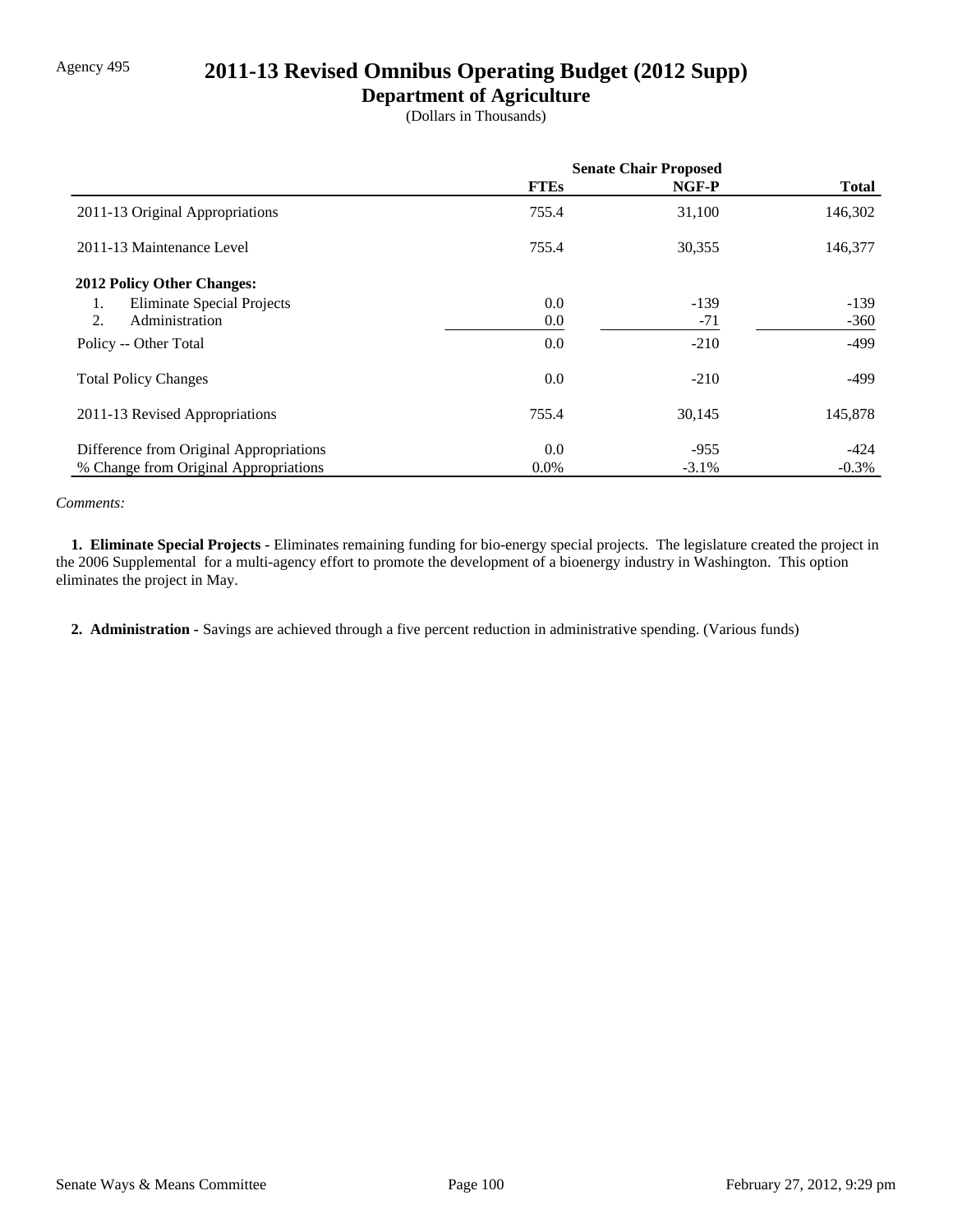Agency 495

# 2011-13 Revised Omnibus Operating Budget (2012 Supp)

## Department of Agriculture

(Dollars in Thousands)

| | Senate Chair Proposed | | |
|---|---|---|---|
| | FTEs | NGF-P | Total |
| 2011-13 Original Appropriations | 755.4 | 31,100 | 146,302 |
| 2011-13 Maintenance Level | 755.4 | 30,355 | 146,377 |
| **2012 Policy Other Changes:** | | | |
| 1. Eliminate Special Projects | 0.0 | -139 | -139 |
| 2. Administration | 0.0 | -71 | -360 |
| Policy -- Other Total | 0.0 | -210 | -499 |
| Total Policy Changes | 0.0 | -210 | -499 |
| 2011-13 Revised Appropriations | 755.4 | 30,145 | 145,878 |
| Difference from Original Appropriations | 0.0 | -955 | -424 |
| % Change from Original Appropriations | 0.0% | -3.1% | -0.3% |

*Comments:*

**1. Eliminate Special Projects -** Eliminates remaining funding for bio-energy special projects. The legislature created the project in the 2006 Supplemental for a multi-agency effort to promote the development of a bioenergy industry in Washington. This option eliminates the project in May.

**2. Administration -** Savings are achieved through a five percent reduction in administrative spending. (Various funds)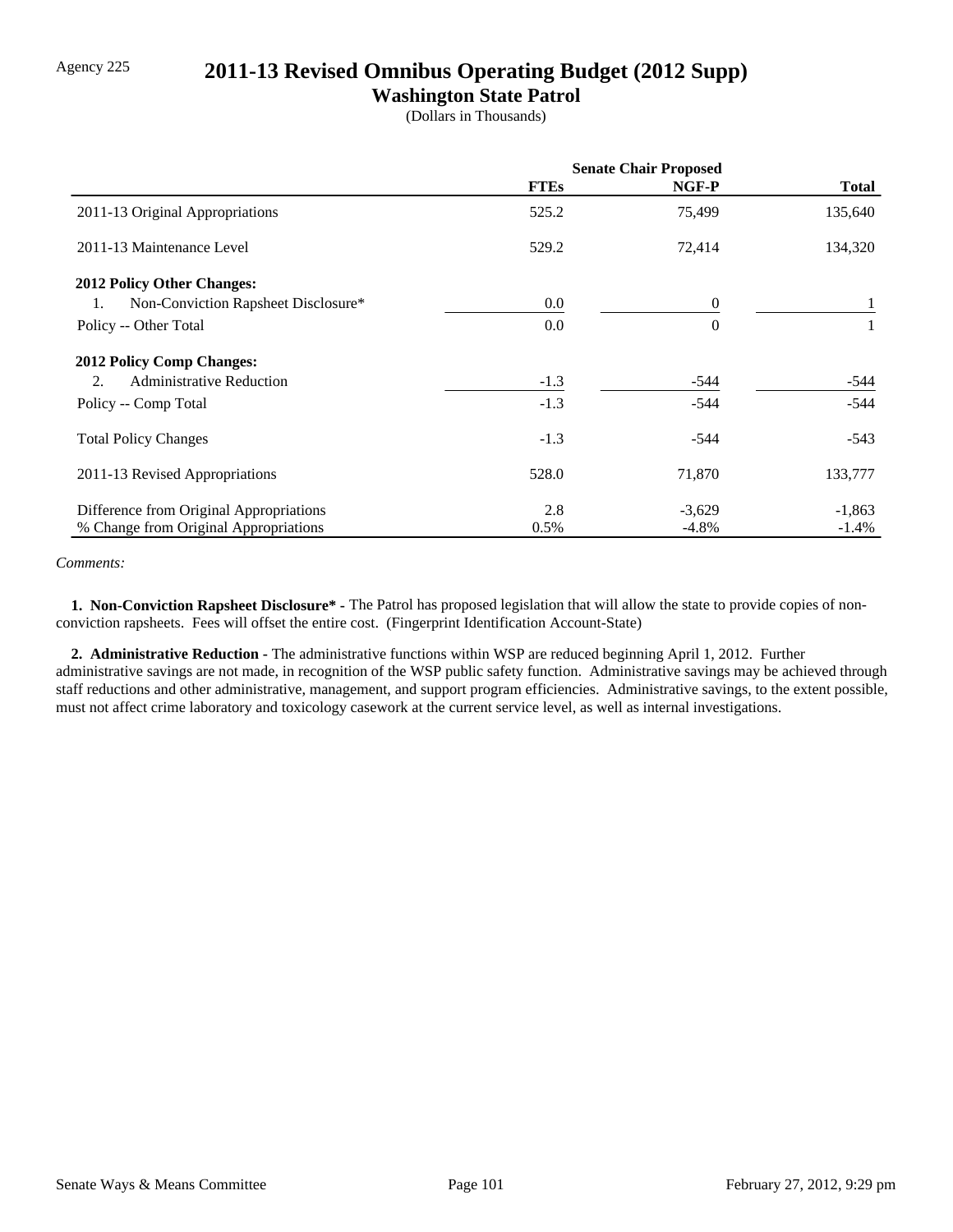Agency 225

# 2011-13 Revised Omnibus Operating Budget (2012 Supp)

## Washington State Patrol

(Dollars in Thousands)

| | Senate Chair Proposed | | |
|---|---|---|---|
| | **FTEs** | **NGF-P** | **Total** |
| 2011-13 Original Appropriations | 525.2 | 75,499 | 135,640 |
| 2011-13 Maintenance Level | 529.2 | 72,414 | 134,320 |
| **2012 Policy Other Changes:** | | | |
| 1. Non-Conviction Rapsheet Disclosure* | 0.0 | 0 | 1 |
| Policy -- Other Total | 0.0 | 0 | 1 |
| **2012 Policy Comp Changes:** | | | |
| 2. Administrative Reduction | -1.3 | -544 | -544 |
| Policy -- Comp Total | -1.3 | -544 | -544 |
| Total Policy Changes | -1.3 | -544 | -543 |
| 2011-13 Revised Appropriations | 528.0 | 71,870 | 133,777 |
| Difference from Original Appropriations | 2.8 | -3,629 | -1,863 |
| % Change from Original Appropriations | 0.5% | -4.8% | -1.4% |

*Comments:*

**1. Non-Conviction Rapsheet Disclosure\* -** The Patrol has proposed legislation that will allow the state to provide copies of non-conviction rapsheets. Fees will offset the entire cost. (Fingerprint Identification Account-State)

**2. Administrative Reduction -** The administrative functions within WSP are reduced beginning April 1, 2012. Further administrative savings are not made, in recognition of the WSP public safety function. Administrative savings may be achieved through staff reductions and other administrative, management, and support program efficiencies. Administrative savings, to the extent possible, must not affect crime laboratory and toxicology casework at the current service level, as well as internal investigations.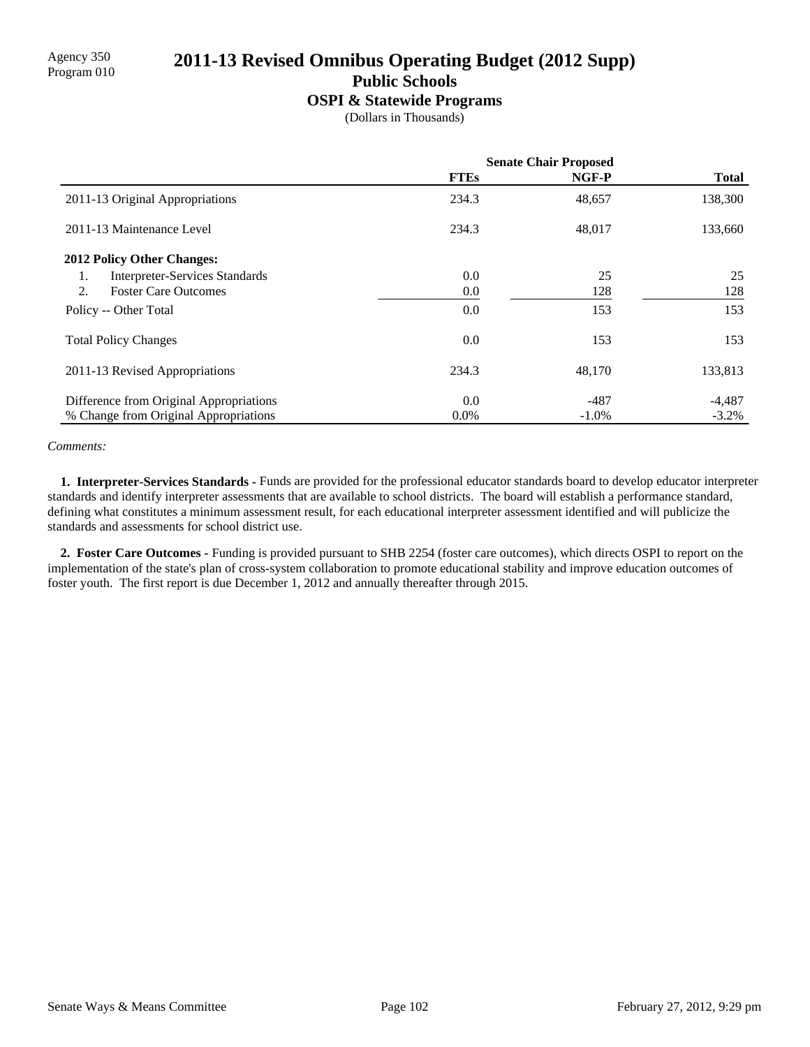Agency 350
Program 010

# 2011-13 Revised Omnibus Operating Budget (2012 Supp)

## Public Schools

### OSPI & Statewide Programs

(Dollars in Thousands)

| | Senate Chair Proposed | | |
|---|---|---|---|
| | **FTEs** | **NGF-P** | **Total** |
| 2011-13 Original Appropriations | 234.3 | 48,657 | 138,300 |
| 2011-13 Maintenance Level | 234.3 | 48,017 | 133,660 |
| **2012 Policy Other Changes:** | | | |
| 1. Interpreter-Services Standards | 0.0 | 25 | 25 |
| 2. Foster Care Outcomes | 0.0 | 128 | 128 |
| Policy -- Other Total | 0.0 | 153 | 153 |
| Total Policy Changes | 0.0 | 153 | 153 |
| 2011-13 Revised Appropriations | 234.3 | 48,170 | 133,813 |
| Difference from Original Appropriations | 0.0 | -487 | -4,487 |
| % Change from Original Appropriations | 0.0% | -1.0% | -3.2% |

*Comments:*

**1. Interpreter-Services Standards -** Funds are provided for the professional educator standards board to develop educator interpreter standards and identify interpreter assessments that are available to school districts. The board will establish a performance standard, defining what constitutes a minimum assessment result, for each educational interpreter assessment identified and will publicize the standards and assessments for school district use.

**2. Foster Care Outcomes -** Funding is provided pursuant to SHB 2254 (foster care outcomes), which directs OSPI to report on the implementation of the state's plan of cross-system collaboration to promote educational stability and improve education outcomes of foster youth. The first report is due December 1, 2012 and annually thereafter through 2015.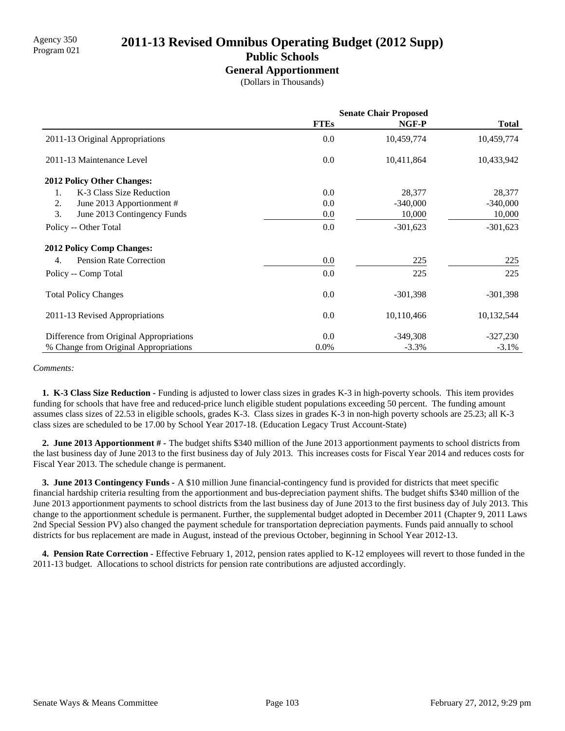Agency 350
Program 021

# 2011-13 Revised Omnibus Operating Budget (2012 Supp)

## Public Schools

### General Apportionment

(Dollars in Thousands)

| | Senate Chair Proposed | | |
|---|---|---|---|
| | FTEs | NGF-P | Total |
| 2011-13 Original Appropriations | 0.0 | 10,459,774 | 10,459,774 |
| 2011-13 Maintenance Level | 0.0 | 10,411,864 | 10,433,942 |
| **2012 Policy Other Changes:** | | | |
| 1. K-3 Class Size Reduction | 0.0 | 28,377 | 28,377 |
| 2. June 2013 Apportionment # | 0.0 | -340,000 | -340,000 |
| 3. June 2013 Contingency Funds | 0.0 | 10,000 | 10,000 |
| Policy -- Other Total | 0.0 | -301,623 | -301,623 |
| **2012 Policy Comp Changes:** | | | |
| 4. Pension Rate Correction | 0.0 | 225 | 225 |
| Policy -- Comp Total | 0.0 | 225 | 225 |
| Total Policy Changes | 0.0 | -301,398 | -301,398 |
| 2011-13 Revised Appropriations | 0.0 | 10,110,466 | 10,132,544 |
| Difference from Original Appropriations | 0.0 | -349,308 | -327,230 |
| % Change from Original Appropriations | 0.0% | -3.3% | -3.1% |

*Comments:*

**1. K-3 Class Size Reduction -** Funding is adjusted to lower class sizes in grades K-3 in high-poverty schools. This item provides funding for schools that have free and reduced-price lunch eligible student populations exceeding 50 percent. The funding amount assumes class sizes of 22.53 in eligible schools, grades K-3. Class sizes in grades K-3 in non-high poverty schools are 25.23; all K-3 class sizes are scheduled to be 17.00 by School Year 2017-18. (Education Legacy Trust Account-State)

**2. June 2013 Apportionment # -** The budget shifts $340 million of the June 2013 apportionment payments to school districts from the last business day of June 2013 to the first business day of July 2013. This increases costs for Fiscal Year 2014 and reduces costs for Fiscal Year 2013. The schedule change is permanent.

**3. June 2013 Contingency Funds -** A $10 million June financial-contingency fund is provided for districts that meet specific financial hardship criteria resulting from the apportionment and bus-depreciation payment shifts. The budget shifts $340 million of the June 2013 apportionment payments to school districts from the last business day of June 2013 to the first business day of July 2013. This change to the apportionment schedule is permanent. Further, the supplemental budget adopted in December 2011 (Chapter 9, 2011 Laws 2nd Special Session PV) also changed the payment schedule for transportation depreciation payments. Funds paid annually to school districts for bus replacement are made in August, instead of the previous October, beginning in School Year 2012-13.

**4. Pension Rate Correction -** Effective February 1, 2012, pension rates applied to K-12 employees will revert to those funded in the 2011-13 budget. Allocations to school districts for pension rate contributions are adjusted accordingly.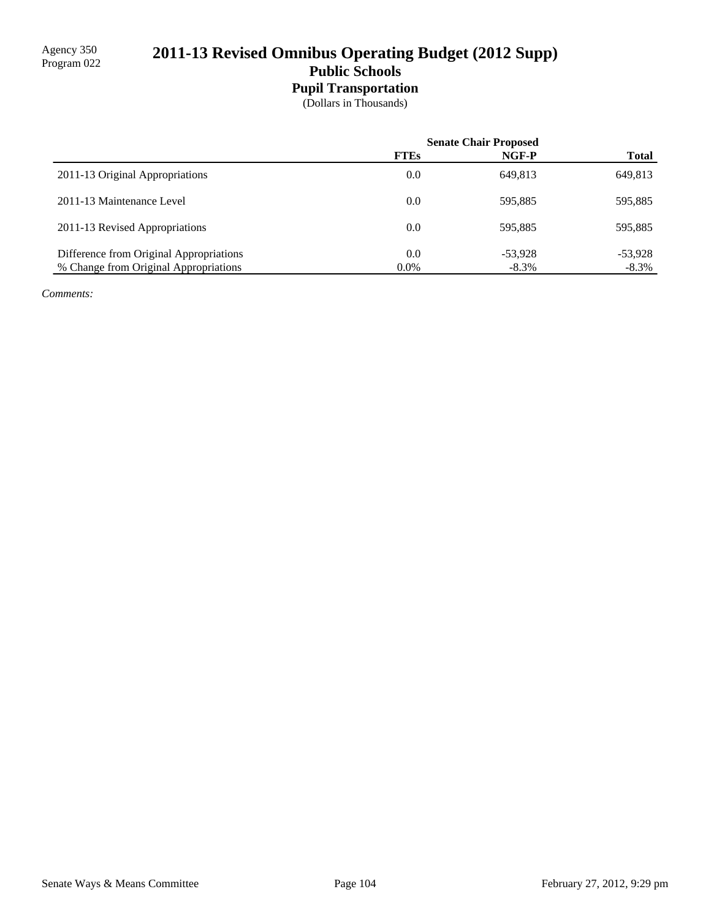Agency 350
Program 022

# 2011-13 Revised Omnibus Operating Budget (2012 Supp)
## Public Schools
### Pupil Transportation
(Dollars in Thousands)

| | Senate Chair Proposed | | |
|---|---|---|---|
| | **FTEs** | **NGF-P** | **Total** |
| 2011-13 Original Appropriations | 0.0 | 649,813 | 649,813 |
| 2011-13 Maintenance Level | 0.0 | 595,885 | 595,885 |
| 2011-13 Revised Appropriations | 0.0 | 595,885 | 595,885 |
| Difference from Original Appropriations | 0.0 | -53,928 | -53,928 |
| % Change from Original Appropriations | 0.0% | -8.3% | -8.3% |

*Comments:*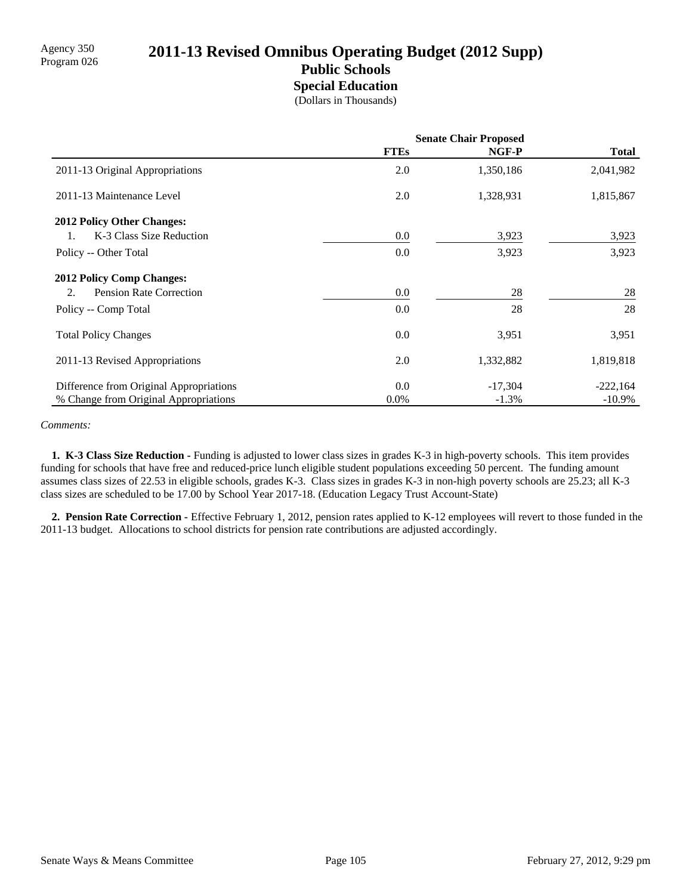Agency 350
Program 026

# 2011-13 Revised Omnibus Operating Budget (2012 Supp)

## Public Schools

### Special Education

(Dollars in Thousands)

| | Senate Chair Proposed | | |
|---|---|---|---|
| | **FTEs** | **NGF-P** | **Total** |
| 2011-13 Original Appropriations | 2.0 | 1,350,186 | 2,041,982 |
| 2011-13 Maintenance Level | 2.0 | 1,328,931 | 1,815,867 |
| **2012 Policy Other Changes:** | | | |
| 1. K-3 Class Size Reduction | 0.0 | 3,923 | 3,923 |
| Policy -- Other Total | 0.0 | 3,923 | 3,923 |
| **2012 Policy Comp Changes:** | | | |
| 2. Pension Rate Correction | 0.0 | 28 | 28 |
| Policy -- Comp Total | 0.0 | 28 | 28 |
| Total Policy Changes | 0.0 | 3,951 | 3,951 |
| 2011-13 Revised Appropriations | 2.0 | 1,332,882 | 1,819,818 |
| Difference from Original Appropriations | 0.0 | -17,304 | -222,164 |
| % Change from Original Appropriations | 0.0% | -1.3% | -10.9% |

*Comments:*

**1. K-3 Class Size Reduction -** Funding is adjusted to lower class sizes in grades K-3 in high-poverty schools. This item provides funding for schools that have free and reduced-price lunch eligible student populations exceeding 50 percent. The funding amount assumes class sizes of 22.53 in eligible schools, grades K-3. Class sizes in grades K-3 in non-high poverty schools are 25.23; all K-3 class sizes are scheduled to be 17.00 by School Year 2017-18. (Education Legacy Trust Account-State)

**2. Pension Rate Correction -** Effective February 1, 2012, pension rates applied to K-12 employees will revert to those funded in the 2011-13 budget. Allocations to school districts for pension rate contributions are adjusted accordingly.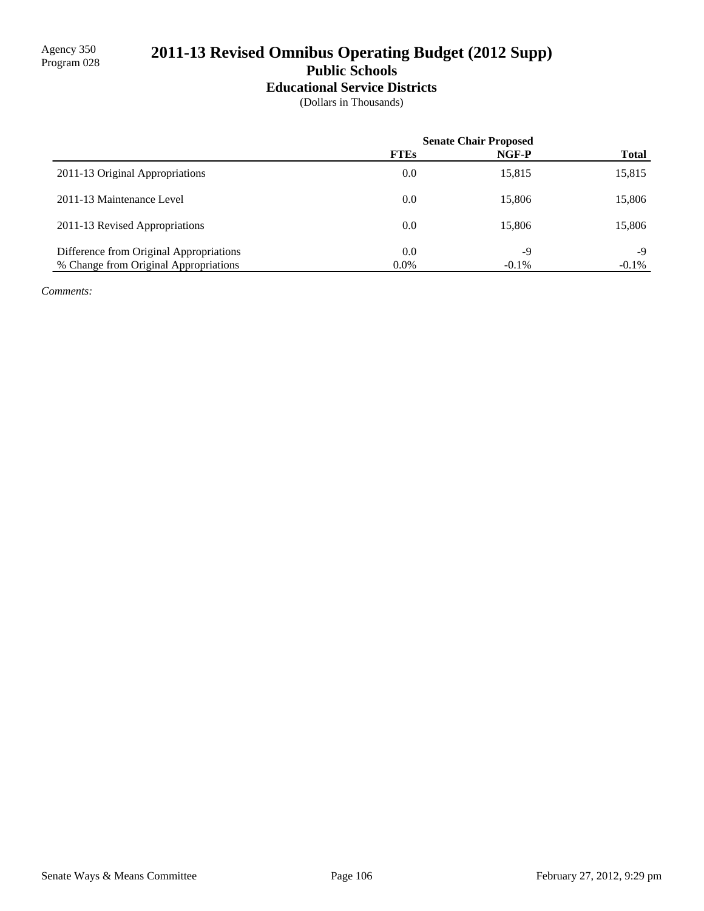Agency 350
Program 028

# 2011-13 Revised Omnibus Operating Budget (2012 Supp)

## Public Schools

### Educational Service Districts

(Dollars in Thousands)

| | Senate Chair Proposed | | |
|---|---|---|---|
| | **FTEs** | **NGF-P** | **Total** |
| 2011-13 Original Appropriations | 0.0 | 15,815 | 15,815 |
| 2011-13 Maintenance Level | 0.0 | 15,806 | 15,806 |
| 2011-13 Revised Appropriations | 0.0 | 15,806 | 15,806 |
| Difference from Original Appropriations | 0.0 | -9 | -9 |
| % Change from Original Appropriations | 0.0% | -0.1% | -0.1% |

*Comments:*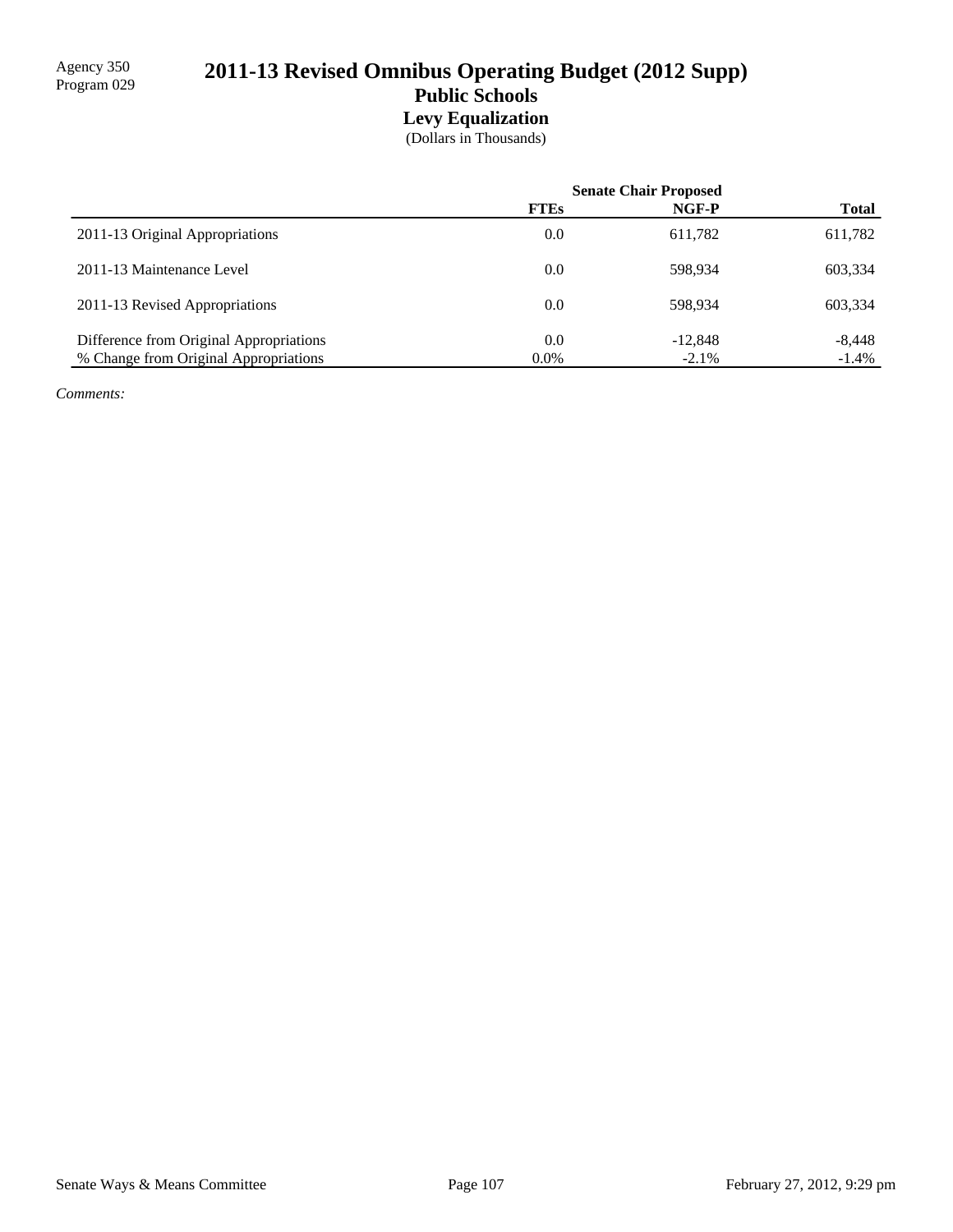Agency 350
Program 029

# 2011-13 Revised Omnibus Operating Budget (2012 Supp)

## Public Schools

### Levy Equalization

(Dollars in Thousands)

| | Senate Chair Proposed | | |
|---|---|---|---|
| | FTEs | NGF-P | Total |
| 2011-13 Original Appropriations | 0.0 | 611,782 | 611,782 |
| 2011-13 Maintenance Level | 0.0 | 598,934 | 603,334 |
| 2011-13 Revised Appropriations | 0.0 | 598,934 | 603,334 |
| Difference from Original Appropriations | 0.0 | -12,848 | -8,448 |
| % Change from Original Appropriations | 0.0% | -2.1% | -1.4% |

*Comments:*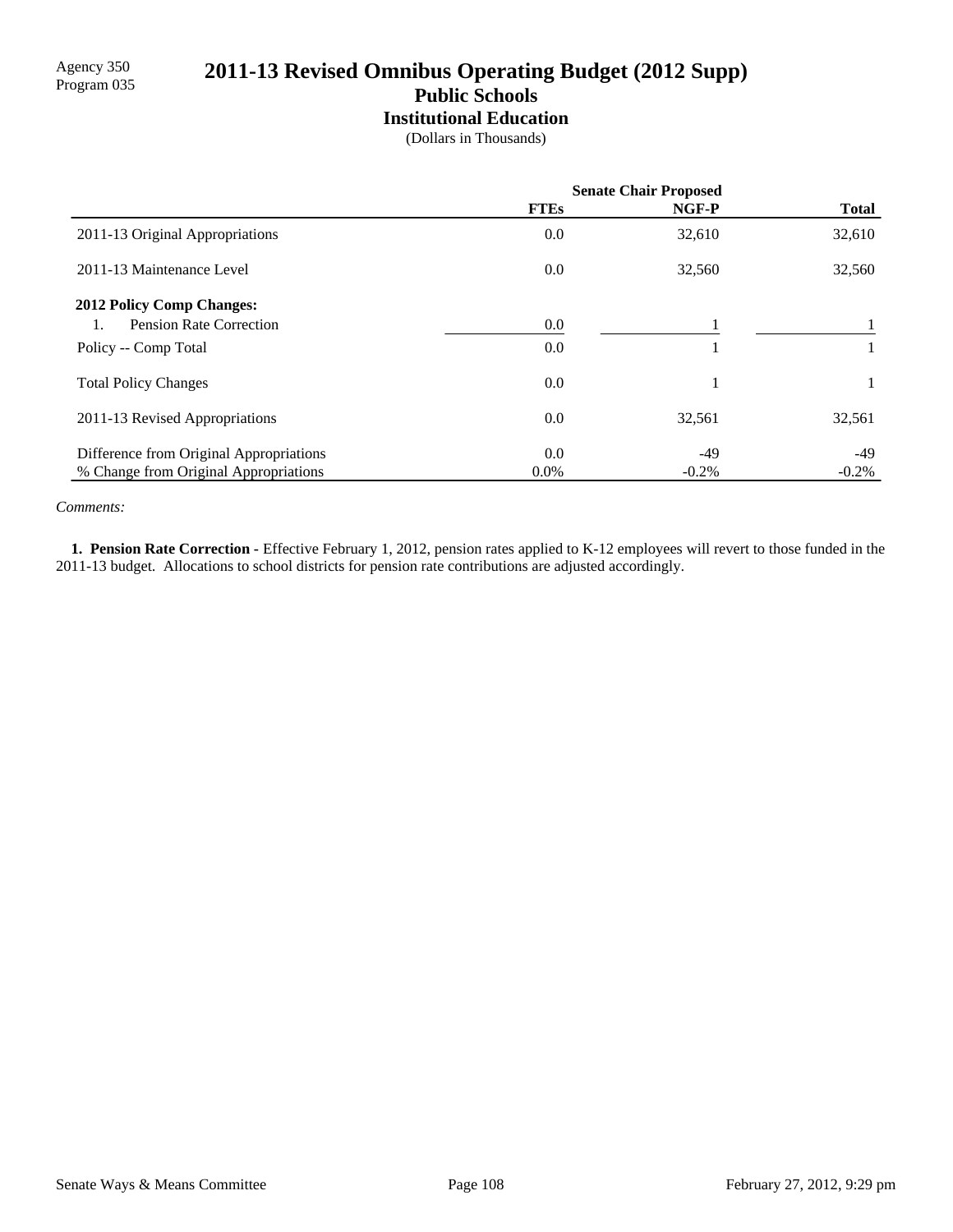Agency 350
Program 035

# 2011-13 Revised Omnibus Operating Budget (2012 Supp)

## Public Schools

### Institutional Education

(Dollars in Thousands)

| | Senate Chair Proposed | | |
|---|---|---|---|
| | **FTEs** | **NGF-P** | **Total** |
| 2011-13 Original Appropriations | 0.0 | 32,610 | 32,610 |
| 2011-13 Maintenance Level | 0.0 | 32,560 | 32,560 |
| **2012 Policy Comp Changes:** | | | |
| 1. Pension Rate Correction | 0.0 | 1 | 1 |
| Policy -- Comp Total | 0.0 | 1 | 1 |
| Total Policy Changes | 0.0 | 1 | 1 |
| 2011-13 Revised Appropriations | 0.0 | 32,561 | 32,561 |
| Difference from Original Appropriations | 0.0 | -49 | -49 |
| % Change from Original Appropriations | 0.0% | -0.2% | -0.2% |

*Comments:*

**1. Pension Rate Correction -** Effective February 1, 2012, pension rates applied to K-12 employees will revert to those funded in the 2011-13 budget. Allocations to school districts for pension rate contributions are adjusted accordingly.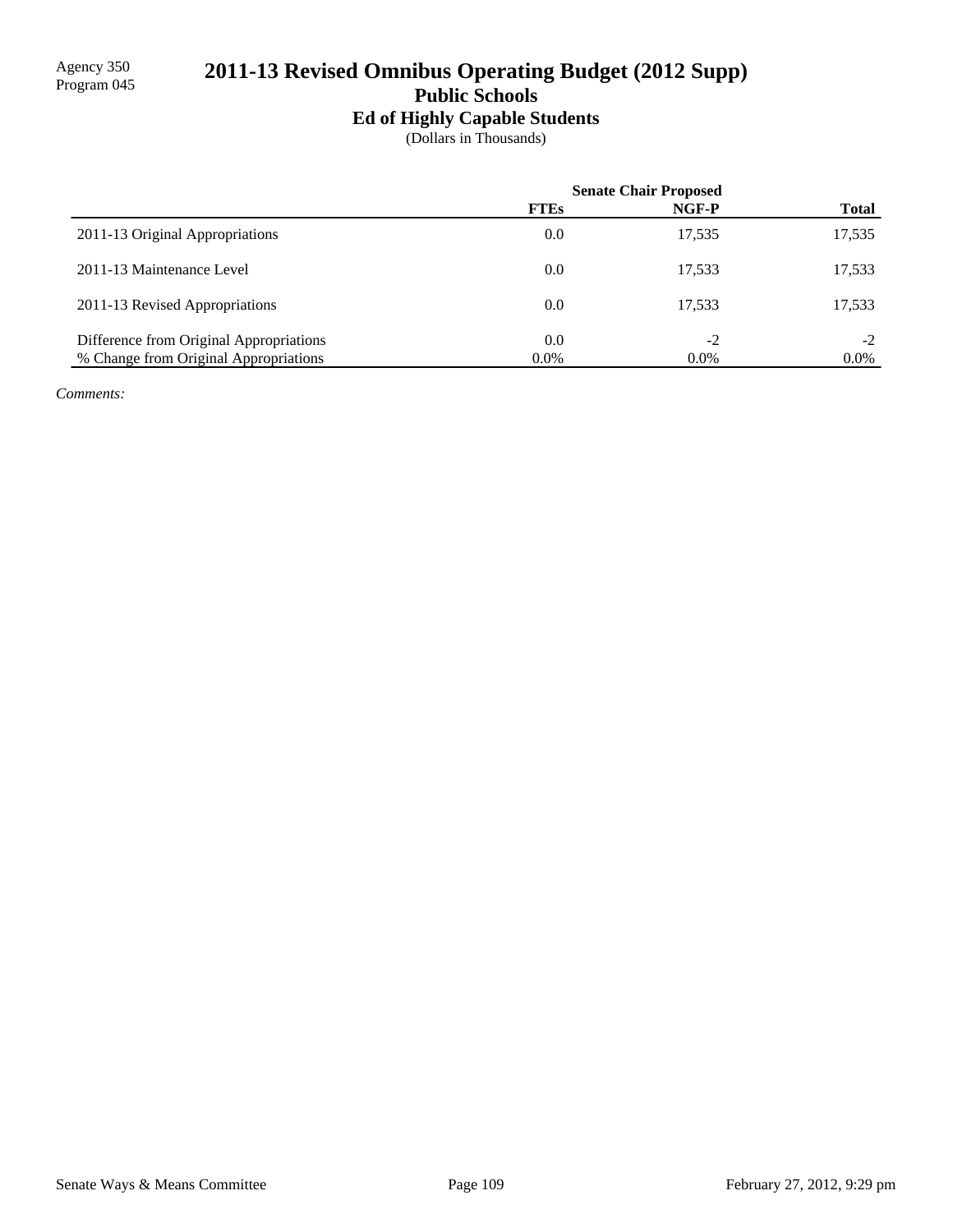Agency 350
Program 045

# 2011-13 Revised Omnibus Operating Budget (2012 Supp)

## Public Schools

### Ed of Highly Capable Students

(Dollars in Thousands)

| | Senate Chair Proposed | | |
|---|---|---|---|
| | FTEs | NGF-P | Total |
| 2011-13 Original Appropriations | 0.0 | 17,535 | 17,535 |
| 2011-13 Maintenance Level | 0.0 | 17,533 | 17,533 |
| 2011-13 Revised Appropriations | 0.0 | 17,533 | 17,533 |
| Difference from Original Appropriations | 0.0 | -2 | -2 |
| % Change from Original Appropriations | 0.0% | 0.0% | 0.0% |

*Comments:*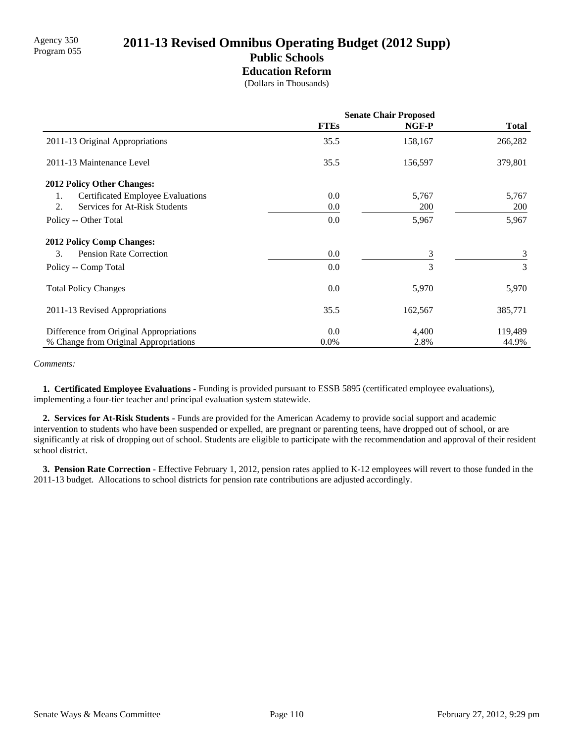Agency 350
Program 055

# 2011-13 Revised Omnibus Operating Budget (2012 Supp)

## Public Schools

### Education Reform

(Dollars in Thousands)

| | Senate Chair Proposed | | |
|---|---|---|---|
| | FTEs | NGF-P | Total |
| 2011-13 Original Appropriations | 35.5 | 158,167 | 266,282 |
| 2011-13 Maintenance Level | 35.5 | 156,597 | 379,801 |
| **2012 Policy Other Changes:** | | | |
| 1. Certificated Employee Evaluations | 0.0 | 5,767 | 5,767 |
| 2. Services for At-Risk Students | 0.0 | 200 | 200 |
| Policy -- Other Total | 0.0 | 5,967 | 5,967 |
| **2012 Policy Comp Changes:** | | | |
| 3. Pension Rate Correction | 0.0 | 3 | 3 |
| Policy -- Comp Total | 0.0 | 3 | 3 |
| Total Policy Changes | 0.0 | 5,970 | 5,970 |
| 2011-13 Revised Appropriations | 35.5 | 162,567 | 385,771 |
| Difference from Original Appropriations | 0.0 | 4,400 | 119,489 |
| % Change from Original Appropriations | 0.0% | 2.8% | 44.9% |

*Comments:*

**1. Certificated Employee Evaluations -** Funding is provided pursuant to ESSB 5895 (certificated employee evaluations), implementing a four-tier teacher and principal evaluation system statewide.

**2. Services for At-Risk Students -** Funds are provided for the American Academy to provide social support and academic intervention to students who have been suspended or expelled, are pregnant or parenting teens, have dropped out of school, or are significantly at risk of dropping out of school. Students are eligible to participate with the recommendation and approval of their resident school district.

**3. Pension Rate Correction -** Effective February 1, 2012, pension rates applied to K-12 employees will revert to those funded in the 2011-13 budget. Allocations to school districts for pension rate contributions are adjusted accordingly.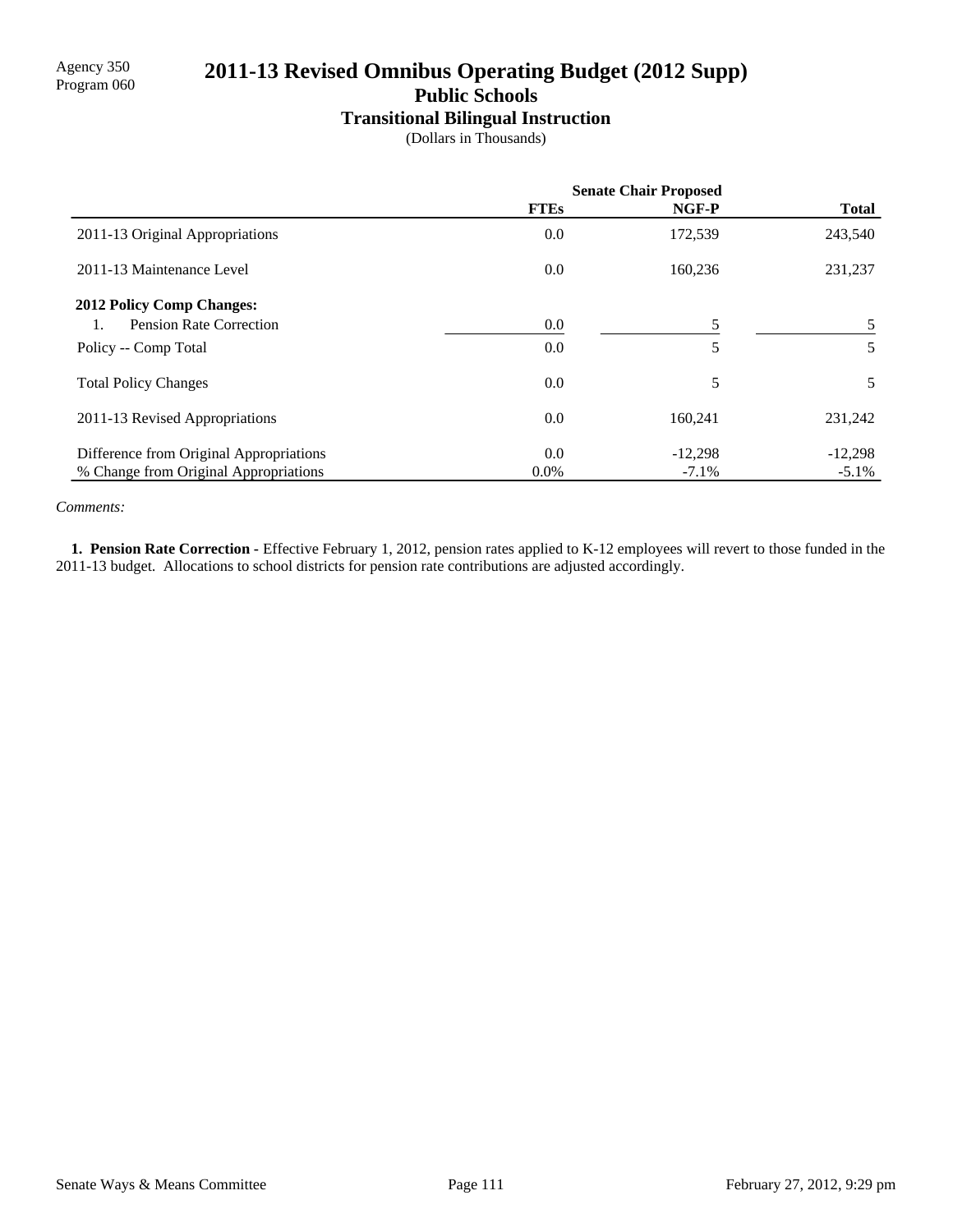Agency 350
Program 060

# 2011-13 Revised Omnibus Operating Budget (2012 Supp)

## Public Schools

### Transitional Bilingual Instruction

(Dollars in Thousands)

| | Senate Chair Proposed | | |
|---|---|---|---|
| | FTEs | NGF-P | Total |
| 2011-13 Original Appropriations | 0.0 | 172,539 | 243,540 |
| 2011-13 Maintenance Level | 0.0 | 160,236 | 231,237 |
| **2012 Policy Comp Changes:** | | | |
| 1. Pension Rate Correction | 0.0 | 5 | 5 |
| Policy -- Comp Total | 0.0 | 5 | 5 |
| Total Policy Changes | 0.0 | 5 | 5 |
| 2011-13 Revised Appropriations | 0.0 | 160,241 | 231,242 |
| Difference from Original Appropriations | 0.0 | -12,298 | -12,298 |
| % Change from Original Appropriations | 0.0% | -7.1% | -5.1% |

*Comments:*

**1. Pension Rate Correction -** Effective February 1, 2012, pension rates applied to K-12 employees will revert to those funded in the 2011-13 budget. Allocations to school districts for pension rate contributions are adjusted accordingly.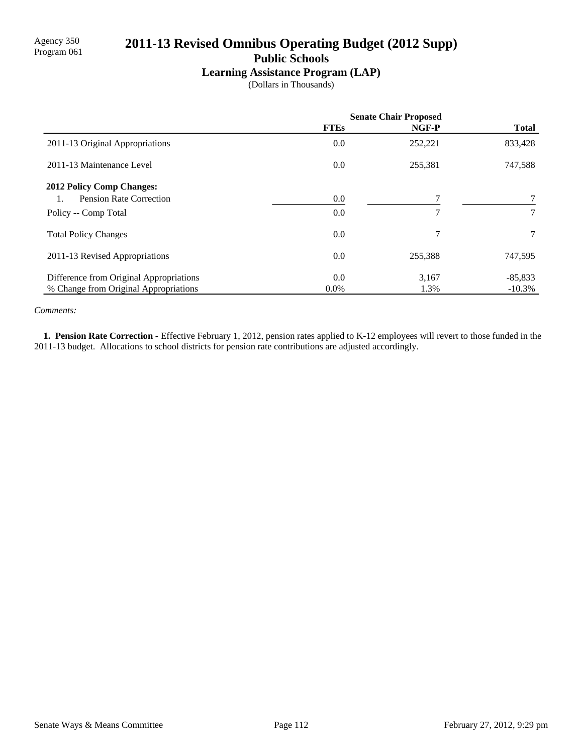Agency 350
Program 061

# 2011-13 Revised Omnibus Operating Budget (2012 Supp)

## Public Schools

### Learning Assistance Program (LAP)

(Dollars in Thousands)

| | Senate Chair Proposed | | |
|---|---|---|---|
| | **FTEs** | **NGF-P** | **Total** |
| 2011-13 Original Appropriations | 0.0 | 252,221 | 833,428 |
| 2011-13 Maintenance Level | 0.0 | 255,381 | 747,588 |
| **2012 Policy Comp Changes:** | | | |
| 1. Pension Rate Correction | 0.0 | 7 | 7 |
| Policy -- Comp Total | 0.0 | 7 | 7 |
| Total Policy Changes | 0.0 | 7 | 7 |
| 2011-13 Revised Appropriations | 0.0 | 255,388 | 747,595 |
| Difference from Original Appropriations | 0.0 | 3,167 | -85,833 |
| % Change from Original Appropriations | 0.0% | 1.3% | -10.3% |

*Comments:*

**1. Pension Rate Correction -** Effective February 1, 2012, pension rates applied to K-12 employees will revert to those funded in the 2011-13 budget. Allocations to school districts for pension rate contributions are adjusted accordingly.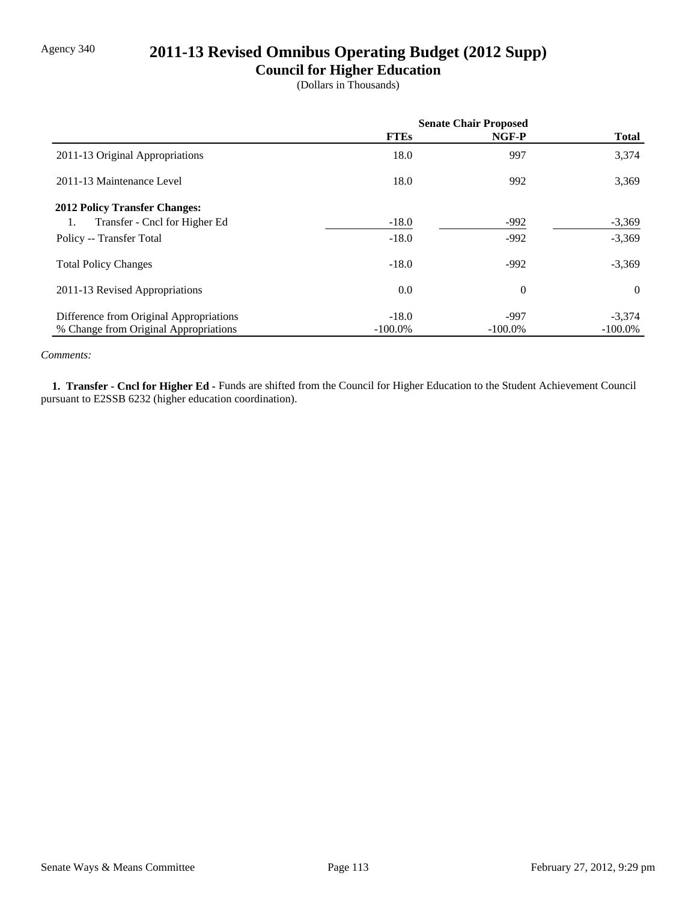Agency 340

# 2011-13 Revised Omnibus Operating Budget (2012 Supp)

## Council for Higher Education

(Dollars in Thousands)

| | Senate Chair Proposed | | |
|---|---|---|---|
| | **FTEs** | **NGF-P** | **Total** |
| 2011-13 Original Appropriations | 18.0 | 997 | 3,374 |
| 2011-13 Maintenance Level | 18.0 | 992 | 3,369 |
| **2012 Policy Transfer Changes:** | | | |
| 1. Transfer - Cncl for Higher Ed | -18.0 | -992 | -3,369 |
| Policy -- Transfer Total | -18.0 | -992 | -3,369 |
| Total Policy Changes | -18.0 | -992 | -3,369 |
| 2011-13 Revised Appropriations | 0.0 | 0 | 0 |
| Difference from Original Appropriations | -18.0 | -997 | -3,374 |
| % Change from Original Appropriations | -100.0% | -100.0% | -100.0% |

*Comments:*

**1. Transfer - Cncl for Higher Ed -** Funds are shifted from the Council for Higher Education to the Student Achievement Council pursuant to E2SSB 6232 (higher education coordination).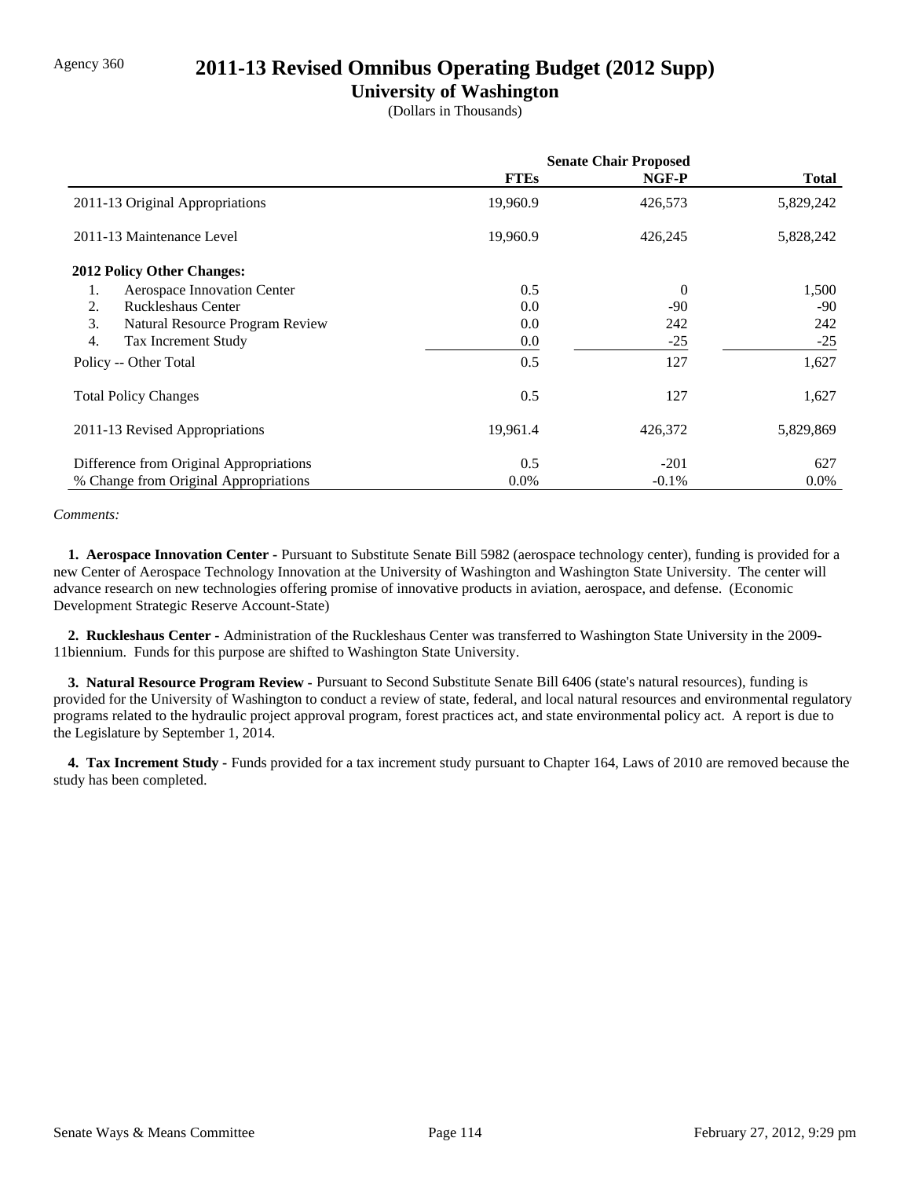Agency 360

# 2011-13 Revised Omnibus Operating Budget (2012 Supp)

## University of Washington

(Dollars in Thousands)

| | Senate Chair Proposed | | |
|---|---|---|---|
| | **FTEs** | **NGF-P** | **Total** |
| 2011-13 Original Appropriations | 19,960.9 | 426,573 | 5,829,242 |
| 2011-13 Maintenance Level | 19,960.9 | 426,245 | 5,828,242 |
| **2012 Policy Other Changes:** | | | |
| 1. Aerospace Innovation Center | 0.5 | 0 | 1,500 |
| 2. Ruckleshaus Center | 0.0 | -90 | -90 |
| 3. Natural Resource Program Review | 0.0 | 242 | 242 |
| 4. Tax Increment Study | 0.0 | -25 | -25 |
| Policy -- Other Total | 0.5 | 127 | 1,627 |
| Total Policy Changes | 0.5 | 127 | 1,627 |
| 2011-13 Revised Appropriations | 19,961.4 | 426,372 | 5,829,869 |
| Difference from Original Appropriations | 0.5 | -201 | 627 |
| % Change from Original Appropriations | 0.0% | -0.1% | 0.0% |

*Comments:*

**1. Aerospace Innovation Center -** Pursuant to Substitute Senate Bill 5982 (aerospace technology center), funding is provided for a new Center of Aerospace Technology Innovation at the University of Washington and Washington State University. The center will advance research on new technologies offering promise of innovative products in aviation, aerospace, and defense. (Economic Development Strategic Reserve Account-State)

**2. Ruckleshaus Center -** Administration of the Ruckleshaus Center was transferred to Washington State University in the 2009-11biennium. Funds for this purpose are shifted to Washington State University.

**3. Natural Resource Program Review -** Pursuant to Second Substitute Senate Bill 6406 (state's natural resources), funding is provided for the University of Washington to conduct a review of state, federal, and local natural resources and environmental regulatory programs related to the hydraulic project approval program, forest practices act, and state environmental policy act. A report is due to the Legislature by September 1, 2014.

**4. Tax Increment Study -** Funds provided for a tax increment study pursuant to Chapter 164, Laws of 2010 are removed because the study has been completed.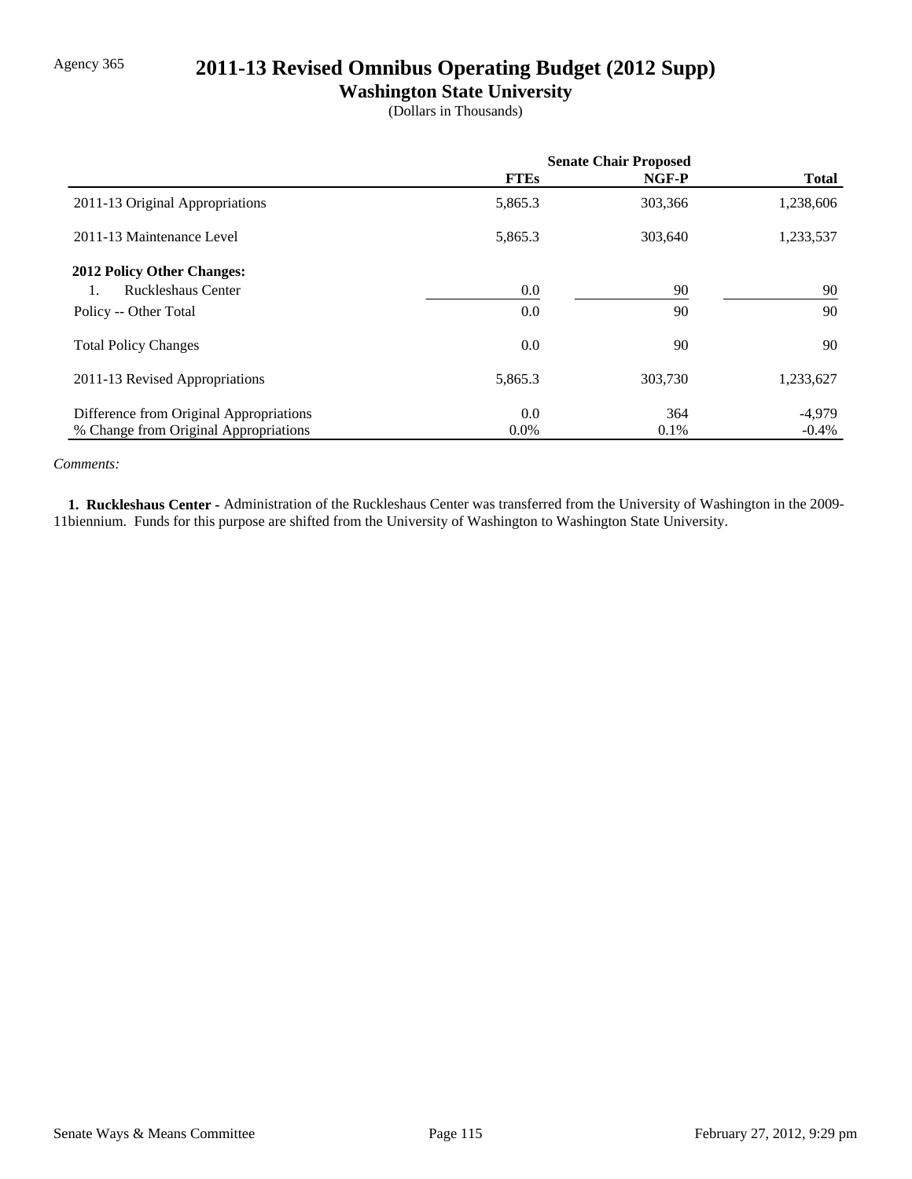Agency 365

# 2011-13 Revised Omnibus Operating Budget (2012 Supp)

## Washington State University

(Dollars in Thousands)

| | Senate Chair Proposed | | |
|---|---|---|---|
| | **FTEs** | **NGF-P** | **Total** |
| 2011-13 Original Appropriations | 5,865.3 | 303,366 | 1,238,606 |
| 2011-13 Maintenance Level | 5,865.3 | 303,640 | 1,233,537 |
| **2012 Policy Other Changes:** | | | |
| 1. Ruckleshaus Center | 0.0 | 90 | 90 |
| Policy -- Other Total | 0.0 | 90 | 90 |
| Total Policy Changes | 0.0 | 90 | 90 |
| 2011-13 Revised Appropriations | 5,865.3 | 303,730 | 1,233,627 |
| Difference from Original Appropriations | 0.0 | 364 | -4,979 |
| % Change from Original Appropriations | 0.0% | 0.1% | -0.4% |

*Comments:*

**1. Ruckleshaus Center -** Administration of the Ruckleshaus Center was transferred from the University of Washington in the 2009-11biennium. Funds for this purpose are shifted from the University of Washington to Washington State University.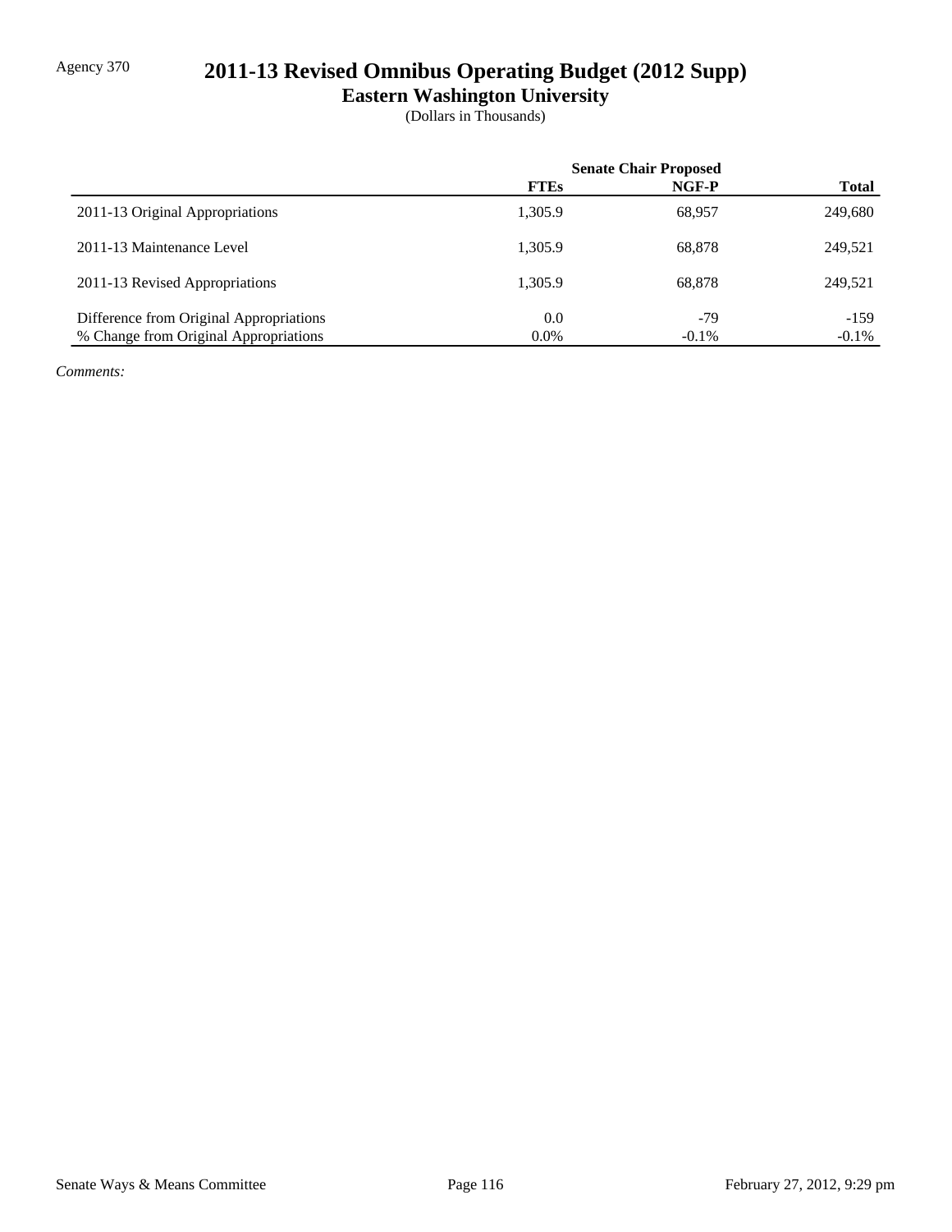# 2011-13 Revised Omnibus Operating Budget (2012 Supp)

## Eastern Washington University

(Dollars in Thousands)

Agency 370

| | Senate Chair Proposed | | |
|---|---|---|---|
| | **FTEs** | **NGF-P** | **Total** |
| 2011-13 Original Appropriations | 1,305.9 | 68,957 | 249,680 |
| 2011-13 Maintenance Level | 1,305.9 | 68,878 | 249,521 |
| 2011-13 Revised Appropriations | 1,305.9 | 68,878 | 249,521 |
| Difference from Original Appropriations | 0.0 | -79 | -159 |
| % Change from Original Appropriations | 0.0% | -0.1% | -0.1% |

*Comments:*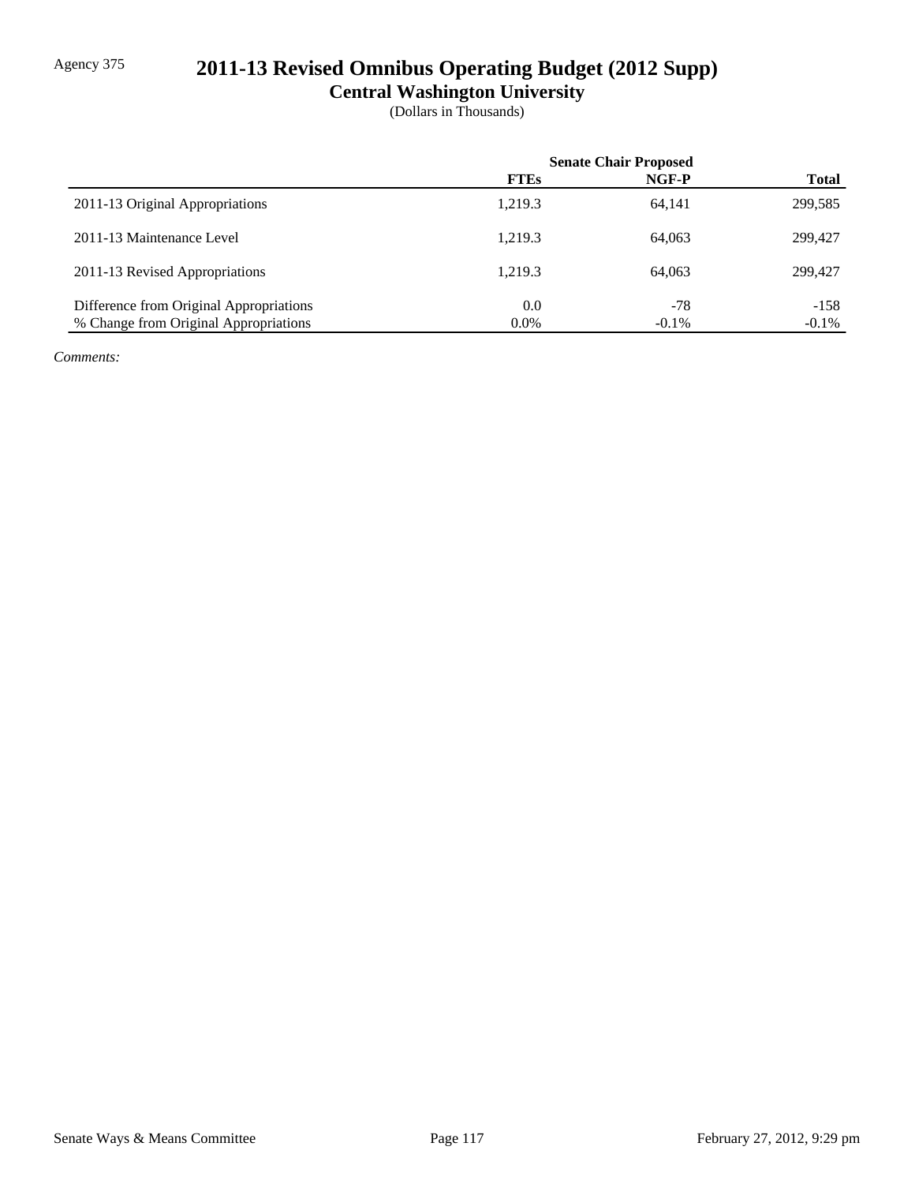Agency 375

# 2011-13 Revised Omnibus Operating Budget (2012 Supp)

## Central Washington University

(Dollars in Thousands)

| | Senate Chair Proposed | | |
|---|---|---|---|
| | **FTEs** | **NGF-P** | **Total** |
| 2011-13 Original Appropriations | 1,219.3 | 64,141 | 299,585 |
| 2011-13 Maintenance Level | 1,219.3 | 64,063 | 299,427 |
| 2011-13 Revised Appropriations | 1,219.3 | 64,063 | 299,427 |
| Difference from Original Appropriations | 0.0 | -78 | -158 |
| % Change from Original Appropriations | 0.0% | -0.1% | -0.1% |

*Comments:*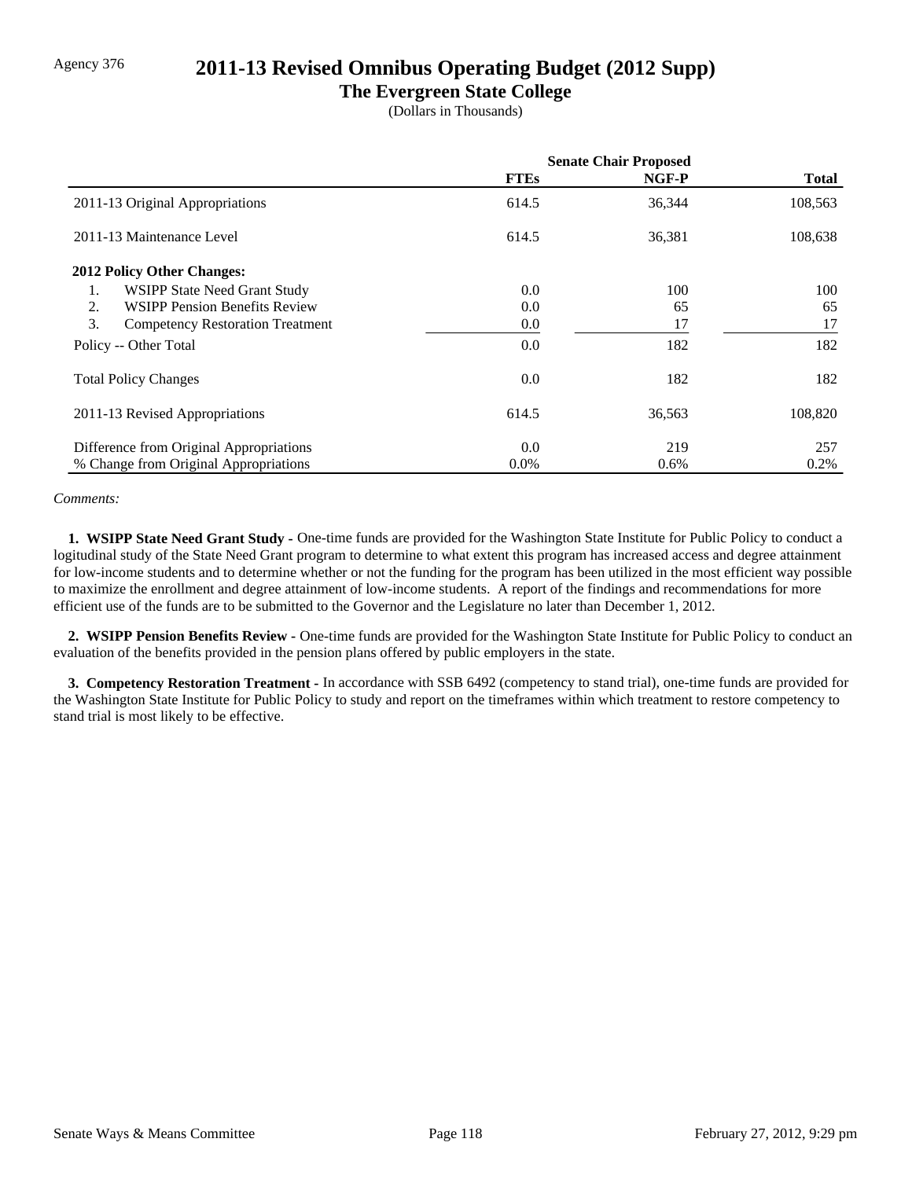Agency 376

# 2011-13 Revised Omnibus Operating Budget (2012 Supp)

## The Evergreen State College

(Dollars in Thousands)

| | Senate Chair Proposed | | |
|---|---|---|---|
| | **FTEs** | **NGF-P** | **Total** |
| 2011-13 Original Appropriations | 614.5 | 36,344 | 108,563 |
| 2011-13 Maintenance Level | 614.5 | 36,381 | 108,638 |
| **2012 Policy Other Changes:** | | | |
| 1. WSIPP State Need Grant Study | 0.0 | 100 | 100 |
| 2. WSIPP Pension Benefits Review | 0.0 | 65 | 65 |
| 3. Competency Restoration Treatment | 0.0 | 17 | 17 |
| Policy -- Other Total | 0.0 | 182 | 182 |
| Total Policy Changes | 0.0 | 182 | 182 |
| 2011-13 Revised Appropriations | 614.5 | 36,563 | 108,820 |
| Difference from Original Appropriations | 0.0 | 219 | 257 |
| % Change from Original Appropriations | 0.0% | 0.6% | 0.2% |

*Comments:*

**1. WSIPP State Need Grant Study -** One-time funds are provided for the Washington State Institute for Public Policy to conduct a logitudinal study of the State Need Grant program to determine to what extent this program has increased access and degree attainment for low-income students and to determine whether or not the funding for the program has been utilized in the most efficient way possible to maximize the enrollment and degree attainment of low-income students. A report of the findings and recommendations for more efficient use of the funds are to be submitted to the Governor and the Legislature no later than December 1, 2012.

**2. WSIPP Pension Benefits Review -** One-time funds are provided for the Washington State Institute for Public Policy to conduct an evaluation of the benefits provided in the pension plans offered by public employers in the state.

**3. Competency Restoration Treatment -** In accordance with SSB 6492 (competency to stand trial), one-time funds are provided for the Washington State Institute for Public Policy to study and report on the timeframes within which treatment to restore competency to stand trial is most likely to be effective.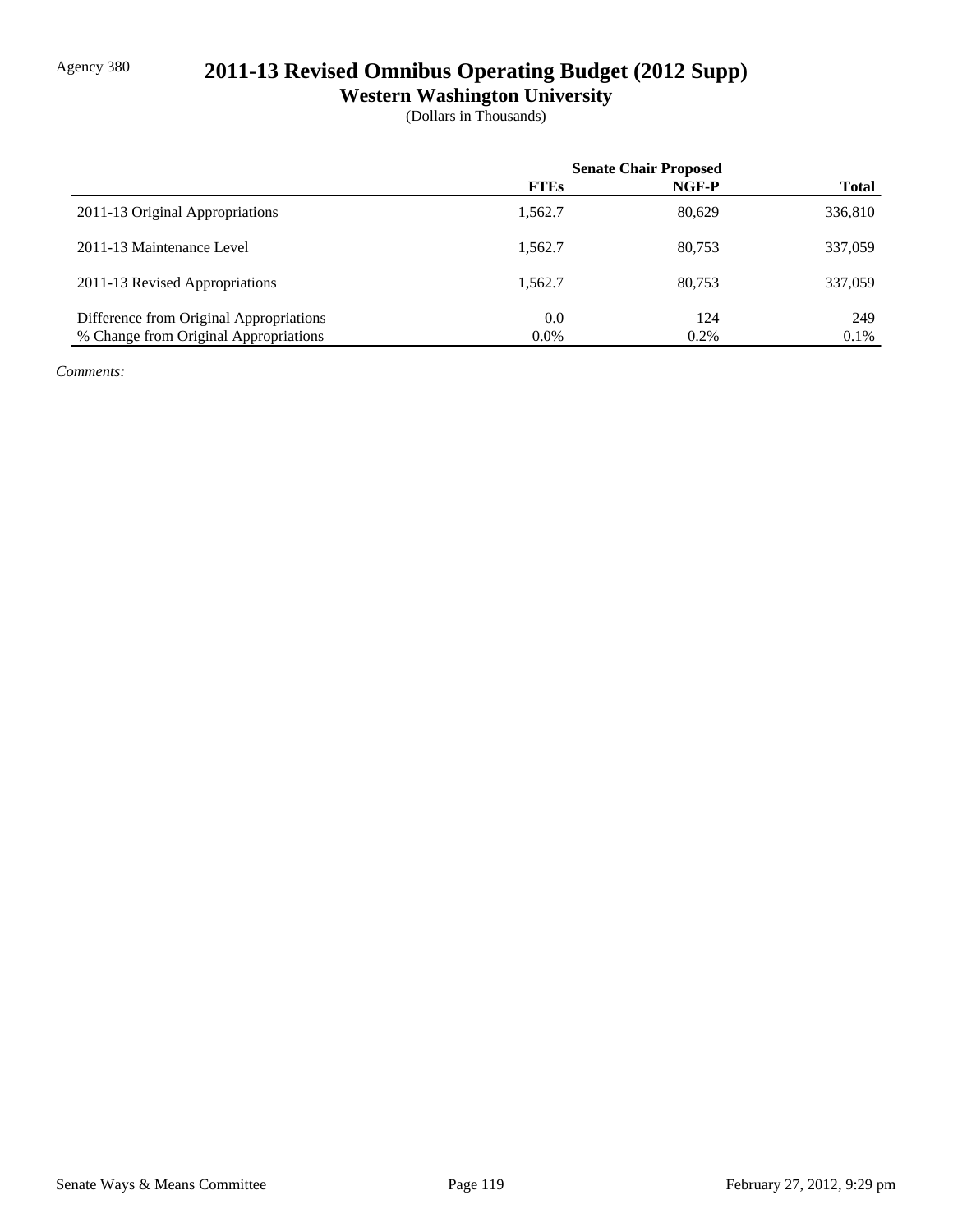Agency 380

# 2011-13 Revised Omnibus Operating Budget (2012 Supp)

## Western Washington University

(Dollars in Thousands)

| | Senate Chair Proposed | | |
|---|---|---|---|
| | **FTEs** | **NGF-P** | **Total** |
| 2011-13 Original Appropriations | 1,562.7 | 80,629 | 336,810 |
| 2011-13 Maintenance Level | 1,562.7 | 80,753 | 337,059 |
| 2011-13 Revised Appropriations | 1,562.7 | 80,753 | 337,059 |
| Difference from Original Appropriations | 0.0 | 124 | 249 |
| % Change from Original Appropriations | 0.0% | 0.2% | 0.1% |

*Comments:*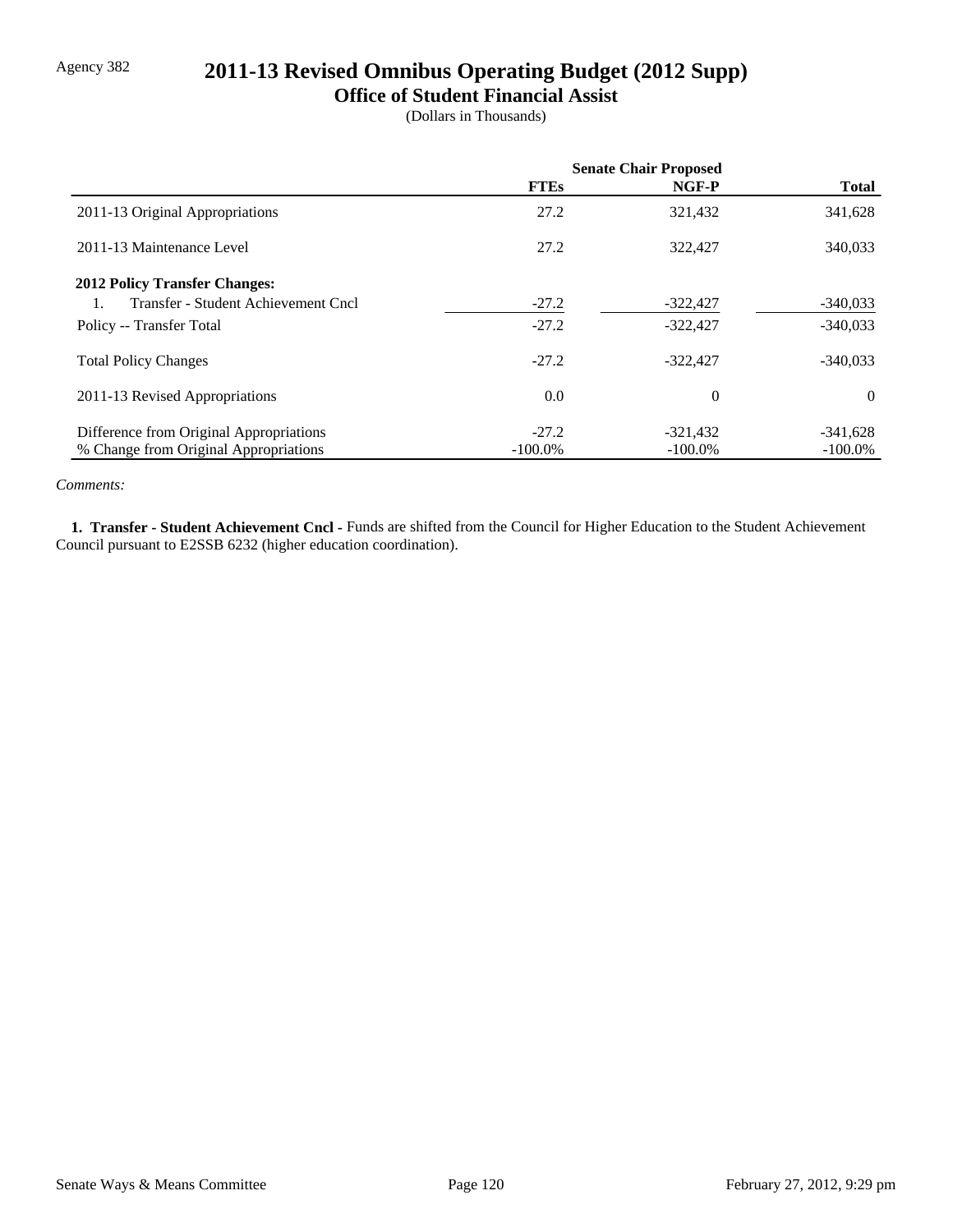Agency 382

# 2011-13 Revised Omnibus Operating Budget (2012 Supp)

## Office of Student Financial Assist

(Dollars in Thousands)

| | Senate Chair Proposed | | |
|---|---|---|---|
| | **FTEs** | **NGF-P** | **Total** |
| 2011-13 Original Appropriations | 27.2 | 321,432 | 341,628 |
| 2011-13 Maintenance Level | 27.2 | 322,427 | 340,033 |
| **2012 Policy Transfer Changes:** | | | |
| 1. Transfer - Student Achievement Cncl | -27.2 | -322,427 | -340,033 |
| Policy -- Transfer Total | -27.2 | -322,427 | -340,033 |
| Total Policy Changes | -27.2 | -322,427 | -340,033 |
| 2011-13 Revised Appropriations | 0.0 | 0 | 0 |
| Difference from Original Appropriations | -27.2 | -321,432 | -341,628 |
| % Change from Original Appropriations | -100.0% | -100.0% | -100.0% |

*Comments:*

**1. Transfer - Student Achievement Cncl -** Funds are shifted from the Council for Higher Education to the Student Achievement Council pursuant to E2SSB 6232 (higher education coordination).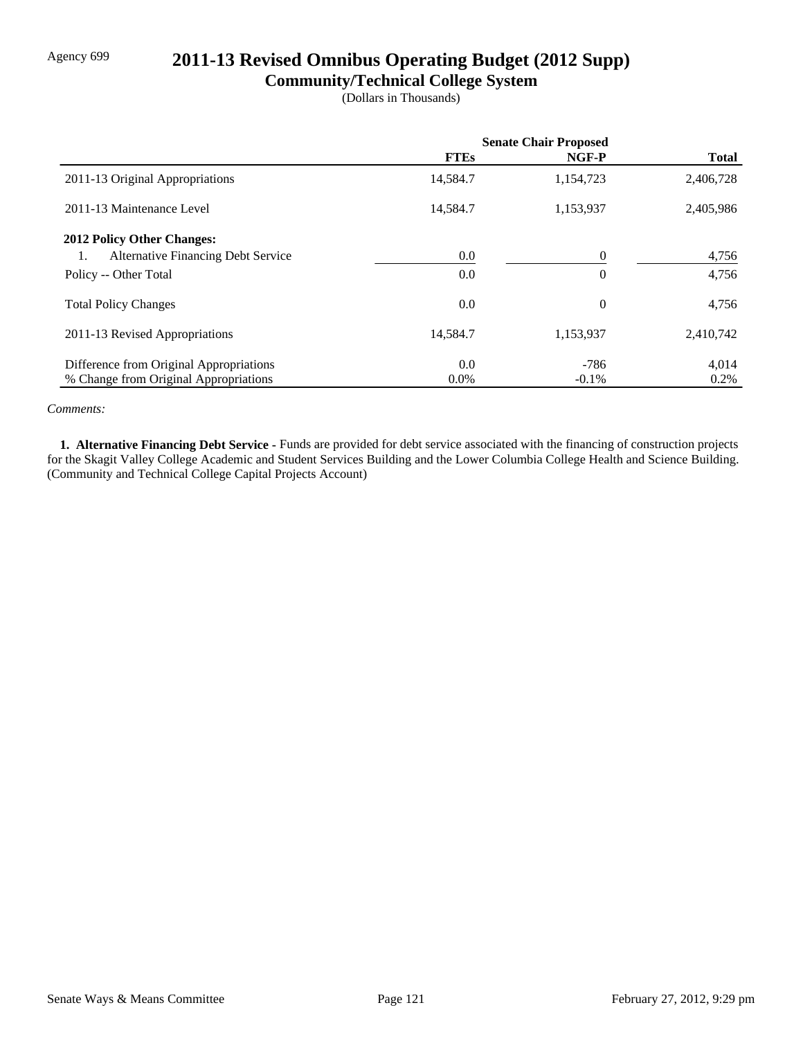Agency 699

# 2011-13 Revised Omnibus Operating Budget (2012 Supp)

## Community/Technical College System

(Dollars in Thousands)

| | Senate Chair Proposed | | |
|---|---|---|---|
| | **FTEs** | **NGF-P** | **Total** |
| 2011-13 Original Appropriations | 14,584.7 | 1,154,723 | 2,406,728 |
| 2011-13 Maintenance Level | 14,584.7 | 1,153,937 | 2,405,986 |
| **2012 Policy Other Changes:** | | | |
| 1. Alternative Financing Debt Service | 0.0 | 0 | 4,756 |
| Policy -- Other Total | 0.0 | 0 | 4,756 |
| Total Policy Changes | 0.0 | 0 | 4,756 |
| 2011-13 Revised Appropriations | 14,584.7 | 1,153,937 | 2,410,742 |
| Difference from Original Appropriations | 0.0 | -786 | 4,014 |
| % Change from Original Appropriations | 0.0% | -0.1% | 0.2% |

*Comments:*

**1. Alternative Financing Debt Service -** Funds are provided for debt service associated with the financing of construction projects for the Skagit Valley College Academic and Student Services Building and the Lower Columbia College Health and Science Building. (Community and Technical College Capital Projects Account)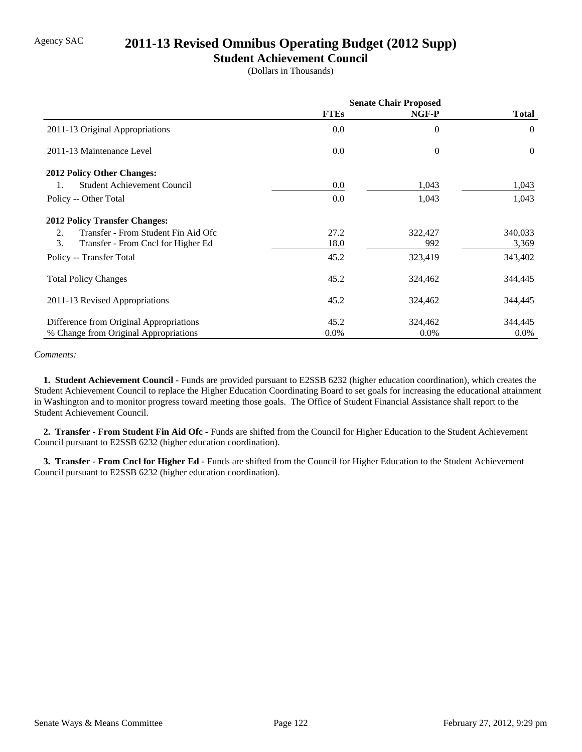Agency SAC

# 2011-13 Revised Omnibus Operating Budget (2012 Supp)

## Student Achievement Council

(Dollars in Thousands)

| | Senate Chair Proposed | | |
|---|---|---|---|
| | **FTEs** | **NGF-P** | **Total** |
| 2011-13 Original Appropriations | 0.0 | 0 | 0 |
| 2011-13 Maintenance Level | 0.0 | 0 | 0 |
| **2012 Policy Other Changes:** | | | |
| 1. Student Achievement Council | 0.0 | 1,043 | 1,043 |
| Policy -- Other Total | 0.0 | 1,043 | 1,043 |
| **2012 Policy Transfer Changes:** | | | |
| 2. Transfer - From Student Fin Aid Ofc | 27.2 | 322,427 | 340,033 |
| 3. Transfer - From Cncl for Higher Ed | 18.0 | 992 | 3,369 |
| Policy -- Transfer Total | 45.2 | 323,419 | 343,402 |
| Total Policy Changes | 45.2 | 324,462 | 344,445 |
| 2011-13 Revised Appropriations | 45.2 | 324,462 | 344,445 |
| Difference from Original Appropriations | 45.2 | 324,462 | 344,445 |
| % Change from Original Appropriations | 0.0% | 0.0% | 0.0% |

*Comments:*

**1. Student Achievement Council -** Funds are provided pursuant to E2SSB 6232 (higher education coordination), which creates the Student Achievement Council to replace the Higher Education Coordinating Board to set goals for increasing the educational attainment in Washington and to monitor progress toward meeting those goals. The Office of Student Financial Assistance shall report to the Student Achievement Council.

**2. Transfer - From Student Fin Aid Ofc -** Funds are shifted from the Council for Higher Education to the Student Achievement Council pursuant to E2SSB 6232 (higher education coordination).

**3. Transfer - From Cncl for Higher Ed -** Funds are shifted from the Council for Higher Education to the Student Achievement Council pursuant to E2SSB 6232 (higher education coordination).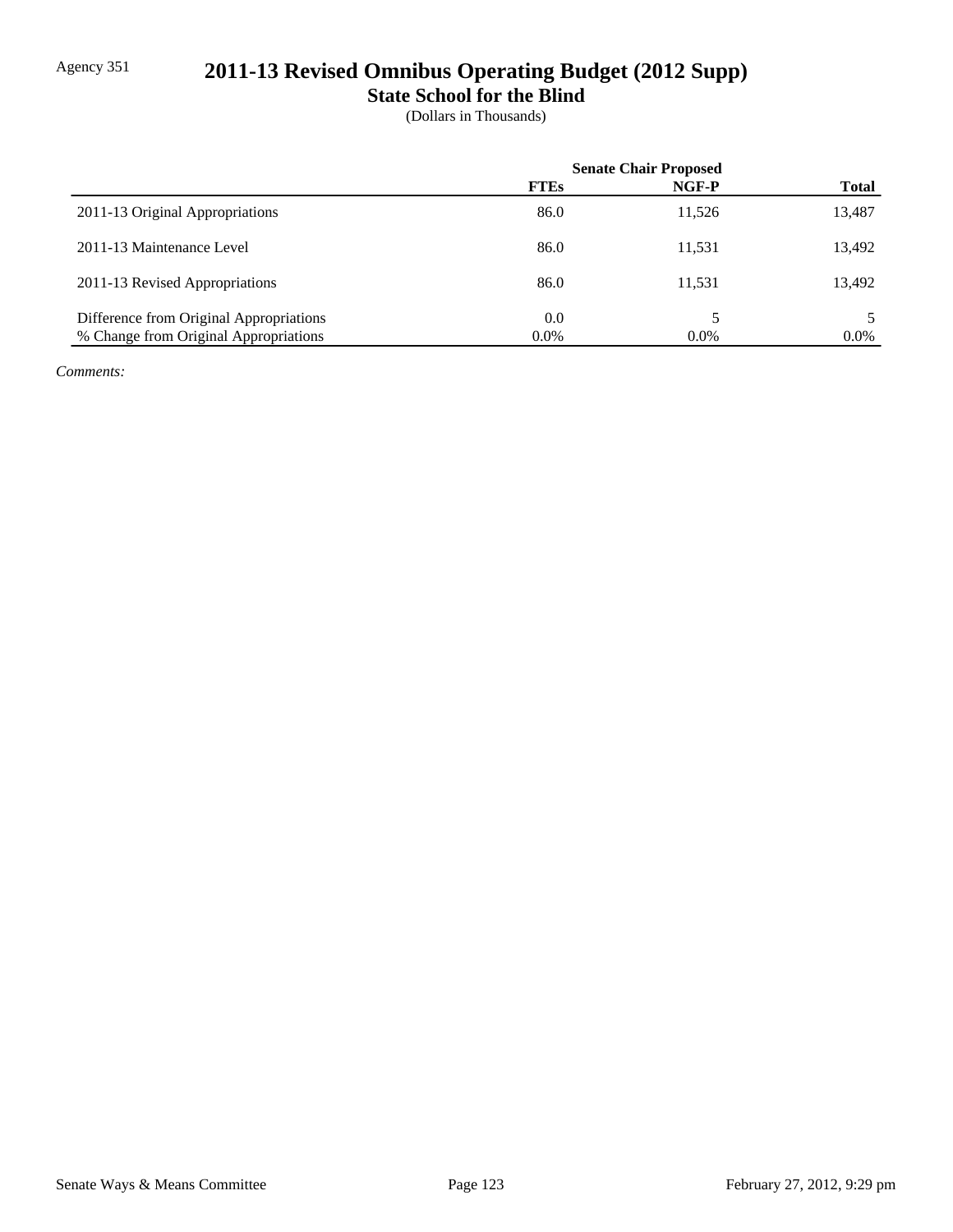Agency 351

# 2011-13 Revised Omnibus Operating Budget (2012 Supp)

## State School for the Blind

(Dollars in Thousands)

| | Senate Chair Proposed | | |
|---|---|---|---|
| | **FTEs** | **NGF-P** | **Total** |
| 2011-13 Original Appropriations | 86.0 | 11,526 | 13,487 |
| 2011-13 Maintenance Level | 86.0 | 11,531 | 13,492 |
| 2011-13 Revised Appropriations | 86.0 | 11,531 | 13,492 |
| Difference from Original Appropriations | 0.0 | 5 | 5 |
| % Change from Original Appropriations | 0.0% | 0.0% | 0.0% |

*Comments:*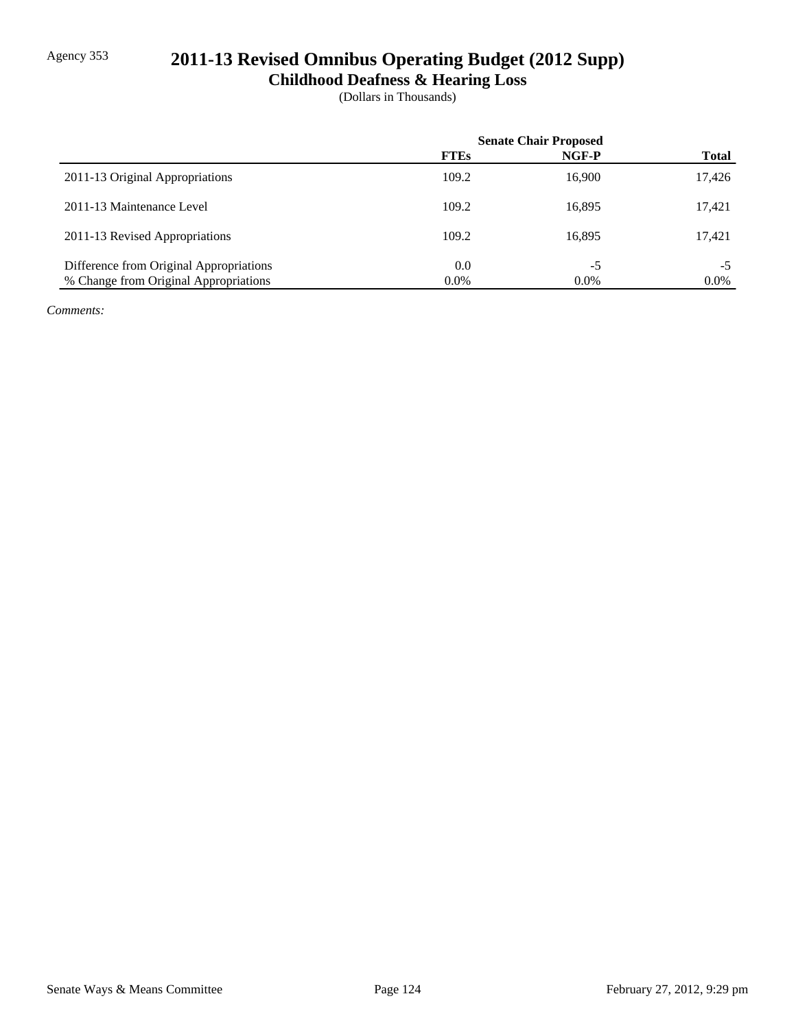Agency 353

# 2011-13 Revised Omnibus Operating Budget (2012 Supp)

## Childhood Deafness & Hearing Loss

(Dollars in Thousands)

| | Senate Chair Proposed | | |
|---|---|---|---|
| | **FTEs** | **NGF-P** | **Total** |
| 2011-13 Original Appropriations | 109.2 | 16,900 | 17,426 |
| 2011-13 Maintenance Level | 109.2 | 16,895 | 17,421 |
| 2011-13 Revised Appropriations | 109.2 | 16,895 | 17,421 |
| Difference from Original Appropriations | 0.0 | -5 | -5 |
| % Change from Original Appropriations | 0.0% | 0.0% | 0.0% |

*Comments:*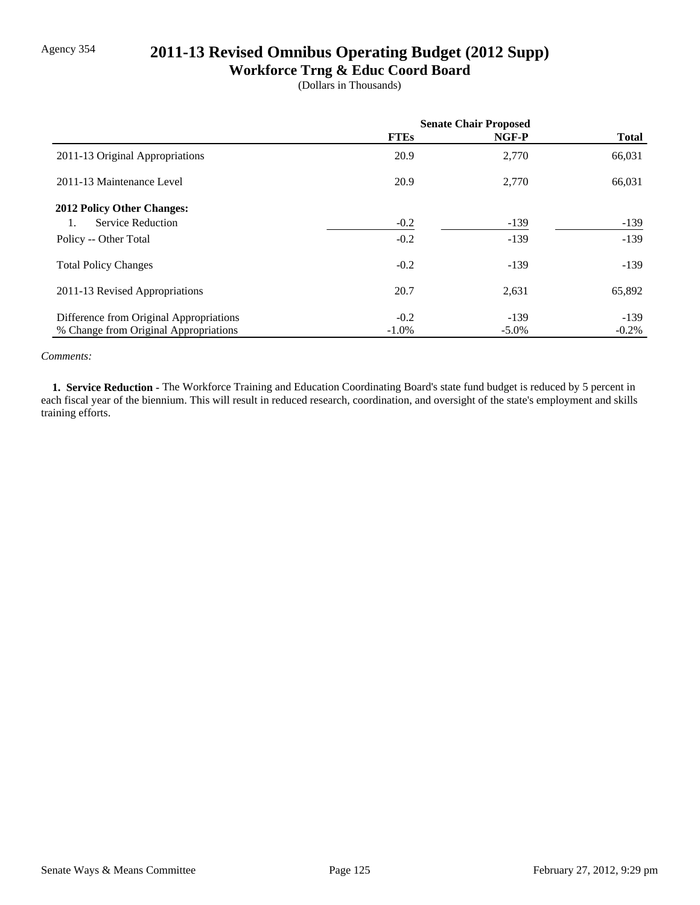Agency 354

# 2011-13 Revised Omnibus Operating Budget (2012 Supp)

## Workforce Trng & Educ Coord Board

(Dollars in Thousands)

| | Senate Chair Proposed | | |
|---|---|---|---|
| | **FTEs** | **NGF-P** | **Total** |
| 2011-13 Original Appropriations | 20.9 | 2,770 | 66,031 |
| 2011-13 Maintenance Level | 20.9 | 2,770 | 66,031 |
| **2012 Policy Other Changes:** | | | |
| 1. Service Reduction | -0.2 | -139 | -139 |
| Policy -- Other Total | -0.2 | -139 | -139 |
| Total Policy Changes | -0.2 | -139 | -139 |
| 2011-13 Revised Appropriations | 20.7 | 2,631 | 65,892 |
| Difference from Original Appropriations | -0.2 | -139 | -139 |
| % Change from Original Appropriations | -1.0% | -5.0% | -0.2% |

*Comments:*

**1. Service Reduction -** The Workforce Training and Education Coordinating Board's state fund budget is reduced by 5 percent in each fiscal year of the biennium. This will result in reduced research, coordination, and oversight of the state's employment and skills training efforts.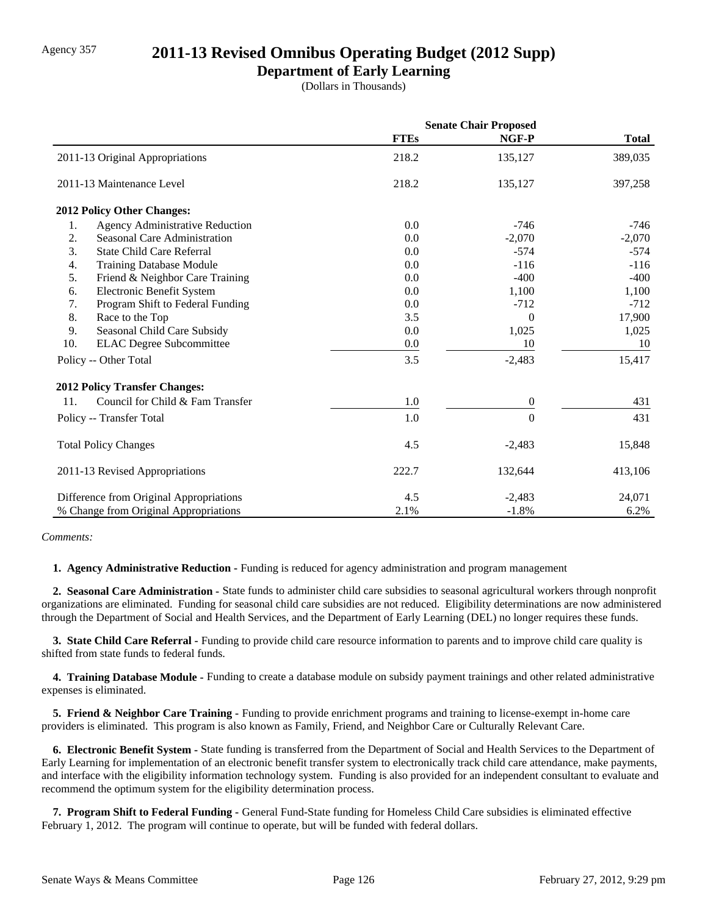Agency 357

# 2011-13 Revised Omnibus Operating Budget (2012 Supp)

## Department of Early Learning

(Dollars in Thousands)

| | Senate Chair Proposed | | |
|---|---|---|---|
| | **FTEs** | **NGF-P** | **Total** |
| 2011-13 Original Appropriations | 218.2 | 135,127 | 389,035 |
| 2011-13 Maintenance Level | 218.2 | 135,127 | 397,258 |
| **2012 Policy Other Changes:** | | | |
| 1. Agency Administrative Reduction | 0.0 | -746 | -746 |
| 2. Seasonal Care Administration | 0.0 | -2,070 | -2,070 |
| 3. State Child Care Referral | 0.0 | -574 | -574 |
| 4. Training Database Module | 0.0 | -116 | -116 |
| 5. Friend & Neighbor Care Training | 0.0 | -400 | -400 |
| 6. Electronic Benefit System | 0.0 | 1,100 | 1,100 |
| 7. Program Shift to Federal Funding | 0.0 | -712 | -712 |
| 8. Race to the Top | 3.5 | 0 | 17,900 |
| 9. Seasonal Child Care Subsidy | 0.0 | 1,025 | 1,025 |
| 10. ELAC Degree Subcommittee | 0.0 | 10 | 10 |
| Policy -- Other Total | 3.5 | -2,483 | 15,417 |
| **2012 Policy Transfer Changes:** | | | |
| 11. Council for Child & Fam Transfer | 1.0 | 0 | 431 |
| Policy -- Transfer Total | 1.0 | 0 | 431 |
| Total Policy Changes | 4.5 | -2,483 | 15,848 |
| 2011-13 Revised Appropriations | 222.7 | 132,644 | 413,106 |
| Difference from Original Appropriations | 4.5 | -2,483 | 24,071 |
| % Change from Original Appropriations | 2.1% | -1.8% | 6.2% |

*Comments:*

**1. Agency Administrative Reduction -** Funding is reduced for agency administration and program management

**2. Seasonal Care Administration -** State funds to administer child care subsidies to seasonal agricultural workers through nonprofit organizations are eliminated. Funding for seasonal child care subsidies are not reduced. Eligibility determinations are now administered through the Department of Social and Health Services, and the Department of Early Learning (DEL) no longer requires these funds.

**3. State Child Care Referral -** Funding to provide child care resource information to parents and to improve child care quality is shifted from state funds to federal funds.

**4. Training Database Module -** Funding to create a database module on subsidy payment trainings and other related administrative expenses is eliminated.

**5. Friend & Neighbor Care Training -** Funding to provide enrichment programs and training to license-exempt in-home care providers is eliminated. This program is also known as Family, Friend, and Neighbor Care or Culturally Relevant Care.

**6. Electronic Benefit System -** State funding is transferred from the Department of Social and Health Services to the Department of Early Learning for implementation of an electronic benefit transfer system to electronically track child care attendance, make payments, and interface with the eligibility information technology system. Funding is also provided for an independent consultant to evaluate and recommend the optimum system for the eligibility determination process.

**7. Program Shift to Federal Funding -** General Fund-State funding for Homeless Child Care subsidies is eliminated effective February 1, 2012. The program will continue to operate, but will be funded with federal dollars.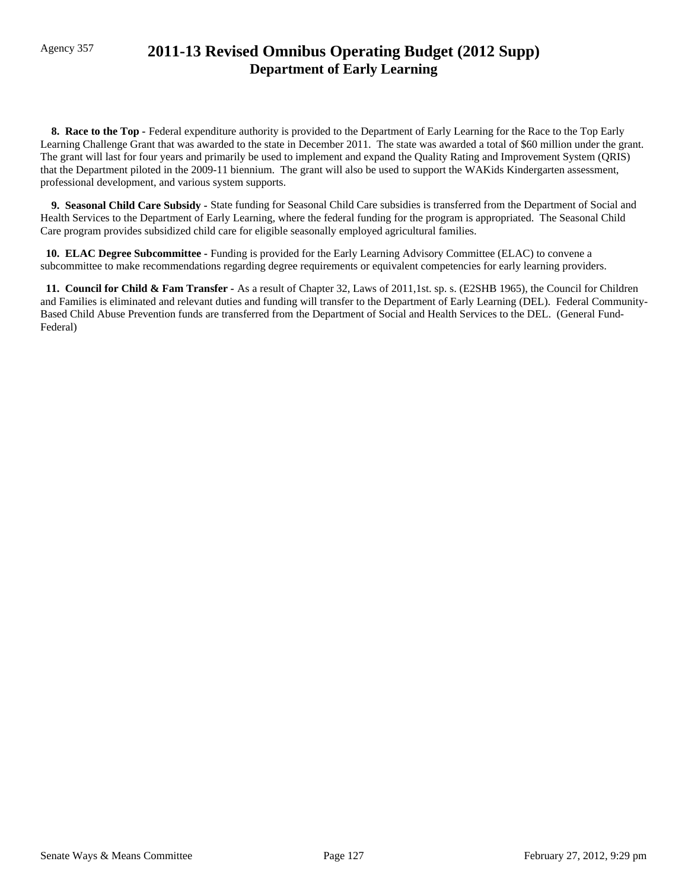Agency 357

# 2011-13 Revised Omnibus Operating Budget (2012 Supp)
## Department of Early Learning

**8. Race to the Top -** Federal expenditure authority is provided to the Department of Early Learning for the Race to the Top Early Learning Challenge Grant that was awarded to the state in December 2011. The state was awarded a total of $60 million under the grant. The grant will last for four years and primarily be used to implement and expand the Quality Rating and Improvement System (QRIS) that the Department piloted in the 2009-11 biennium. The grant will also be used to support the WAKids Kindergarten assessment, professional development, and various system supports.

**9. Seasonal Child Care Subsidy -** State funding for Seasonal Child Care subsidies is transferred from the Department of Social and Health Services to the Department of Early Learning, where the federal funding for the program is appropriated. The Seasonal Child Care program provides subsidized child care for eligible seasonally employed agricultural families.

**10. ELAC Degree Subcommittee -** Funding is provided for the Early Learning Advisory Committee (ELAC) to convene a subcommittee to make recommendations regarding degree requirements or equivalent competencies for early learning providers.

**11. Council for Child & Fam Transfer -** As a result of Chapter 32, Laws of 2011,1st. sp. s. (E2SHB 1965), the Council for Children and Families is eliminated and relevant duties and funding will transfer to the Department of Early Learning (DEL). Federal Community-Based Child Abuse Prevention funds are transferred from the Department of Social and Health Services to the DEL. (General Fund-Federal)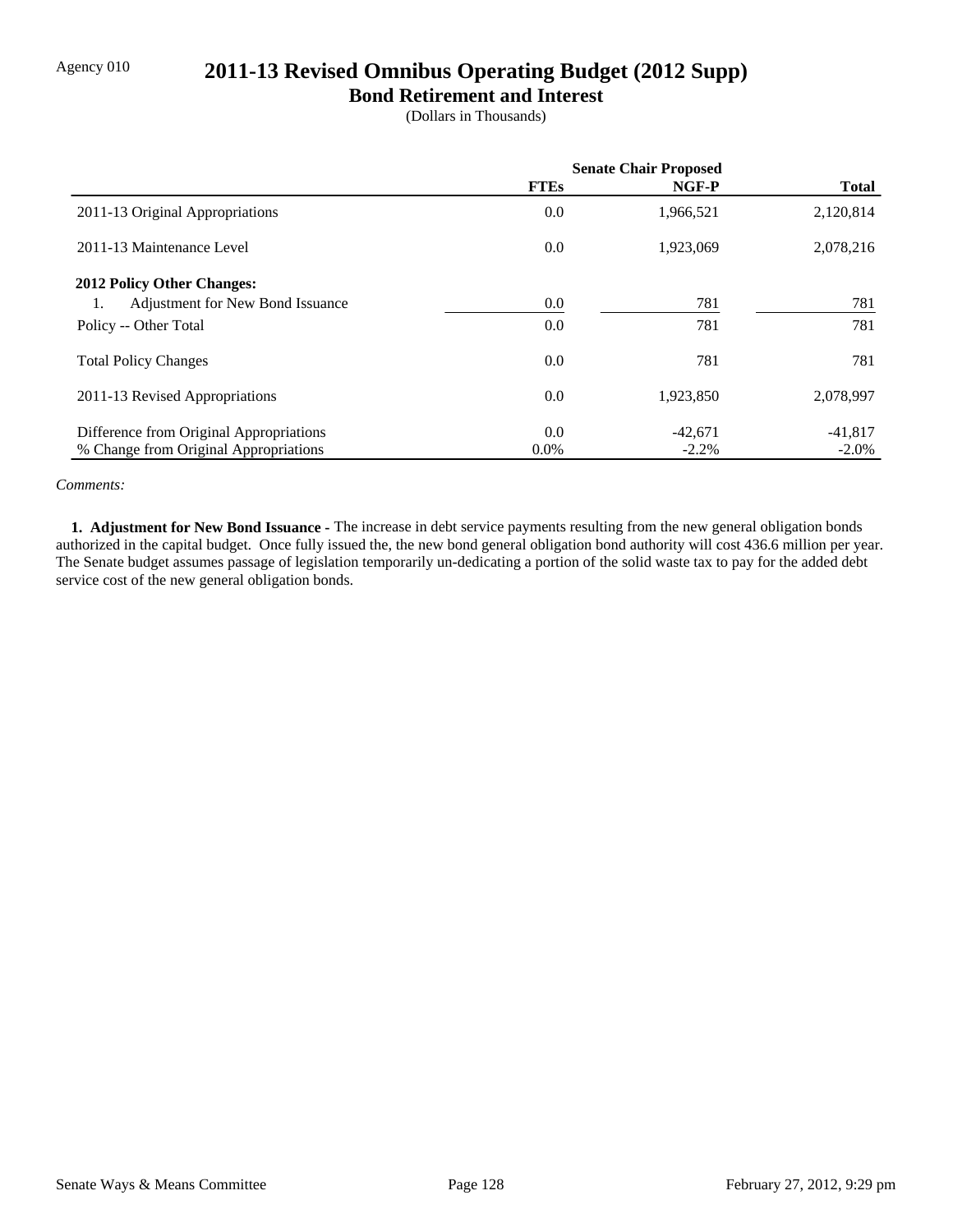Agency 010

# 2011-13 Revised Omnibus Operating Budget (2012 Supp)

## Bond Retirement and Interest

(Dollars in Thousands)

| | Senate Chair Proposed | | |
|---|---|---|---|
| | **FTEs** | **NGF-P** | **Total** |
| 2011-13 Original Appropriations | 0.0 | 1,966,521 | 2,120,814 |
| 2011-13 Maintenance Level | 0.0 | 1,923,069 | 2,078,216 |
| **2012 Policy Other Changes:** | | | |
| 1. Adjustment for New Bond Issuance | 0.0 | 781 | 781 |
| Policy -- Other Total | 0.0 | 781 | 781 |
| Total Policy Changes | 0.0 | 781 | 781 |
| 2011-13 Revised Appropriations | 0.0 | 1,923,850 | 2,078,997 |
| Difference from Original Appropriations | 0.0 | -42,671 | -41,817 |
| % Change from Original Appropriations | 0.0% | -2.2% | -2.0% |

*Comments:*

**1. Adjustment for New Bond Issuance -** The increase in debt service payments resulting from the new general obligation bonds authorized in the capital budget. Once fully issued the, the new bond general obligation bond authority will cost 436.6 million per year. The Senate budget assumes passage of legislation temporarily un-dedicating a portion of the solid waste tax to pay for the added debt service cost of the new general obligation bonds.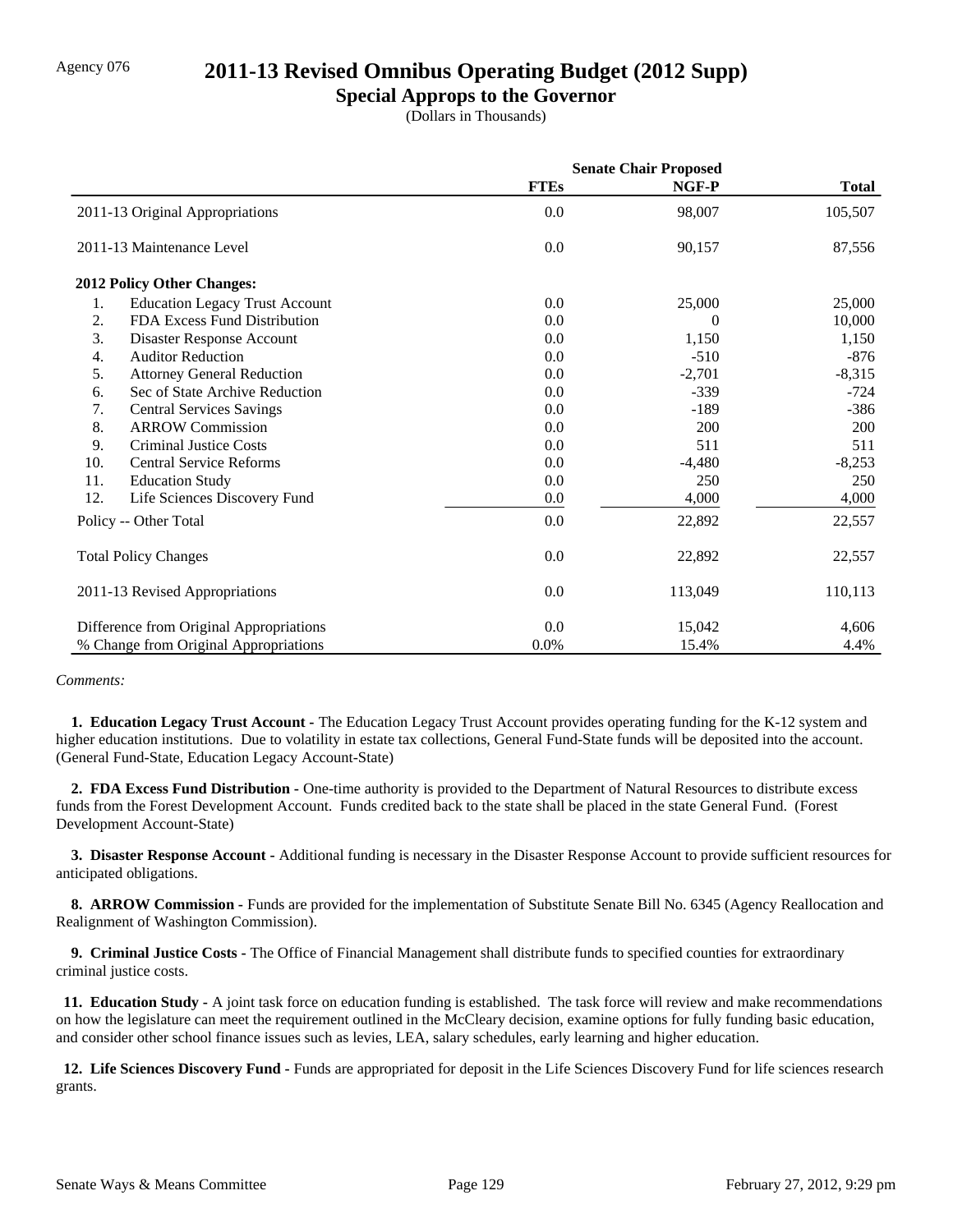Agency 076

# 2011-13 Revised Omnibus Operating Budget (2012 Supp)

## Special Approps to the Governor

(Dollars in Thousands)

| | Senate Chair Proposed | | |
|---|---|---|---|
| | FTEs | NGF-P | Total |
| 2011-13 Original Appropriations | 0.0 | 98,007 | 105,507 |
| 2011-13 Maintenance Level | 0.0 | 90,157 | 87,556 |
| **2012 Policy Other Changes:** | | | |
| 1. Education Legacy Trust Account | 0.0 | 25,000 | 25,000 |
| 2. FDA Excess Fund Distribution | 0.0 | 0 | 10,000 |
| 3. Disaster Response Account | 0.0 | 1,150 | 1,150 |
| 4. Auditor Reduction | 0.0 | -510 | -876 |
| 5. Attorney General Reduction | 0.0 | -2,701 | -8,315 |
| 6. Sec of State Archive Reduction | 0.0 | -339 | -724 |
| 7. Central Services Savings | 0.0 | -189 | -386 |
| 8. ARROW Commission | 0.0 | 200 | 200 |
| 9. Criminal Justice Costs | 0.0 | 511 | 511 |
| 10. Central Service Reforms | 0.0 | -4,480 | -8,253 |
| 11. Education Study | 0.0 | 250 | 250 |
| 12. Life Sciences Discovery Fund | 0.0 | 4,000 | 4,000 |
| Policy -- Other Total | 0.0 | 22,892 | 22,557 |
| Total Policy Changes | 0.0 | 22,892 | 22,557 |
| 2011-13 Revised Appropriations | 0.0 | 113,049 | 110,113 |
| Difference from Original Appropriations | 0.0 | 15,042 | 4,606 |
| % Change from Original Appropriations | 0.0% | 15.4% | 4.4% |

*Comments:*

**1. Education Legacy Trust Account -** The Education Legacy Trust Account provides operating funding for the K-12 system and higher education institutions. Due to volatility in estate tax collections, General Fund-State funds will be deposited into the account. (General Fund-State, Education Legacy Account-State)

**2. FDA Excess Fund Distribution -** One-time authority is provided to the Department of Natural Resources to distribute excess funds from the Forest Development Account. Funds credited back to the state shall be placed in the state General Fund. (Forest Development Account-State)

**3. Disaster Response Account -** Additional funding is necessary in the Disaster Response Account to provide sufficient resources for anticipated obligations.

**8. ARROW Commission -** Funds are provided for the implementation of Substitute Senate Bill No. 6345 (Agency Reallocation and Realignment of Washington Commission).

**9. Criminal Justice Costs -** The Office of Financial Management shall distribute funds to specified counties for extraordinary criminal justice costs.

**11. Education Study -** A joint task force on education funding is established. The task force will review and make recommendations on how the legislature can meet the requirement outlined in the McCleary decision, examine options for fully funding basic education, and consider other school finance issues such as levies, LEA, salary schedules, early learning and higher education.

**12. Life Sciences Discovery Fund -** Funds are appropriated for deposit in the Life Sciences Discovery Fund for life sciences research grants.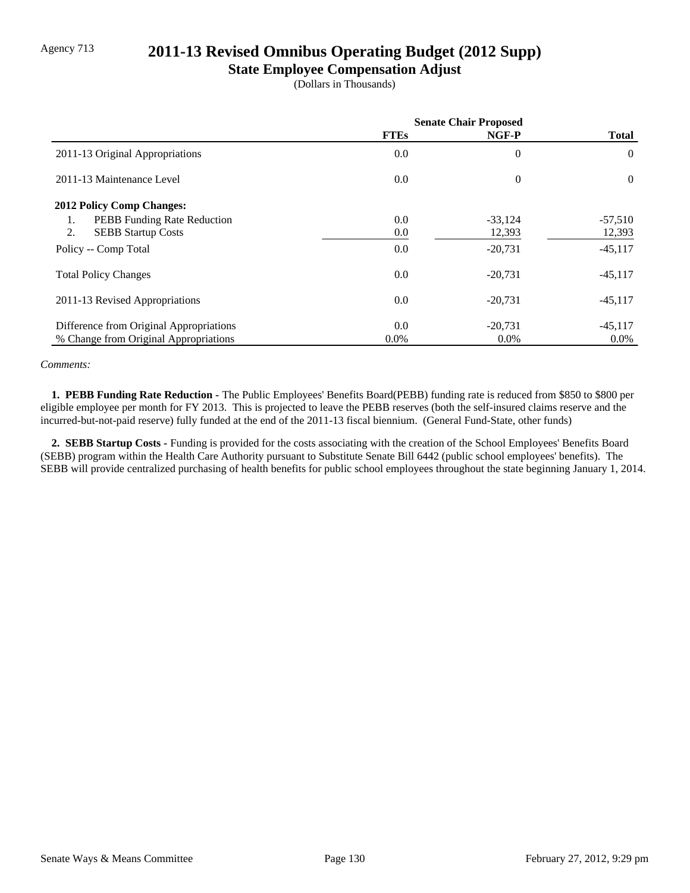Agency 713

# 2011-13 Revised Omnibus Operating Budget (2012 Supp)

## State Employee Compensation Adjust

(Dollars in Thousands)

| | Senate Chair Proposed | | |
|---|---|---|---|
| | **FTEs** | **NGF-P** | **Total** |
| 2011-13 Original Appropriations | 0.0 | 0 | 0 |
| 2011-13 Maintenance Level | 0.0 | 0 | 0 |
| **2012 Policy Comp Changes:** | | | |
| 1. PEBB Funding Rate Reduction | 0.0 | -33,124 | -57,510 |
| 2. SEBB Startup Costs | 0.0 | 12,393 | 12,393 |
| Policy -- Comp Total | 0.0 | -20,731 | -45,117 |
| Total Policy Changes | 0.0 | -20,731 | -45,117 |
| 2011-13 Revised Appropriations | 0.0 | -20,731 | -45,117 |
| Difference from Original Appropriations | 0.0 | -20,731 | -45,117 |
| % Change from Original Appropriations | 0.0% | 0.0% | 0.0% |

*Comments:*

**1. PEBB Funding Rate Reduction -** The Public Employees' Benefits Board(PEBB) funding rate is reduced from $850 to $800 per eligible employee per month for FY 2013. This is projected to leave the PEBB reserves (both the self-insured claims reserve and the incurred-but-not-paid reserve) fully funded at the end of the 2011-13 fiscal biennium. (General Fund-State, other funds)

**2. SEBB Startup Costs -** Funding is provided for the costs associating with the creation of the School Employees' Benefits Board (SEBB) program within the Health Care Authority pursuant to Substitute Senate Bill 6442 (public school employees' benefits). The SEBB will provide centralized purchasing of health benefits for public school employees throughout the state beginning January 1, 2014.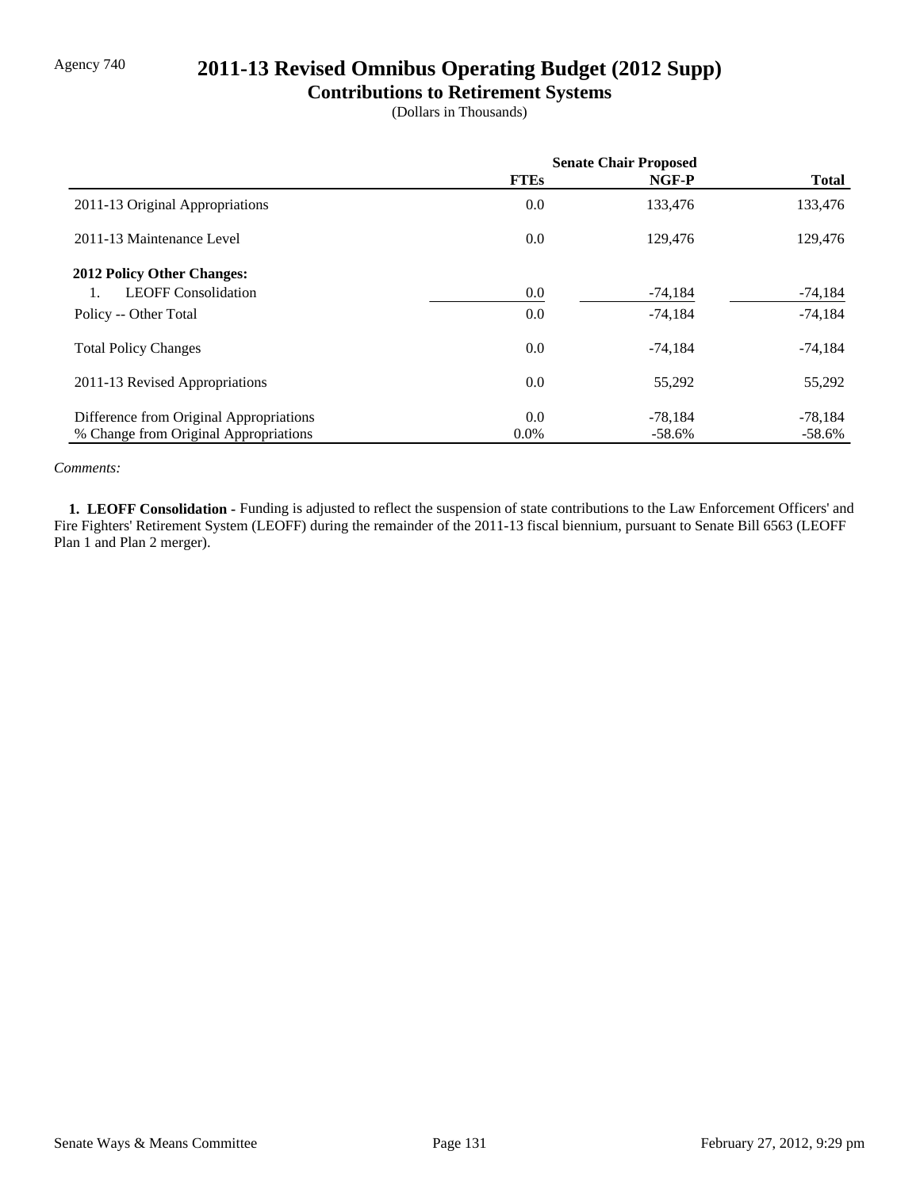Agency 740

# 2011-13 Revised Omnibus Operating Budget (2012 Supp)

## Contributions to Retirement Systems

(Dollars in Thousands)

| | Senate Chair Proposed | | |
|---|---|---|---|
| | **FTEs** | **NGF-P** | **Total** |
| 2011-13 Original Appropriations | 0.0 | 133,476 | 133,476 |
| 2011-13 Maintenance Level | 0.0 | 129,476 | 129,476 |
| **2012 Policy Other Changes:** | | | |
| 1. LEOFF Consolidation | 0.0 | -74,184 | -74,184 |
| Policy -- Other Total | 0.0 | -74,184 | -74,184 |
| Total Policy Changes | 0.0 | -74,184 | -74,184 |
| 2011-13 Revised Appropriations | 0.0 | 55,292 | 55,292 |
| Difference from Original Appropriations | 0.0 | -78,184 | -78,184 |
| % Change from Original Appropriations | 0.0% | -58.6% | -58.6% |

*Comments:*

**1. LEOFF Consolidation** - Funding is adjusted to reflect the suspension of state contributions to the Law Enforcement Officers' and Fire Fighters' Retirement System (LEOFF) during the remainder of the 2011-13 fiscal biennium, pursuant to Senate Bill 6563 (LEOFF Plan 1 and Plan 2 merger).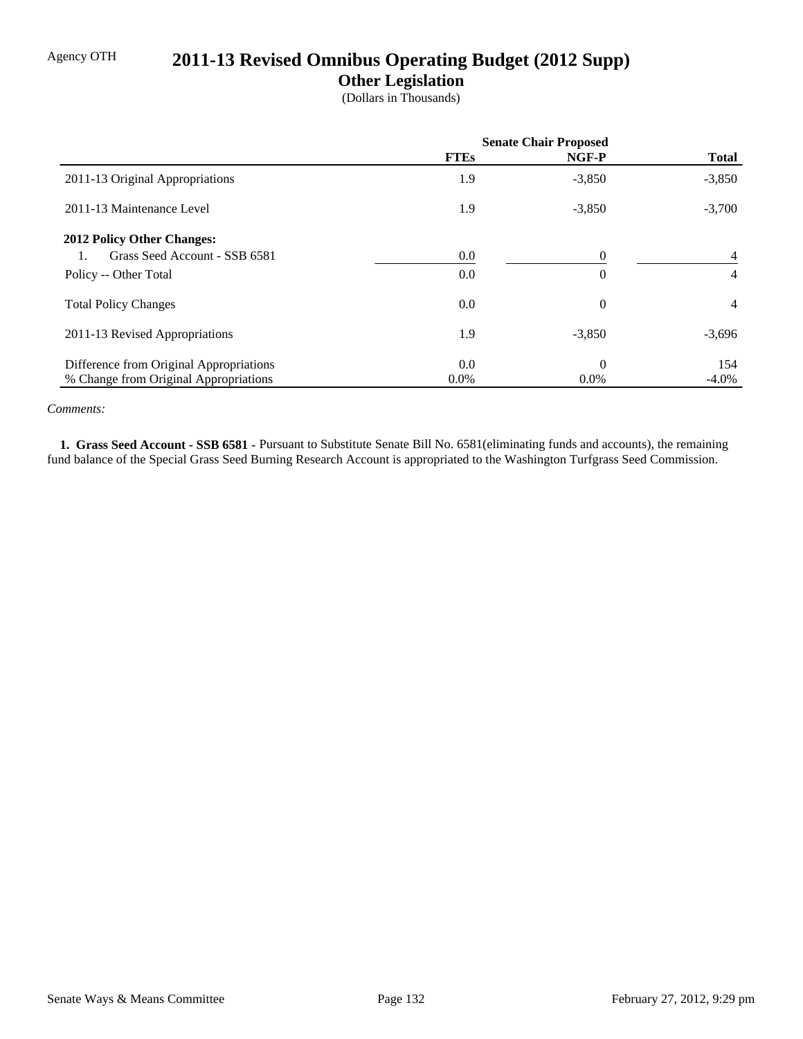Agency OTH

# 2011-13 Revised Omnibus Operating Budget (2012 Supp)

## Other Legislation

(Dollars in Thousands)

| | Senate Chair Proposed | | |
|---|---|---|---|
| | **FTEs** | **NGF-P** | **Total** |
| 2011-13 Original Appropriations | 1.9 | -3,850 | -3,850 |
| 2011-13 Maintenance Level | 1.9 | -3,850 | -3,700 |
| **2012 Policy Other Changes:** | | | |
| 1. Grass Seed Account - SSB 6581 | 0.0 | 0 | 4 |
| Policy -- Other Total | 0.0 | 0 | 4 |
| Total Policy Changes | 0.0 | 0 | 4 |
| 2011-13 Revised Appropriations | 1.9 | -3,850 | -3,696 |
| Difference from Original Appropriations | 0.0 | 0 | 154 |
| % Change from Original Appropriations | 0.0% | 0.0% | -4.0% |

*Comments:*

**1. Grass Seed Account - SSB 6581 -** Pursuant to Substitute Senate Bill No. 6581(eliminating funds and accounts), the remaining fund balance of the Special Grass Seed Burning Research Account is appropriated to the Washington Turfgrass Seed Commission.